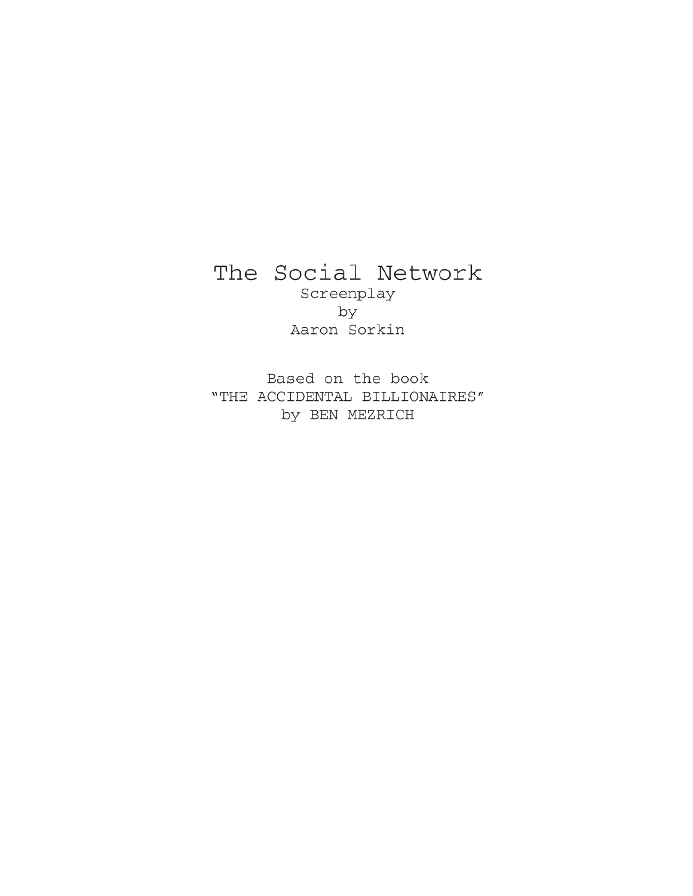# The Social Network

Screenplay
by
Aaron Sorkin

Based on the book
"THE ACCIDENTAL BILLIONAIRES"
by BEN MEZRICH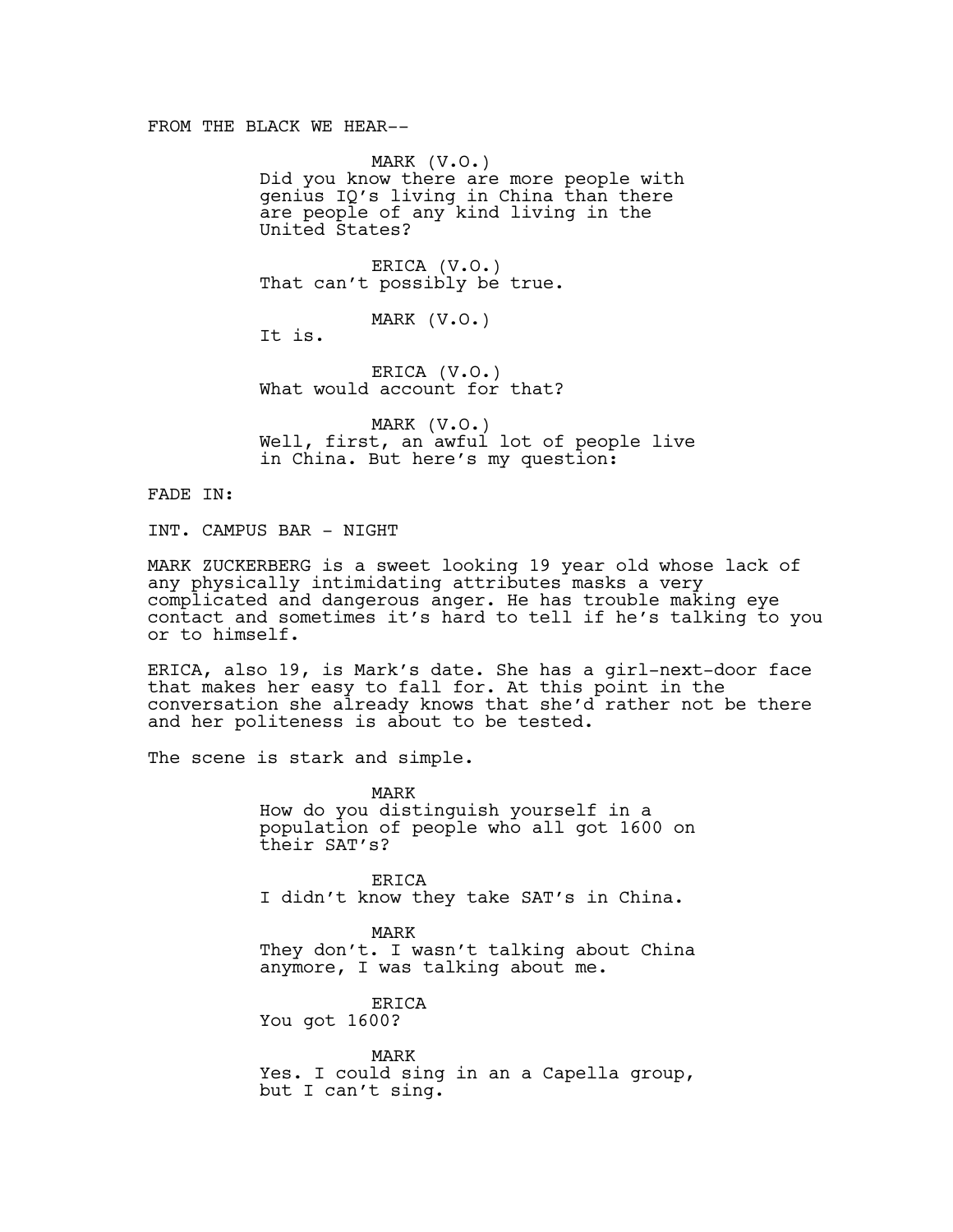FROM THE BLACK WE HEAR--

MARK (V.O.)
Did you know there are more people with genius IQ's living in China than there are people of any kind living in the United States?

ERICA (V.O.)
That can't possibly be true.

MARK (V.O.)
It is.

ERICA (V.O.)
What would account for that?

MARK (V.O.)
Well, first, an awful lot of people live in China. But here's my question:

FADE IN:

INT. CAMPUS BAR - NIGHT

MARK ZUCKERBERG is a sweet looking 19 year old whose lack of any physically intimidating attributes masks a very complicated and dangerous anger. He has trouble making eye contact and sometimes it's hard to tell if he's talking to you or to himself.

ERICA, also 19, is Mark's date. She has a girl-next-door face that makes her easy to fall for. At this point in the conversation she already knows that she'd rather not be there and her politeness is about to be tested.

The scene is stark and simple.

MARK
How do you distinguish yourself in a population of people who all got 1600 on their SAT's?

ERICA
I didn't know they take SAT's in China.

MARK
They don't. I wasn't talking about China anymore, I was talking about me.

ERICA
You got 1600?

MARK
Yes. I could sing in an a Capella group, but I can't sing.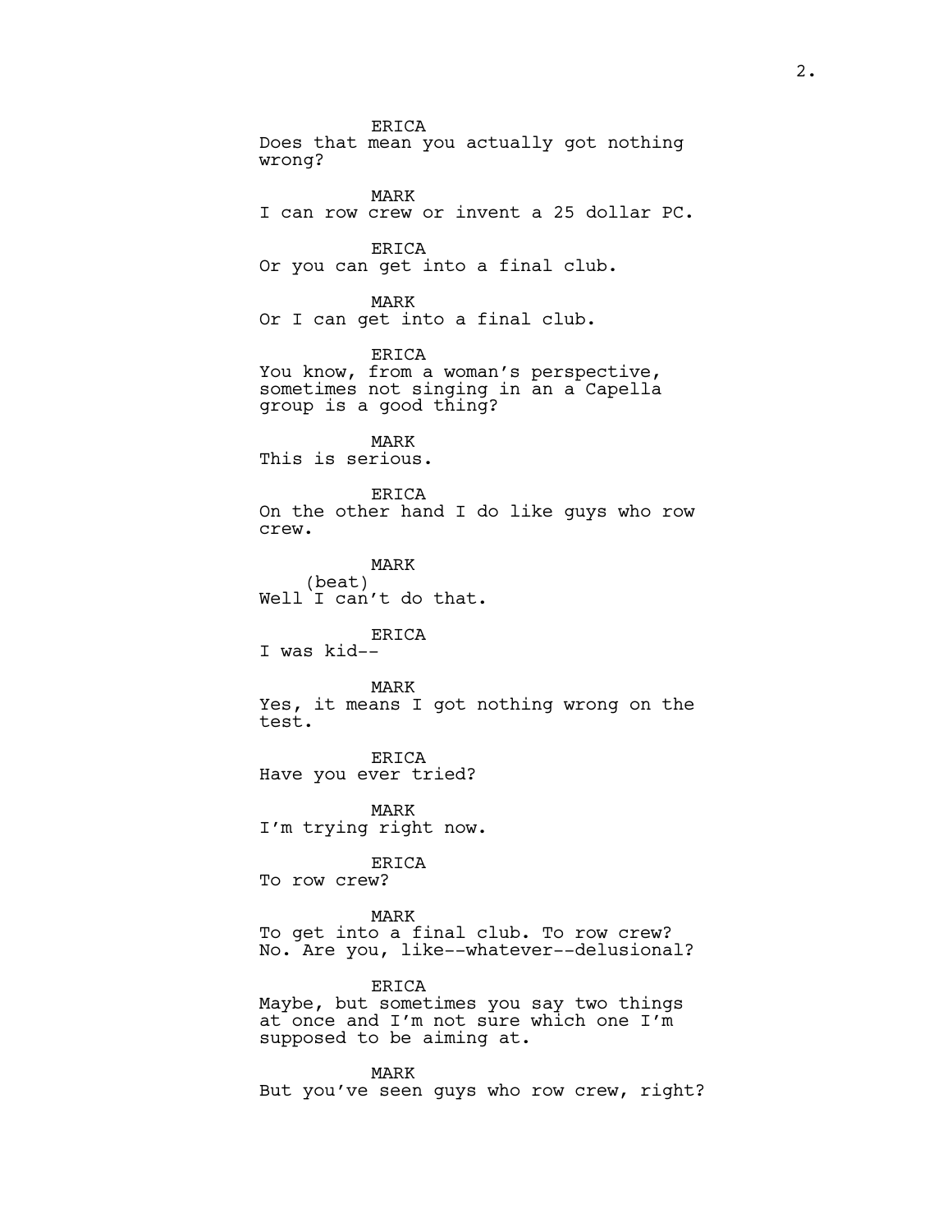ERICA
Does that mean you actually got nothing wrong?

MARK
I can row crew or invent a 25 dollar PC.

ERICA
Or you can get into a final club.

MARK
Or I can get into a final club.

ERICA
You know, from a woman's perspective, sometimes not singing in an a Capella group is a good thing?

MARK
This is serious.

ERICA
On the other hand I do like guys who row crew.

MARK
(beat)
Well I can't do that.

ERICA
I was kid--

MARK
Yes, it means I got nothing wrong on the test.

ERICA
Have you ever tried?

MARK
I'm trying right now.

ERICA
To row crew?

MARK
To get into a final club. To row crew? No. Are you, like--whatever--delusional?

ERICA
Maybe, but sometimes you say two things at once and I'm not sure which one I'm supposed to be aiming at.

MARK
But you've seen guys who row crew, right?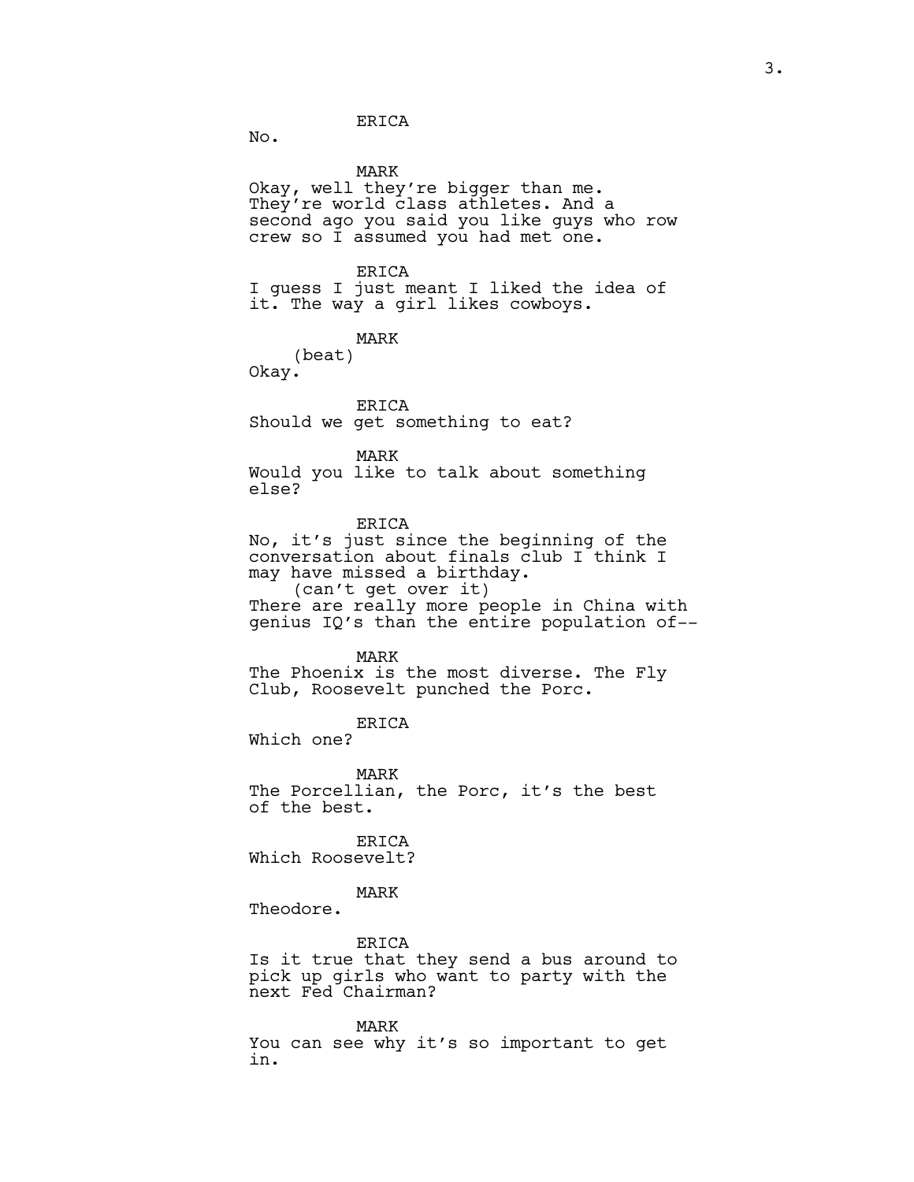ERICA

No.

MARK

Okay, well they're bigger than me. They're world class athletes. And a second ago you said you like guys who row crew so I assumed you had met one.

ERICA

I guess I just meant I liked the idea of it. The way a girl likes cowboys.

MARK

(beat)

Okay.

ERICA

Should we get something to eat?

MARK

Would you like to talk about something else?

ERICA

No, it's just since the beginning of the conversation about finals club I think I may have missed a birthday.

(can't get over it)

There are really more people in China with genius IQ's than the entire population of--

MARK

The Phoenix is the most diverse. The Fly Club, Roosevelt punched the Porc.

ERICA

Which one?

MARK

The Porcellian, the Porc, it's the best of the best.

ERICA

Which Roosevelt?

MARK

Theodore.

ERICA

Is it true that they send a bus around to pick up girls who want to party with the next Fed Chairman?

MARK

You can see why it's so important to get in.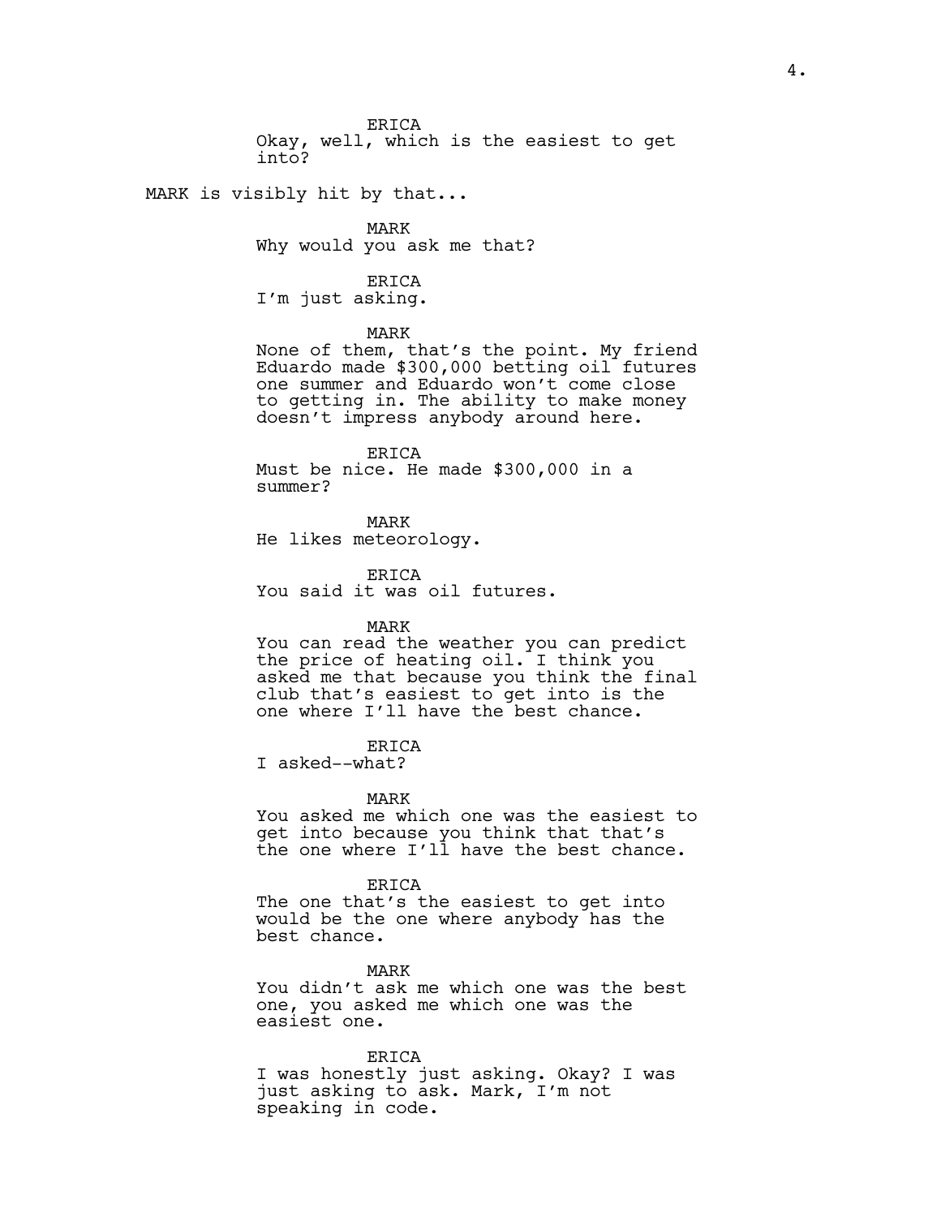ERICA
Okay, well, which is the easiest to get into?

MARK is visibly hit by that...

MARK
Why would you ask me that?

ERICA
I'm just asking.

MARK
None of them, that's the point. My friend Eduardo made $300,000 betting oil futures one summer and Eduardo won't come close to getting in. The ability to make money doesn't impress anybody around here.

ERICA
Must be nice. He made $300,000 in a summer?

MARK
He likes meteorology.

ERICA
You said it was oil futures.

MARK
You can read the weather you can predict the price of heating oil. I think you asked me that because you think the final club that's easiest to get into is the one where I'll have the best chance.

ERICA
I asked--what?

MARK
You asked me which one was the easiest to get into because you think that that's the one where I'll have the best chance.

ERICA
The one that's the easiest to get into would be the one where anybody has the best chance.

MARK
You didn't ask me which one was the best one, you asked me which one was the easiest one.

ERICA
I was honestly just asking. Okay? I was just asking to ask. Mark, I'm not speaking in code.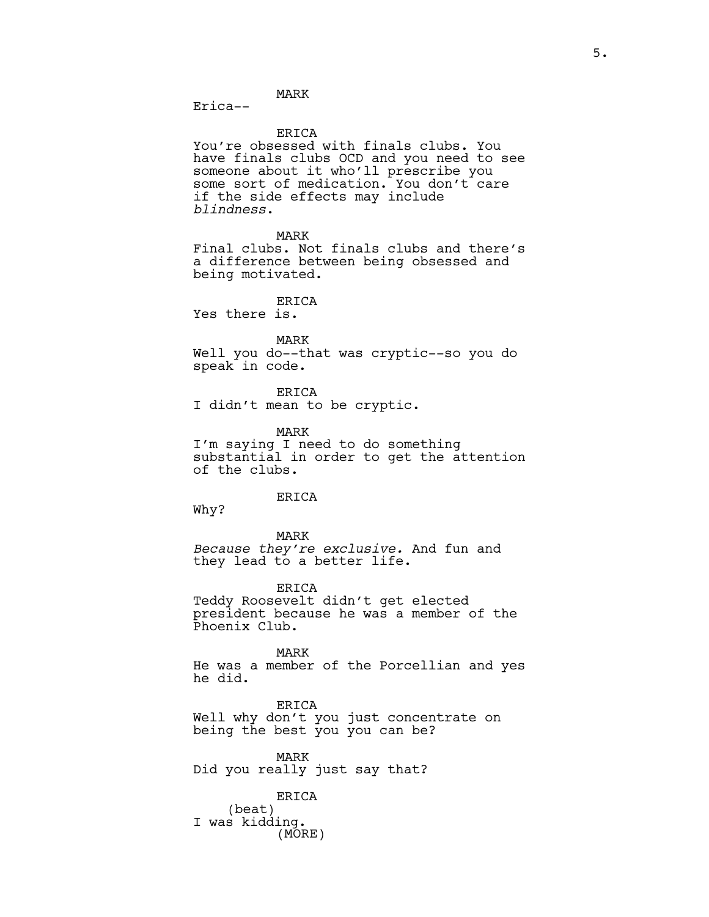MARK

Erica--

ERICA

You're obsessed with finals clubs. You have finals clubs OCD and you need to see someone about it who'll prescribe you some sort of medication. You don't care if the side effects may include *blindness*.

MARK

Final clubs. Not finals clubs and there's a difference between being obsessed and being motivated.

ERICA

Yes there is.

MARK

Well you do--that was cryptic--so you do speak in code.

ERICA

I didn't mean to be cryptic.

MARK

I'm saying I need to do something substantial in order to get the attention of the clubs.

ERICA

Why?

MARK

*Because they're exclusive.* And fun and they lead to a better life.

ERICA

Teddy Roosevelt didn't get elected president because he was a member of the Phoenix Club.

MARK

He was a member of the Porcellian and yes he did.

ERICA

Well why don't you just concentrate on being the best you you can be?

MARK

Did you really just say that?

ERICA

(beat)

I was kidding.

(MORE)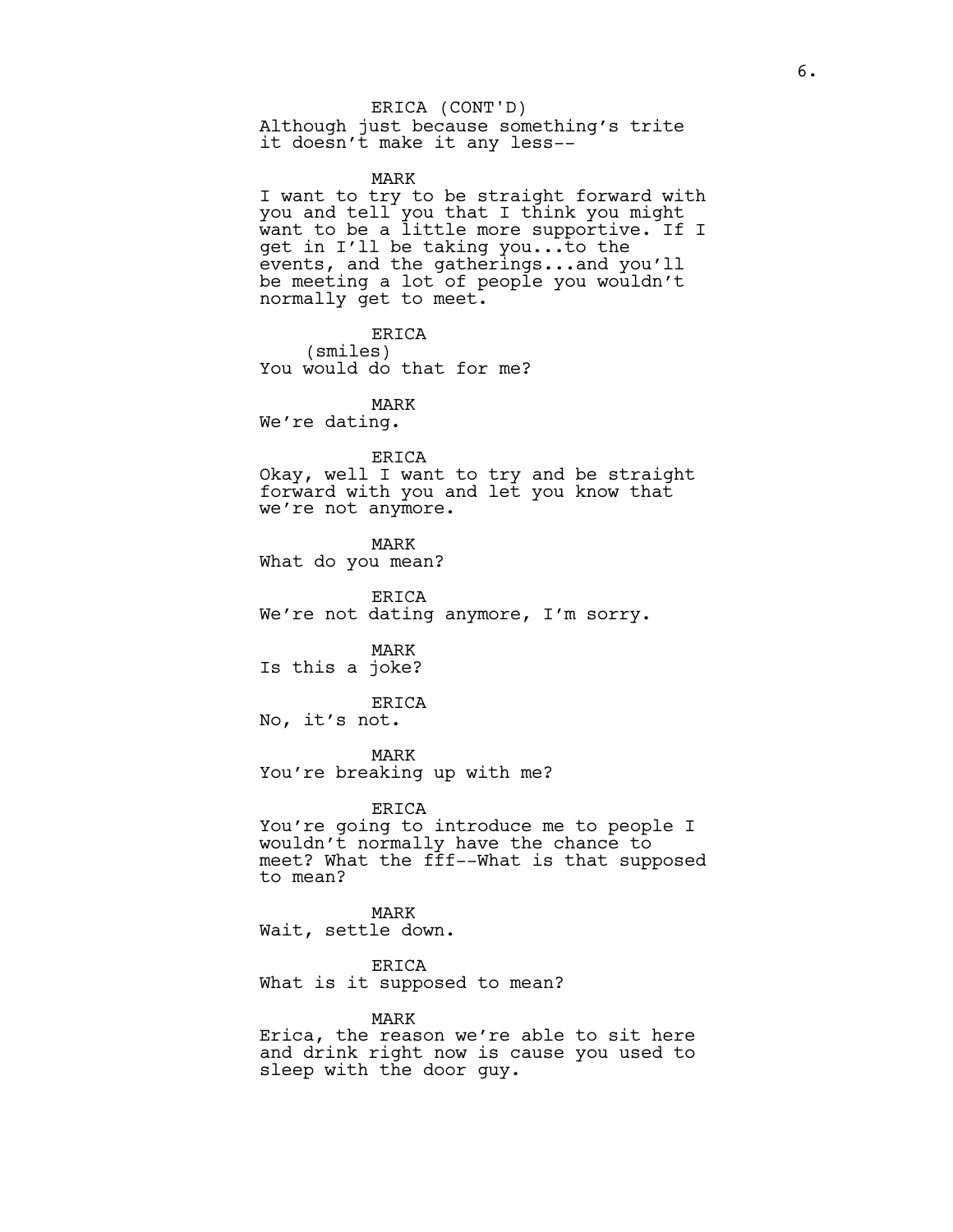ERICA (CONT'D)
Although just because something's trite it doesn't make it any less--

MARK
I want to try to be straight forward with you and tell you that I think you might want to be a little more supportive. If I get in I'll be taking you...to the events, and the gatherings...and you'll be meeting a lot of people you wouldn't normally get to meet.

ERICA
(smiles)
You would do that for me?

MARK
We're dating.

ERICA
Okay, well I want to try and be straight forward with you and let you know that we're not anymore.

MARK
What do you mean?

ERICA
We're not dating anymore, I'm sorry.

MARK
Is this a joke?

ERICA
No, it's not.

MARK
You're breaking up with me?

ERICA
You're going to introduce me to people I wouldn't normally have the chance to meet? What the fff--What is that supposed to mean?

MARK
Wait, settle down.

ERICA
What is it supposed to mean?

MARK
Erica, the reason we're able to sit here and drink right now is cause you used to sleep with the door guy.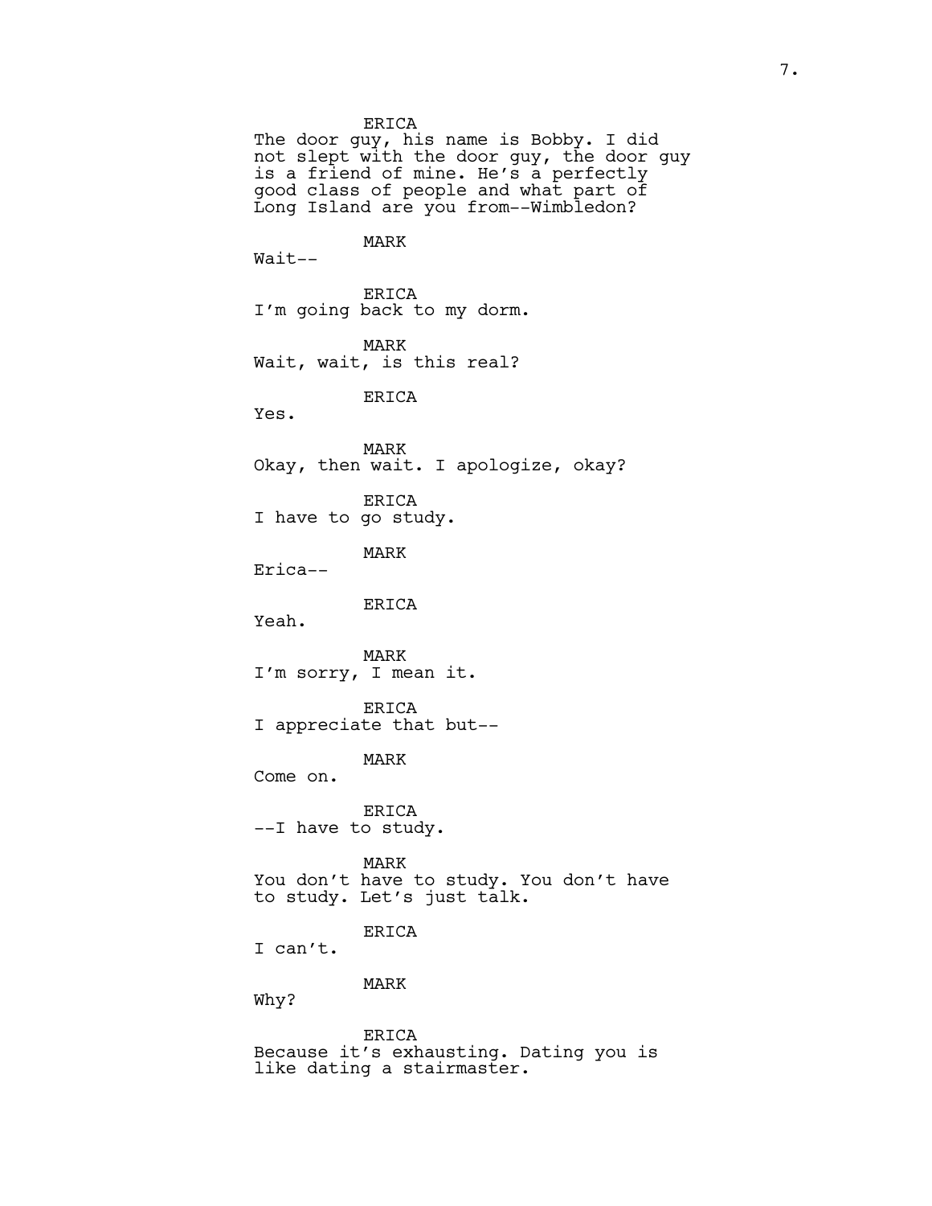ERICA

The door guy, his name is Bobby. I did not slept with the door guy, the door guy is a friend of mine. He's a perfectly good class of people and what part of Long Island are you from--Wimbledon?

MARK

Wait--

ERICA

I'm going back to my dorm.

MARK

Wait, wait, is this real?

ERICA

Yes.

MARK

Okay, then wait. I apologize, okay?

ERICA

I have to go study.

MARK

Erica--

ERICA

Yeah.

MARK

I'm sorry, I mean it.

ERICA

I appreciate that but--

MARK

Come on.

ERICA

--I have to study.

MARK

You don't have to study. You don't have to study. Let's just talk.

ERICA

I can't.

MARK

Why?

ERICA

Because it's exhausting. Dating you is like dating a stairmaster.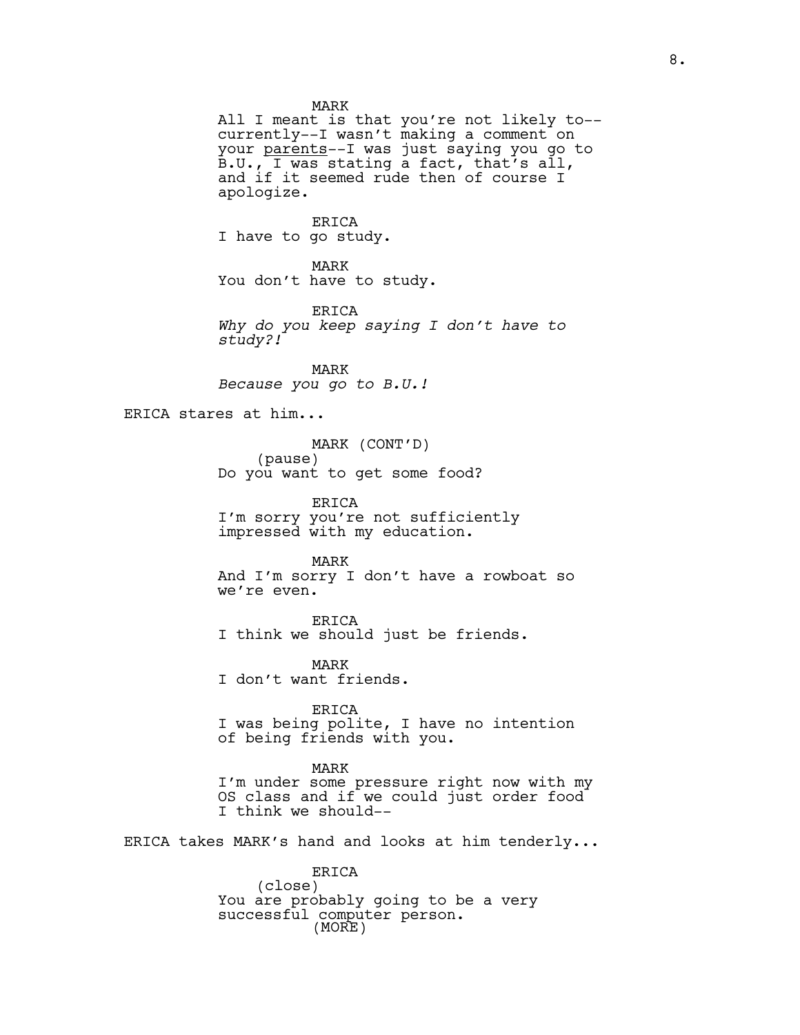MARK
All I meant is that you're not likely to--currently--I wasn't making a comment on your <u>parents</u>--I was just saying you go to B.U., I was stating a fact, that's all, and if it seemed rude then of course I apologize.

ERICA
I have to go study.

MARK
You don't have to study.

ERICA
*Why do you keep saying I don't have to study?!*

MARK
*Because you go to B.U.!*

ERICA stares at him...

MARK (CONT'D)
(pause)
Do you want to get some food?

ERICA
I'm sorry you're not sufficiently impressed with my education.

MARK
And I'm sorry I don't have a rowboat so we're even.

ERICA
I think we should just be friends.

MARK
I don't want friends.

ERICA
I was being polite, I have no intention of being friends with you.

MARK
I'm under some pressure right now with my OS class and if we could just order food I think we should--

ERICA takes MARK's hand and looks at him tenderly...

ERICA
(close)
You are probably going to be a very successful computer person.
(MORE)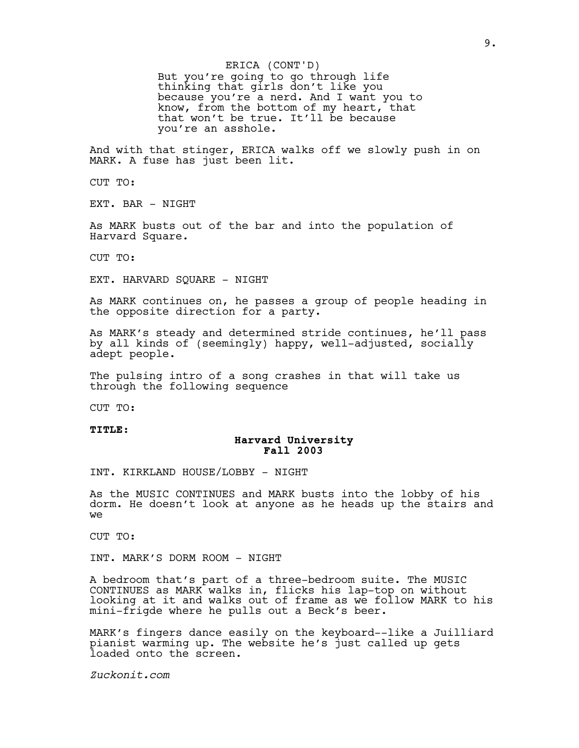ERICA (CONT'D)
But you're going to go through life thinking that girls don't like you because you're a nerd. And I want you to know, from the bottom of my heart, that that won't be true. It'll be because you're an asshole.

And with that stinger, ERICA walks off we slowly push in on MARK. A fuse has just been lit.

CUT TO:

EXT. BAR - NIGHT

As MARK busts out of the bar and into the population of Harvard Square.

CUT TO:

EXT. HARVARD SQUARE - NIGHT

As MARK continues on, he passes a group of people heading in the opposite direction for a party.

As MARK's steady and determined stride continues, he'll pass by all kinds of (seemingly) happy, well-adjusted, socially adept people.

The pulsing intro of a song crashes in that will take us through the following sequence

CUT TO:

**TITLE:**

**Harvard University**
**Fall 2003**

INT. KIRKLAND HOUSE/LOBBY - NIGHT

As the MUSIC CONTINUES and MARK busts into the lobby of his dorm. He doesn't look at anyone as he heads up the stairs and we

CUT TO:

INT. MARK'S DORM ROOM - NIGHT

A bedroom that's part of a three-bedroom suite. The MUSIC CONTINUES as MARK walks in, flicks his lap-top on without looking at it and walks out of frame as we follow MARK to his mini-frigde where he pulls out a Beck's beer.

MARK's fingers dance easily on the keyboard--like a Juilliard pianist warming up. The website he's just called up gets loaded onto the screen.

*Zuckonit.com*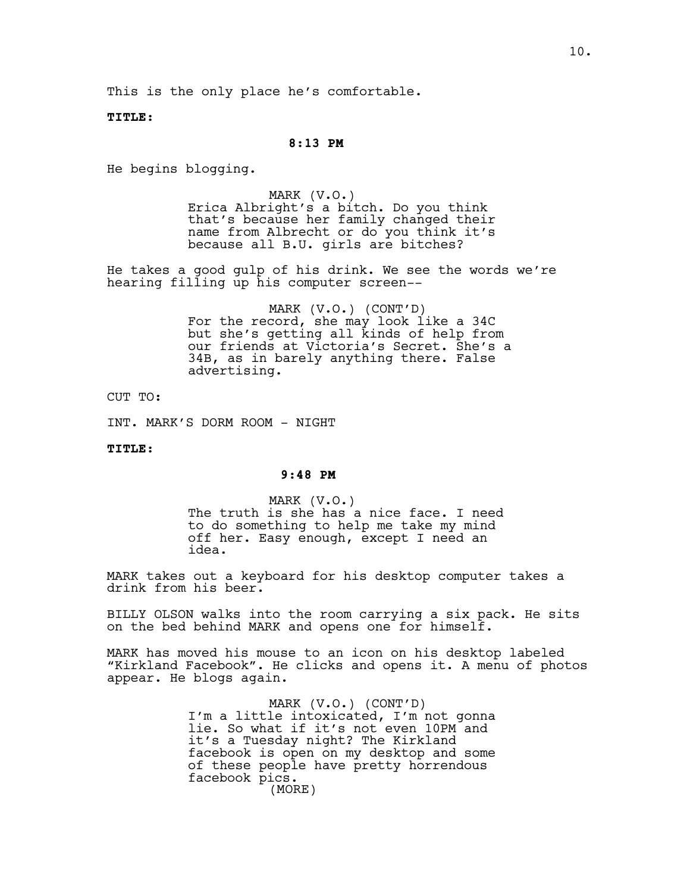This is the only place he's comfortable.

**TITLE:**

**8:13 PM**

He begins blogging.

MARK (V.O.)
Erica Albright's a bitch. Do you think that's because her family changed their name from Albrecht or do you think it's because all B.U. girls are bitches?

He takes a good gulp of his drink. We see the words we're hearing filling up his computer screen--

MARK (V.O.) (CONT'D)
For the record, she may look like a 34C but she's getting all kinds of help from our friends at Victoria's Secret. She's a 34B, as in barely anything there. False advertising.

CUT TO:

INT. MARK'S DORM ROOM - NIGHT

**TITLE:**

**9:48 PM**

MARK (V.O.)
The truth is she has a nice face. I need to do something to help me take my mind off her. Easy enough, except I need an idea.

MARK takes out a keyboard for his desktop computer takes a drink from his beer.

BILLY OLSON walks into the room carrying a six pack. He sits on the bed behind MARK and opens one for himself.

MARK has moved his mouse to an icon on his desktop labeled "Kirkland Facebook". He clicks and opens it. A menu of photos appear. He blogs again.

MARK (V.O.) (CONT'D)
I'm a little intoxicated, I'm not gonna lie. So what if it's not even 10PM and it's a Tuesday night? The Kirkland facebook is open on my desktop and some of these people have pretty horrendous facebook pics.
(MORE)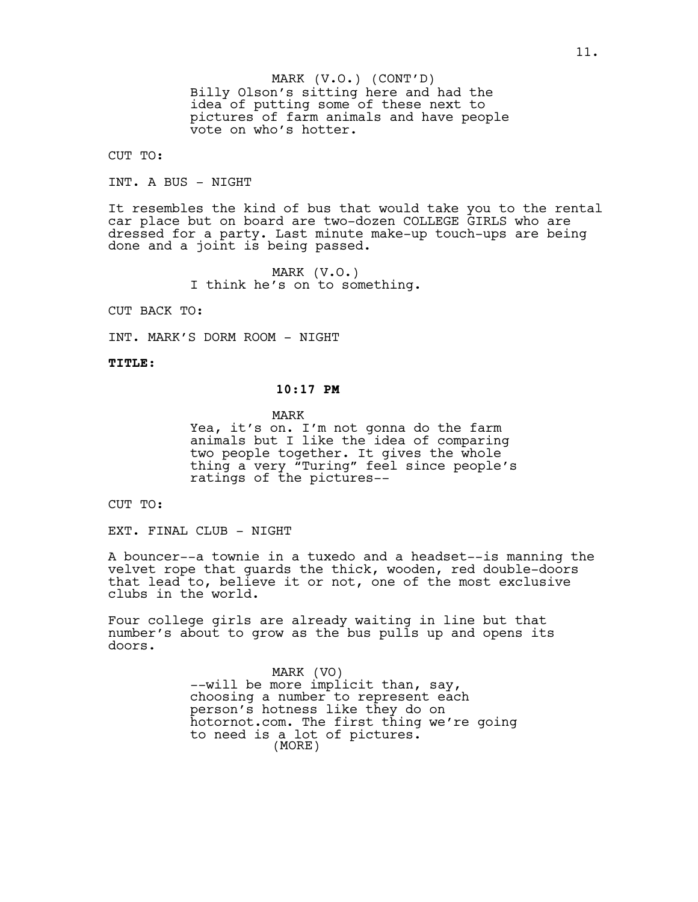MARK (V.O.) (CONT'D)
Billy Olson's sitting here and had the idea of putting some of these next to pictures of farm animals and have people vote on who's hotter.

CUT TO:

INT. A BUS - NIGHT

It resembles the kind of bus that would take you to the rental car place but on board are two-dozen COLLEGE GIRLS who are dressed for a party. Last minute make-up touch-ups are being done and a joint is being passed.

MARK (V.O.)
I think he's on to something.

CUT BACK TO:

INT. MARK'S DORM ROOM - NIGHT

**TITLE:**

**10:17 PM**

MARK
Yea, it's on. I'm not gonna do the farm animals but I like the idea of comparing two people together. It gives the whole thing a very "Turing" feel since people's ratings of the pictures--

CUT TO:

EXT. FINAL CLUB - NIGHT

A bouncer--a townie in a tuxedo and a headset--is manning the velvet rope that guards the thick, wooden, red double-doors that lead to, believe it or not, one of the most exclusive clubs in the world.

Four college girls are already waiting in line but that number's about to grow as the bus pulls up and opens its doors.

MARK (VO)
--will be more implicit than, say, choosing a number to represent each person's hotness like they do on hotornot.com. The first thing we're going to need is a lot of pictures.
(MORE)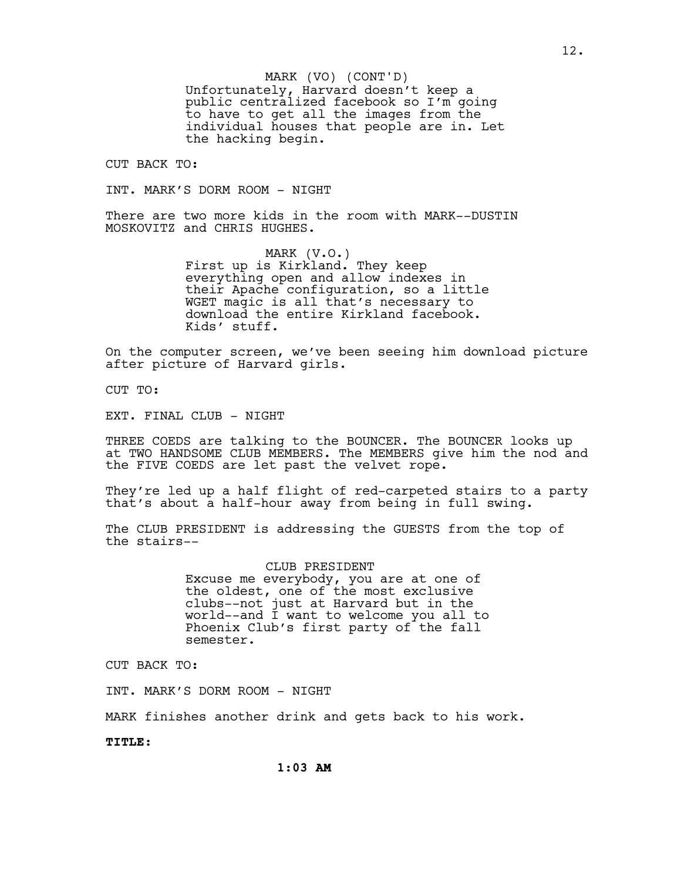MARK (VO) (CONT'D)
Unfortunately, Harvard doesn't keep a public centralized facebook so I'm going to have to get all the images from the individual houses that people are in. Let the hacking begin.

CUT BACK TO:

INT. MARK'S DORM ROOM - NIGHT

There are two more kids in the room with MARK--DUSTIN MOSKOVITZ and CHRIS HUGHES.

MARK (V.O.)
First up is Kirkland. They keep everything open and allow indexes in their Apache configuration, so a little WGET magic is all that's necessary to download the entire Kirkland facebook. Kids' stuff.

On the computer screen, we've been seeing him download picture after picture of Harvard girls.

CUT TO:

EXT. FINAL CLUB - NIGHT

THREE COEDS are talking to the BOUNCER. The BOUNCER looks up at TWO HANDSOME CLUB MEMBERS. The MEMBERS give him the nod and the FIVE COEDS are let past the velvet rope.

They're led up a half flight of red-carpeted stairs to a party that's about a half-hour away from being in full swing.

The CLUB PRESIDENT is addressing the GUESTS from the top of the stairs--

CLUB PRESIDENT
Excuse me everybody, you are at one of the oldest, one of the most exclusive clubs--not just at Harvard but in the world--and I want to welcome you all to Phoenix Club's first party of the fall semester.

CUT BACK TO:

INT. MARK'S DORM ROOM - NIGHT

MARK finishes another drink and gets back to his work.

**TITLE:**

**1:03 AM**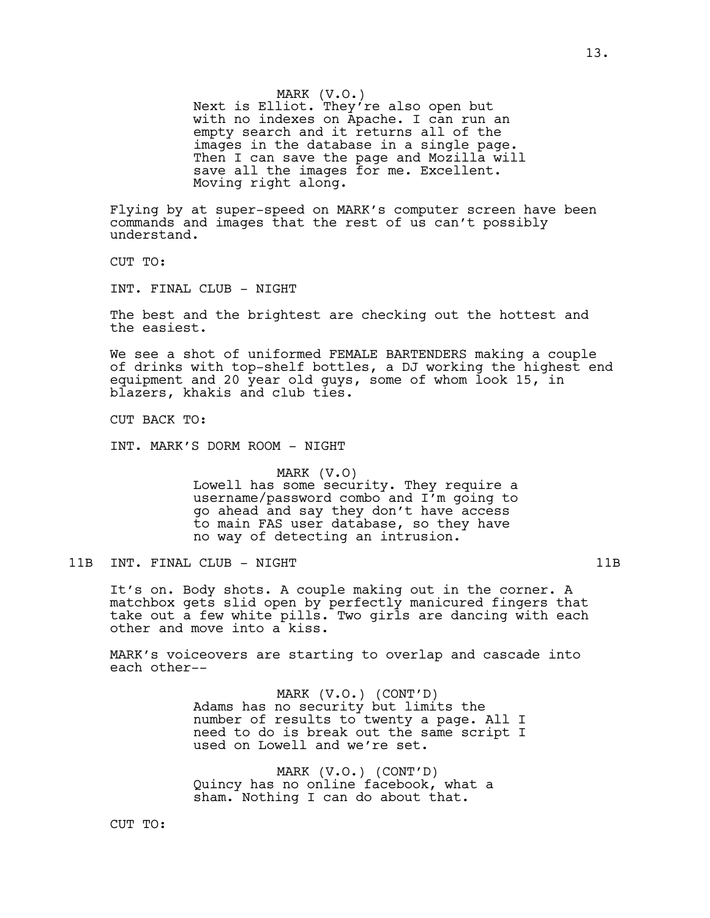MARK (V.O.)
Next is Elliot. They're also open but with no indexes on Apache. I can run an empty search and it returns all of the images in the database in a single page. Then I can save the page and Mozilla will save all the images for me. Excellent. Moving right along.

Flying by at super-speed on MARK's computer screen have been commands and images that the rest of us can't possibly understand.

CUT TO:

INT. FINAL CLUB - NIGHT

The best and the brightest are checking out the hottest and the easiest.

We see a shot of uniformed FEMALE BARTENDERS making a couple of drinks with top-shelf bottles, a DJ working the highest end equipment and 20 year old guys, some of whom look 15, in blazers, khakis and club ties.

CUT BACK TO:

INT. MARK'S DORM ROOM - NIGHT

MARK (V.O)
Lowell has some security. They require a username/password combo and I'm going to go ahead and say they don't have access to main FAS user database, so they have no way of detecting an intrusion.

11B INT. FINAL CLUB - NIGHT 11B

It's on. Body shots. A couple making out in the corner. A matchbox gets slid open by perfectly manicured fingers that take out a few white pills. Two girls are dancing with each other and move into a kiss.

MARK's voiceovers are starting to overlap and cascade into each other--

MARK (V.O.) (CONT'D)
Adams has no security but limits the number of results to twenty a page. All I need to do is break out the same script I used on Lowell and we're set.

MARK (V.O.) (CONT'D)
Quincy has no online facebook, what a sham. Nothing I can do about that.

CUT TO: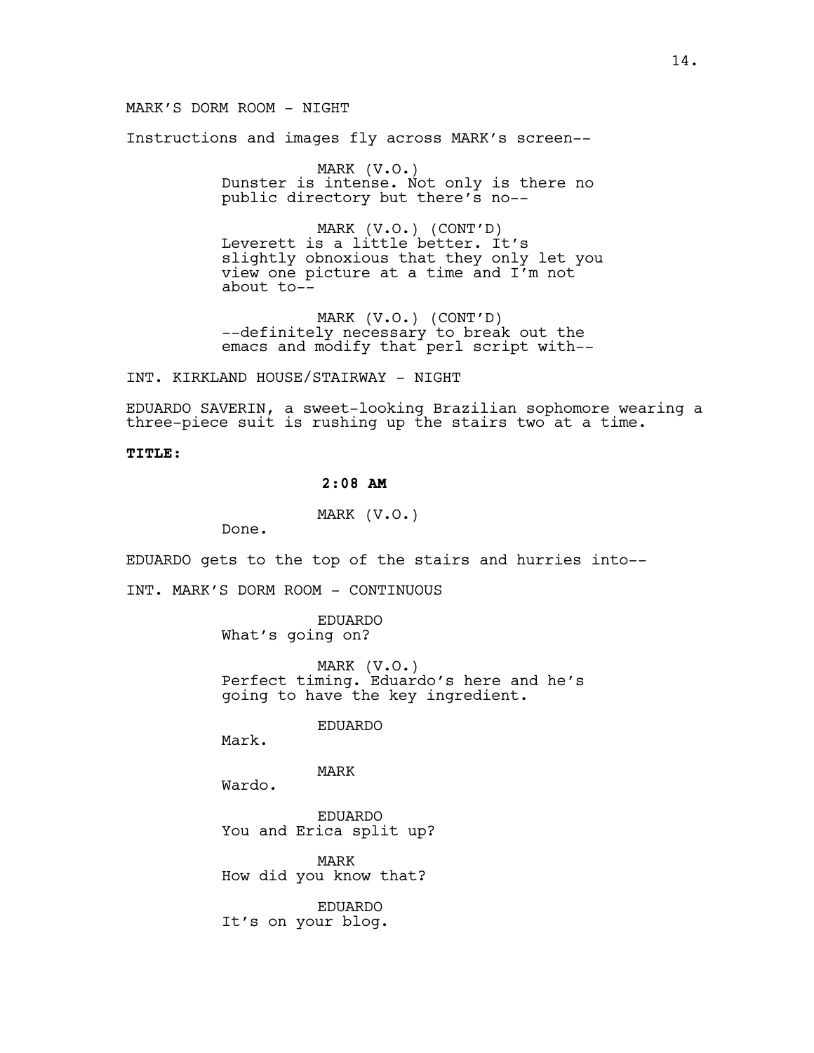MARK'S DORM ROOM - NIGHT

Instructions and images fly across MARK's screen--

MARK (V.O.)
Dunster is intense. Not only is there no public directory but there's no--

MARK (V.O.) (CONT'D)
Leverett is a little better. It's slightly obnoxious that they only let you view one picture at a time and I'm not about to--

MARK (V.O.) (CONT'D)
--definitely necessary to break out the emacs and modify that perl script with--

INT. KIRKLAND HOUSE/STAIRWAY - NIGHT

EDUARDO SAVERIN, a sweet-looking Brazilian sophomore wearing a three-piece suit is rushing up the stairs two at a time.

**TITLE:**

**2:08 AM**

MARK (V.O.)
Done.

EDUARDO gets to the top of the stairs and hurries into--

INT. MARK'S DORM ROOM - CONTINUOUS

EDUARDO
What's going on?

MARK (V.O.)
Perfect timing. Eduardo's here and he's going to have the key ingredient.

EDUARDO
Mark.

MARK
Wardo.

EDUARDO
You and Erica split up?

MARK
How did you know that?

EDUARDO
It's on your blog.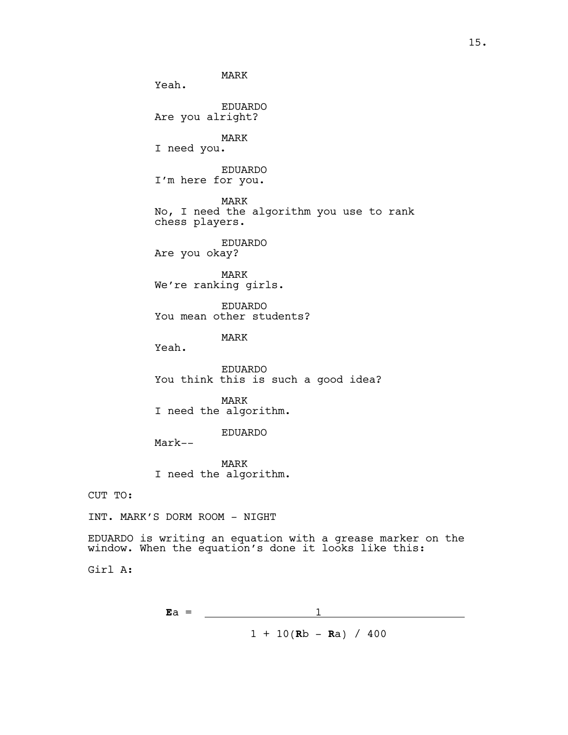MARK
Yeah.

EDUARDO
Are you alright?

MARK
I need you.

EDUARDO
I'm here for you.

MARK
No, I need the algorithm you use to rank chess players.

EDUARDO
Are you okay?

MARK
We're ranking girls.

EDUARDO
You mean other students?

MARK
Yeah.

EDUARDO
You think this is such a good idea?

MARK
I need the algorithm.

EDUARDO
Mark--

MARK
I need the algorithm.

CUT TO:

INT. MARK'S DORM ROOM - NIGHT

EDUARDO is writing an equation with a grease marker on the window. When the equation's done it looks like this:

Girl A:

$$\mathbf{E}a = \frac{1}{1 + 10(\mathbf{R}b - \mathbf{R}a) / 400}$$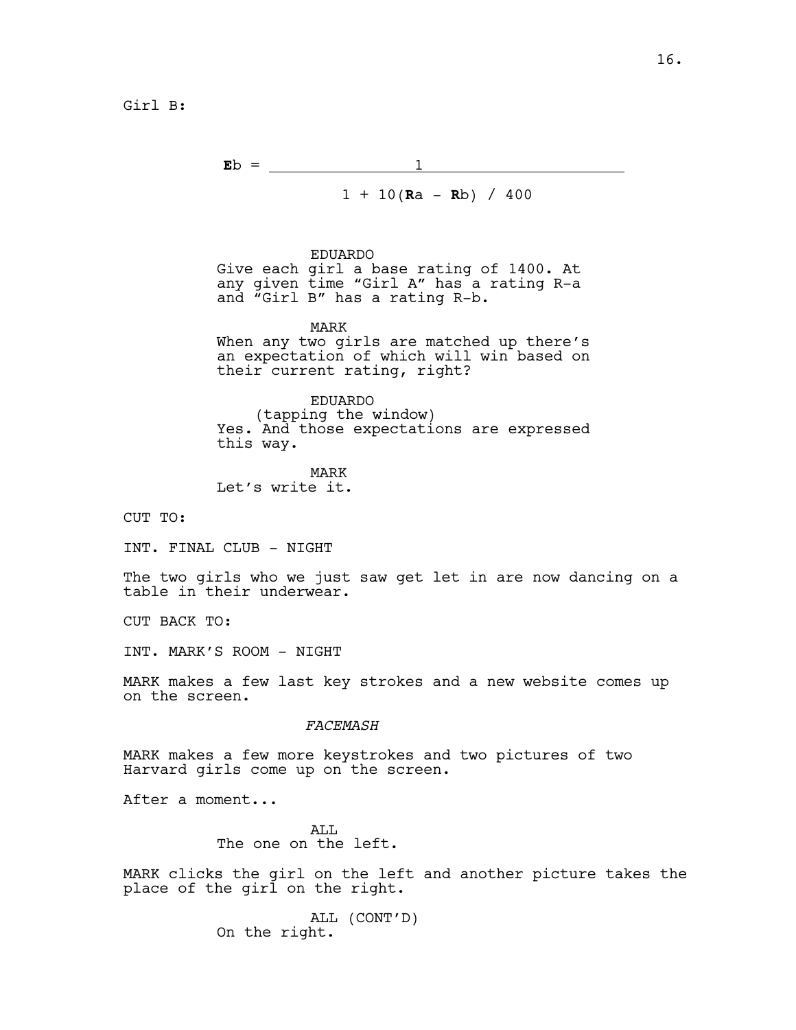Girl B:

$$E_b = \frac{1}{1 + 10(R_a - R_b) / 400}$$

EDUARDO
Give each girl a base rating of 1400. At any given time “Girl A” has a rating R-a and “Girl B” has a rating R-b.

MARK
When any two girls are matched up there’s an expectation of which will win based on their current rating, right?

EDUARDO
(tapping the window)
Yes. And those expectations are expressed this way.

MARK
Let’s write it.

CUT TO:

INT. FINAL CLUB - NIGHT

The two girls who we just saw get let in are now dancing on a table in their underwear.

CUT BACK TO:

INT. MARK’S ROOM - NIGHT

MARK makes a few last key strokes and a new website comes up on the screen.

*FACEMASH*

MARK makes a few more keystrokes and two pictures of two Harvard girls come up on the screen.

After a moment...

ALL
The one on the left.

MARK clicks the girl on the left and another picture takes the place of the girl on the right.

ALL (CONT’D)
On the right.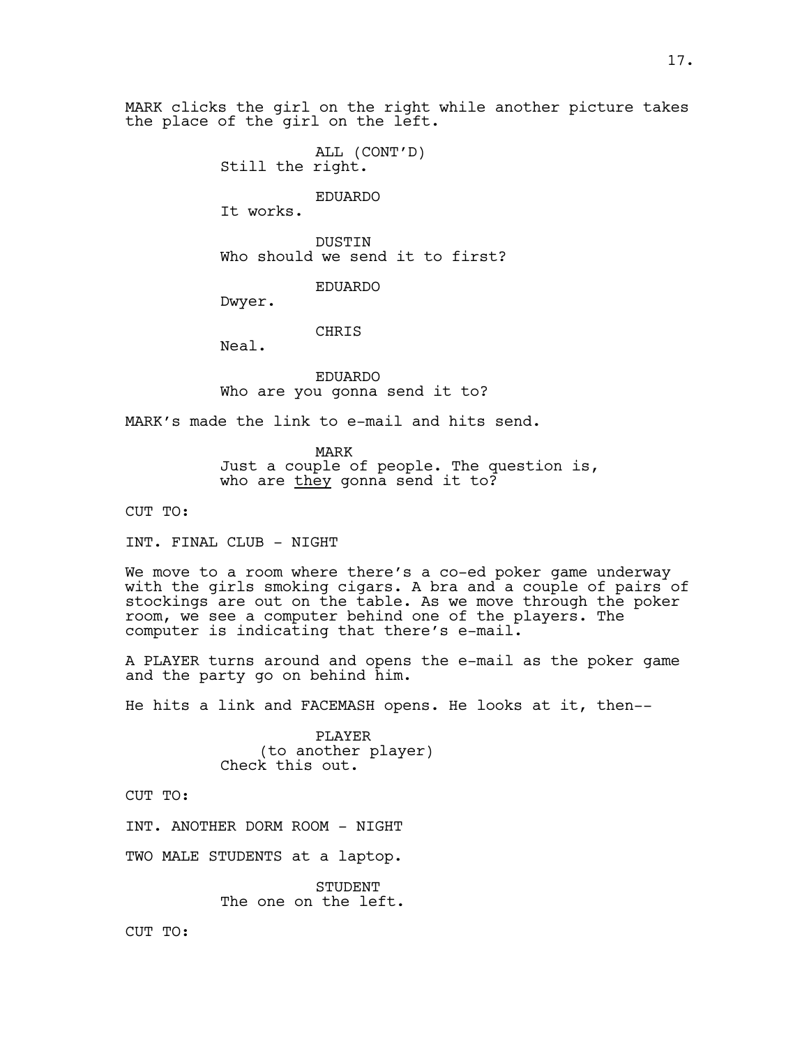MARK clicks the girl on the right while another picture takes the place of the girl on the left.

ALL (CONT'D)
Still the right.

EDUARDO
It works.

DUSTIN
Who should we send it to first?

EDUARDO
Dwyer.

CHRIS
Neal.

EDUARDO
Who are you gonna send it to?

MARK's made the link to e-mail and hits send.

MARK
Just a couple of people. The question is, who are <u>they</u> gonna send it to?

CUT TO:

INT. FINAL CLUB - NIGHT

We move to a room where there's a co-ed poker game underway with the girls smoking cigars. A bra and a couple of pairs of stockings are out on the table. As we move through the poker room, we see a computer behind one of the players. The computer is indicating that there's e-mail.

A PLAYER turns around and opens the e-mail as the poker game and the party go on behind him.

He hits a link and FACEMASH opens. He looks at it, then--

PLAYER
(to another player)
Check this out.

CUT TO:

INT. ANOTHER DORM ROOM - NIGHT

TWO MALE STUDENTS at a laptop.

STUDENT
The one on the left.

CUT TO: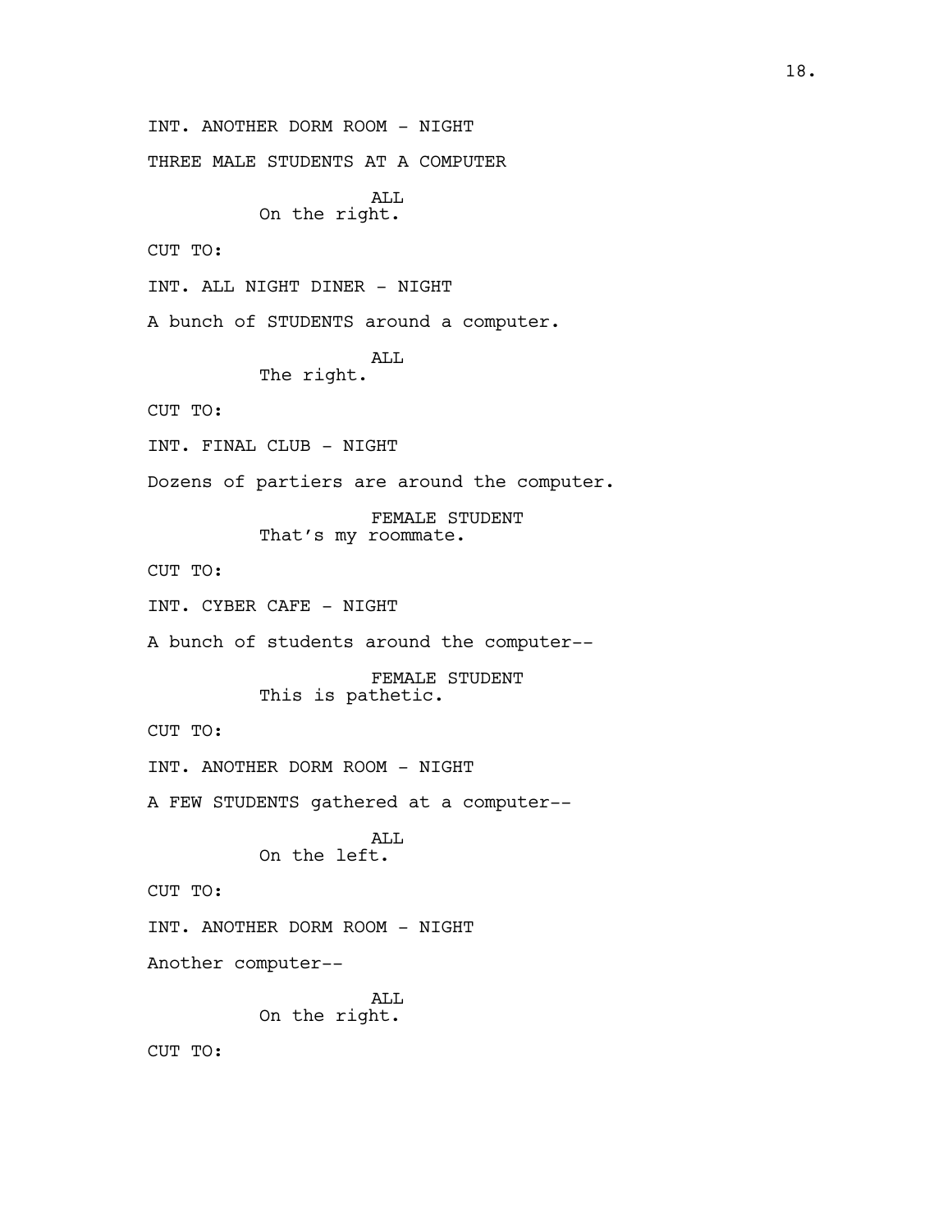INT. ANOTHER DORM ROOM - NIGHT

THREE MALE STUDENTS AT A COMPUTER

ALL
On the right.

CUT TO:

INT. ALL NIGHT DINER - NIGHT

A bunch of STUDENTS around a computer.

ALL
The right.

CUT TO:

INT. FINAL CLUB - NIGHT

Dozens of partiers are around the computer.

FEMALE STUDENT
That's my roommate.

CUT TO:

INT. CYBER CAFE - NIGHT

A bunch of students around the computer--

FEMALE STUDENT
This is pathetic.

CUT TO:

INT. ANOTHER DORM ROOM - NIGHT

A FEW STUDENTS gathered at a computer--

ALL
On the left.

CUT TO:

INT. ANOTHER DORM ROOM - NIGHT

Another computer--

ALL
On the right.

CUT TO: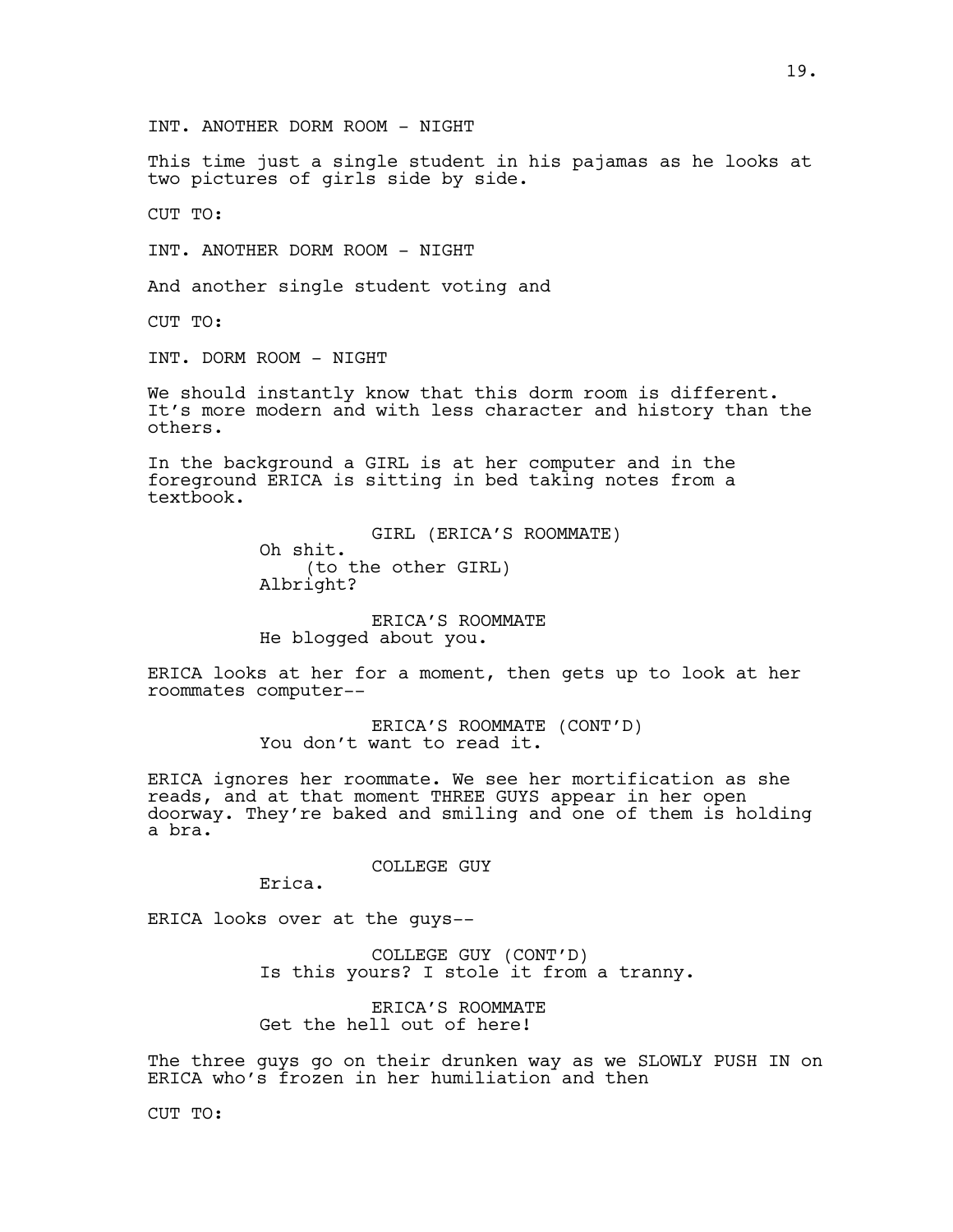INT. ANOTHER DORM ROOM - NIGHT

This time just a single student in his pajamas as he looks at two pictures of girls side by side.

CUT TO:

INT. ANOTHER DORM ROOM - NIGHT

And another single student voting and

CUT TO:

INT. DORM ROOM - NIGHT

We should instantly know that this dorm room is different. It's more modern and with less character and history than the others.

In the background a GIRL is at her computer and in the foreground ERICA is sitting in bed taking notes from a textbook.

GIRL (ERICA'S ROOMMATE)
Oh shit.
(to the other GIRL)
Albright?

ERICA'S ROOMMATE
He blogged about you.

ERICA looks at her for a moment, then gets up to look at her roommates computer--

ERICA'S ROOMMATE (CONT'D)
You don't want to read it.

ERICA ignores her roommate. We see her mortification as she reads, and at that moment THREE GUYS appear in her open doorway. They're baked and smiling and one of them is holding a bra.

COLLEGE GUY
Erica.

ERICA looks over at the guys--

COLLEGE GUY (CONT'D)
Is this yours? I stole it from a tranny.

ERICA'S ROOMMATE
Get the hell out of here!

The three guys go on their drunken way as we SLOWLY PUSH IN on ERICA who's frozen in her humiliation and then

CUT TO: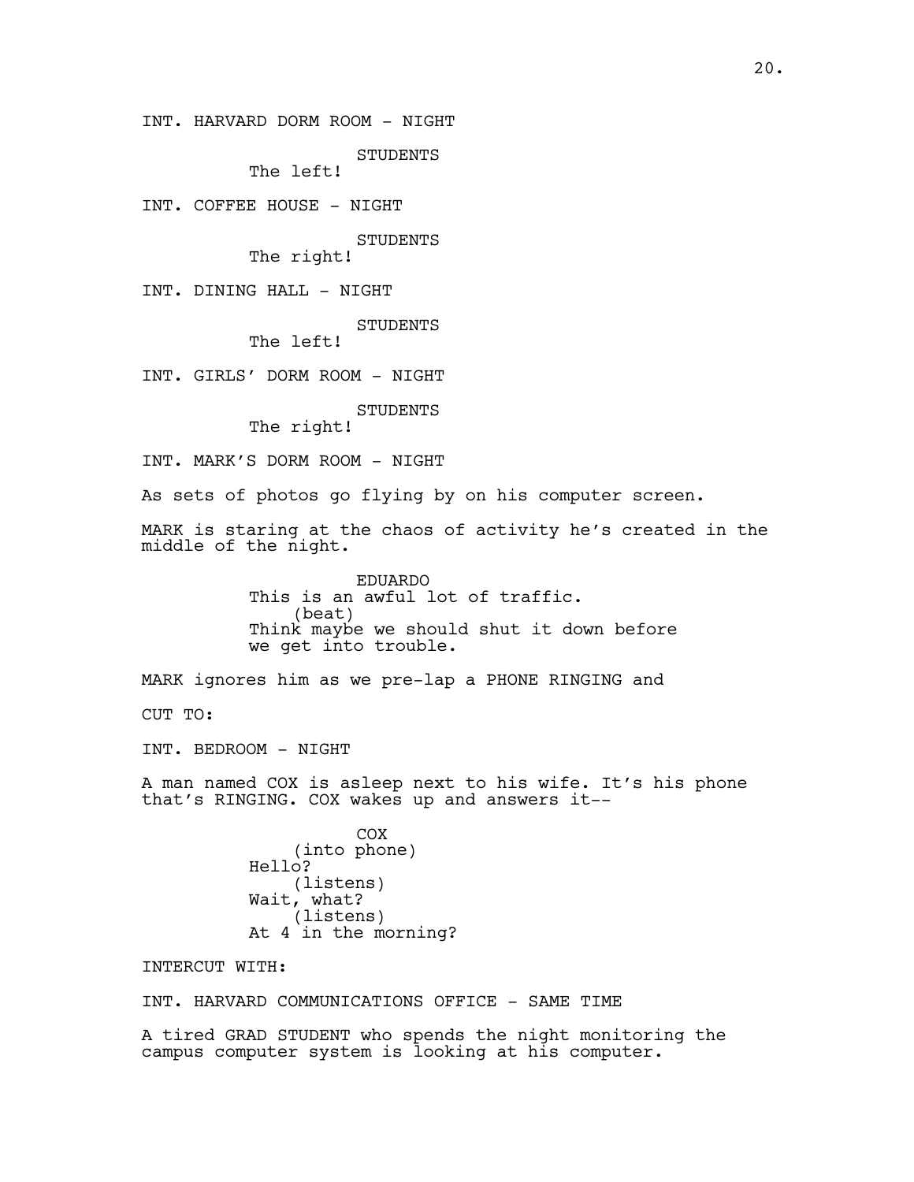INT. HARVARD DORM ROOM - NIGHT

STUDENTS
The left!

INT. COFFEE HOUSE - NIGHT

STUDENTS
The right!

INT. DINING HALL - NIGHT

STUDENTS
The left!

INT. GIRLS' DORM ROOM - NIGHT

STUDENTS
The right!

INT. MARK'S DORM ROOM - NIGHT

As sets of photos go flying by on his computer screen.

MARK is staring at the chaos of activity he's created in the middle of the night.

EDUARDO
This is an awful lot of traffic.
(beat)
Think maybe we should shut it down before we get into trouble.

MARK ignores him as we pre-lap a PHONE RINGING and

CUT TO:

INT. BEDROOM - NIGHT

A man named COX is asleep next to his wife. It's his phone that's RINGING. COX wakes up and answers it--

COX
(into phone)
Hello?
(listens)
Wait, what?
(listens)
At 4 in the morning?

INTERCUT WITH:

INT. HARVARD COMMUNICATIONS OFFICE - SAME TIME

A tired GRAD STUDENT who spends the night monitoring the campus computer system is looking at his computer.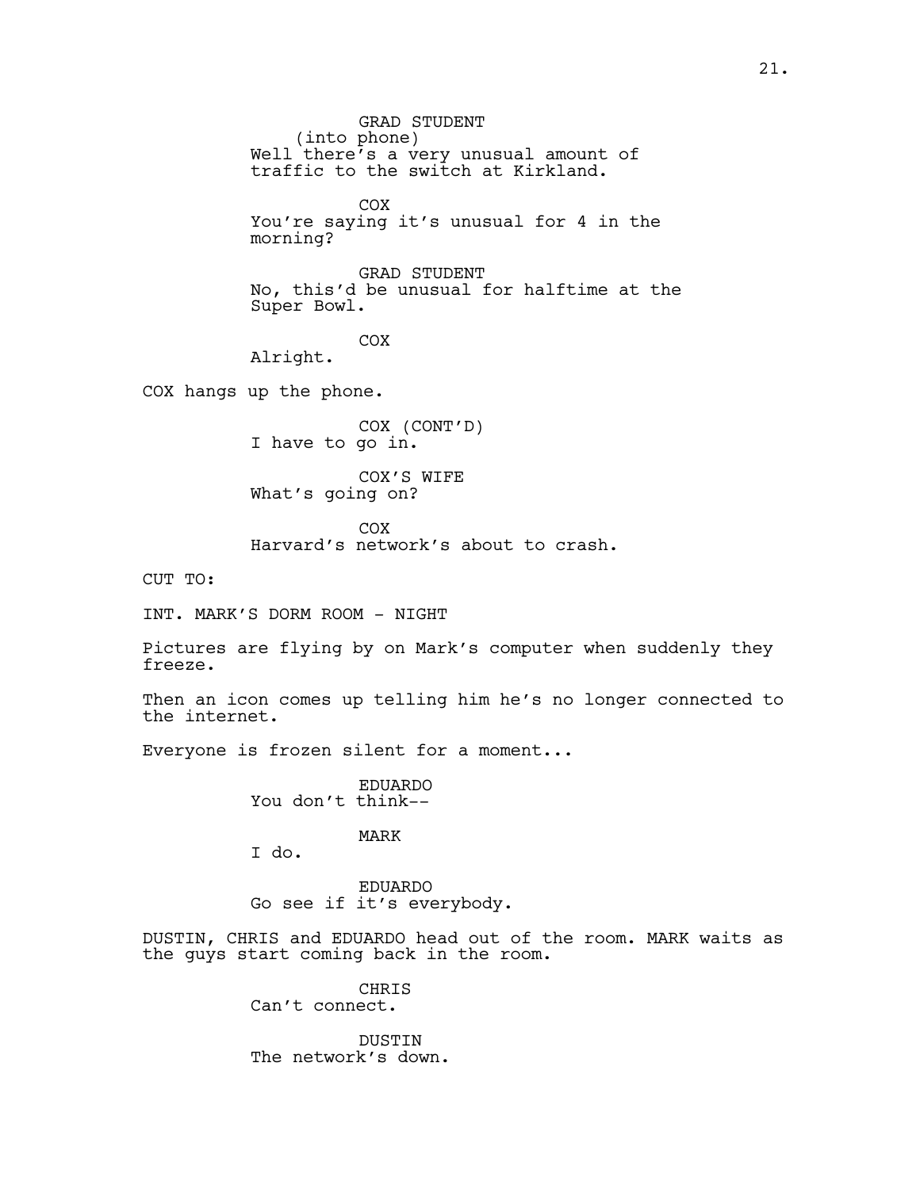GRAD STUDENT
(into phone)
Well there's a very unusual amount of traffic to the switch at Kirkland.

COX
You're saying it's unusual for 4 in the morning?

GRAD STUDENT
No, this'd be unusual for halftime at the Super Bowl.

COX
Alright.

COX hangs up the phone.

COX (CONT'D)
I have to go in.

COX'S WIFE
What's going on?

COX
Harvard's network's about to crash.

CUT TO:

INT. MARK'S DORM ROOM - NIGHT

Pictures are flying by on Mark's computer when suddenly they freeze.

Then an icon comes up telling him he's no longer connected to the internet.

Everyone is frozen silent for a moment...

EDUARDO
You don't think--

MARK
I do.

EDUARDO
Go see if it's everybody.

DUSTIN, CHRIS and EDUARDO head out of the room. MARK waits as the guys start coming back in the room.

CHRIS
Can't connect.

DUSTIN
The network's down.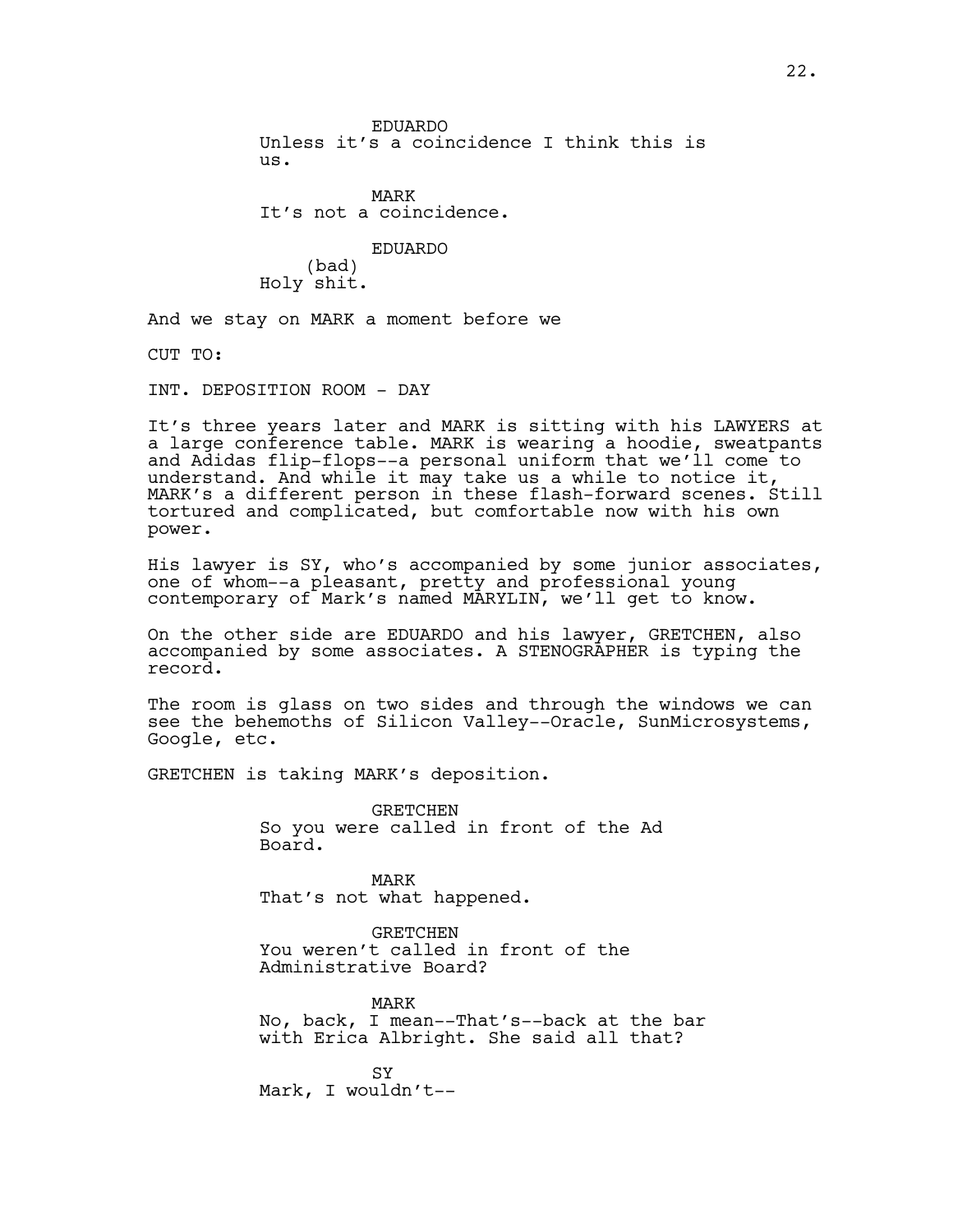EDUARDO
Unless it's a coincidence I think this is us.

MARK
It's not a coincidence.

EDUARDO
(bad)
Holy shit.

And we stay on MARK a moment before we

CUT TO:

INT. DEPOSITION ROOM - DAY

It's three years later and MARK is sitting with his LAWYERS at a large conference table. MARK is wearing a hoodie, sweatpants and Adidas flip-flops--a personal uniform that we'll come to understand. And while it may take us a while to notice it, MARK's a different person in these flash-forward scenes. Still tortured and complicated, but comfortable now with his own power.

His lawyer is SY, who's accompanied by some junior associates, one of whom--a pleasant, pretty and professional young contemporary of Mark's named MARYLIN, we'll get to know.

On the other side are EDUARDO and his lawyer, GRETCHEN, also accompanied by some associates. A STENOGRAPHER is typing the record.

The room is glass on two sides and through the windows we can see the behemoths of Silicon Valley--Oracle, SunMicrosystems, Google, etc.

GRETCHEN is taking MARK's deposition.

GRETCHEN
So you were called in front of the Ad Board.

MARK
That's not what happened.

GRETCHEN
You weren't called in front of the Administrative Board?

MARK
No, back, I mean--That's--back at the bar with Erica Albright. She said all that?

SY
Mark, I wouldn't--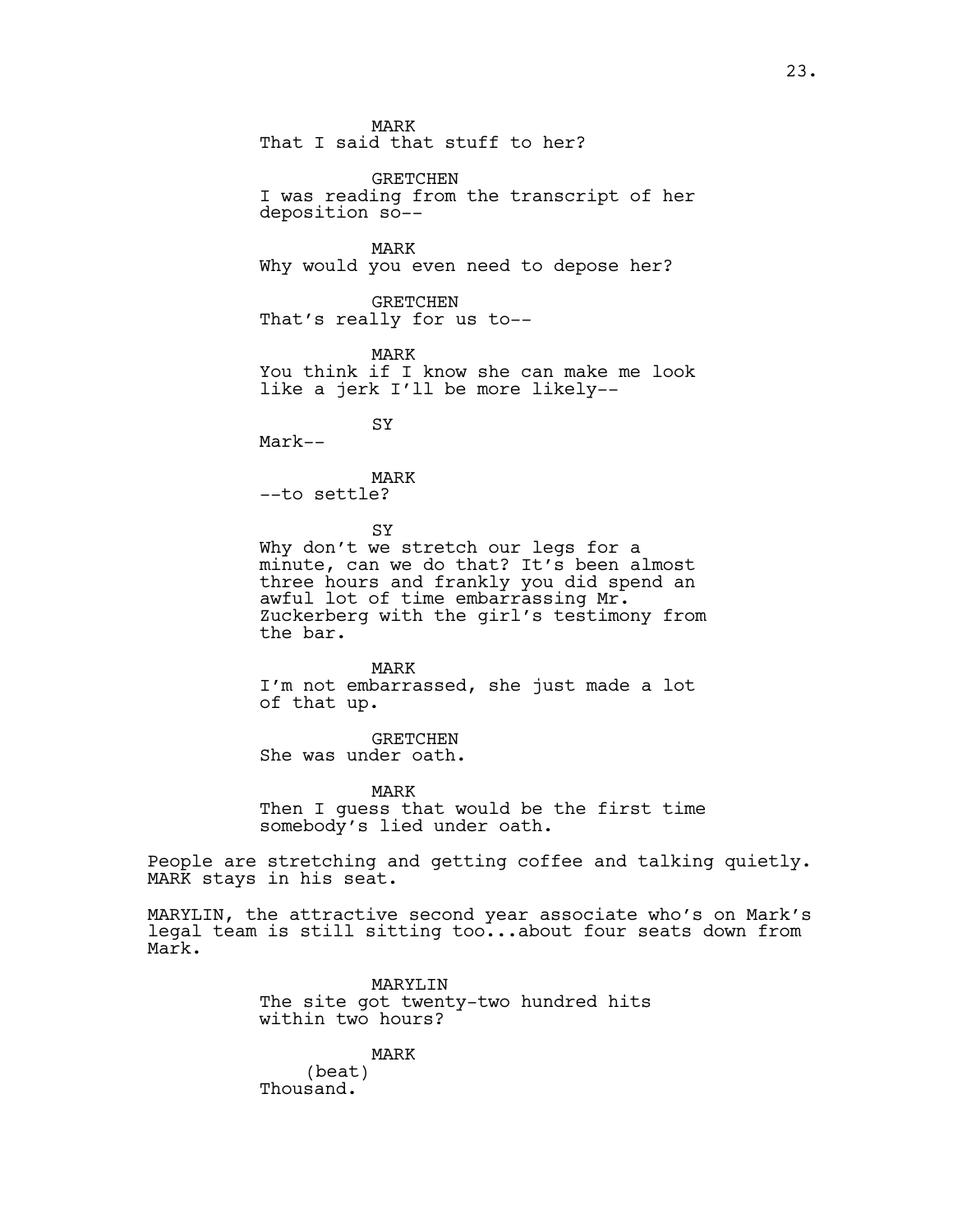MARK
That I said that stuff to her?

GRETCHEN
I was reading from the transcript of her deposition so--

MARK
Why would you even need to depose her?

GRETCHEN
That's really for us to--

MARK
You think if I know she can make me look like a jerk I'll be more likely--

SY
Mark--

MARK
--to settle?

SY
Why don't we stretch our legs for a minute, can we do that? It's been almost three hours and frankly you did spend an awful lot of time embarrassing Mr. Zuckerberg with the girl's testimony from the bar.

MARK
I'm not embarrassed, she just made a lot of that up.

GRETCHEN
She was under oath.

MARK
Then I guess that would be the first time somebody's lied under oath.

People are stretching and getting coffee and talking quietly. MARK stays in his seat.

MARYLIN, the attractive second year associate who's on Mark's legal team is still sitting too...about four seats down from Mark.

MARYLIN
The site got twenty-two hundred hits within two hours?

MARK
(beat)
Thousand.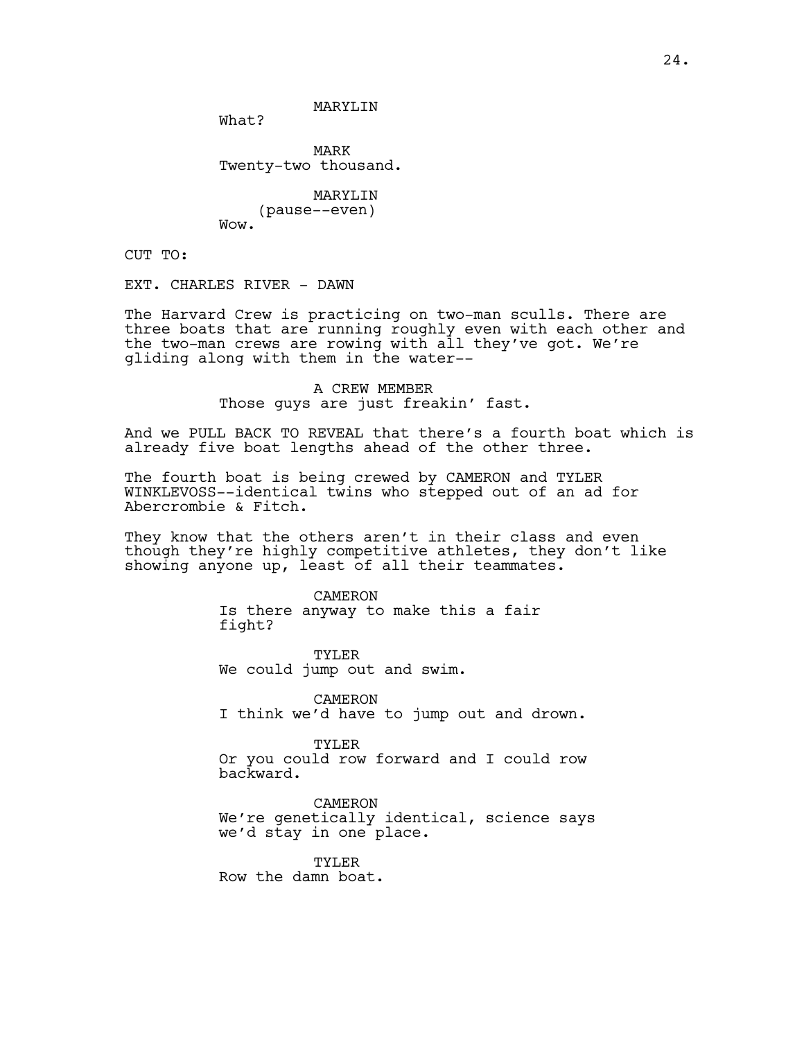MARYLIN
What?

MARK
Twenty-two thousand.

MARYLIN
(pause--even)
Wow.

CUT TO:

EXT. CHARLES RIVER - DAWN

The Harvard Crew is practicing on two-man sculls. There are three boats that are running roughly even with each other and the two-man crews are rowing with all they've got. We're gliding along with them in the water--

A CREW MEMBER
Those guys are just freakin' fast.

And we PULL BACK TO REVEAL that there's a fourth boat which is already five boat lengths ahead of the other three.

The fourth boat is being crewed by CAMERON and TYLER WINKLEVOSS--identical twins who stepped out of an ad for Abercrombie & Fitch.

They know that the others aren't in their class and even though they're highly competitive athletes, they don't like showing anyone up, least of all their teammates.

CAMERON
Is there anyway to make this a fair fight?

TYLER
We could jump out and swim.

CAMERON
I think we'd have to jump out and drown.

TYLER
Or you could row forward and I could row backward.

CAMERON
We're genetically identical, science says we'd stay in one place.

TYLER
Row the damn boat.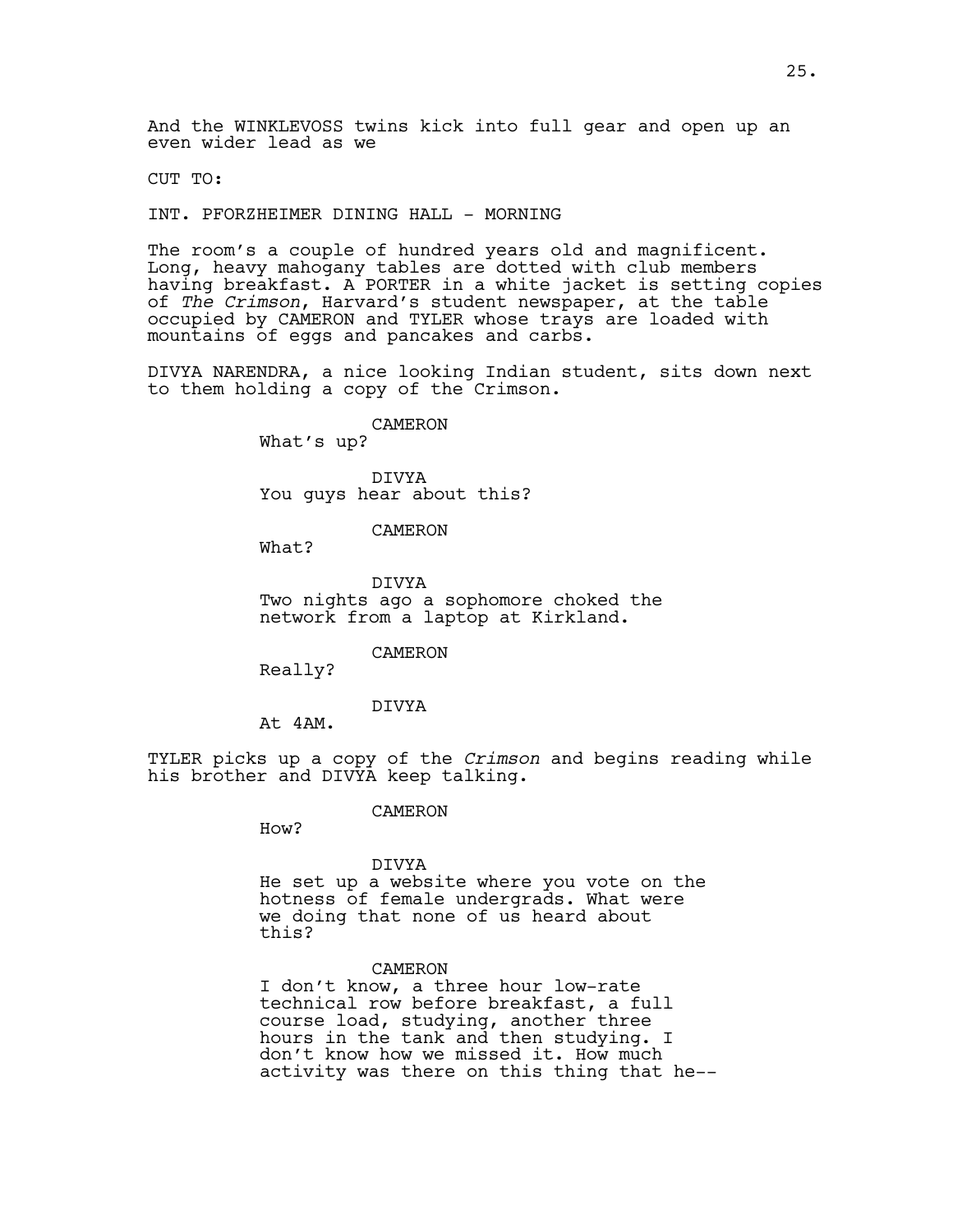And the WINKLEVOSS twins kick into full gear and open up an even wider lead as we

CUT TO:

INT. PFORZHEIMER DINING HALL - MORNING

The room's a couple of hundred years old and magnificent. Long, heavy mahogany tables are dotted with club members having breakfast. A PORTER in a white jacket is setting copies of *The Crimson*, Harvard's student newspaper, at the table occupied by CAMERON and TYLER whose trays are loaded with mountains of eggs and pancakes and carbs.

DIVYA NARENDRA, a nice looking Indian student, sits down next to them holding a copy of the Crimson.

CAMERON
What's up?

DIVYA
You guys hear about this?

CAMERON
What?

DIVYA
Two nights ago a sophomore choked the network from a laptop at Kirkland.

CAMERON
Really?

DIVYA
At 4AM.

TYLER picks up a copy of the *Crimson* and begins reading while his brother and DIVYA keep talking.

CAMERON
How?

DIVYA
He set up a website where you vote on the hotness of female undergrads. What were we doing that none of us heard about this?

CAMERON
I don't know, a three hour low-rate technical row before breakfast, a full course load, studying, another three hours in the tank and then studying. I don't know how we missed it. How much activity was there on this thing that he--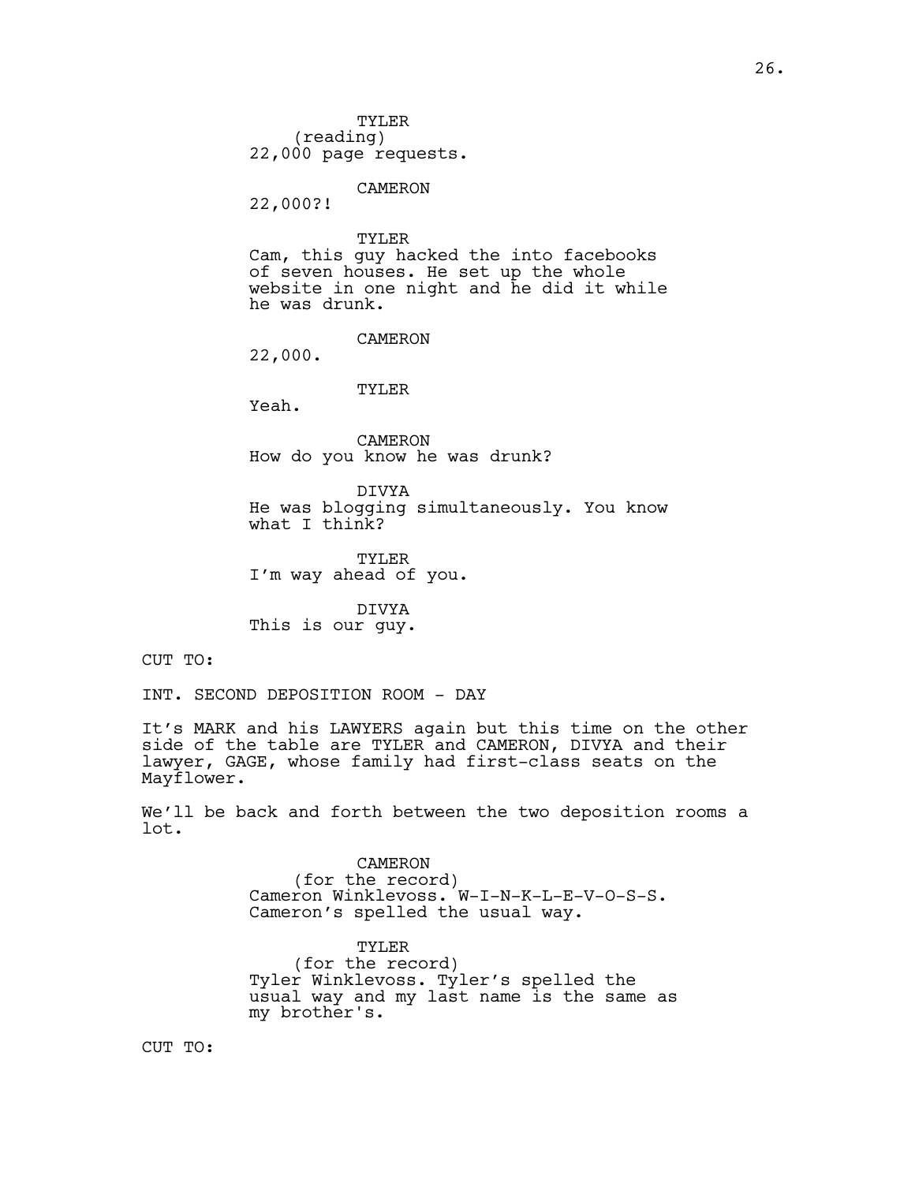TYLER
(reading)
22,000 page requests.

CAMERON
22,000?!

TYLER
Cam, this guy hacked the into facebooks of seven houses. He set up the whole website in one night and he did it while he was drunk.

CAMERON
22,000.

TYLER
Yeah.

CAMERON
How do you know he was drunk?

DIVYA
He was blogging simultaneously. You know what I think?

TYLER
I'm way ahead of you.

DIVYA
This is our guy.

CUT TO:

INT. SECOND DEPOSITION ROOM - DAY

It's MARK and his LAWYERS again but this time on the other side of the table are TYLER and CAMERON, DIVYA and their lawyer, GAGE, whose family had first-class seats on the Mayflower.

We'll be back and forth between the two deposition rooms a lot.

CAMERON
(for the record)
Cameron Winklevoss. W-I-N-K-L-E-V-O-S-S. Cameron's spelled the usual way.

TYLER
(for the record)
Tyler Winklevoss. Tyler's spelled the usual way and my last name is the same as my brother's.

CUT TO: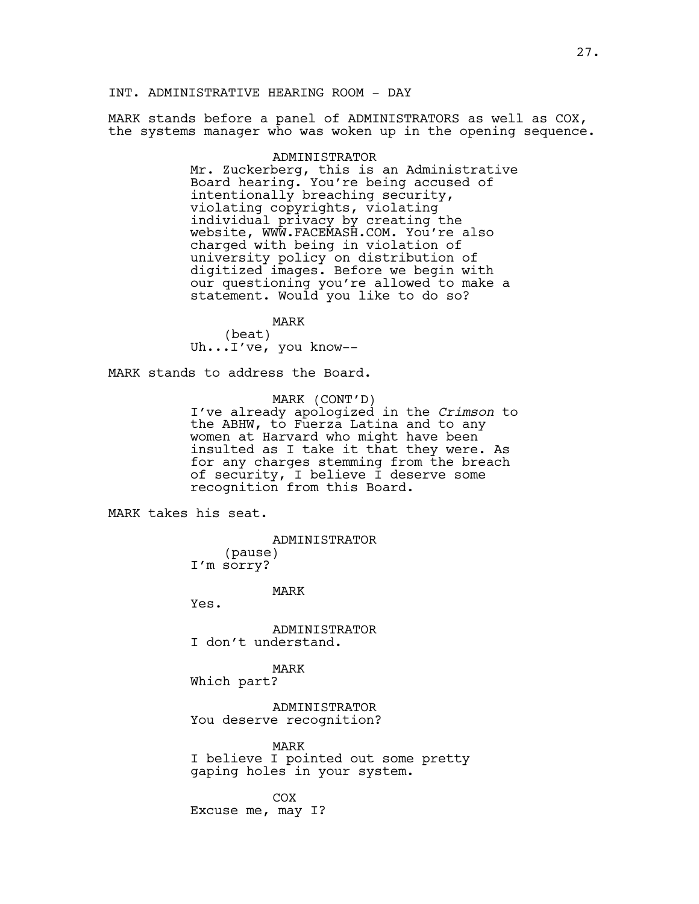INT. ADMINISTRATIVE HEARING ROOM - DAY

MARK stands before a panel of ADMINISTRATORS as well as COX, the systems manager who was woken up in the opening sequence.

ADMINISTRATOR
Mr. Zuckerberg, this is an Administrative Board hearing. You're being accused of intentionally breaching security, violating copyrights, violating individual privacy by creating the website, WWW.FACEMASH.COM. You're also charged with being in violation of university policy on distribution of digitized images. Before we begin with our questioning you're allowed to make a statement. Would you like to do so?

MARK
(beat)
Uh...I've, you know--

MARK stands to address the Board.

MARK (CONT'D)
I've already apologized in the *Crimson* to the ABHW, to Fuerza Latina and to any women at Harvard who might have been insulted as I take it that they were. As for any charges stemming from the breach of security, I believe I deserve some recognition from this Board.

MARK takes his seat.

ADMINISTRATOR
(pause)
I'm sorry?

MARK
Yes.

ADMINISTRATOR
I don't understand.

MARK
Which part?

ADMINISTRATOR
You deserve recognition?

MARK
I believe I pointed out some pretty gaping holes in your system.

COX
Excuse me, may I?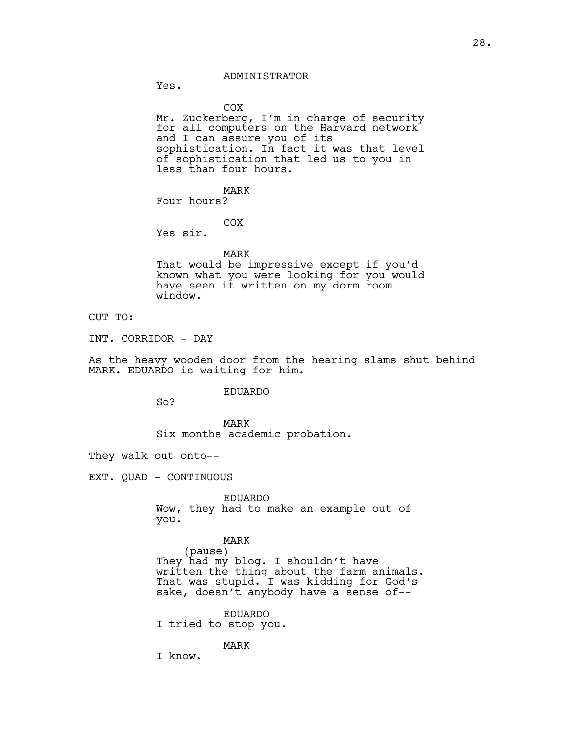ADMINISTRATOR

Yes.

COX

Mr. Zuckerberg, I'm in charge of security for all computers on the Harvard network and I can assure you of its sophistication. In fact it was that level of sophistication that led us to you in less than four hours.

MARK

Four hours?

COX

Yes sir.

MARK

That would be impressive except if you'd known what you were looking for you would have seen it written on my dorm room window.

CUT TO:

INT. CORRIDOR - DAY

As the heavy wooden door from the hearing slams shut behind MARK. EDUARDO is waiting for him.

EDUARDO

So?

MARK

Six months academic probation.

They walk out onto--

EXT. QUAD - CONTINUOUS

EDUARDO

Wow, they had to make an example out of you.

MARK

(pause)

They had my blog. I shouldn't have written the thing about the farm animals. That was stupid. I was kidding for God's sake, doesn't anybody have a sense of--

EDUARDO

I tried to stop you.

MARK

I know.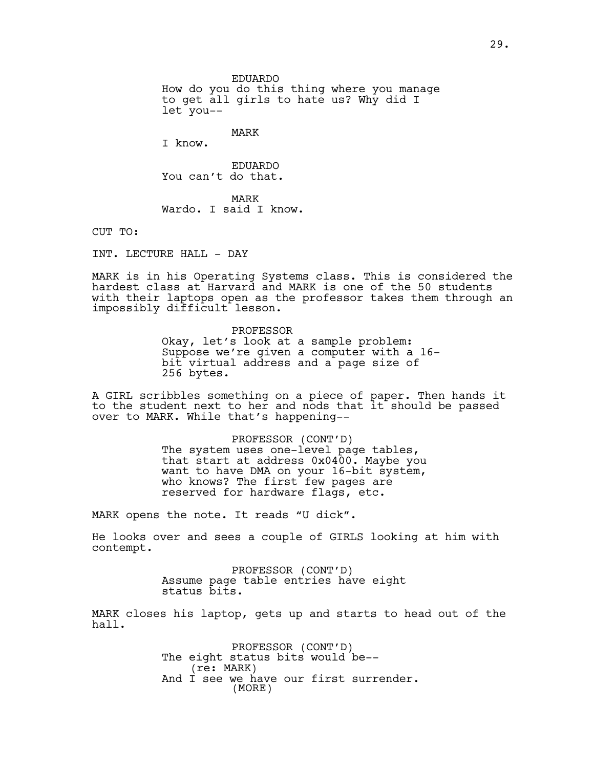EDUARDO
How do you do this thing where you manage to get all girls to hate us? Why did I let you--

MARK
I know.

EDUARDO
You can't do that.

MARK
Wardo. I said I know.

CUT TO:

INT. LECTURE HALL - DAY

MARK is in his Operating Systems class. This is considered the hardest class at Harvard and MARK is one of the 50 students with their laptops open as the professor takes them through an impossibly difficult lesson.

PROFESSOR
Okay, let's look at a sample problem: Suppose we're given a computer with a 16-bit virtual address and a page size of 256 bytes.

A GIRL scribbles something on a piece of paper. Then hands it to the student next to her and nods that it should be passed over to MARK. While that's happening--

PROFESSOR (CONT'D)
The system uses one-level page tables, that start at address 0x0400. Maybe you want to have DMA on your 16-bit system, who knows? The first few pages are reserved for hardware flags, etc.

MARK opens the note. It reads "U dick".

He looks over and sees a couple of GIRLS looking at him with contempt.

PROFESSOR (CONT'D)
Assume page table entries have eight status bits.

MARK closes his laptop, gets up and starts to head out of the hall.

PROFESSOR (CONT'D)
The eight status bits would be--
(re: MARK)
And I see we have our first surrender.
(MORE)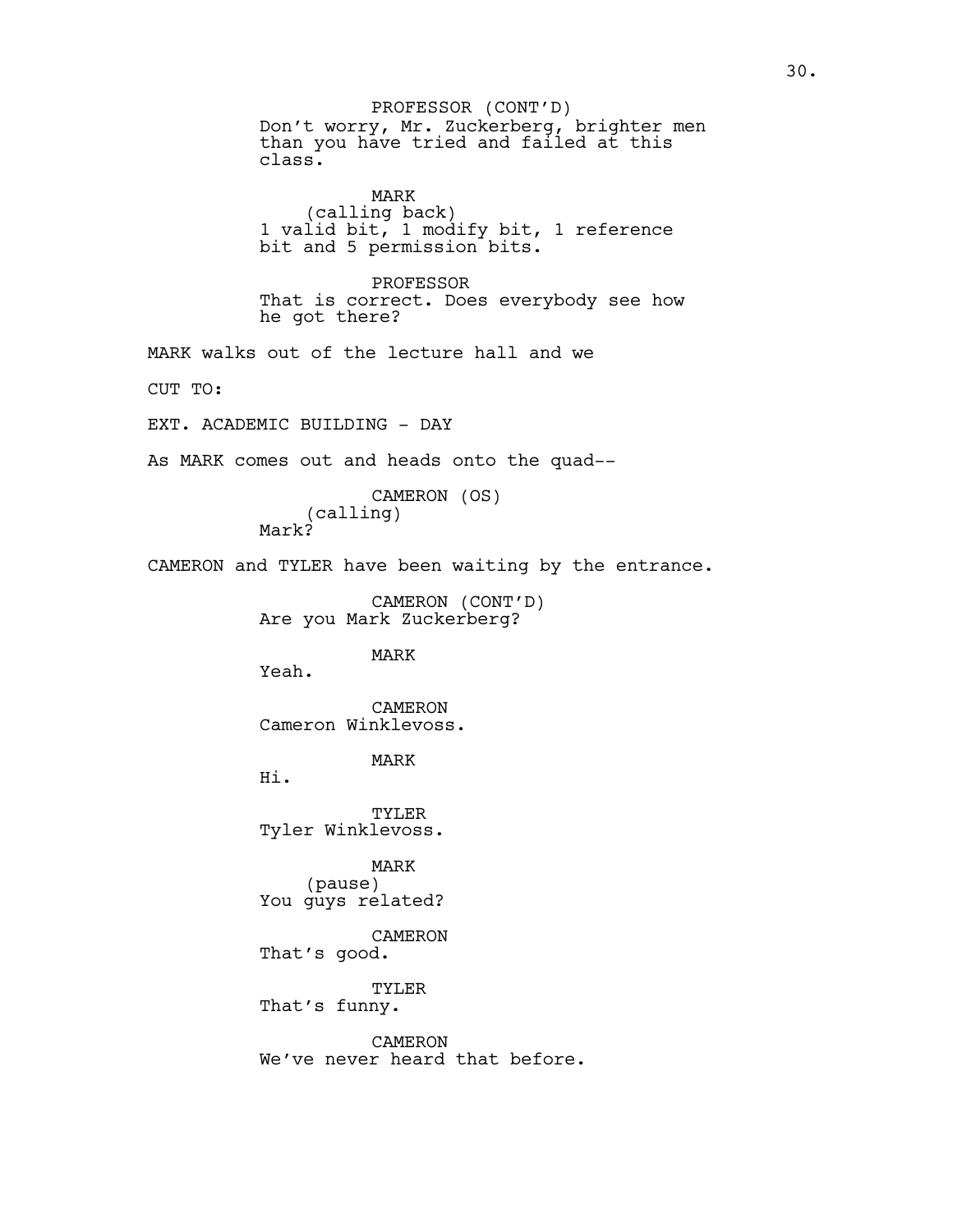PROFESSOR (CONT'D)
Don't worry, Mr. Zuckerberg, brighter men than you have tried and failed at this class.

MARK
(calling back)
1 valid bit, 1 modify bit, 1 reference bit and 5 permission bits.

PROFESSOR
That is correct. Does everybody see how he got there?

MARK walks out of the lecture hall and we

CUT TO:

EXT. ACADEMIC BUILDING - DAY

As MARK comes out and heads onto the quad--

CAMERON (OS)
(calling)
Mark?

CAMERON and TYLER have been waiting by the entrance.

CAMERON (CONT'D)
Are you Mark Zuckerberg?

MARK
Yeah.

CAMERON
Cameron Winklevoss.

MARK
Hi.

TYLER
Tyler Winklevoss.

MARK
(pause)
You guys related?

CAMERON
That's good.

TYLER
That's funny.

CAMERON
We've never heard that before.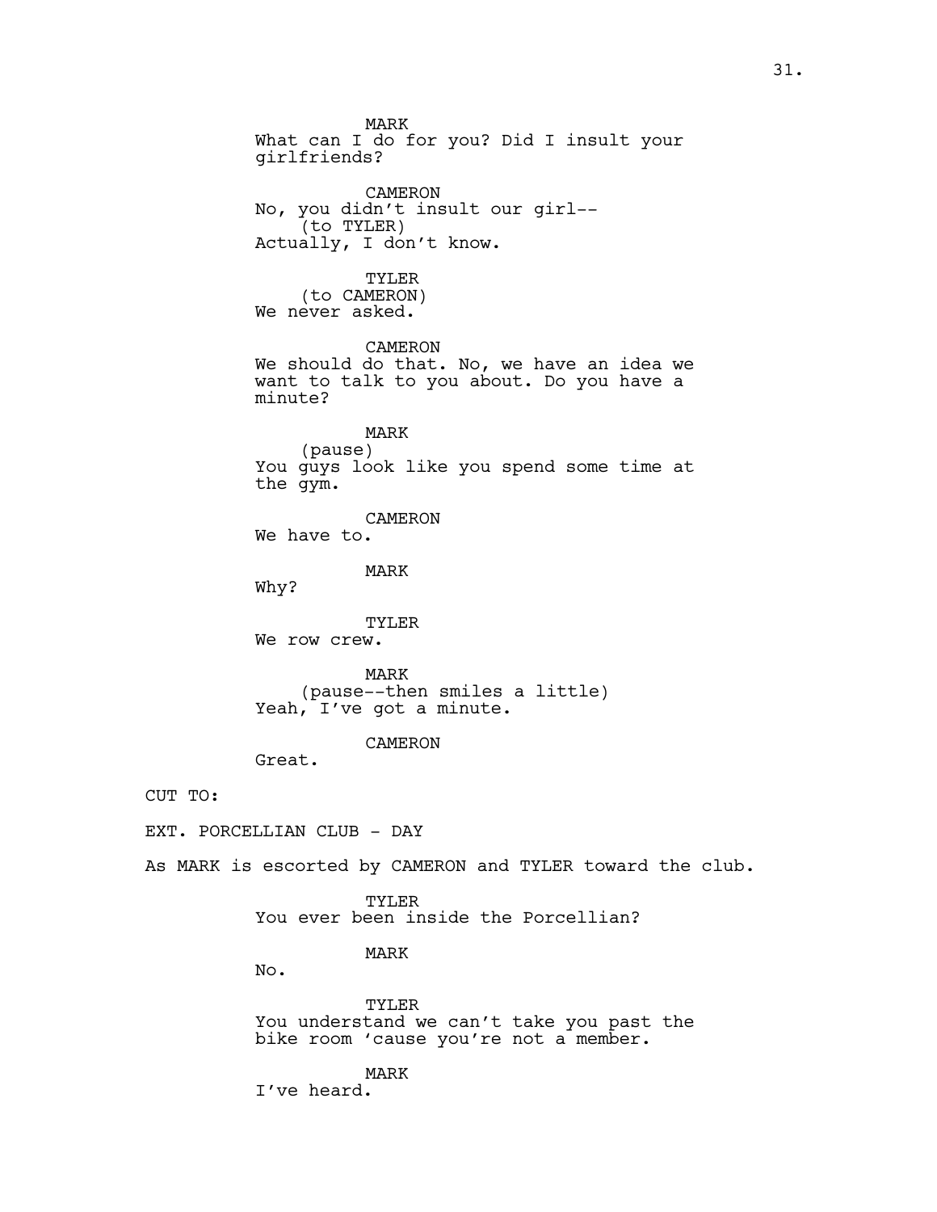MARK
What can I do for you? Did I insult your girlfriends?

CAMERON
No, you didn't insult our girl--
(to TYLER)
Actually, I don't know.

TYLER
(to CAMERON)
We never asked.

CAMERON
We should do that. No, we have an idea we want to talk to you about. Do you have a minute?

MARK
(pause)
You guys look like you spend some time at the gym.

CAMERON
We have to.

MARK
Why?

TYLER
We row crew.

MARK
(pause--then smiles a little)
Yeah, I've got a minute.

CAMERON
Great.

CUT TO:

EXT. PORCELLIAN CLUB - DAY

As MARK is escorted by CAMERON and TYLER toward the club.

TYLER
You ever been inside the Porcellian?

MARK
No.

TYLER
You understand we can't take you past the bike room 'cause you're not a member.

MARK
I've heard.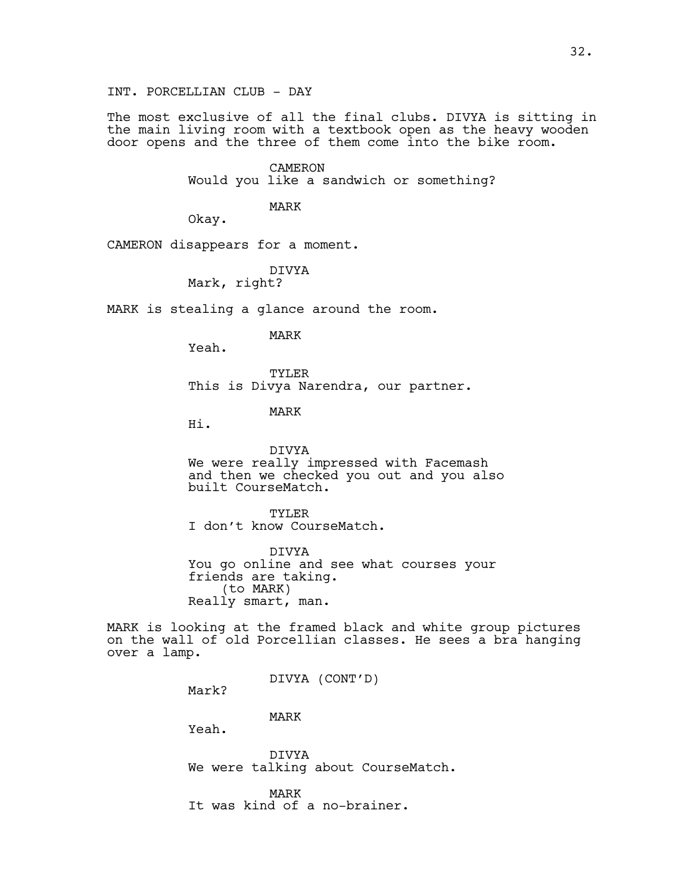INT. PORCELLIAN CLUB - DAY

The most exclusive of all the final clubs. DIVYA is sitting in the main living room with a textbook open as the heavy wooden door opens and the three of them come into the bike room.

CAMERON
Would you like a sandwich or something?

MARK
Okay.

CAMERON disappears for a moment.

DIVYA
Mark, right?

MARK is stealing a glance around the room.

MARK
Yeah.

TYLER
This is Divya Narendra, our partner.

MARK
Hi.

DIVYA
We were really impressed with Facemash and then we checked you out and you also built CourseMatch.

TYLER
I don't know CourseMatch.

DIVYA
You go online and see what courses your friends are taking.
(to MARK)
Really smart, man.

MARK is looking at the framed black and white group pictures on the wall of old Porcellian classes. He sees a bra hanging over a lamp.

DIVYA (CONT'D)
Mark?

MARK
Yeah.

DIVYA
We were talking about CourseMatch.

MARK
It was kind of a no-brainer.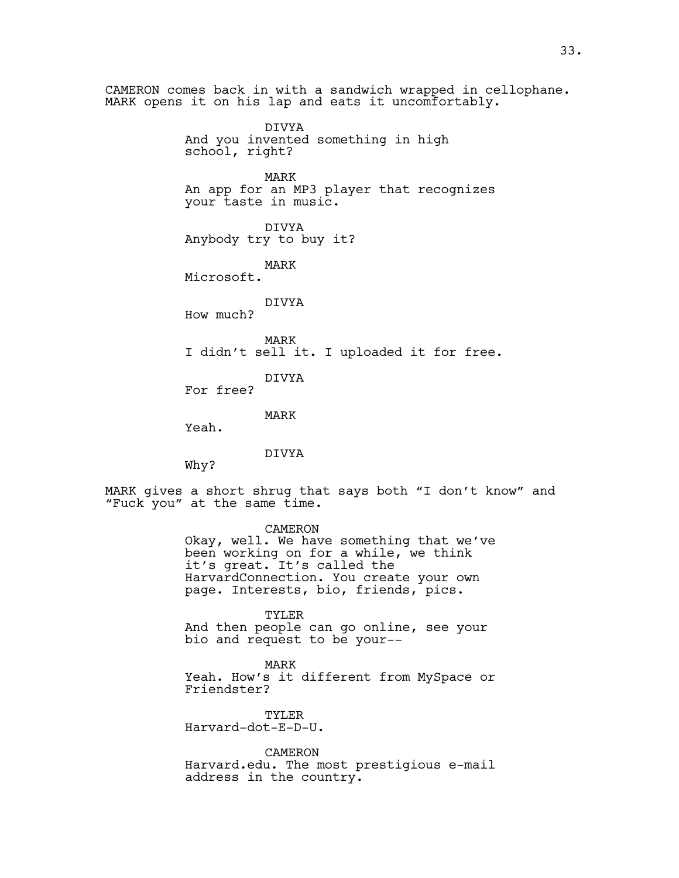CAMERON comes back in with a sandwich wrapped in cellophane. MARK opens it on his lap and eats it uncomfortably.

DIVYA
And you invented something in high school, right?

MARK
An app for an MP3 player that recognizes your taste in music.

DIVYA
Anybody try to buy it?

MARK
Microsoft.

DIVYA
How much?

MARK
I didn't sell it. I uploaded it for free.

DIVYA
For free?

MARK
Yeah.

DIVYA
Why?

MARK gives a short shrug that says both "I don't know" and "Fuck you" at the same time.

CAMERON
Okay, well. We have something that we've been working on for a while, we think it's great. It's called the HarvardConnection. You create your own page. Interests, bio, friends, pics.

TYLER
And then people can go online, see your bio and request to be your--

MARK
Yeah. How's it different from MySpace or Friendster?

TYLER
Harvard-dot-E-D-U.

CAMERON
Harvard.edu. The most prestigious e-mail address in the country.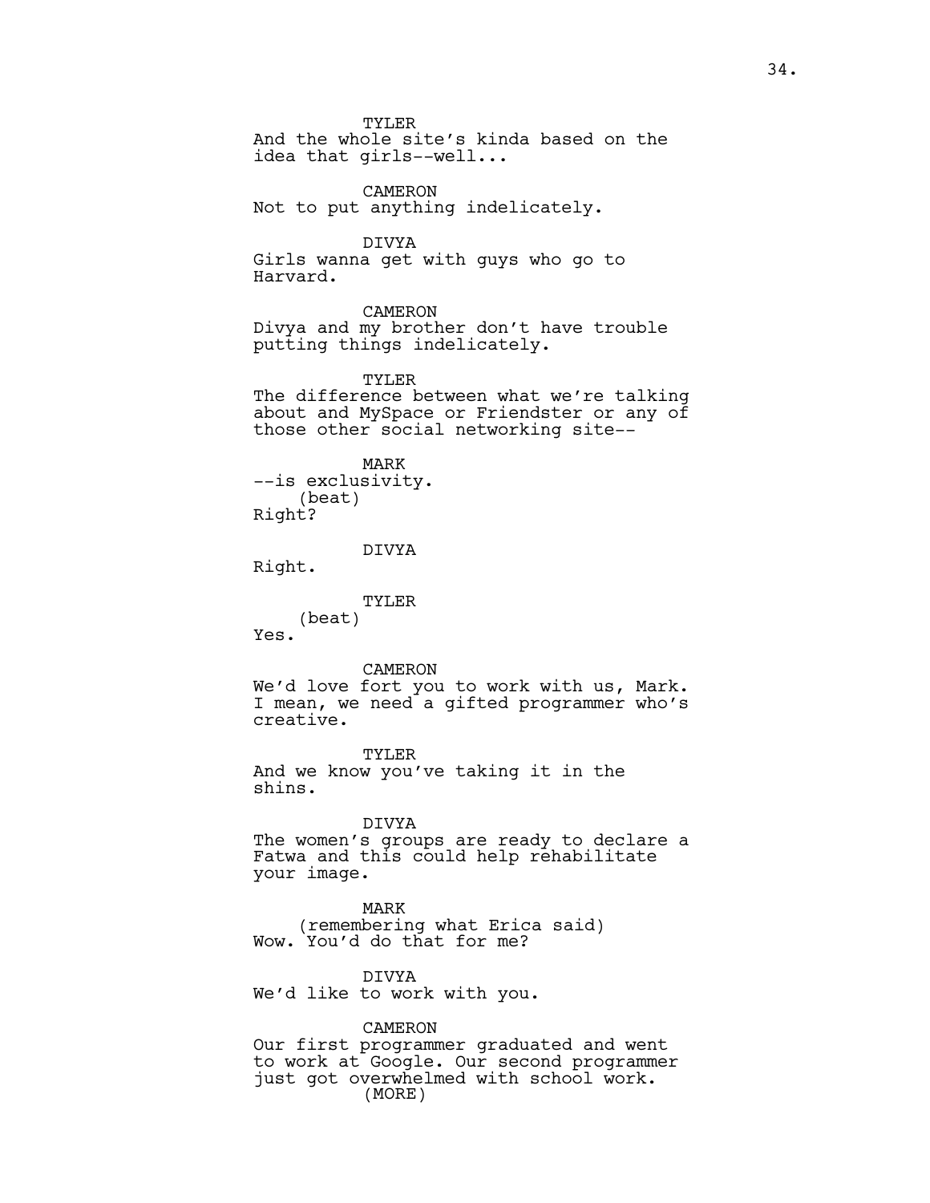TYLER
And the whole site's kinda based on the idea that girls--well...

CAMERON
Not to put anything indelicately.

DIVYA
Girls wanna get with guys who go to Harvard.

CAMERON
Divya and my brother don't have trouble putting things indelicately.

TYLER
The difference between what we're talking about and MySpace or Friendster or any of those other social networking site--

MARK
--is exclusivity.
(beat)
Right?

DIVYA
Right.

TYLER
(beat)
Yes.

CAMERON
We'd love fort you to work with us, Mark. I mean, we need a gifted programmer who's creative.

TYLER
And we know you've taking it in the shins.

DIVYA
The women's groups are ready to declare a Fatwa and this could help rehabilitate your image.

MARK
(remembering what Erica said)
Wow. You'd do that for me?

DIVYA
We'd like to work with you.

CAMERON
Our first programmer graduated and went to work at Google. Our second programmer just got overwhelmed with school work.
(MORE)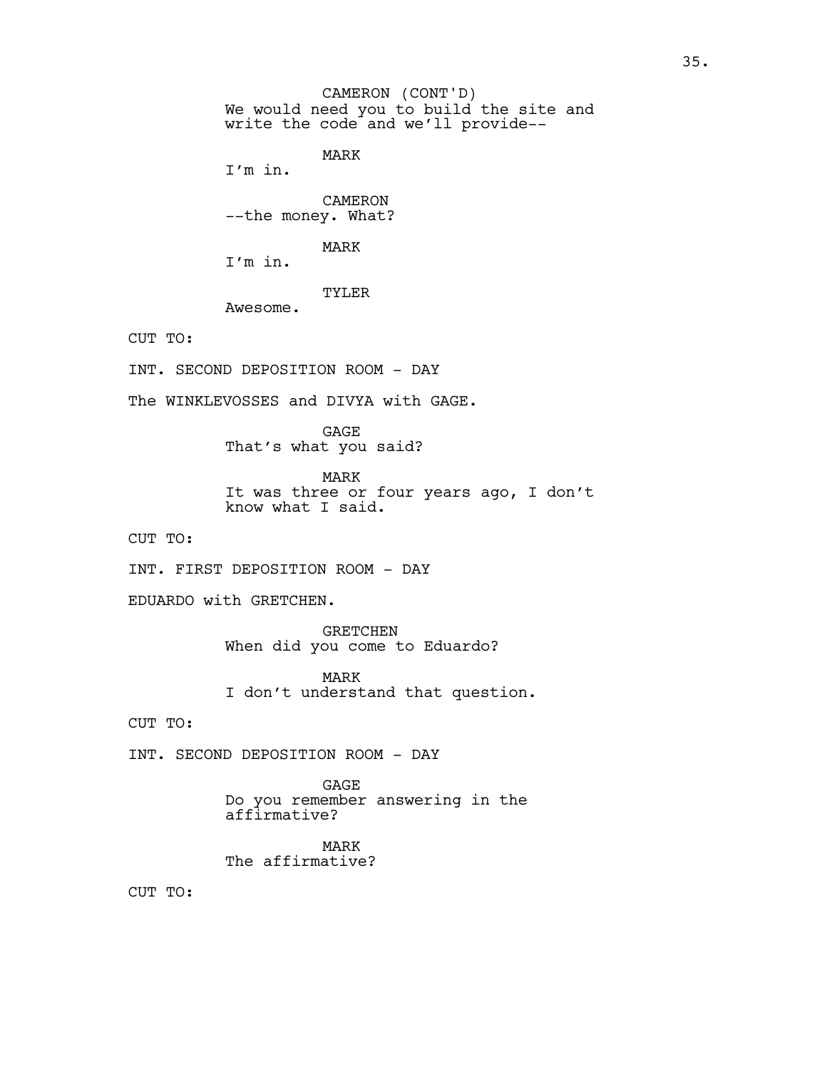CAMERON (CONT'D)
We would need you to build the site and write the code and we'll provide--

MARK
I'm in.

CAMERON
--the money. What?

MARK
I'm in.

TYLER
Awesome.

CUT TO:

INT. SECOND DEPOSITION ROOM - DAY

The WINKLEVOSSES and DIVYA with GAGE.

GAGE
That's what you said?

MARK
It was three or four years ago, I don't know what I said.

CUT TO:

INT. FIRST DEPOSITION ROOM - DAY

EDUARDO with GRETCHEN.

GRETCHEN
When did you come to Eduardo?

MARK
I don't understand that question.

CUT TO:

INT. SECOND DEPOSITION ROOM - DAY

GAGE
Do you remember answering in the affirmative?

MARK
The affirmative?

CUT TO: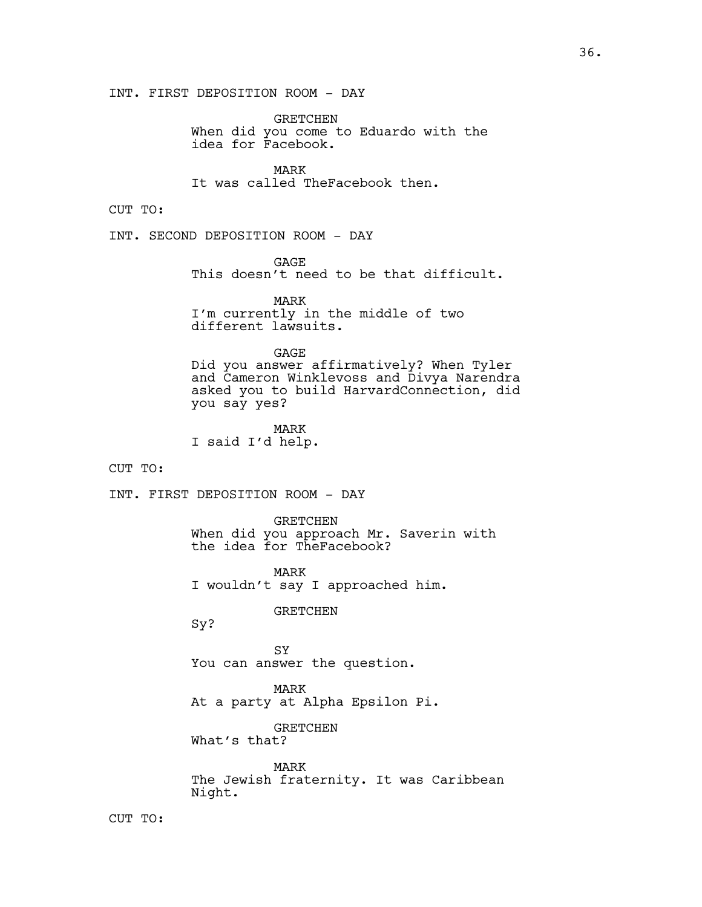INT. FIRST DEPOSITION ROOM - DAY

GRETCHEN
When did you come to Eduardo with the idea for Facebook.

MARK
It was called TheFacebook then.

CUT TO:

INT. SECOND DEPOSITION ROOM - DAY

GAGE
This doesn't need to be that difficult.

MARK
I'm currently in the middle of two different lawsuits.

GAGE
Did you answer affirmatively? When Tyler and Cameron Winklevoss and Divya Narendra asked you to build HarvardConnection, did you say yes?

MARK
I said I'd help.

CUT TO:

INT. FIRST DEPOSITION ROOM - DAY

GRETCHEN
When did you approach Mr. Saverin with the idea for TheFacebook?

MARK
I wouldn't say I approached him.

GRETCHEN
Sy?

SY
You can answer the question.

MARK
At a party at Alpha Epsilon Pi.

GRETCHEN
What's that?

MARK
The Jewish fraternity. It was Caribbean Night.

CUT TO: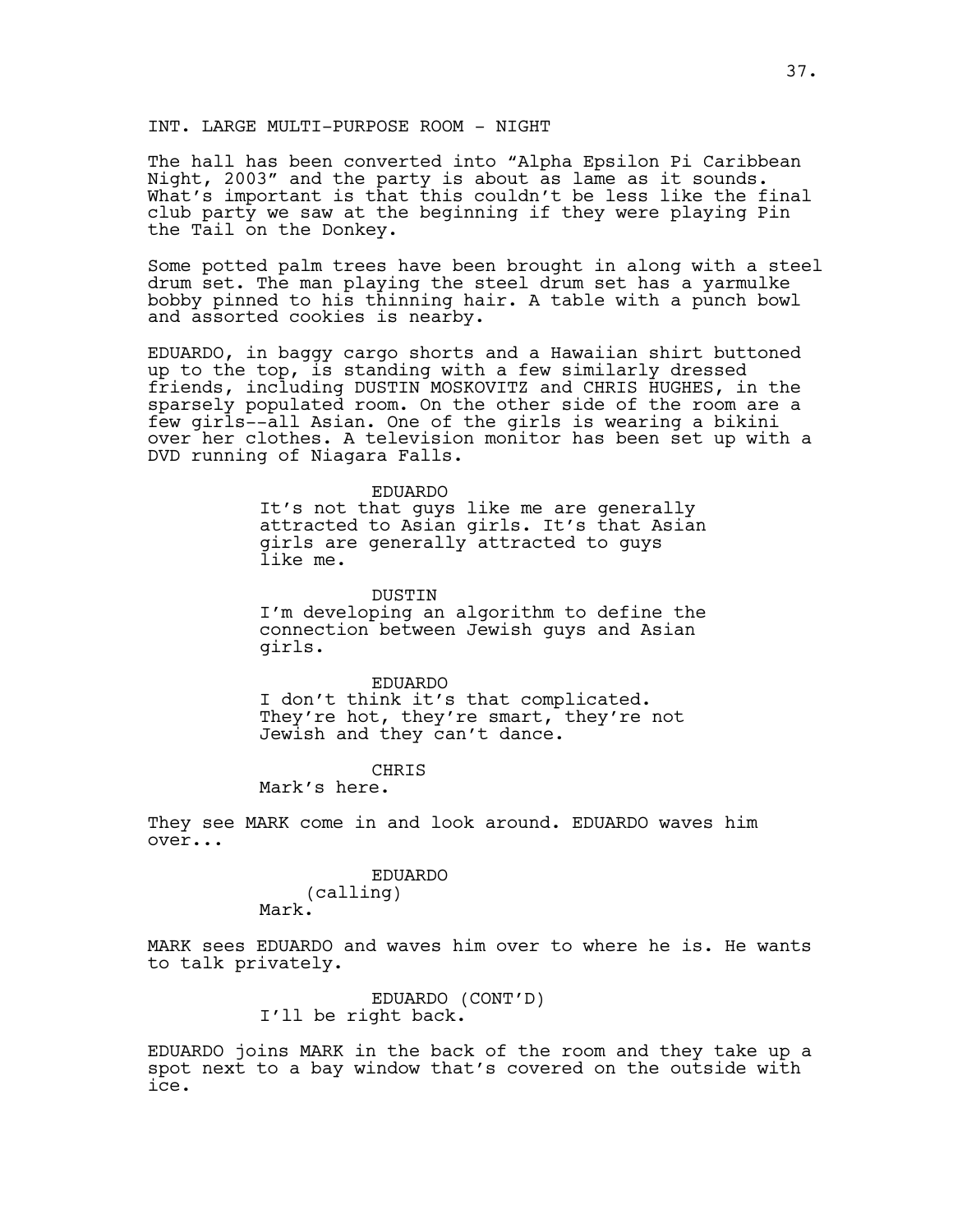INT. LARGE MULTI-PURPOSE ROOM - NIGHT

The hall has been converted into “Alpha Epsilon Pi Caribbean Night, 2003” and the party is about as lame as it sounds. What’s important is that this couldn’t be less like the final club party we saw at the beginning if they were playing Pin the Tail on the Donkey.

Some potted palm trees have been brought in along with a steel drum set. The man playing the steel drum set has a yarmulke bobby pinned to his thinning hair. A table with a punch bowl and assorted cookies is nearby.

EDUARDO, in baggy cargo shorts and a Hawaiian shirt buttoned up to the top, is standing with a few similarly dressed friends, including DUSTIN MOSKOVITZ and CHRIS HUGHES, in the sparsely populated room. On the other side of the room are a few girls--all Asian. One of the girls is wearing a bikini over her clothes. A television monitor has been set up with a DVD running of Niagara Falls.

EDUARDO
It’s not that guys like me are generally attracted to Asian girls. It’s that Asian girls are generally attracted to guys like me.

DUSTIN
I’m developing an algorithm to define the connection between Jewish guys and Asian girls.

EDUARDO
I don’t think it’s that complicated. They’re hot, they’re smart, they’re not Jewish and they can’t dance.

CHRIS
Mark’s here.

They see MARK come in and look around. EDUARDO waves him over...

EDUARDO
(calling)
Mark.

MARK sees EDUARDO and waves him over to where he is. He wants to talk privately.

EDUARDO (CONT’D)
I’ll be right back.

EDUARDO joins MARK in the back of the room and they take up a spot next to a bay window that’s covered on the outside with ice.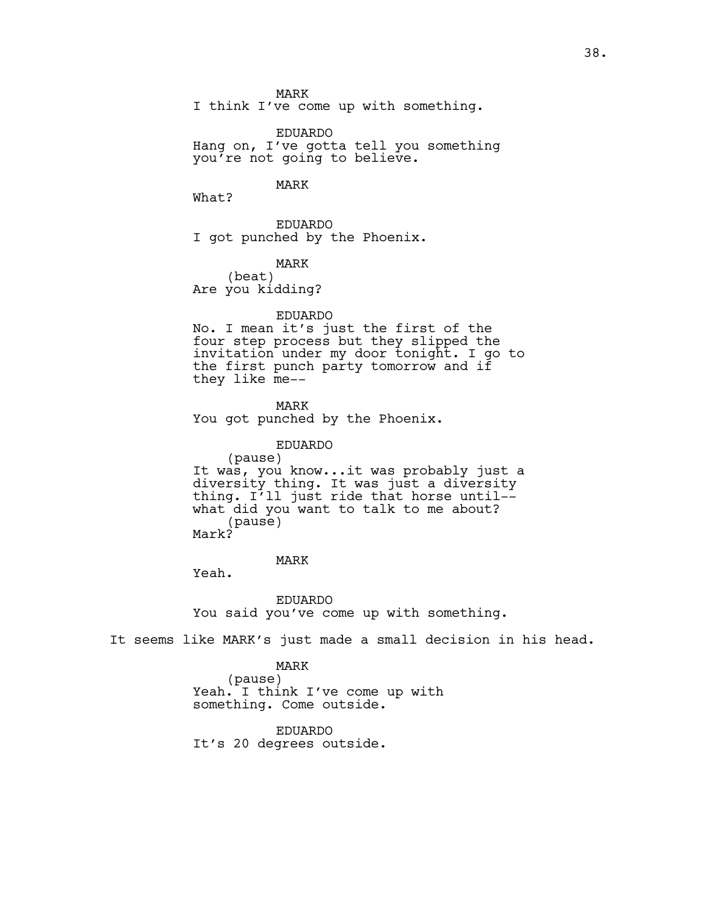MARK
I think I've come up with something.

EDUARDO
Hang on, I've gotta tell you something you're not going to believe.

MARK
What?

EDUARDO
I got punched by the Phoenix.

MARK
(beat)
Are you kidding?

EDUARDO
No. I mean it's just the first of the four step process but they slipped the invitation under my door tonight. I go to the first punch party tomorrow and if they like me--

MARK
You got punched by the Phoenix.

EDUARDO
(pause)
It was, you know...it was probably just a diversity thing. It was just a diversity thing. I'll just ride that horse until--what did you want to talk to me about?
(pause)
Mark?

MARK
Yeah.

EDUARDO
You said you've come up with something.

It seems like MARK's just made a small decision in his head.

MARK
(pause)
Yeah. I think I've come up with something. Come outside.

EDUARDO
It's 20 degrees outside.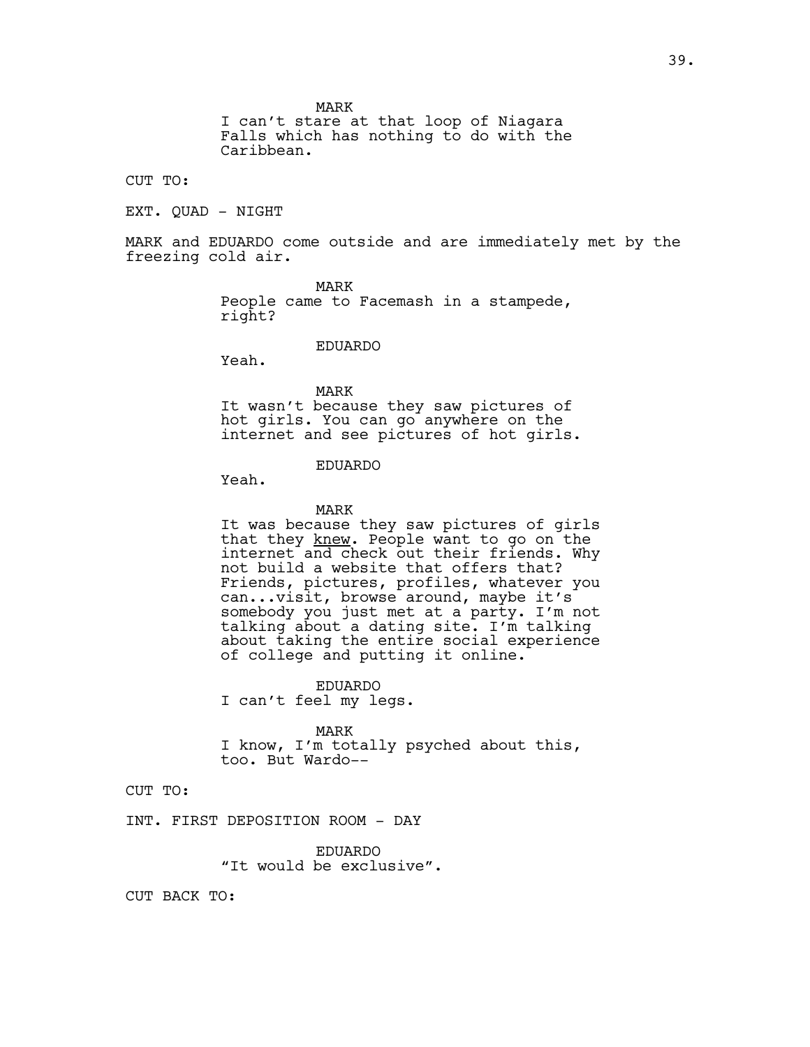MARK
I can't stare at that loop of Niagara Falls which has nothing to do with the Caribbean.

CUT TO:

EXT. QUAD - NIGHT

MARK and EDUARDO come outside and are immediately met by the freezing cold air.

MARK
People came to Facemash in a stampede, right?

EDUARDO
Yeah.

MARK
It wasn't because they saw pictures of hot girls. You can go anywhere on the internet and see pictures of hot girls.

EDUARDO
Yeah.

MARK
It was because they saw pictures of girls that they <u>knew</u>. People want to go on the internet and check out their friends. Why not build a website that offers that? Friends, pictures, profiles, whatever you can...visit, browse around, maybe it's somebody you just met at a party. I'm not talking about a dating site. I'm talking about taking the entire social experience of college and putting it online.

EDUARDO
I can't feel my legs.

MARK
I know, I'm totally psyched about this, too. But Wardo--

CUT TO:

INT. FIRST DEPOSITION ROOM - DAY

EDUARDO
"It would be exclusive".

CUT BACK TO: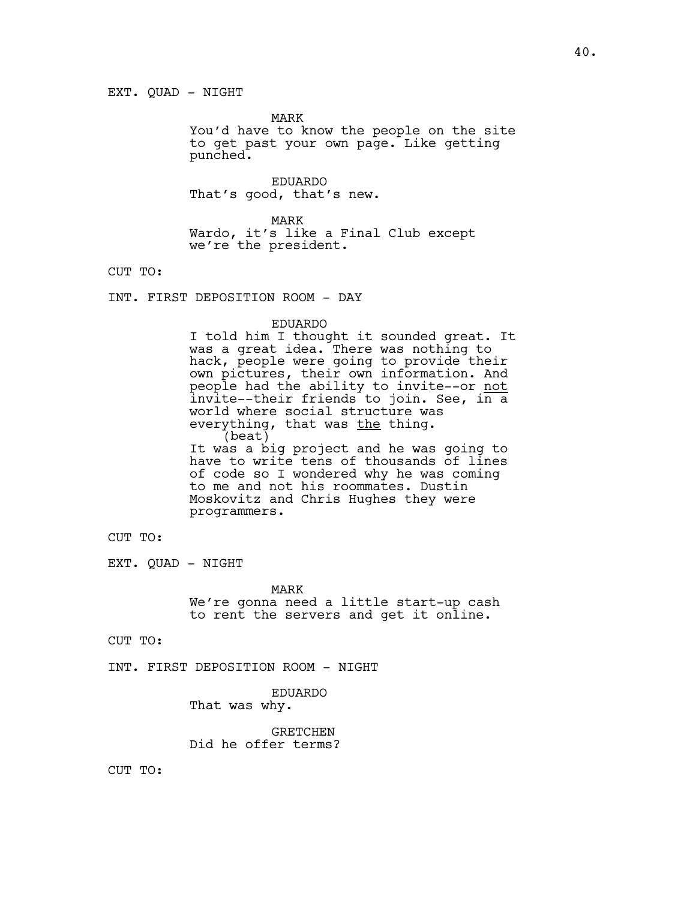EXT. QUAD - NIGHT

MARK
You'd have to know the people on the site to get past your own page. Like getting punched.

EDUARDO
That's good, that's new.

MARK
Wardo, it's like a Final Club except we're the president.

CUT TO:

INT. FIRST DEPOSITION ROOM - DAY

EDUARDO
I told him I thought it sounded great. It was a great idea. There was nothing to hack, people were going to provide their own pictures, their own information. And people had the ability to invite--or <u>not</u> invite--their friends to join. See, in a world where social structure was everything, that was <u>the</u> thing.
(beat)
It was a big project and he was going to have to write tens of thousands of lines of code so I wondered why he was coming to me and not his roommates. Dustin Moskovitz and Chris Hughes they were programmers.

CUT TO:

EXT. QUAD - NIGHT

MARK
We're gonna need a little start-up cash to rent the servers and get it online.

CUT TO:

INT. FIRST DEPOSITION ROOM - NIGHT

EDUARDO
That was why.

GRETCHEN
Did he offer terms?

CUT TO: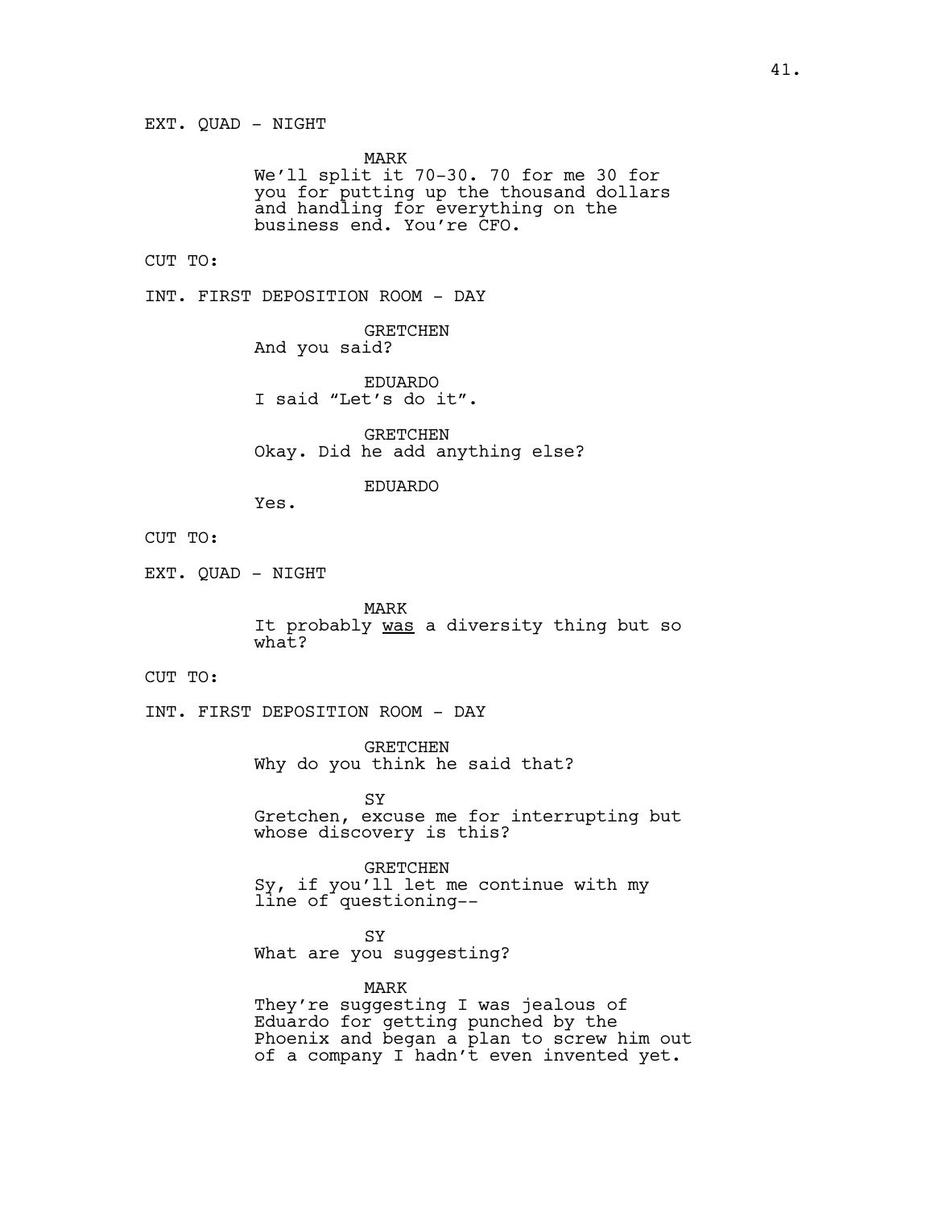EXT. QUAD - NIGHT

MARK
We'll split it 70-30. 70 for me 30 for you for putting up the thousand dollars and handling for everything on the business end. You're CFO.

CUT TO:

INT. FIRST DEPOSITION ROOM - DAY

GRETCHEN
And you said?

EDUARDO
I said "Let's do it".

GRETCHEN
Okay. Did he add anything else?

EDUARDO
Yes.

CUT TO:

EXT. QUAD - NIGHT

MARK
It probably <u>was</u> a diversity thing but so what?

CUT TO:

INT. FIRST DEPOSITION ROOM - DAY

GRETCHEN
Why do you think he said that?

SY
Gretchen, excuse me for interrupting but whose discovery is this?

GRETCHEN
Sy, if you'll let me continue with my line of questioning--

SY
What are you suggesting?

MARK
They're suggesting I was jealous of Eduardo for getting punched by the Phoenix and began a plan to screw him out of a company I hadn't even invented yet.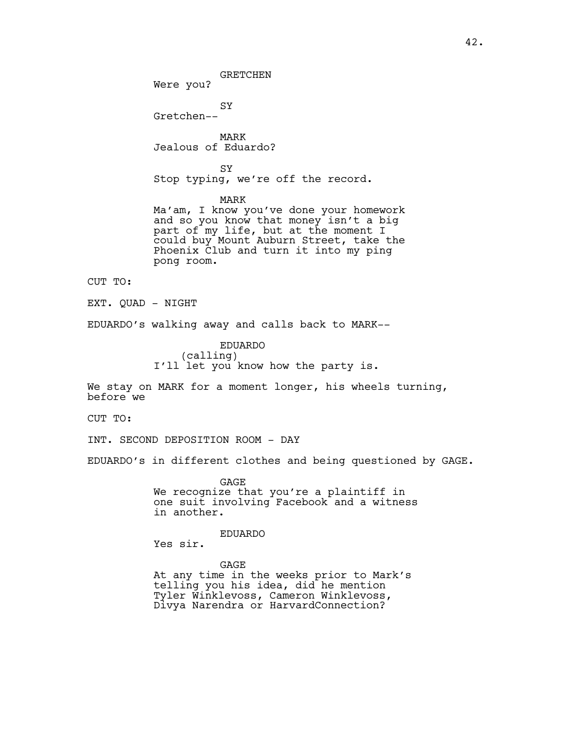GRETCHEN
Were you?

SY
Gretchen--

MARK
Jealous of Eduardo?

SY
Stop typing, we're off the record.

MARK
Ma'am, I know you've done your homework and so you know that money isn't a big part of my life, but at the moment I could buy Mount Auburn Street, take the Phoenix Club and turn it into my ping pong room.

CUT TO:

EXT. QUAD - NIGHT

EDUARDO's walking away and calls back to MARK--

EDUARDO
(calling)
I'll let you know how the party is.

We stay on MARK for a moment longer, his wheels turning, before we

CUT TO:

INT. SECOND DEPOSITION ROOM - DAY

EDUARDO's in different clothes and being questioned by GAGE.

GAGE
We recognize that you're a plaintiff in one suit involving Facebook and a witness in another.

EDUARDO
Yes sir.

GAGE
At any time in the weeks prior to Mark's telling you his idea, did he mention Tyler Winklevoss, Cameron Winklevoss, Divya Narendra or HarvardConnection?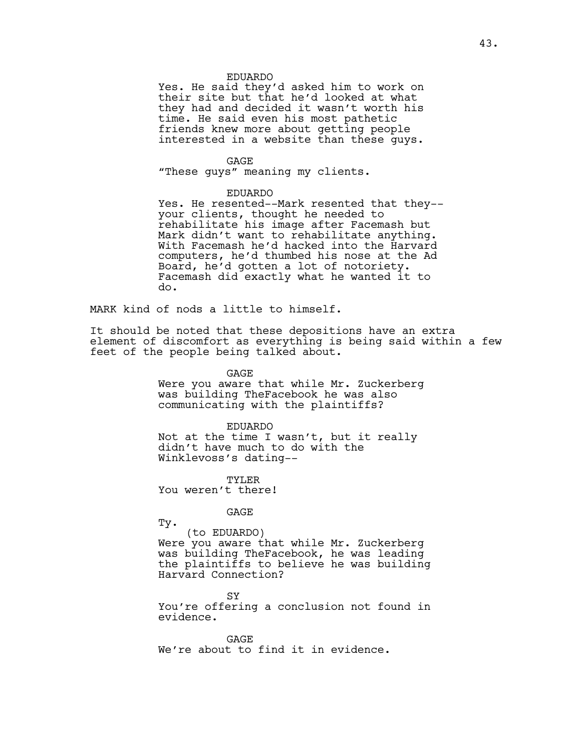EDUARDO
Yes. He said they'd asked him to work on their site but that he'd looked at what they had and decided it wasn't worth his time. He said even his most pathetic friends knew more about getting people interested in a website than these guys.

GAGE
"These guys" meaning my clients.

EDUARDO
Yes. He resented--Mark resented that they--your clients, thought he needed to rehabilitate his image after Facemash but Mark didn't want to rehabilitate anything. With Facemash he'd hacked into the Harvard computers, he'd thumbed his nose at the Ad Board, he'd gotten a lot of notoriety. Facemash did exactly what he wanted it to do.

MARK kind of nods a little to himself.

It should be noted that these depositions have an extra element of discomfort as everything is being said within a few feet of the people being talked about.

GAGE
Were you aware that while Mr. Zuckerberg was building TheFacebook he was also communicating with the plaintiffs?

EDUARDO
Not at the time I wasn't, but it really didn't have much to do with the Winklevoss's dating--

TYLER
You weren't there!

GAGE
Ty.
(to EDUARDO)
Were you aware that while Mr. Zuckerberg was building TheFacebook, he was leading the plaintiffs to believe he was building Harvard Connection?

SY
You're offering a conclusion not found in evidence.

GAGE
We're about to find it in evidence.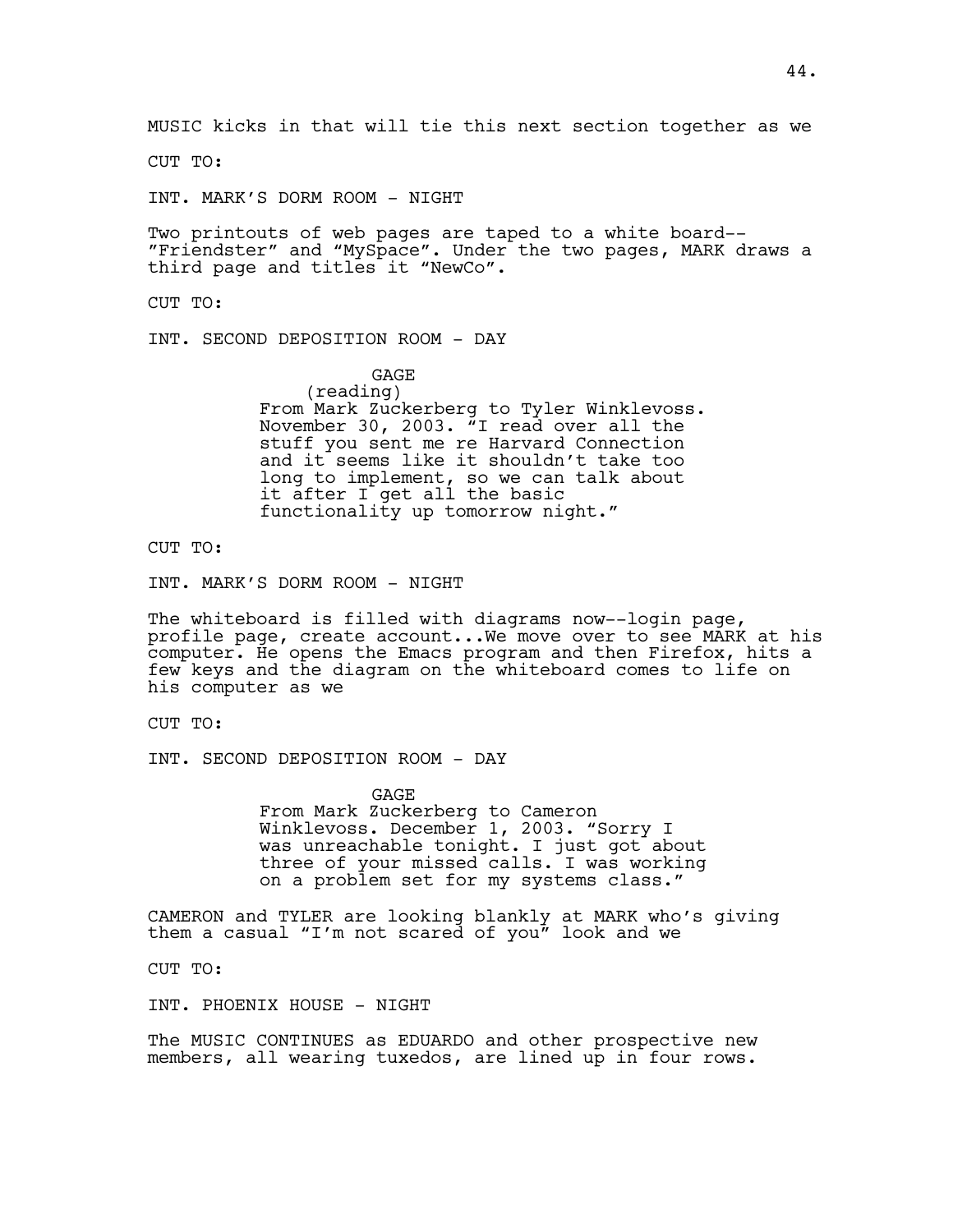MUSIC kicks in that will tie this next section together as we

CUT TO:

INT. MARK'S DORM ROOM - NIGHT

Two printouts of web pages are taped to a white board-- "Friendster" and "MySpace". Under the two pages, MARK draws a third page and titles it "NewCo".

CUT TO:

INT. SECOND DEPOSITION ROOM - DAY

GAGE
(reading)
From Mark Zuckerberg to Tyler Winklevoss. November 30, 2003. "I read over all the stuff you sent me re Harvard Connection and it seems like it shouldn't take too long to implement, so we can talk about it after I get all the basic functionality up tomorrow night."

CUT TO:

INT. MARK'S DORM ROOM - NIGHT

The whiteboard is filled with diagrams now--login page, profile page, create account...We move over to see MARK at his computer. He opens the Emacs program and then Firefox, hits a few keys and the diagram on the whiteboard comes to life on his computer as we

CUT TO:

INT. SECOND DEPOSITION ROOM - DAY

GAGE
From Mark Zuckerberg to Cameron Winklevoss. December 1, 2003. "Sorry I was unreachable tonight. I just got about three of your missed calls. I was working on a problem set for my systems class."

CAMERON and TYLER are looking blankly at MARK who's giving them a casual "I'm not scared of you" look and we

CUT TO:

INT. PHOENIX HOUSE - NIGHT

The MUSIC CONTINUES as EDUARDO and other prospective new members, all wearing tuxedos, are lined up in four rows.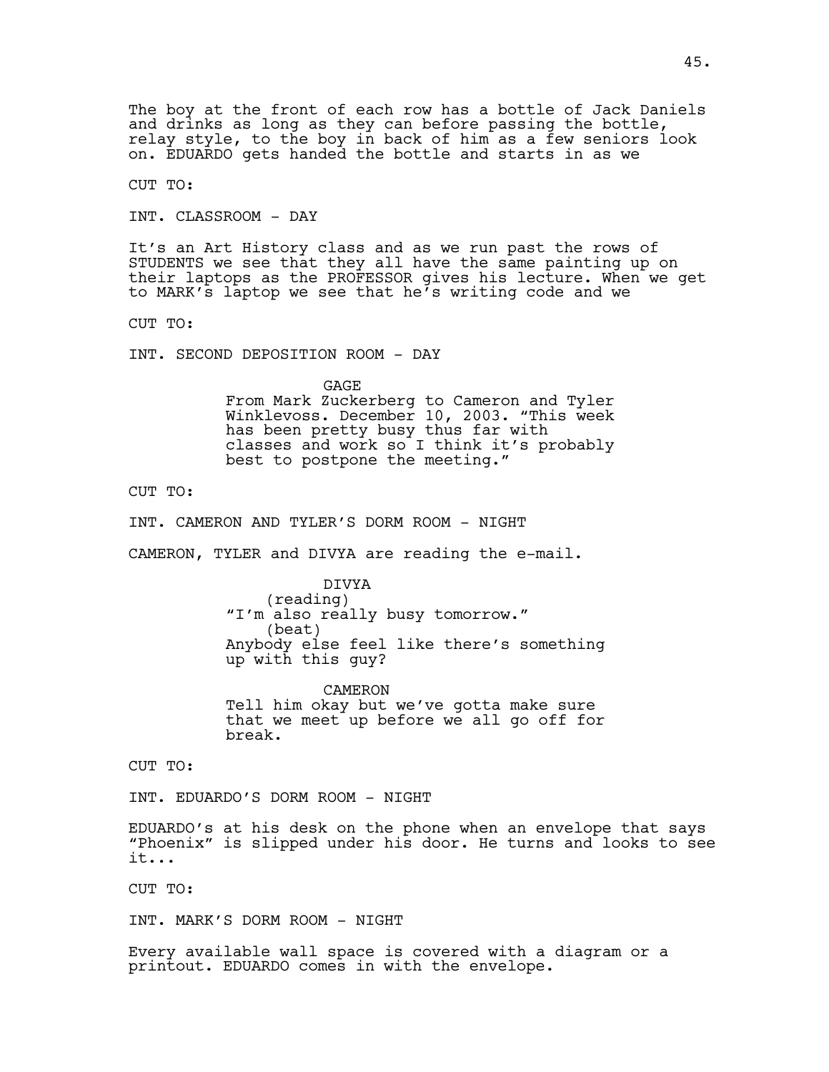The boy at the front of each row has a bottle of Jack Daniels and drinks as long as they can before passing the bottle, relay style, to the boy in back of him as a few seniors look on. EDUARDO gets handed the bottle and starts in as we

CUT TO:

INT. CLASSROOM - DAY

It's an Art History class and as we run past the rows of STUDENTS we see that they all have the same painting up on their laptops as the PROFESSOR gives his lecture. When we get to MARK's laptop we see that he's writing code and we

CUT TO:

INT. SECOND DEPOSITION ROOM - DAY

GAGE
From Mark Zuckerberg to Cameron and Tyler Winklevoss. December 10, 2003. "This week has been pretty busy thus far with classes and work so I think it's probably best to postpone the meeting."

CUT TO:

INT. CAMERON AND TYLER'S DORM ROOM - NIGHT

CAMERON, TYLER and DIVYA are reading the e-mail.

DIVYA
(reading)
"I'm also really busy tomorrow."
(beat)
Anybody else feel like there's something up with this guy?

CAMERON
Tell him okay but we've gotta make sure that we meet up before we all go off for break.

CUT TO:

INT. EDUARDO'S DORM ROOM - NIGHT

EDUARDO's at his desk on the phone when an envelope that says "Phoenix" is slipped under his door. He turns and looks to see it...

CUT TO:

INT. MARK'S DORM ROOM - NIGHT

Every available wall space is covered with a diagram or a printout. EDUARDO comes in with the envelope.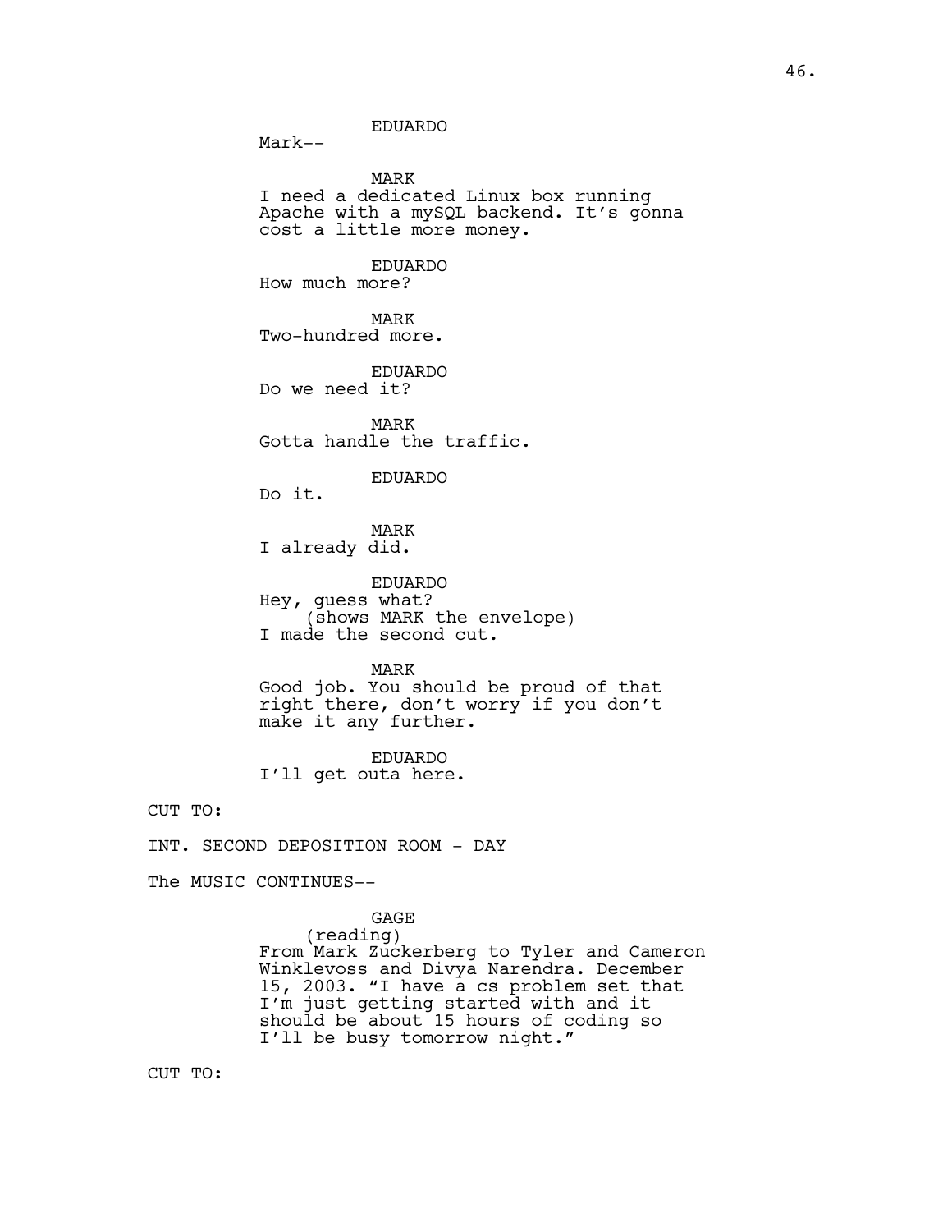EDUARDO
Mark--

MARK
I need a dedicated Linux box running Apache with a mySQL backend. It's gonna cost a little more money.

EDUARDO
How much more?

MARK
Two-hundred more.

EDUARDO
Do we need it?

MARK
Gotta handle the traffic.

EDUARDO
Do it.

MARK
I already did.

EDUARDO
Hey, guess what?
(shows MARK the envelope)
I made the second cut.

MARK
Good job. You should be proud of that right there, don't worry if you don't make it any further.

EDUARDO
I'll get outa here.

CUT TO:

INT. SECOND DEPOSITION ROOM - DAY

The MUSIC CONTINUES--

GAGE
(reading)
From Mark Zuckerberg to Tyler and Cameron Winklevoss and Divya Narendra. December 15, 2003. "I have a cs problem set that I'm just getting started with and it should be about 15 hours of coding so I'll be busy tomorrow night."

CUT TO: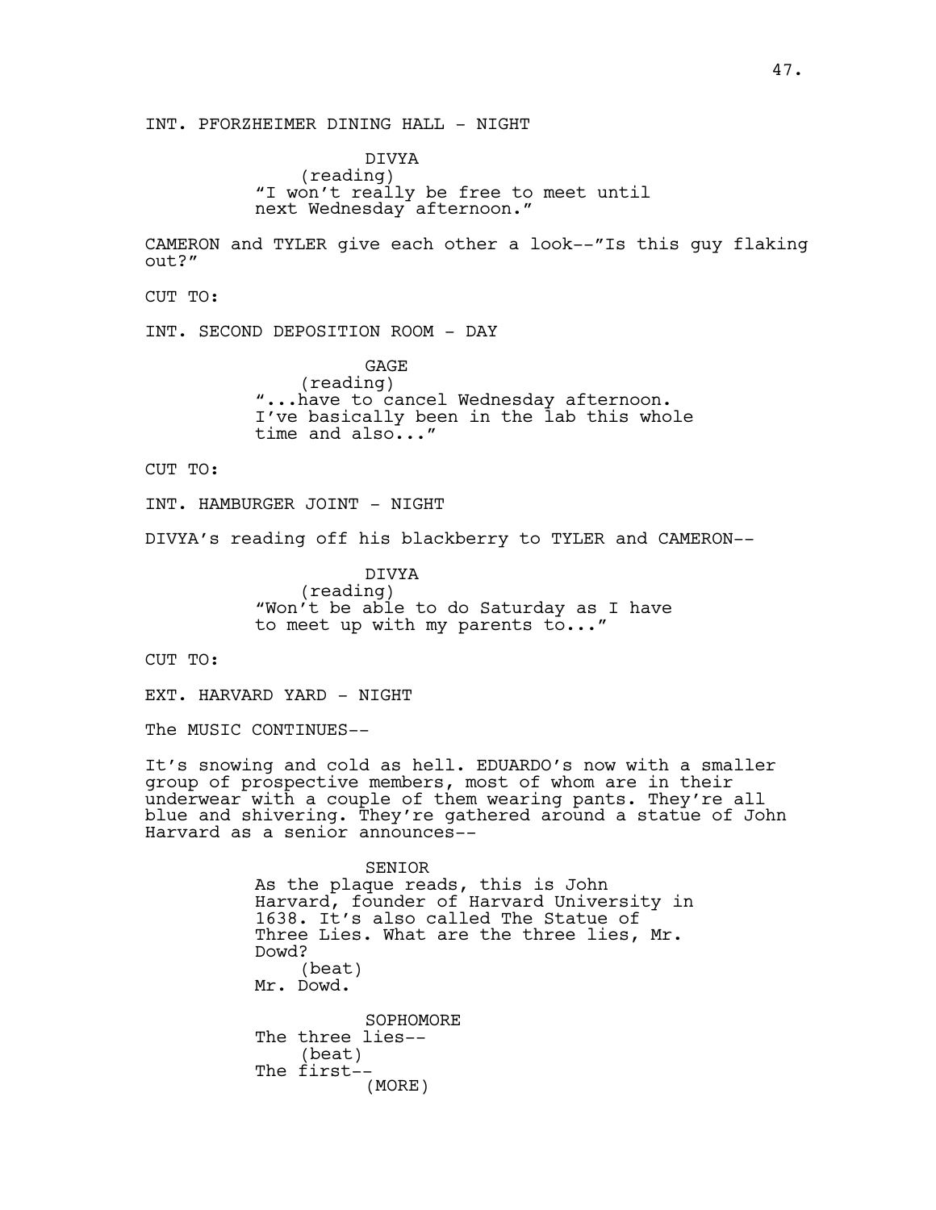INT. PFORZHEIMER DINING HALL - NIGHT

DIVYA
(reading)
"I won't really be free to meet until next Wednesday afternoon."

CAMERON and TYLER give each other a look--"Is this guy flaking out?"

CUT TO:

INT. SECOND DEPOSITION ROOM - DAY

GAGE
(reading)
"...have to cancel Wednesday afternoon. I've basically been in the lab this whole time and also..."

CUT TO:

INT. HAMBURGER JOINT - NIGHT

DIVYA's reading off his blackberry to TYLER and CAMERON--

DIVYA
(reading)
"Won't be able to do Saturday as I have to meet up with my parents to..."

CUT TO:

EXT. HARVARD YARD - NIGHT

The MUSIC CONTINUES--

It's snowing and cold as hell. EDUARDO's now with a smaller group of prospective members, most of whom are in their underwear with a couple of them wearing pants. They're all blue and shivering. They're gathered around a statue of John Harvard as a senior announces--

SENIOR
As the plaque reads, this is John Harvard, founder of Harvard University in 1638. It's also called The Statue of Three Lies. What are the three lies, Mr. Dowd?
(beat)
Mr. Dowd.

SOPHOMORE
The three lies--
(beat)
The first--
(MORE)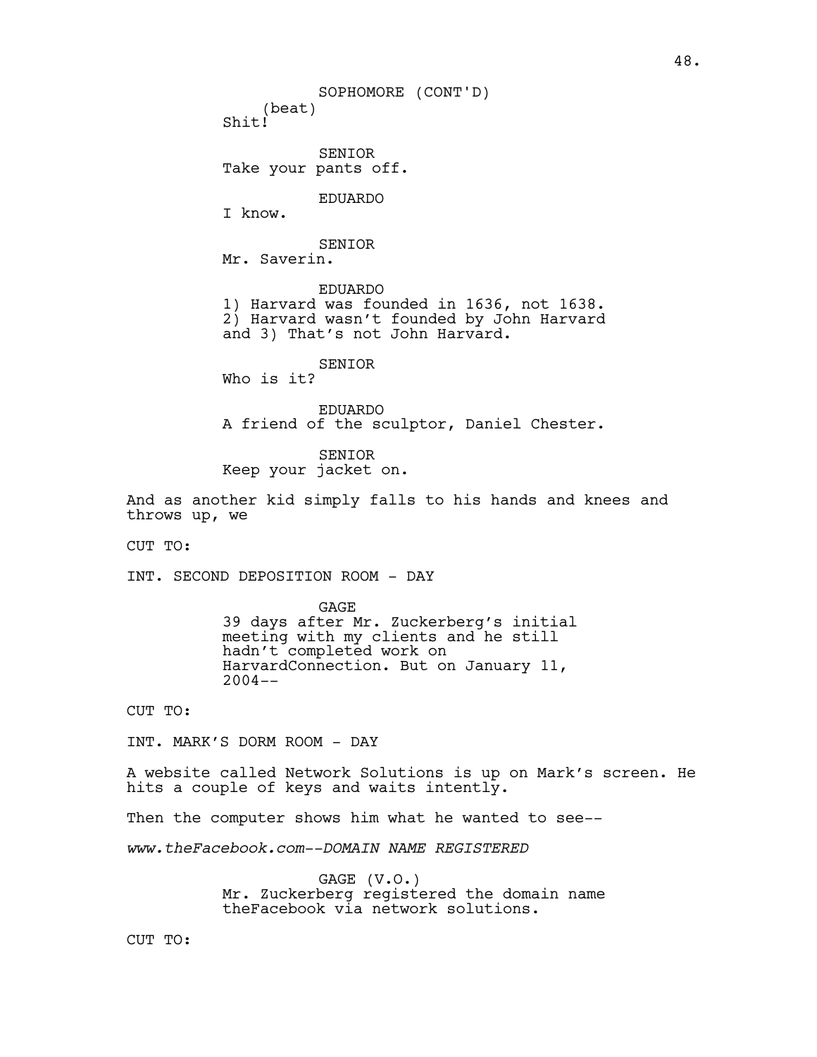SOPHOMORE (CONT'D)
(beat)
Shit!

SENIOR
Take your pants off.

EDUARDO
I know.

SENIOR
Mr. Saverin.

EDUARDO
1) Harvard was founded in 1636, not 1638.
2) Harvard wasn't founded by John Harvard
and 3) That's not John Harvard.

SENIOR
Who is it?

EDUARDO
A friend of the sculptor, Daniel Chester.

SENIOR
Keep your jacket on.

And as another kid simply falls to his hands and knees and throws up, we

CUT TO:

INT. SECOND DEPOSITION ROOM - DAY

GAGE
39 days after Mr. Zuckerberg's initial meeting with my clients and he still hadn't completed work on HarvardConnection. But on January 11, 2004--

CUT TO:

INT. MARK'S DORM ROOM - DAY

A website called Network Solutions is up on Mark's screen. He hits a couple of keys and waits intently.

Then the computer shows him what he wanted to see--

*www.theFacebook.com--DOMAIN NAME REGISTERED*

GAGE (V.O.)
Mr. Zuckerberg registered the domain name theFacebook via network solutions.

CUT TO: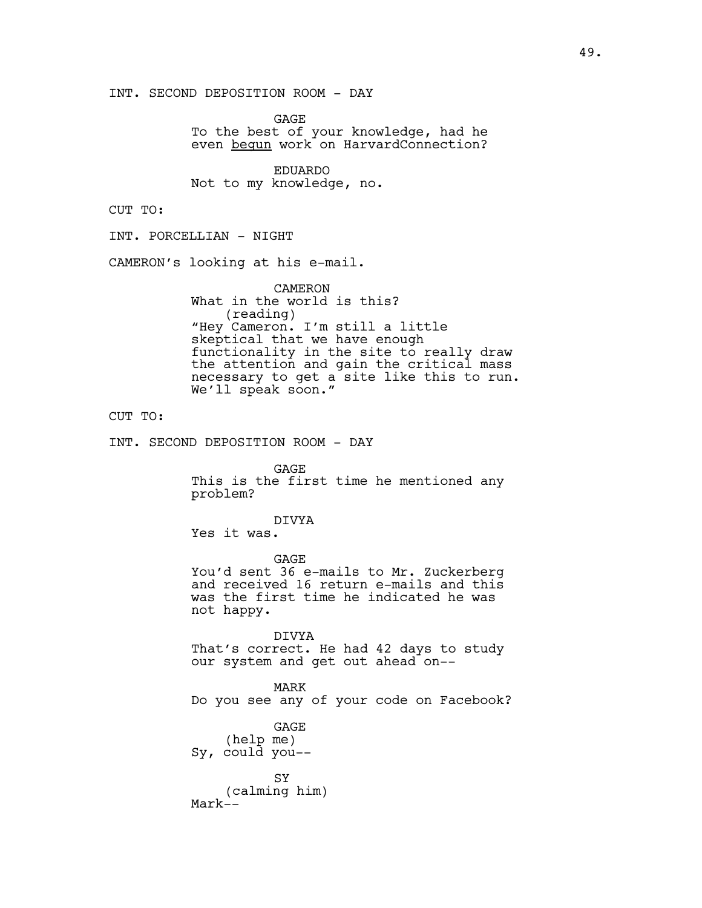INT. SECOND DEPOSITION ROOM - DAY

GAGE
To the best of your knowledge, had he even <u>begun</u> work on HarvardConnection?

EDUARDO
Not to my knowledge, no.

CUT TO:

INT. PORCELLIAN - NIGHT

CAMERON's looking at his e-mail.

CAMERON
What in the world is this?
(reading)
"Hey Cameron. I'm still a little skeptical that we have enough functionality in the site to really draw the attention and gain the critical mass necessary to get a site like this to run. We'll speak soon."

CUT TO:

INT. SECOND DEPOSITION ROOM - DAY

GAGE
This is the first time he mentioned any problem?

DIVYA
Yes it was.

GAGE
You'd sent 36 e-mails to Mr. Zuckerberg and received 16 return e-mails and this was the first time he indicated he was not happy.

DIVYA
That's correct. He had 42 days to study our system and get out ahead on--

MARK
Do you see any of your code on Facebook?

GAGE
(help me)
Sy, could you--

SY
(calming him)
Mark--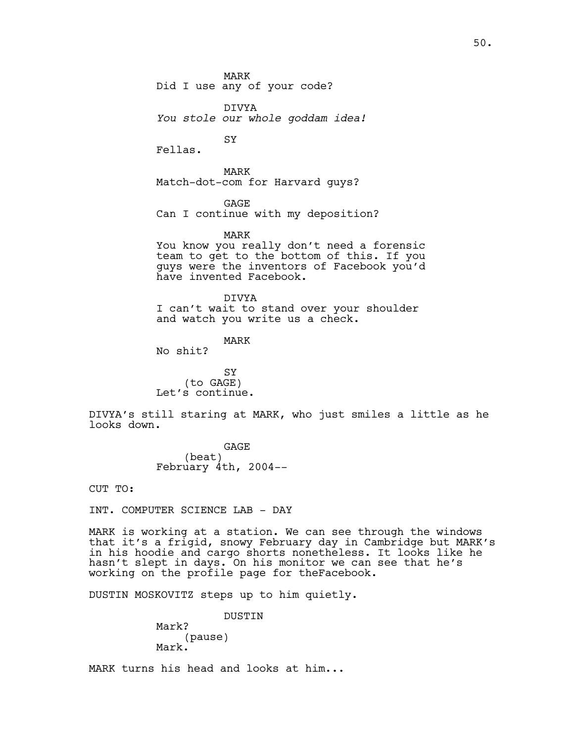MARK
Did I use any of your code?

DIVYA
*You stole our whole goddam idea!*

SY
Fellas.

MARK
Match-dot-com for Harvard guys?

GAGE
Can I continue with my deposition?

MARK
You know you really don't need a forensic team to get to the bottom of this. If you guys were the inventors of Facebook you'd have invented Facebook.

DIVYA
I can't wait to stand over your shoulder and watch you write us a check.

MARK
No shit?

SY
(to GAGE)
Let's continue.

DIVYA's still staring at MARK, who just smiles a little as he looks down.

GAGE
(beat)
February 4th, 2004--

CUT TO:

INT. COMPUTER SCIENCE LAB - DAY

MARK is working at a station. We can see through the windows that it's a frigid, snowy February day in Cambridge but MARK's in his hoodie and cargo shorts nonetheless. It looks like he hasn't slept in days. On his monitor we can see that he's working on the profile page for theFacebook.

DUSTIN MOSKOVITZ steps up to him quietly.

DUSTIN
Mark?
(pause)
Mark.

MARK turns his head and looks at him...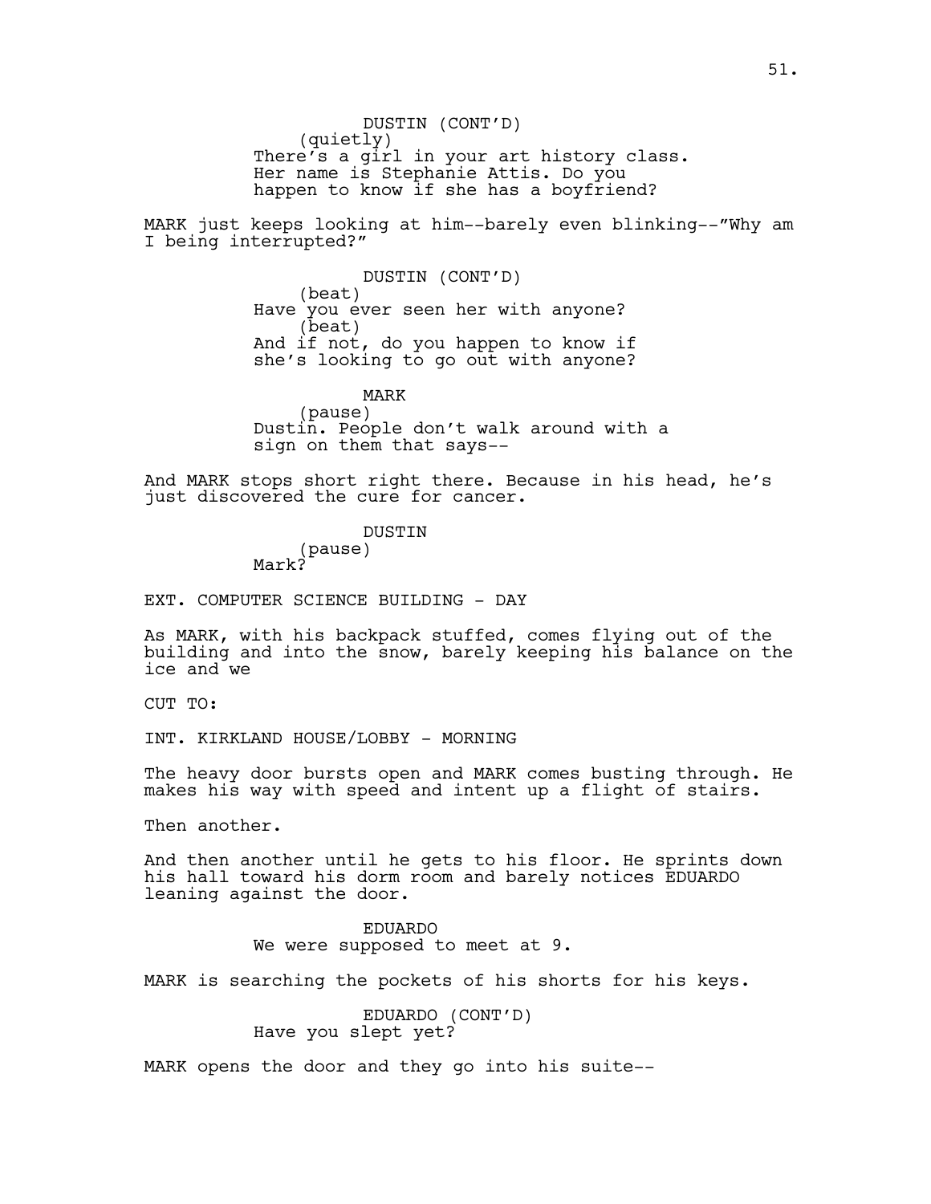DUSTIN (CONT'D)
(quietly)
There's a girl in your art history class. Her name is Stephanie Attis. Do you happen to know if she has a boyfriend?

MARK just keeps looking at him--barely even blinking--"Why am I being interrupted?"

DUSTIN (CONT'D)
(beat)
Have you ever seen her with anyone?
(beat)
And if not, do you happen to know if she's looking to go out with anyone?

MARK
(pause)
Dustin. People don't walk around with a sign on them that says--

And MARK stops short right there. Because in his head, he's just discovered the cure for cancer.

DUSTIN
(pause)
Mark?

EXT. COMPUTER SCIENCE BUILDING - DAY

As MARK, with his backpack stuffed, comes flying out of the building and into the snow, barely keeping his balance on the ice and we

CUT TO:

INT. KIRKLAND HOUSE/LOBBY - MORNING

The heavy door bursts open and MARK comes busting through. He makes his way with speed and intent up a flight of stairs.

Then another.

And then another until he gets to his floor. He sprints down his hall toward his dorm room and barely notices EDUARDO leaning against the door.

EDUARDO
We were supposed to meet at 9.

MARK is searching the pockets of his shorts for his keys.

EDUARDO (CONT'D)
Have you slept yet?

MARK opens the door and they go into his suite--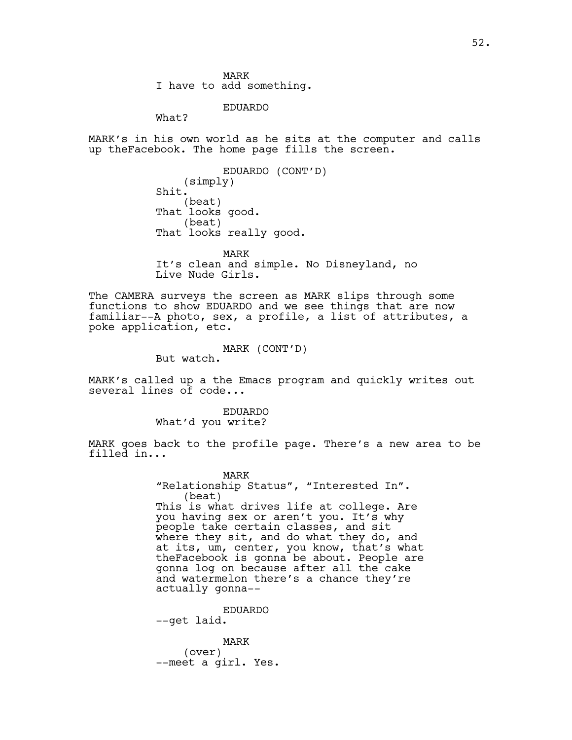MARK
I have to add something.

EDUARDO
What?

MARK's in his own world as he sits at the computer and calls up theFacebook. The home page fills the screen.

EDUARDO (CONT'D)
(simply)
Shit.
(beat)
That looks good.
(beat)
That looks really good.

MARK
It's clean and simple. No Disneyland, no Live Nude Girls.

The CAMERA surveys the screen as MARK slips through some functions to show EDUARDO and we see things that are now familiar--A photo, sex, a profile, a list of attributes, a poke application, etc.

MARK (CONT'D)
But watch.

MARK's called up a the Emacs program and quickly writes out several lines of code...

EDUARDO
What'd you write?

MARK goes back to the profile page. There's a new area to be filled in...

MARK
"Relationship Status", "Interested In".
(beat)
This is what drives life at college. Are you having sex or aren't you. It's why people take certain classes, and sit where they sit, and do what they do, and at its, um, center, you know, that's what theFacebook is gonna be about. People are gonna log on because after all the cake and watermelon there's a chance they're actually gonna--

EDUARDO
--get laid.

MARK
(over)
--meet a girl. Yes.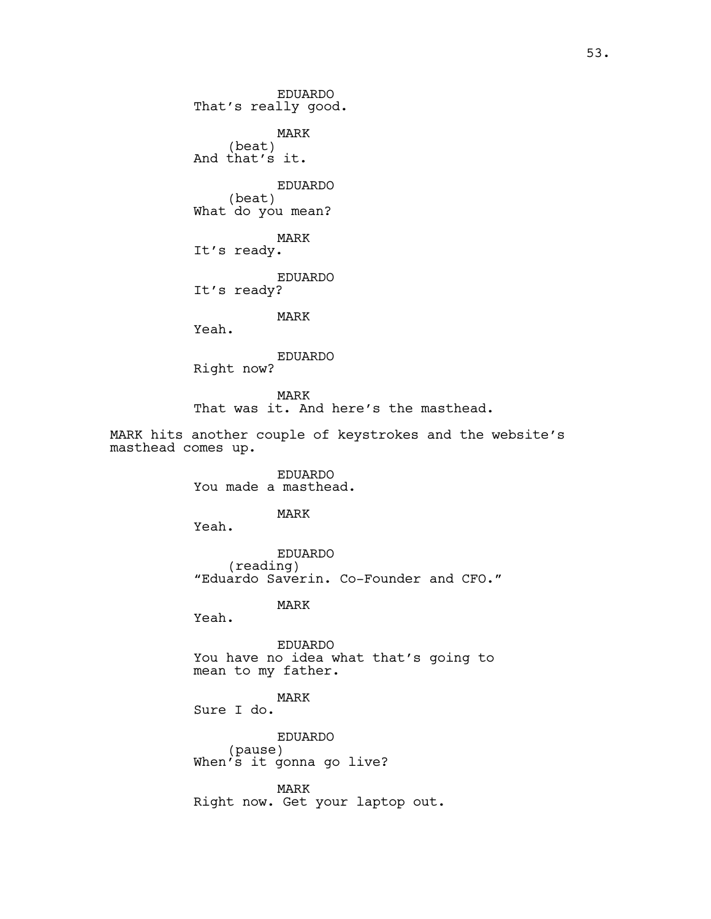EDUARDO
That's really good.

MARK
(beat)
And that's it.

EDUARDO
(beat)
What do you mean?

MARK
It's ready.

EDUARDO
It's ready?

MARK
Yeah.

EDUARDO
Right now?

MARK
That was it. And here's the masthead.

MARK hits another couple of keystrokes and the website's masthead comes up.

EDUARDO
You made a masthead.

MARK
Yeah.

EDUARDO
(reading)
"Eduardo Saverin. Co-Founder and CFO."

MARK
Yeah.

EDUARDO
You have no idea what that's going to mean to my father.

MARK
Sure I do.

EDUARDO
(pause)
When's it gonna go live?

MARK
Right now. Get your laptop out.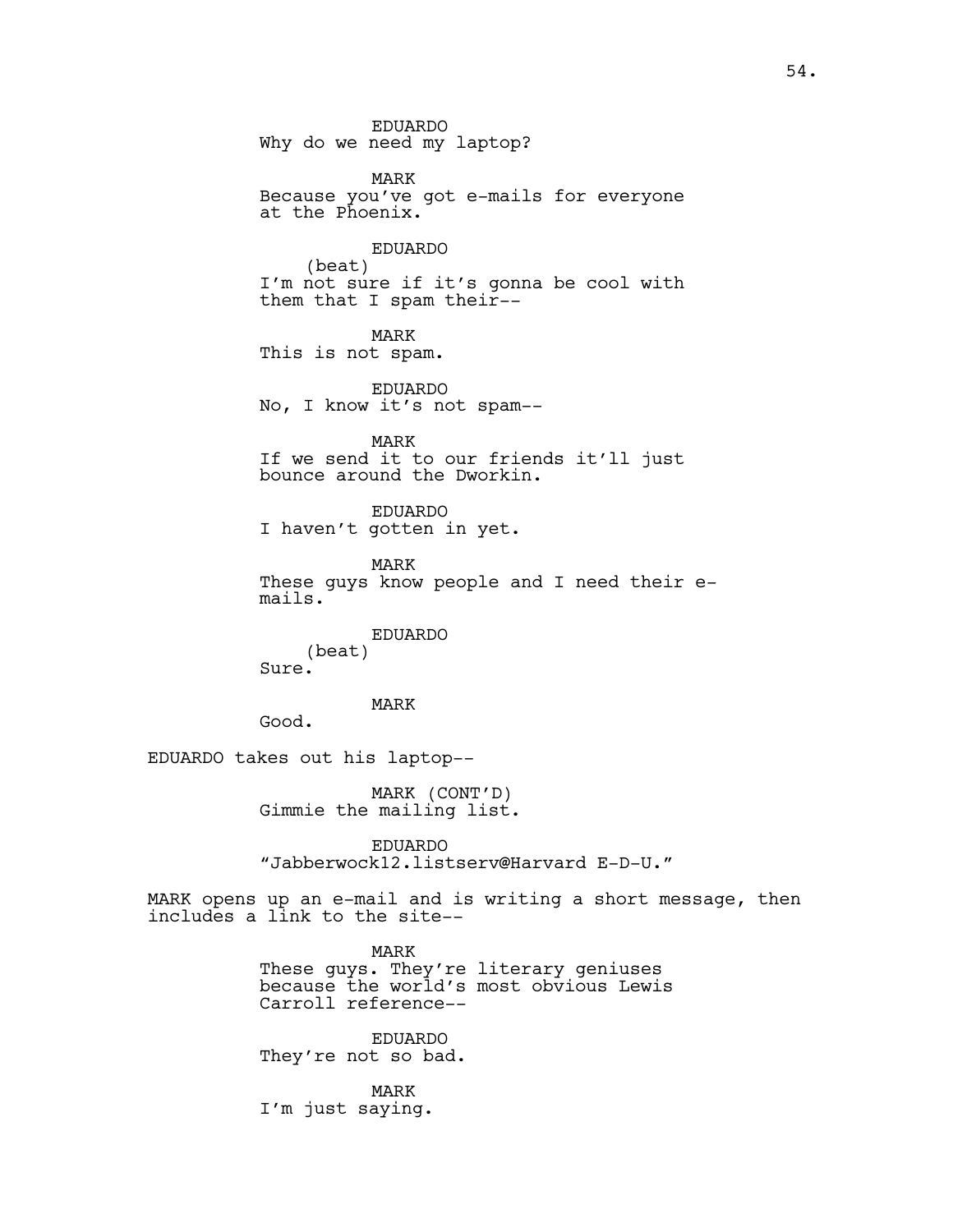EDUARDO
Why do we need my laptop?

MARK
Because you've got e-mails for everyone at the Phoenix.

EDUARDO
(beat)
I'm not sure if it's gonna be cool with them that I spam their--

MARK
This is not spam.

EDUARDO
No, I know it's not spam--

MARK
If we send it to our friends it'll just bounce around the Dworkin.

EDUARDO
I haven't gotten in yet.

MARK
These guys know people and I need their e-mails.

EDUARDO
(beat)
Sure.

MARK
Good.

EDUARDO takes out his laptop--

MARK (CONT'D)
Gimmie the mailing list.

EDUARDO
"Jabberwock12.listserv@Harvard E-D-U."

MARK opens up an e-mail and is writing a short message, then includes a link to the site--

MARK
These guys. They're literary geniuses because the world's most obvious Lewis Carroll reference--

EDUARDO
They're not so bad.

MARK
I'm just saying.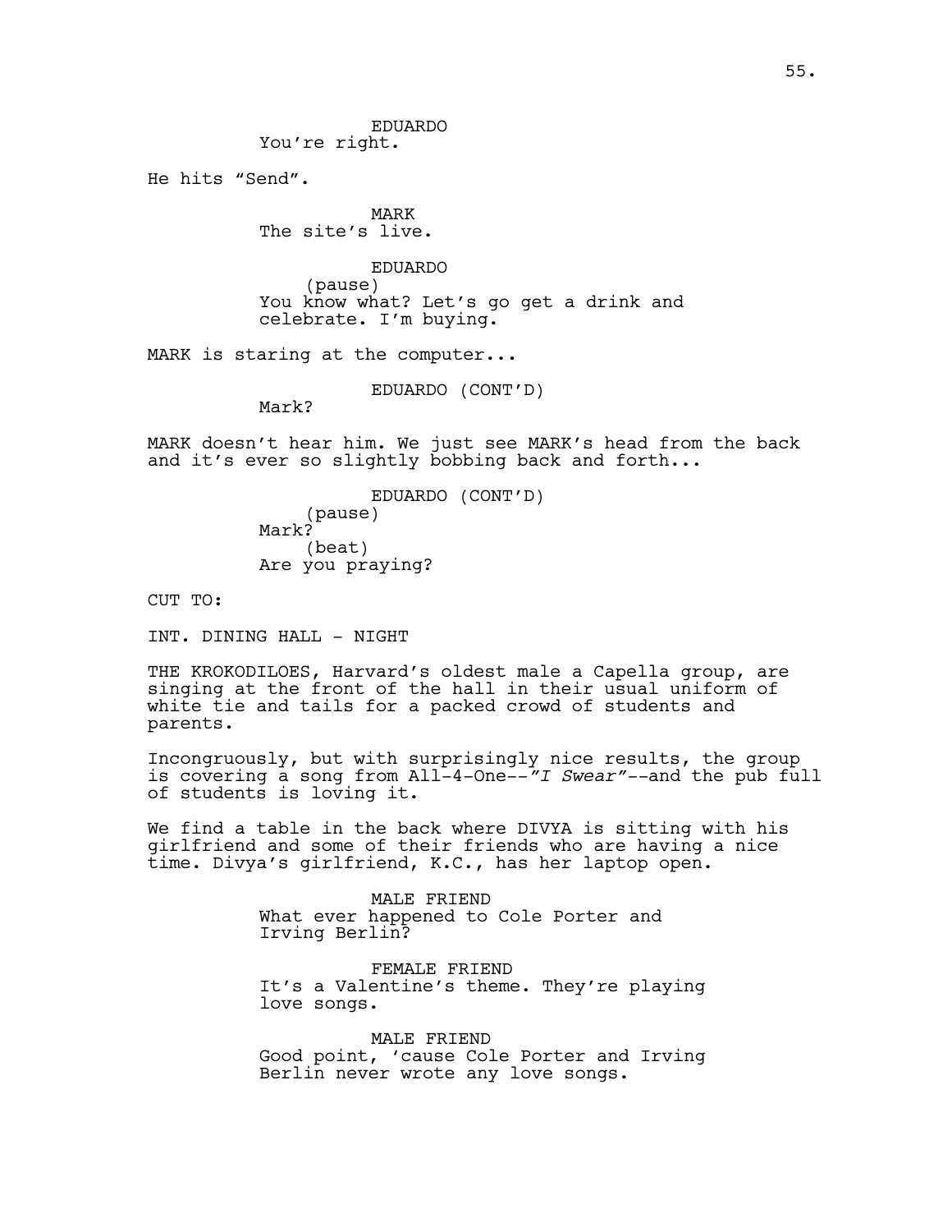EDUARDO
You're right.

He hits "Send".

MARK
The site's live.

EDUARDO
(pause)
You know what? Let's go get a drink and celebrate. I'm buying.

MARK is staring at the computer...

EDUARDO (CONT'D)
Mark?

MARK doesn't hear him. We just see MARK's head from the back and it's ever so slightly bobbing back and forth...

EDUARDO (CONT'D)
(pause)
Mark?
(beat)
Are you praying?

CUT TO:

INT. DINING HALL - NIGHT

THE KROKODILOES, Harvard's oldest male a Capella group, are singing at the front of the hall in their usual uniform of white tie and tails for a packed crowd of students and parents.

Incongruously, but with surprisingly nice results, the group is covering a song from All-4-One--*"I Swear"*--and the pub full of students is loving it.

We find a table in the back where DIVYA is sitting with his girlfriend and some of their friends who are having a nice time. Divya's girlfriend, K.C., has her laptop open.

MALE FRIEND
What ever happened to Cole Porter and Irving Berlin?

FEMALE FRIEND
It's a Valentine's theme. They're playing love songs.

MALE FRIEND
Good point, 'cause Cole Porter and Irving Berlin never wrote any love songs.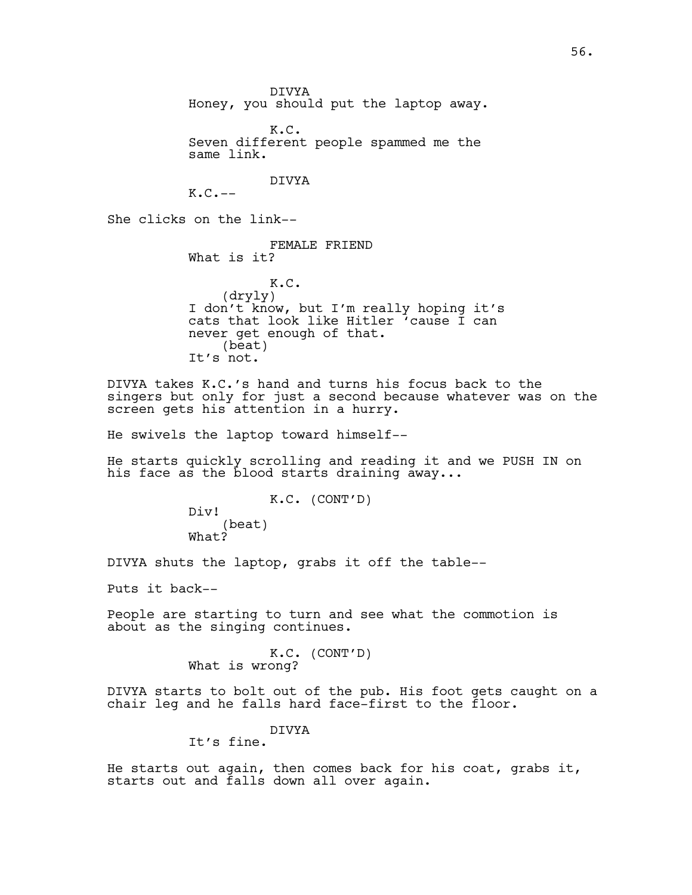DIVYA
Honey, you should put the laptop away.

K.C.
Seven different people spammed me the same link.

DIVYA
K.C.--

She clicks on the link--

FEMALE FRIEND
What is it?

K.C.
(dryly)
I don't know, but I'm really hoping it's cats that look like Hitler 'cause I can never get enough of that.
(beat)
It's not.

DIVYA takes K.C.'s hand and turns his focus back to the singers but only for just a second because whatever was on the screen gets his attention in a hurry.

He swivels the laptop toward himself--

He starts quickly scrolling and reading it and we PUSH IN on his face as the blood starts draining away...

K.C. (CONT'D)
Div!
(beat)
What?

DIVYA shuts the laptop, grabs it off the table--

Puts it back--

People are starting to turn and see what the commotion is about as the singing continues.

K.C. (CONT'D)
What is wrong?

DIVYA starts to bolt out of the pub. His foot gets caught on a chair leg and he falls hard face-first to the floor.

DIVYA
It's fine.

He starts out again, then comes back for his coat, grabs it, starts out and falls down all over again.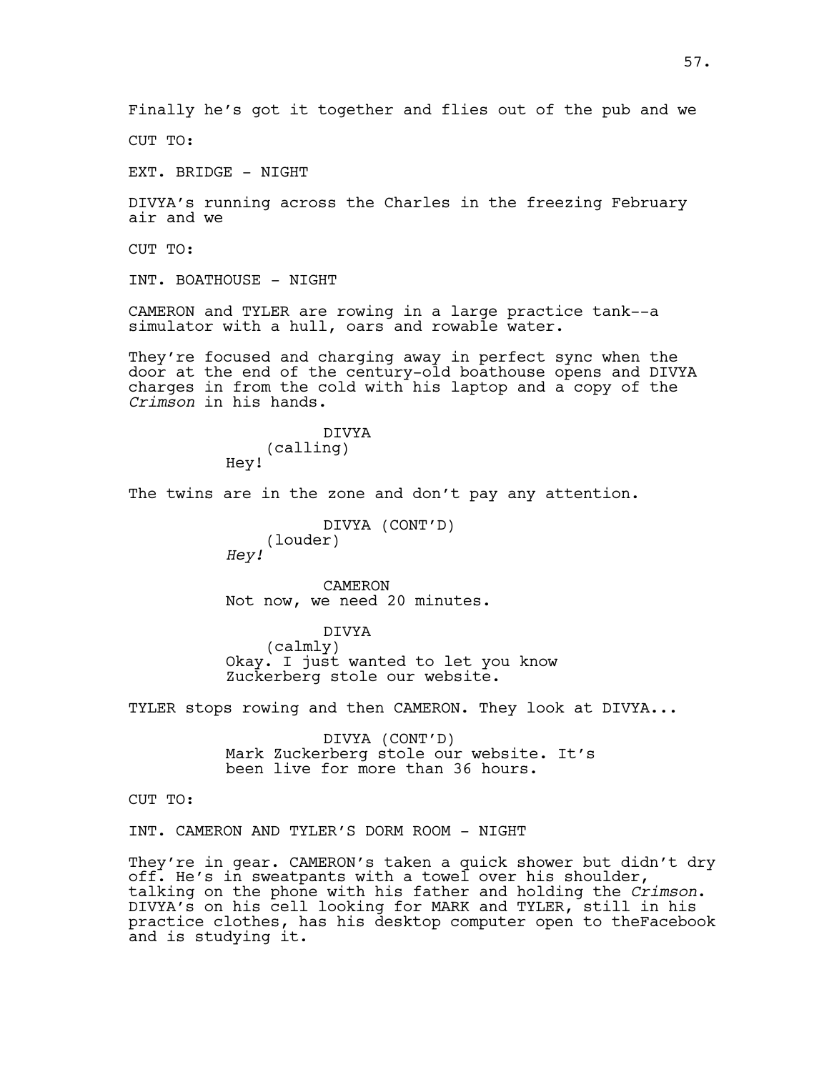Finally he's got it together and flies out of the pub and we

CUT TO:

EXT. BRIDGE - NIGHT

DIVYA's running across the Charles in the freezing February air and we

CUT TO:

INT. BOATHOUSE - NIGHT

CAMERON and TYLER are rowing in a large practice tank--a simulator with a hull, oars and rowable water.

They're focused and charging away in perfect sync when the door at the end of the century-old boathouse opens and DIVYA charges in from the cold with his laptop and a copy of the *Crimson* in his hands.

DIVYA
(calling)
Hey!

The twins are in the zone and don't pay any attention.

DIVYA (CONT'D)
(louder)
*Hey!*

CAMERON
Not now, we need 20 minutes.

DIVYA
(calmly)
Okay. I just wanted to let you know Zuckerberg stole our website.

TYLER stops rowing and then CAMERON. They look at DIVYA...

DIVYA (CONT'D)
Mark Zuckerberg stole our website. It's been live for more than 36 hours.

CUT TO:

INT. CAMERON AND TYLER'S DORM ROOM - NIGHT

They're in gear. CAMERON's taken a quick shower but didn't dry off. He's in sweatpants with a towel over his shoulder, talking on the phone with his father and holding the *Crimson*. DIVYA's on his cell looking for MARK and TYLER, still in his practice clothes, has his desktop computer open to theFacebook and is studying it.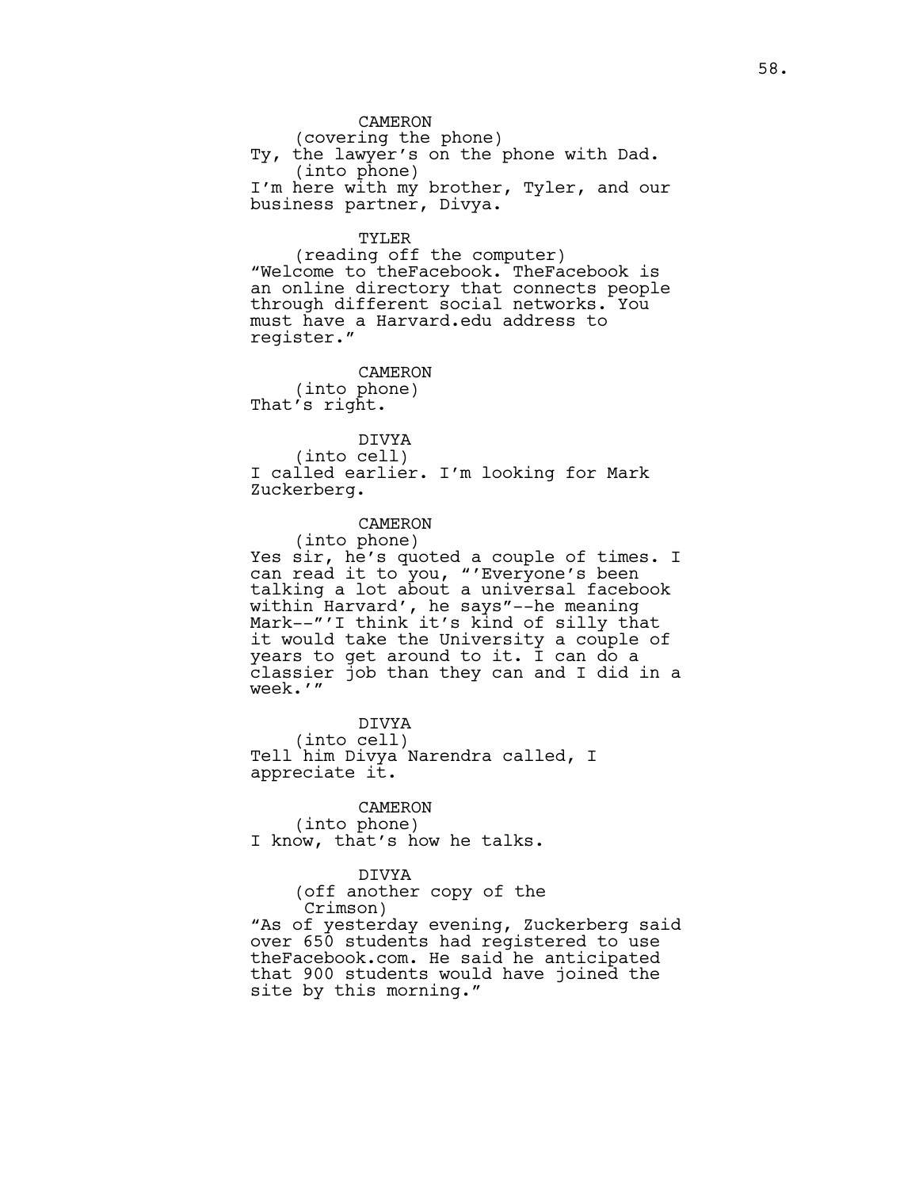CAMERON
(covering the phone)
Ty, the lawyer's on the phone with Dad.
(into phone)
I'm here with my brother, Tyler, and our business partner, Divya.

TYLER
(reading off the computer)
"Welcome to theFacebook. TheFacebook is an online directory that connects people through different social networks. You must have a Harvard.edu address to register."

CAMERON
(into phone)
That's right.

DIVYA
(into cell)
I called earlier. I'm looking for Mark Zuckerberg.

CAMERON
(into phone)
Yes sir, he's quoted a couple of times. I can read it to you, "'Everyone's been talking a lot about a universal facebook within Harvard', he says"--he meaning Mark--"'I think it's kind of silly that it would take the University a couple of years to get around to it. I can do a classier job than they can and I did in a week.'"

DIVYA
(into cell)
Tell him Divya Narendra called, I appreciate it.

CAMERON
(into phone)
I know, that's how he talks.

DIVYA
(off another copy of the Crimson)
"As of yesterday evening, Zuckerberg said over 650 students had registered to use theFacebook.com. He said he anticipated that 900 students would have joined the site by this morning."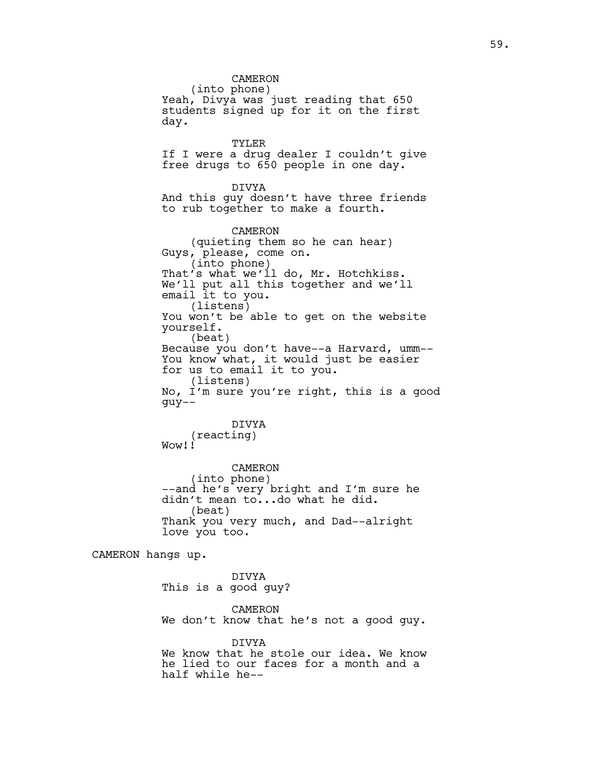CAMERON
(into phone)
Yeah, Divya was just reading that 650 students signed up for it on the first day.

TYLER
If I were a drug dealer I couldn't give free drugs to 650 people in one day.

DIVYA
And this guy doesn't have three friends to rub together to make a fourth.

CAMERON
(quieting them so he can hear)
Guys, please, come on.
(into phone)
That's what we'll do, Mr. Hotchkiss. We'll put all this together and we'll email it to you.
(listens)
You won't be able to get on the website yourself.
(beat)
Because you don't have--a Harvard, umm-- You know what, it would just be easier for us to email it to you.
(listens)
No, I'm sure you're right, this is a good guy--

DIVYA
(reacting)
Wow!!

CAMERON
(into phone)
--and he's very bright and I'm sure he didn't mean to...do what he did.
(beat)
Thank you very much, and Dad--alright love you too.

CAMERON hangs up.

DIVYA
This is a good guy?

CAMERON
We don't know that he's not a good guy.

DIVYA
We know that he stole our idea. We know he lied to our faces for a month and a half while he--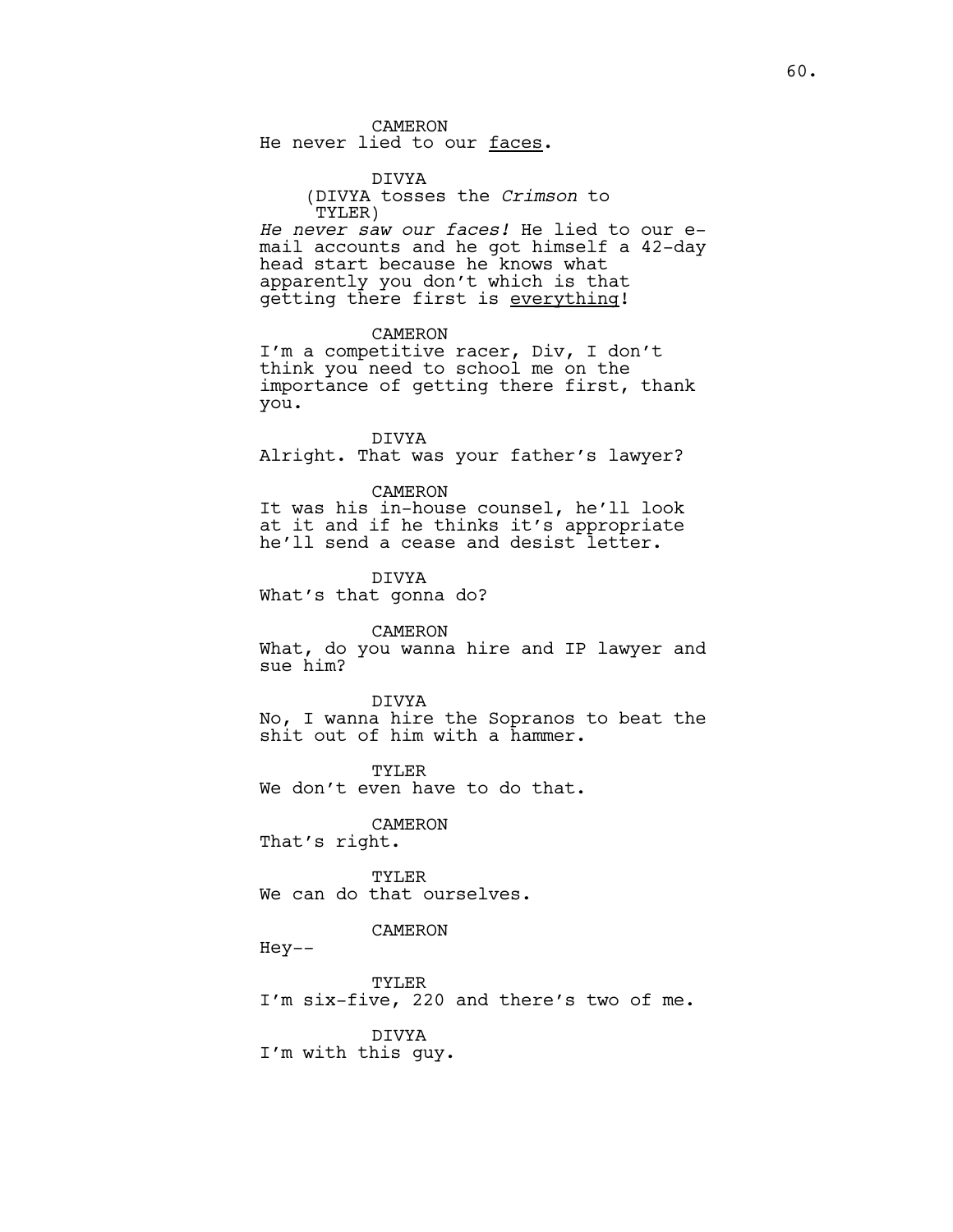CAMERON
He never lied to our faces.

DIVYA
(DIVYA tosses the *Crimson* to TYLER)
*He never saw our faces!* He lied to our e-mail accounts and he got himself a 42-day head start because he knows what apparently you don't which is that getting there first is everything!

CAMERON
I'm a competitive racer, Div, I don't think you need to school me on the importance of getting there first, thank you.

DIVYA
Alright. That was your father's lawyer?

CAMERON
It was his in-house counsel, he'll look at it and if he thinks it's appropriate he'll send a cease and desist letter.

DIVYA
What's that gonna do?

CAMERON
What, do you wanna hire and IP lawyer and sue him?

DIVYA
No, I wanna hire the Sopranos to beat the shit out of him with a hammer.

TYLER
We don't even have to do that.

CAMERON
That's right.

TYLER
We can do that ourselves.

CAMERON
Hey--

TYLER
I'm six-five, 220 and there's two of me.

DIVYA
I'm with this guy.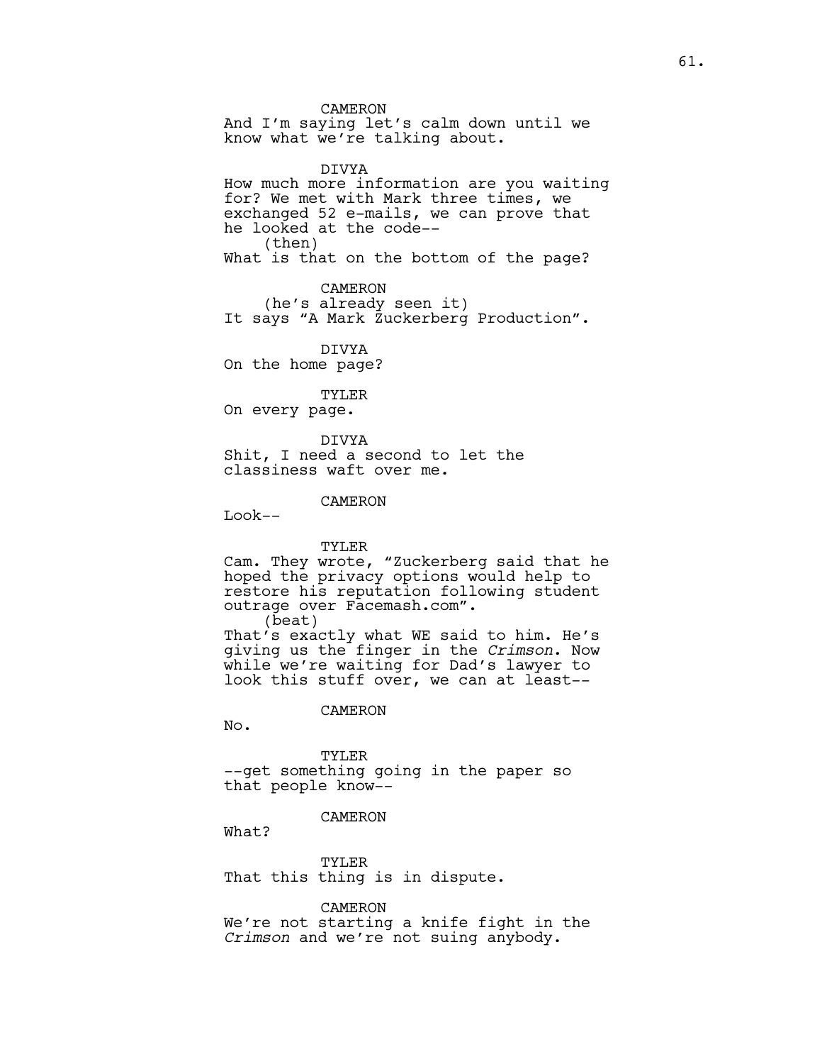CAMERON
And I'm saying let's calm down until we know what we're talking about.

DIVYA
How much more information are you waiting for? We met with Mark three times, we exchanged 52 e-mails, we can prove that he looked at the code--
(then)
What is that on the bottom of the page?

CAMERON
(he's already seen it)
It says "A Mark Zuckerberg Production".

DIVYA
On the home page?

TYLER
On every page.

DIVYA
Shit, I need a second to let the classiness waft over me.

CAMERON
Look--

TYLER
Cam. They wrote, "Zuckerberg said that he hoped the privacy options would help to restore his reputation following student outrage over Facemash.com".
(beat)
That's exactly what WE said to him. He's giving us the finger in the *Crimson*. Now while we're waiting for Dad's lawyer to look this stuff over, we can at least--

CAMERON
No.

TYLER
--get something going in the paper so that people know--

CAMERON
What?

TYLER
That this thing is in dispute.

CAMERON
We're not starting a knife fight in the *Crimson* and we're not suing anybody.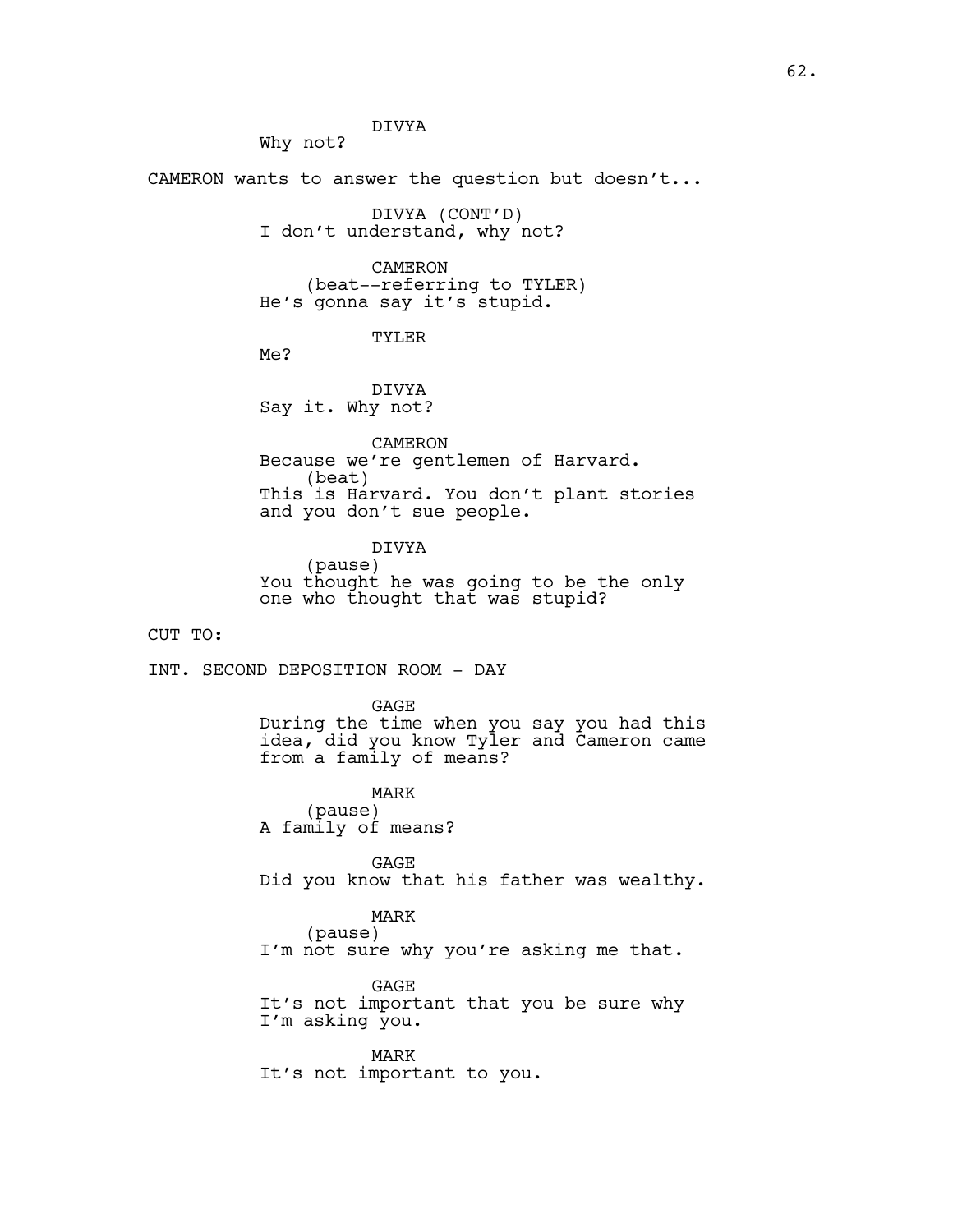DIVYA
Why not?

CAMERON wants to answer the question but doesn't...

DIVYA (CONT'D)
I don't understand, why not?

CAMERON
(beat--referring to TYLER)
He's gonna say it's stupid.

TYLER
Me?

DIVYA
Say it. Why not?

CAMERON
Because we're gentlemen of Harvard.
(beat)
This is Harvard. You don't plant stories and you don't sue people.

DIVYA
(pause)
You thought he was going to be the only one who thought that was stupid?

CUT TO:

INT. SECOND DEPOSITION ROOM - DAY

GAGE
During the time when you say you had this idea, did you know Tyler and Cameron came from a family of means?

MARK
(pause)
A family of means?

GAGE
Did you know that his father was wealthy.

MARK
(pause)
I'm not sure why you're asking me that.

GAGE
It's not important that you be sure why I'm asking you.

MARK
It's not important to you.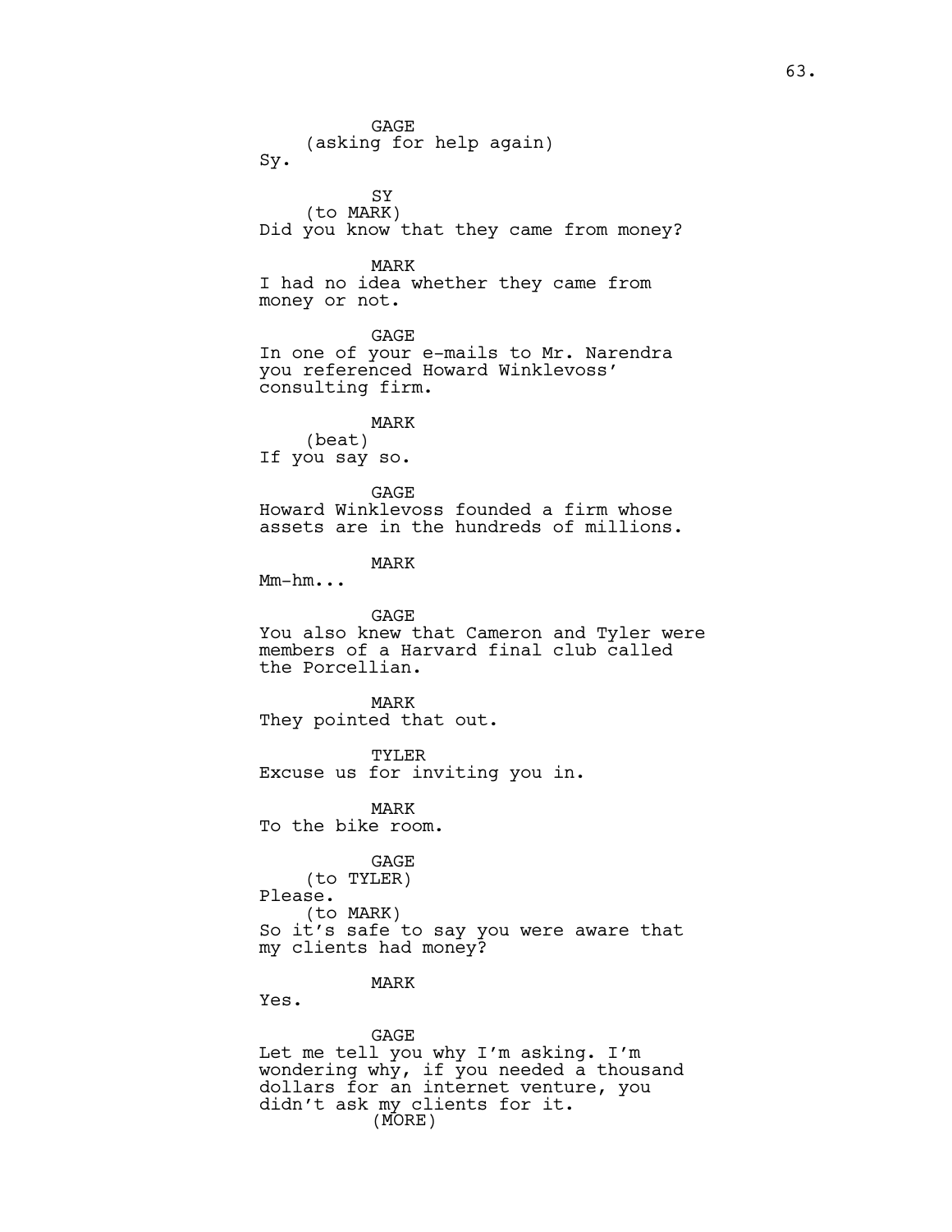GAGE
(asking for help again)
Sy.

SY
(to MARK)
Did you know that they came from money?

MARK
I had no idea whether they came from money or not.

GAGE
In one of your e-mails to Mr. Narendra you referenced Howard Winklevoss' consulting firm.

MARK
(beat)
If you say so.

GAGE
Howard Winklevoss founded a firm whose assets are in the hundreds of millions.

MARK
Mm-hm...

GAGE
You also knew that Cameron and Tyler were members of a Harvard final club called the Porcellian.

MARK
They pointed that out.

TYLER
Excuse us for inviting you in.

MARK
To the bike room.

GAGE
(to TYLER)
Please.
(to MARK)
So it's safe to say you were aware that my clients had money?

MARK
Yes.

GAGE
Let me tell you why I'm asking. I'm wondering why, if you needed a thousand dollars for an internet venture, you didn't ask my clients for it.
(MORE)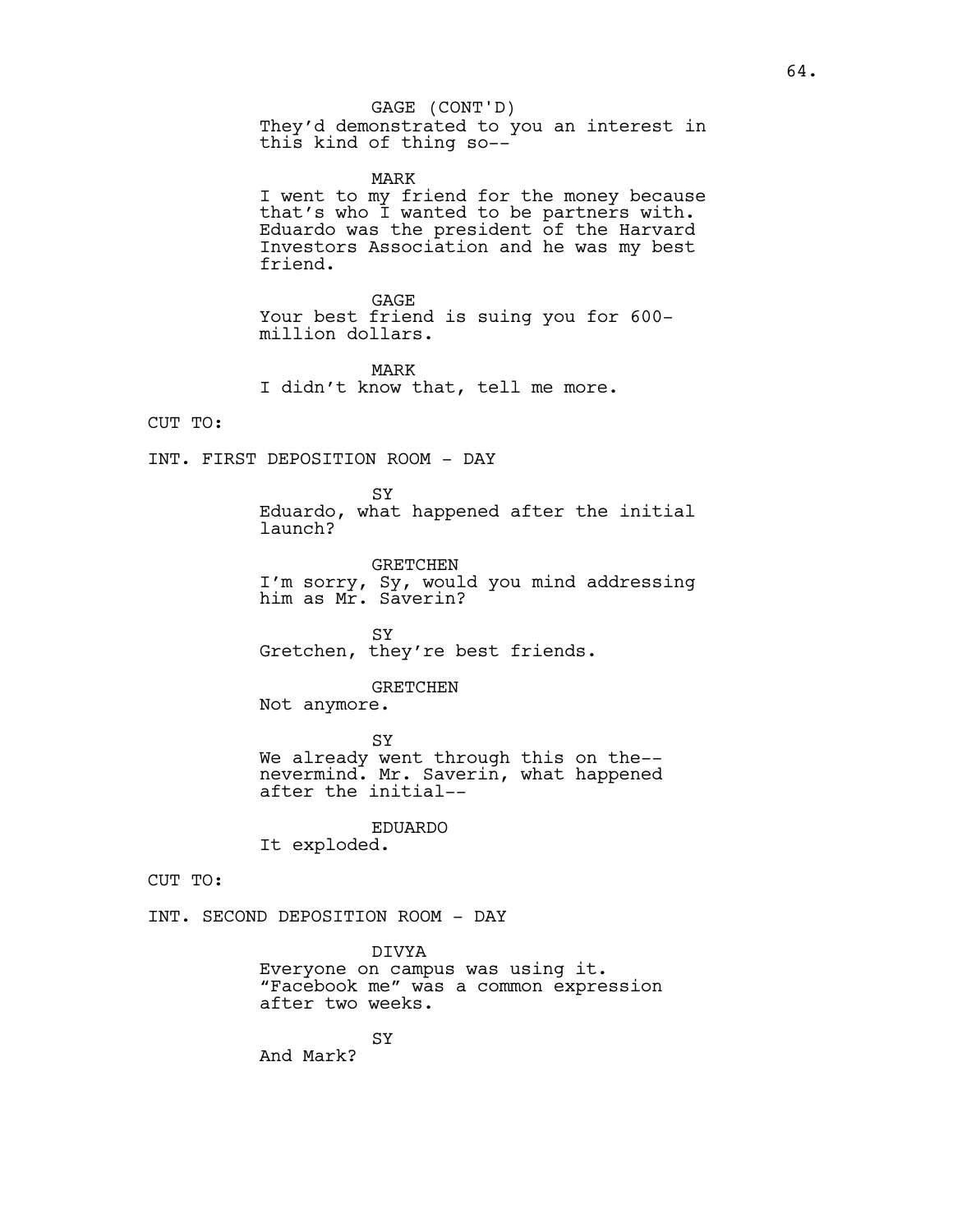GAGE (CONT'D)
They'd demonstrated to you an interest in this kind of thing so--

MARK
I went to my friend for the money because that's who I wanted to be partners with. Eduardo was the president of the Harvard Investors Association and he was my best friend.

GAGE
Your best friend is suing you for 600-million dollars.

MARK
I didn't know that, tell me more.

CUT TO:

INT. FIRST DEPOSITION ROOM - DAY

SY
Eduardo, what happened after the initial launch?

GRETCHEN
I'm sorry, Sy, would you mind addressing him as Mr. Saverin?

SY
Gretchen, they're best friends.

GRETCHEN
Not anymore.

SY
We already went through this on the-- nevermind. Mr. Saverin, what happened after the initial--

EDUARDO
It exploded.

CUT TO:

INT. SECOND DEPOSITION ROOM - DAY

DIVYA
Everyone on campus was using it. "Facebook me" was a common expression after two weeks.

SY
And Mark?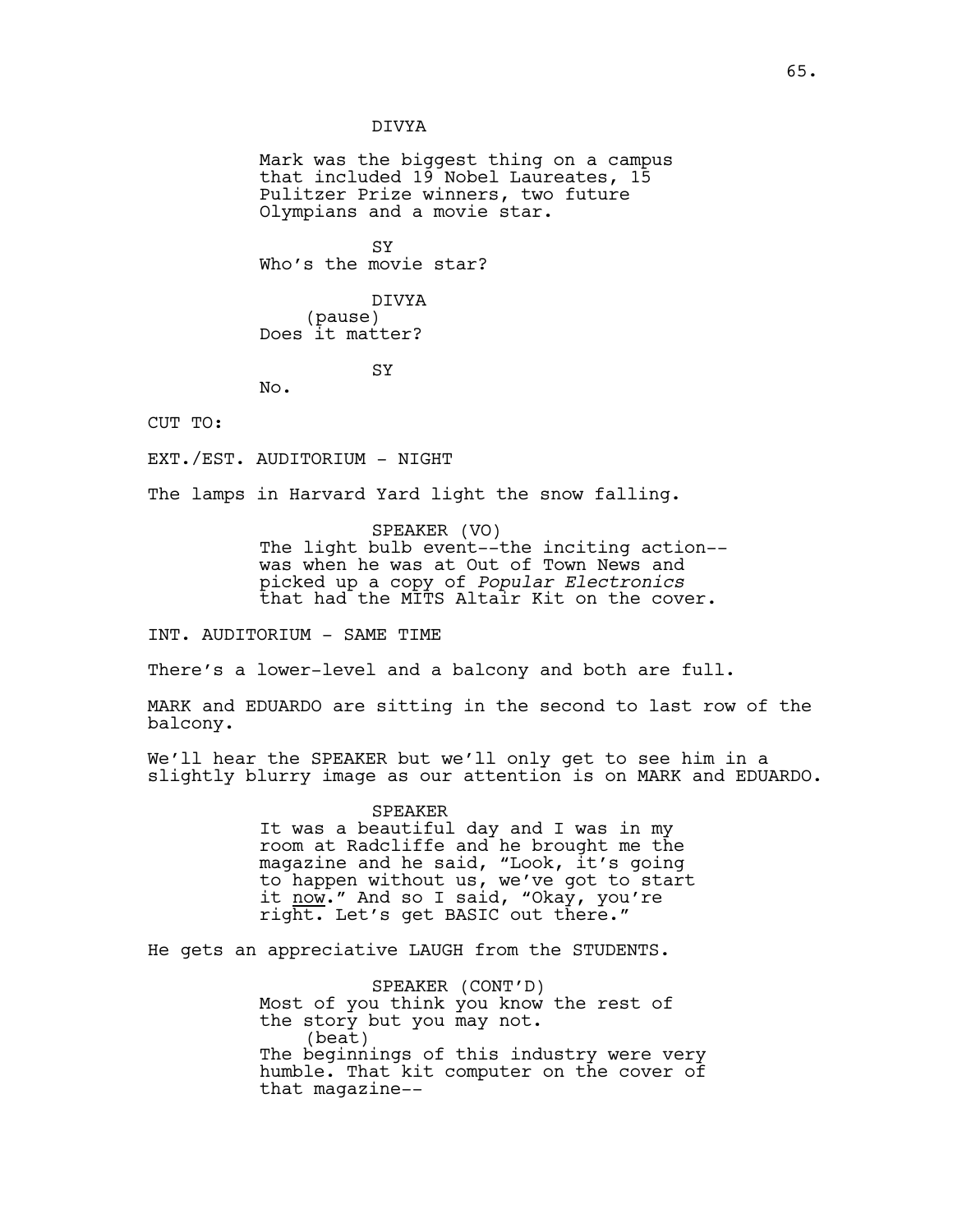DIVYA

Mark was the biggest thing on a campus that included 19 Nobel Laureates, 15 Pulitzer Prize winners, two future Olympians and a movie star.

SY

Who's the movie star?

DIVYA

(pause)

Does it matter?

SY

No.

CUT TO:

EXT./EST. AUDITORIUM - NIGHT

The lamps in Harvard Yard light the snow falling.

SPEAKER (VO)

The light bulb event--the inciting action--was when he was at Out of Town News and picked up a copy of *Popular Electronics* that had the MITS Altair Kit on the cover.

INT. AUDITORIUM - SAME TIME

There's a lower-level and a balcony and both are full.

MARK and EDUARDO are sitting in the second to last row of the balcony.

We'll hear the SPEAKER but we'll only get to see him in a slightly blurry image as our attention is on MARK and EDUARDO.

SPEAKER

It was a beautiful day and I was in my room at Radcliffe and he brought me the magazine and he said, "Look, it's going to happen without us, we've got to start it <u>now</u>." And so I said, "Okay, you're right. Let's get BASIC out there."

He gets an appreciative LAUGH from the STUDENTS.

SPEAKER (CONT'D)

Most of you think you know the rest of the story but you may not.

(beat)

The beginnings of this industry were very humble. That kit computer on the cover of that magazine--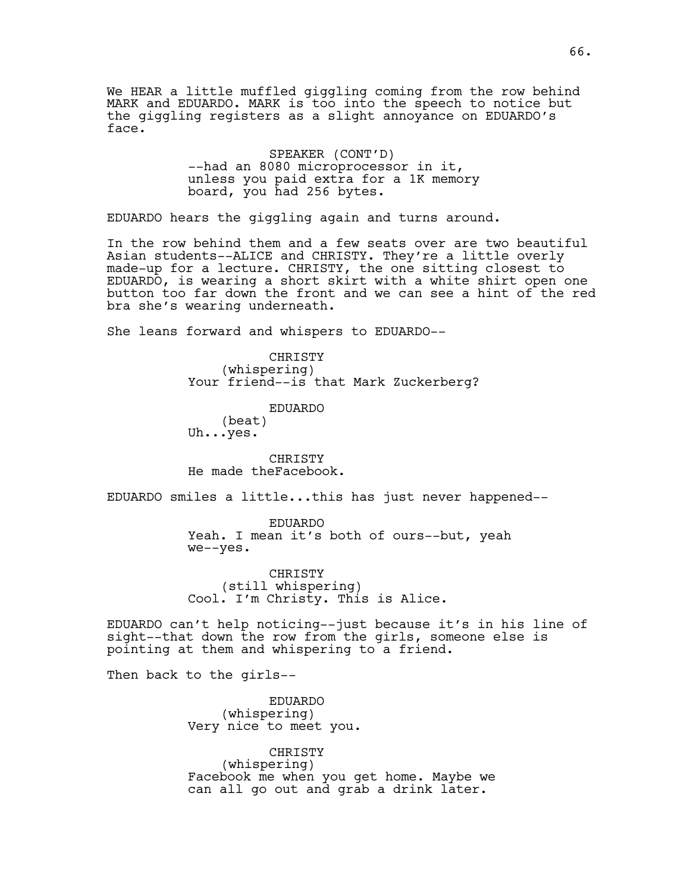We HEAR a little muffled giggling coming from the row behind MARK and EDUARDO. MARK is too into the speech to notice but the giggling registers as a slight annoyance on EDUARDO's face.

SPEAKER (CONT'D)
--had an 8080 microprocessor in it, unless you paid extra for a 1K memory board, you had 256 bytes.

EDUARDO hears the giggling again and turns around.

In the row behind them and a few seats over are two beautiful Asian students--ALICE and CHRISTY. They're a little overly made-up for a lecture. CHRISTY, the one sitting closest to EDUARDO, is wearing a short skirt with a white shirt open one button too far down the front and we can see a hint of the red bra she's wearing underneath.

She leans forward and whispers to EDUARDO--

CHRISTY
(whispering)
Your friend--is that Mark Zuckerberg?

EDUARDO
(beat)
Uh...yes.

CHRISTY
He made theFacebook.

EDUARDO smiles a little...this has just never happened--

EDUARDO
Yeah. I mean it's both of ours--but, yeah we--yes.

CHRISTY
(still whispering)
Cool. I'm Christy. This is Alice.

EDUARDO can't help noticing--just because it's in his line of sight--that down the row from the girls, someone else is pointing at them and whispering to a friend.

Then back to the girls--

EDUARDO
(whispering)
Very nice to meet you.

CHRISTY
(whispering)
Facebook me when you get home. Maybe we can all go out and grab a drink later.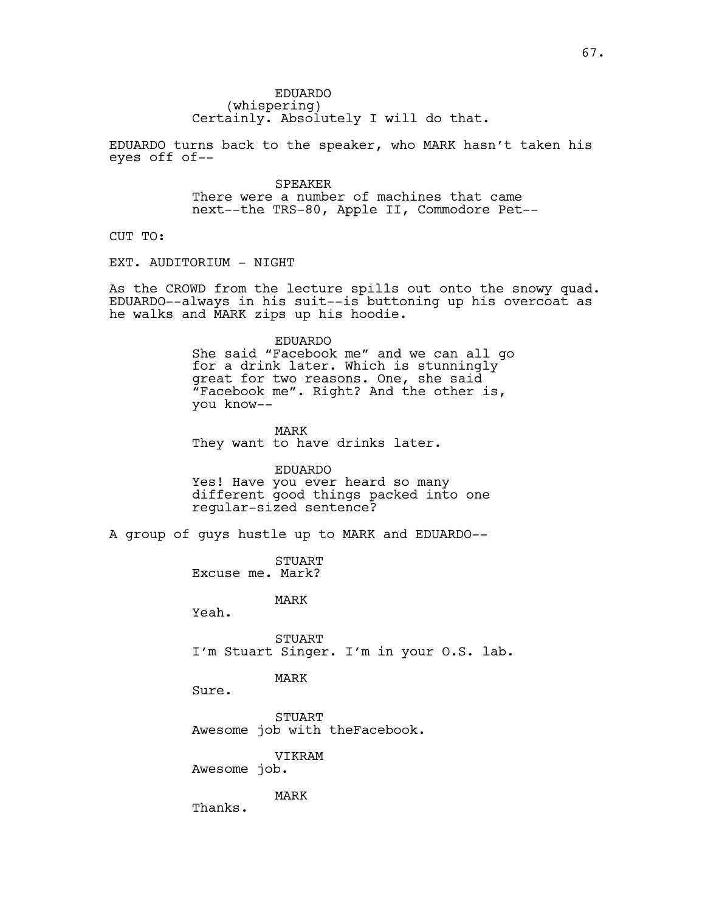EDUARDO
(whispering)
Certainly. Absolutely I will do that.

EDUARDO turns back to the speaker, who MARK hasn't taken his eyes off of--

SPEAKER
There were a number of machines that came next--the TRS-80, Apple II, Commodore Pet--

CUT TO:

EXT. AUDITORIUM - NIGHT

As the CROWD from the lecture spills out onto the snowy quad. EDUARDO--always in his suit--is buttoning up his overcoat as he walks and MARK zips up his hoodie.

EDUARDO
She said "Facebook me" and we can all go for a drink later. Which is stunningly great for two reasons. One, she said "Facebook me". Right? And the other is, you know--

MARK
They want to have drinks later.

EDUARDO
Yes! Have you ever heard so many different good things packed into one regular-sized sentence?

A group of guys hustle up to MARK and EDUARDO--

STUART
Excuse me. Mark?

MARK
Yeah.

STUART
I'm Stuart Singer. I'm in your O.S. lab.

MARK
Sure.

STUART
Awesome job with theFacebook.

VIKRAM
Awesome job.

MARK
Thanks.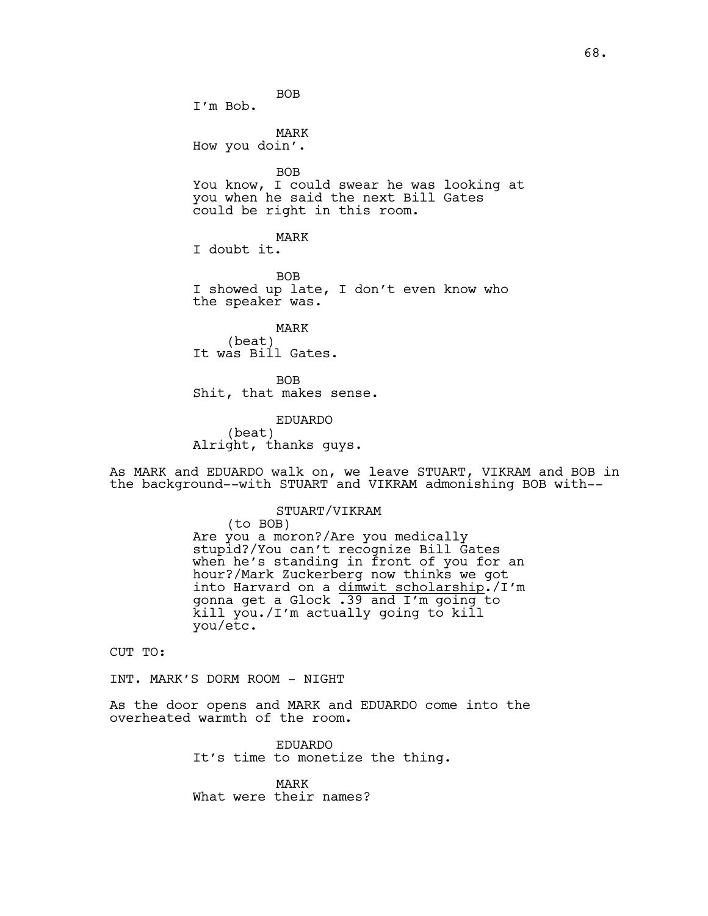BOB
I'm Bob.

MARK
How you doin'.

BOB
You know, I could swear he was looking at you when he said the next Bill Gates could be right in this room.

MARK
I doubt it.

BOB
I showed up late, I don't even know who the speaker was.

MARK
(beat)
It was Bill Gates.

BOB
Shit, that makes sense.

EDUARDO
(beat)
Alright, thanks guys.

As MARK and EDUARDO walk on, we leave STUART, VIKRAM and BOB in the background--with STUART and VIKRAM admonishing BOB with--

STUART/VIKRAM
(to BOB)
Are you a moron?/Are you medically stupid?/You can't recognize Bill Gates when he's standing in front of you for an hour?/Mark Zuckerberg now thinks we got into Harvard on a <u>dimwit scholarship</u>./I'm gonna get a Glock .39 and I'm going to kill you./I'm actually going to kill you/etc.

CUT TO:

INT. MARK'S DORM ROOM - NIGHT

As the door opens and MARK and EDUARDO come into the overheated warmth of the room.

EDUARDO
It's time to monetize the thing.

MARK
What were their names?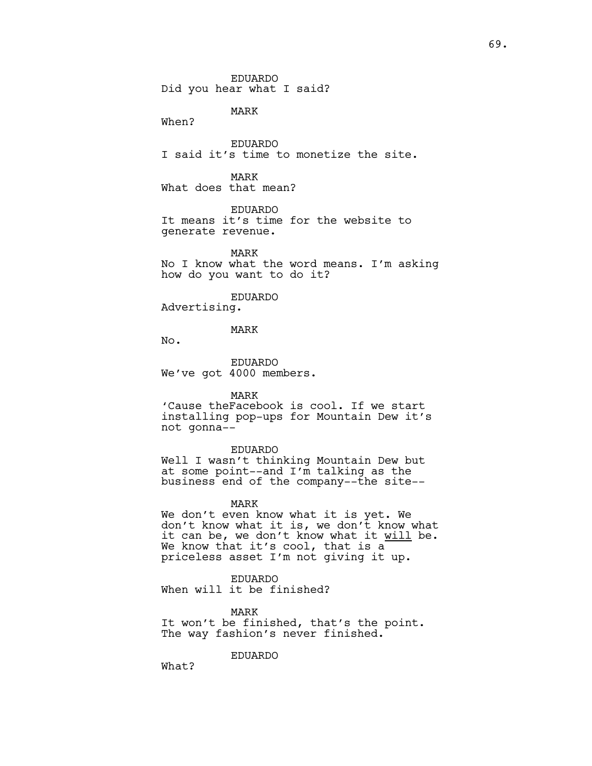EDUARDO
Did you hear what I said?

MARK
When?

EDUARDO
I said it's time to monetize the site.

MARK
What does that mean?

EDUARDO
It means it's time for the website to generate revenue.

MARK
No I know what the word means. I'm asking how do you want to do it?

EDUARDO
Advertising.

MARK
No.

EDUARDO
We've got 4000 members.

MARK
'Cause theFacebook is cool. If we start installing pop-ups for Mountain Dew it's not gonna--

EDUARDO
Well I wasn't thinking Mountain Dew but at some point--and I'm talking as the business end of the company--the site--

MARK
We don't even know what it is yet. We don't know what it is, we don't know what it can be, we don't know what it <u>will</u> be. We know that it's cool, that is a priceless asset I'm not giving it up.

EDUARDO
When will it be finished?

MARK
It won't be finished, that's the point. The way fashion's never finished.

EDUARDO
What?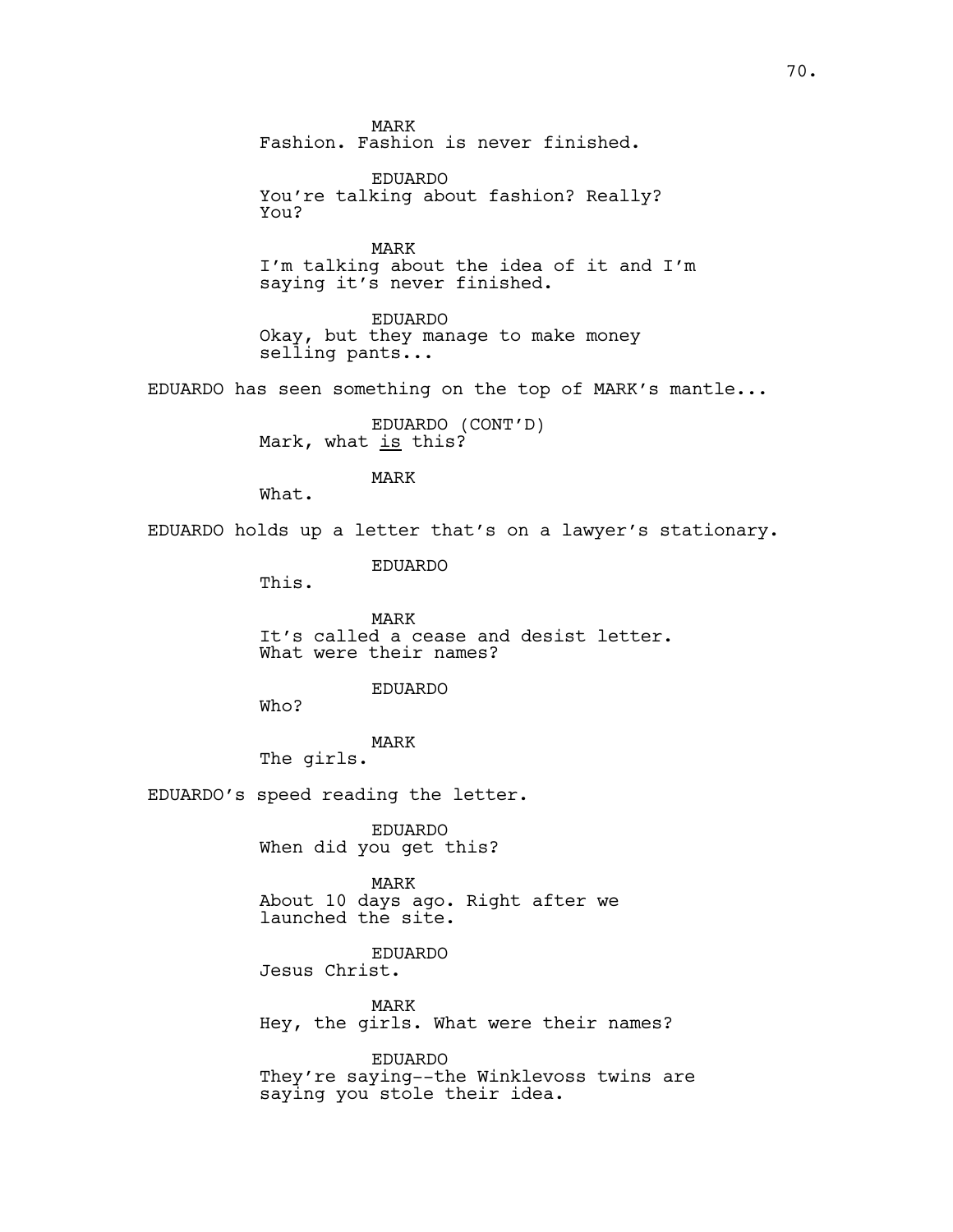MARK
Fashion. Fashion is never finished.

EDUARDO
You're talking about fashion? Really? You?

MARK
I'm talking about the idea of it and I'm saying it's never finished.

EDUARDO
Okay, but they manage to make money selling pants...

EDUARDO has seen something on the top of MARK's mantle...

EDUARDO (CONT'D)
Mark, what <u>is</u> this?

MARK
What.

EDUARDO holds up a letter that's on a lawyer's stationary.

EDUARDO
This.

MARK
It's called a cease and desist letter. What were their names?

EDUARDO
Who?

MARK
The girls.

EDUARDO's speed reading the letter.

EDUARDO
When did you get this?

MARK
About 10 days ago. Right after we launched the site.

EDUARDO
Jesus Christ.

MARK
Hey, the girls. What were their names?

EDUARDO
They're saying--the Winklevoss twins are saying you stole their idea.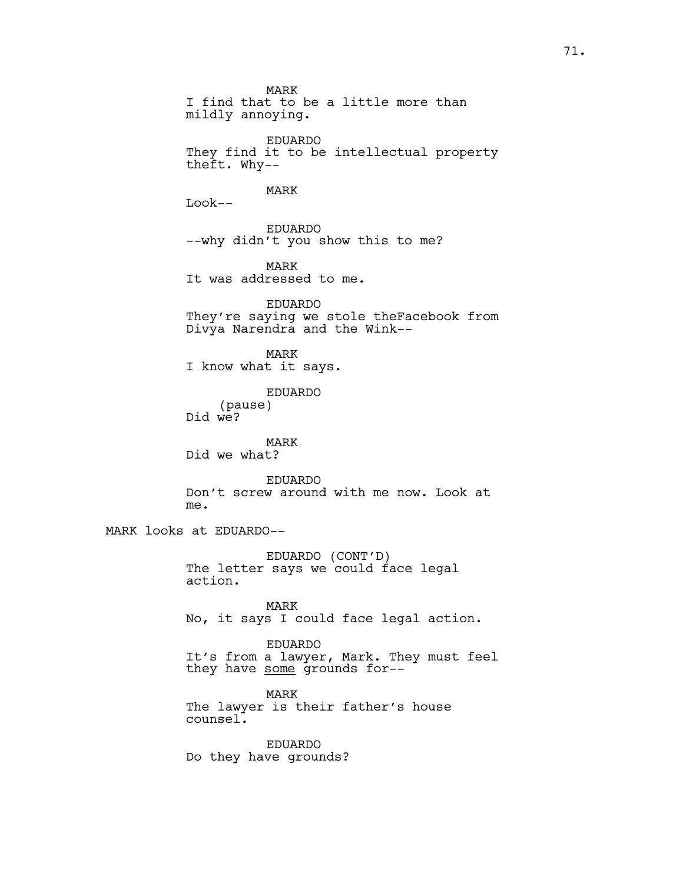MARK
I find that to be a little more than mildly annoying.

EDUARDO
They find it to be intellectual property theft. Why--

MARK
Look--

EDUARDO
--why didn't you show this to me?

MARK
It was addressed to me.

EDUARDO
They're saying we stole theFacebook from Divya Narendra and the Wink--

MARK
I know what it says.

EDUARDO
(pause)
Did we?

MARK
Did we what?

EDUARDO
Don't screw around with me now. Look at me.

MARK looks at EDUARDO--

EDUARDO (CONT'D)
The letter says we could face legal action.

MARK
No, it says I could face legal action.

EDUARDO
It's from a lawyer, Mark. They must feel they have <u>some</u> grounds for--

MARK
The lawyer is their father's house counsel.

EDUARDO
Do they have grounds?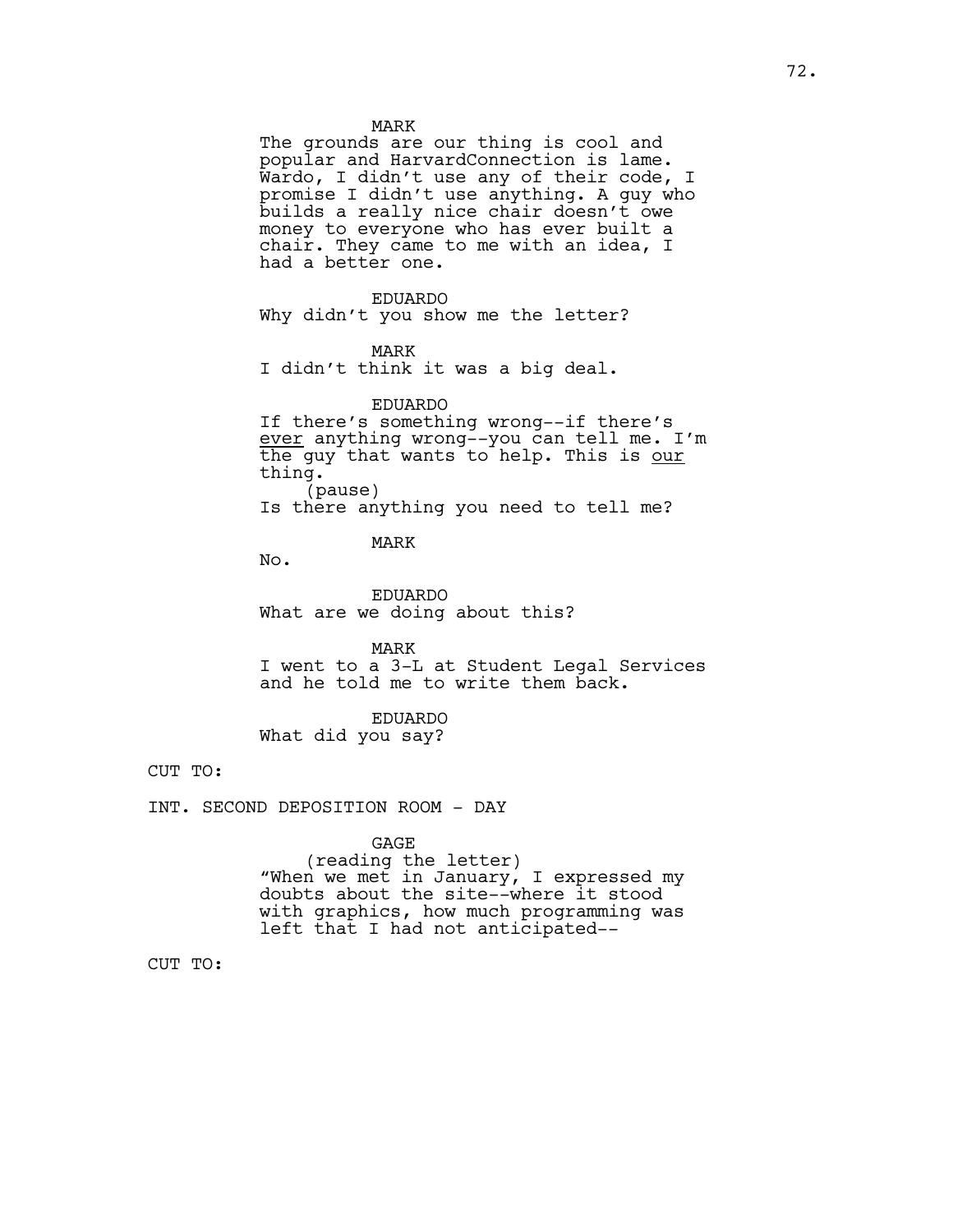MARK

The grounds are our thing is cool and popular and HarvardConnection is lame. Wardo, I didn't use any of their code, I promise I didn't use anything. A guy who builds a really nice chair doesn't owe money to everyone who has ever built a chair. They came to me with an idea, I had a better one.

EDUARDO

Why didn't you show me the letter?

MARK

I didn't think it was a big deal.

EDUARDO

If there's something wrong--if there's <u>ever</u> anything wrong--you can tell me. I'm the guy that wants to help. This is <u>our</u> thing.

(pause)

Is there anything you need to tell me?

MARK

No.

EDUARDO

What are we doing about this?

MARK

I went to a 3-L at Student Legal Services and he told me to write them back.

EDUARDO

What did you say?

CUT TO:

INT. SECOND DEPOSITION ROOM - DAY

GAGE

(reading the letter)

"When we met in January, I expressed my doubts about the site--where it stood with graphics, how much programming was left that I had not anticipated--

CUT TO: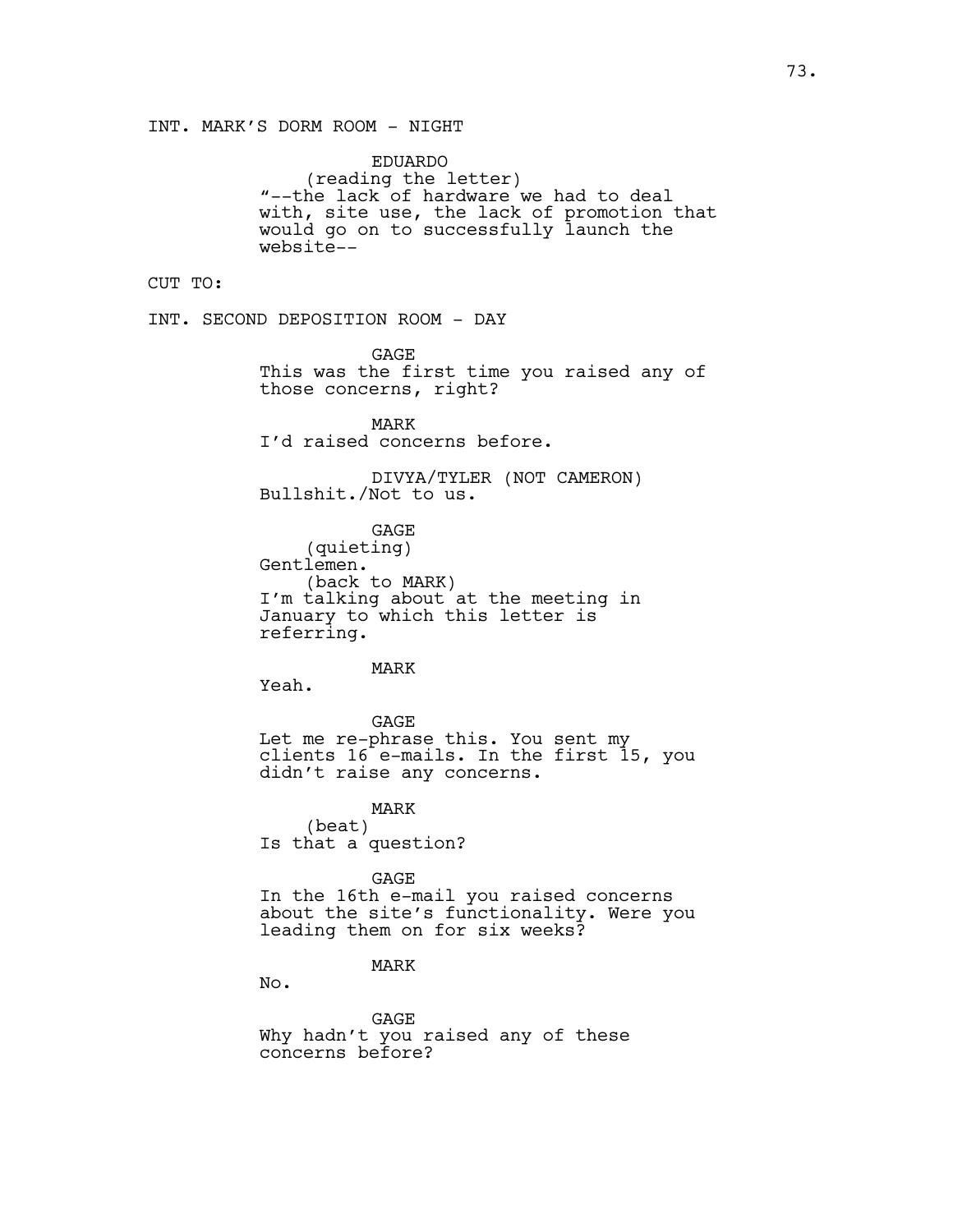INT. MARK'S DORM ROOM - NIGHT

EDUARDO
(reading the letter)
"--the lack of hardware we had to deal with, site use, the lack of promotion that would go on to successfully launch the website--

CUT TO:

INT. SECOND DEPOSITION ROOM - DAY

GAGE
This was the first time you raised any of those concerns, right?

MARK
I'd raised concerns before.

DIVYA/TYLER (NOT CAMERON)
Bullshit./Not to us.

GAGE
(quieting)
Gentlemen.
(back to MARK)
I'm talking about at the meeting in January to which this letter is referring.

MARK
Yeah.

GAGE
Let me re-phrase this. You sent my clients 16 e-mails. In the first 15, you didn't raise any concerns.

MARK
(beat)
Is that a question?

GAGE
In the 16th e-mail you raised concerns about the site's functionality. Were you leading them on for six weeks?

MARK
No.

GAGE
Why hadn't you raised any of these concerns before?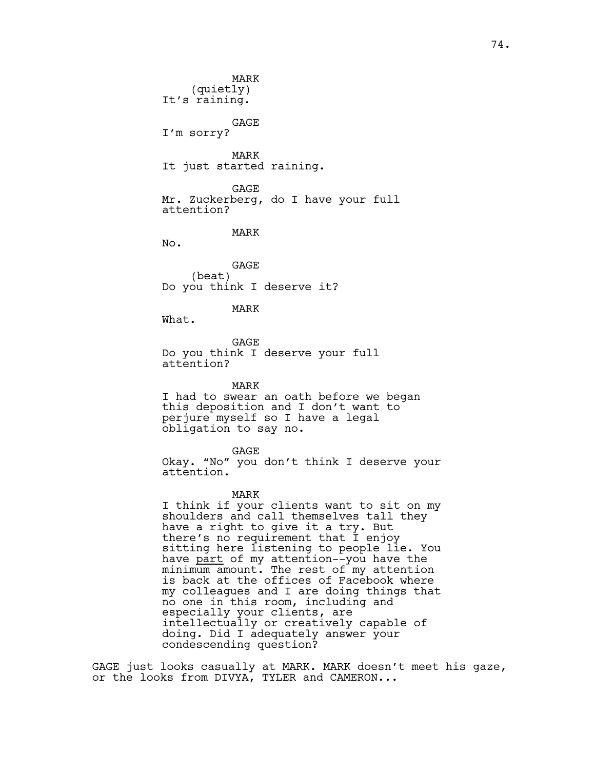MARK
(quietly)
It's raining.

GAGE
I'm sorry?

MARK
It just started raining.

GAGE
Mr. Zuckerberg, do I have your full attention?

MARK
No.

GAGE
(beat)
Do you think I deserve it?

MARK
What.

GAGE
Do you think I deserve your full attention?

MARK
I had to swear an oath before we began this deposition and I don't want to perjure myself so I have a legal obligation to say no.

GAGE
Okay. "No" you don't think I deserve your attention.

MARK
I think if your clients want to sit on my shoulders and call themselves tall they have a right to give it a try. But there's no requirement that I enjoy sitting here listening to people lie. You have <u>part</u> of my attention--you have the minimum amount. The rest of my attention is back at the offices of Facebook where my colleagues and I are doing things that no one in this room, including and especially your clients, are intellectually or creatively capable of doing. Did I adequately answer your condescending question?

GAGE just looks casually at MARK. MARK doesn't meet his gaze, or the looks from DIVYA, TYLER and CAMERON...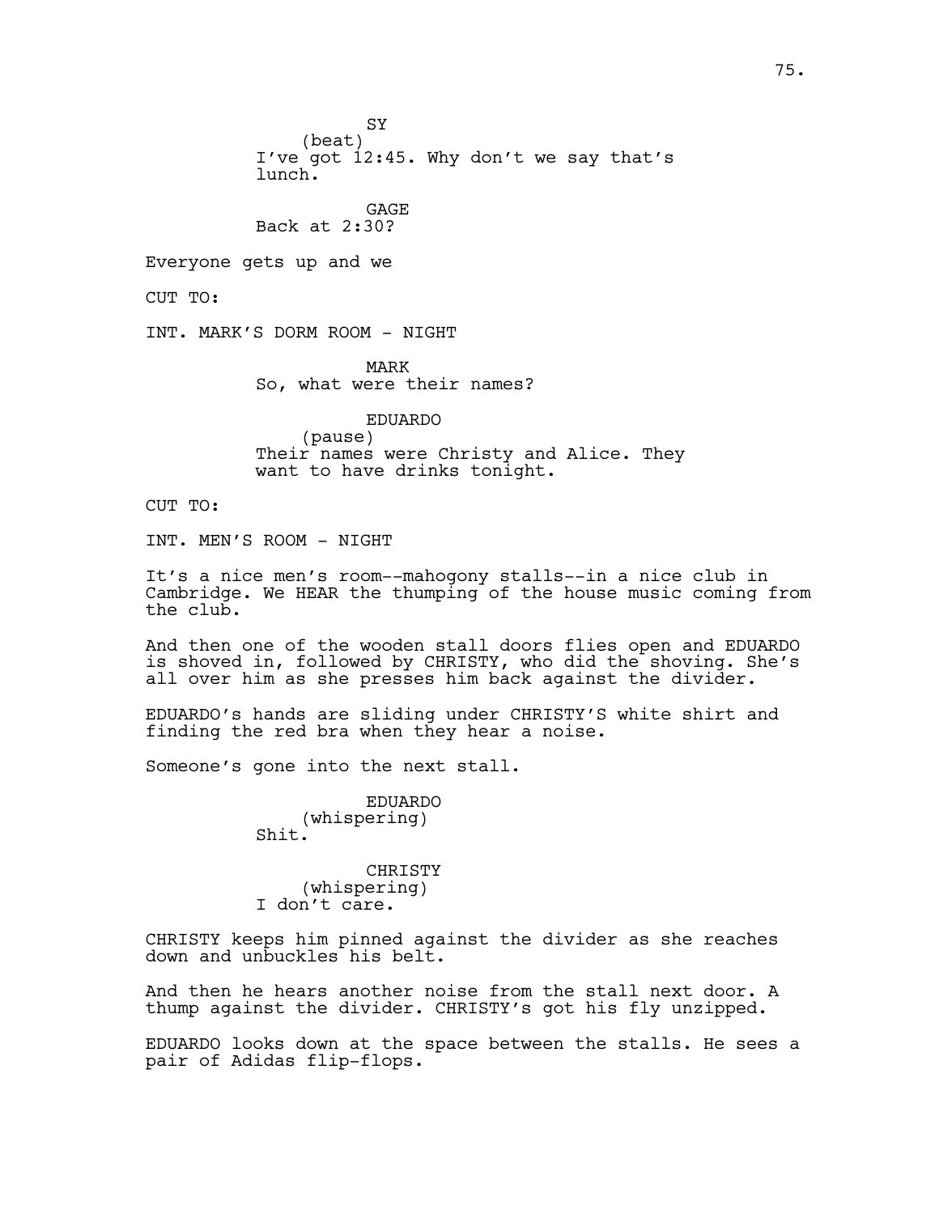SY
(beat)
I've got 12:45. Why don't we say that's lunch.

GAGE
Back at 2:30?

Everyone gets up and we

CUT TO:

INT. MARK'S DORM ROOM - NIGHT

MARK
So, what were their names?

EDUARDO
(pause)
Their names were Christy and Alice. They want to have drinks tonight.

CUT TO:

INT. MEN'S ROOM - NIGHT

It's a nice men's room--mahogony stalls--in a nice club in Cambridge. We HEAR the thumping of the house music coming from the club.

And then one of the wooden stall doors flies open and EDUARDO is shoved in, followed by CHRISTY, who did the shoving. She's all over him as she presses him back against the divider.

EDUARDO's hands are sliding under CHRISTY'S white shirt and finding the red bra when they hear a noise.

Someone's gone into the next stall.

EDUARDO
(whispering)
Shit.

CHRISTY
(whispering)
I don't care.

CHRISTY keeps him pinned against the divider as she reaches down and unbuckles his belt.

And then he hears another noise from the stall next door. A thump against the divider. CHRISTY's got his fly unzipped.

EDUARDO looks down at the space between the stalls. He sees a pair of Adidas flip-flops.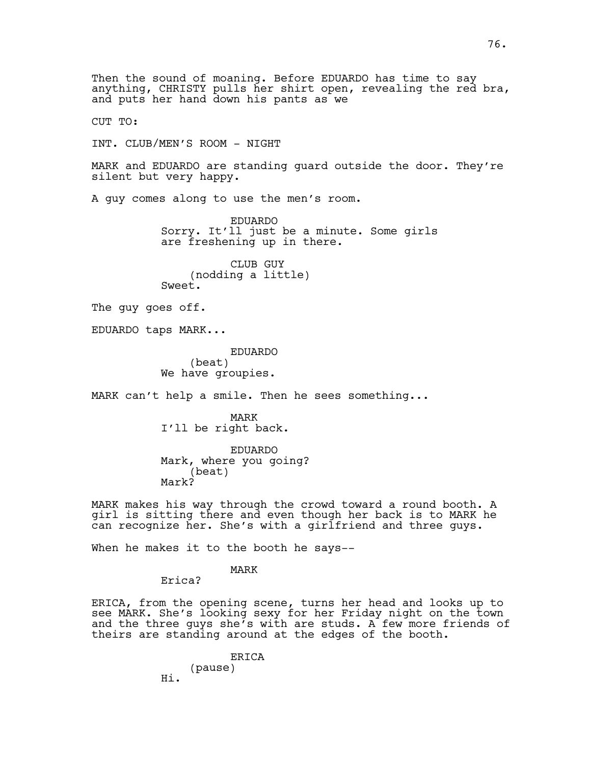Then the sound of moaning. Before EDUARDO has time to say anything, CHRISTY pulls her shirt open, revealing the red bra, and puts her hand down his pants as we

CUT TO:

INT. CLUB/MEN'S ROOM - NIGHT

MARK and EDUARDO are standing guard outside the door. They're silent but very happy.

A guy comes along to use the men's room.

EDUARDO
Sorry. It'll just be a minute. Some girls are freshening up in there.

CLUB GUY
(nodding a little)
Sweet.

The guy goes off.

EDUARDO taps MARK...

EDUARDO
(beat)
We have groupies.

MARK can't help a smile. Then he sees something...

MARK
I'll be right back.

EDUARDO
Mark, where you going?
(beat)
Mark?

MARK makes his way through the crowd toward a round booth. A girl is sitting there and even though her back is to MARK he can recognize her. She's with a girlfriend and three guys.

When he makes it to the booth he says--

MARK
Erica?

ERICA, from the opening scene, turns her head and looks up to see MARK. She's looking sexy for her Friday night on the town and the three guys she's with are studs. A few more friends of theirs are standing around at the edges of the booth.

ERICA
(pause)
Hi.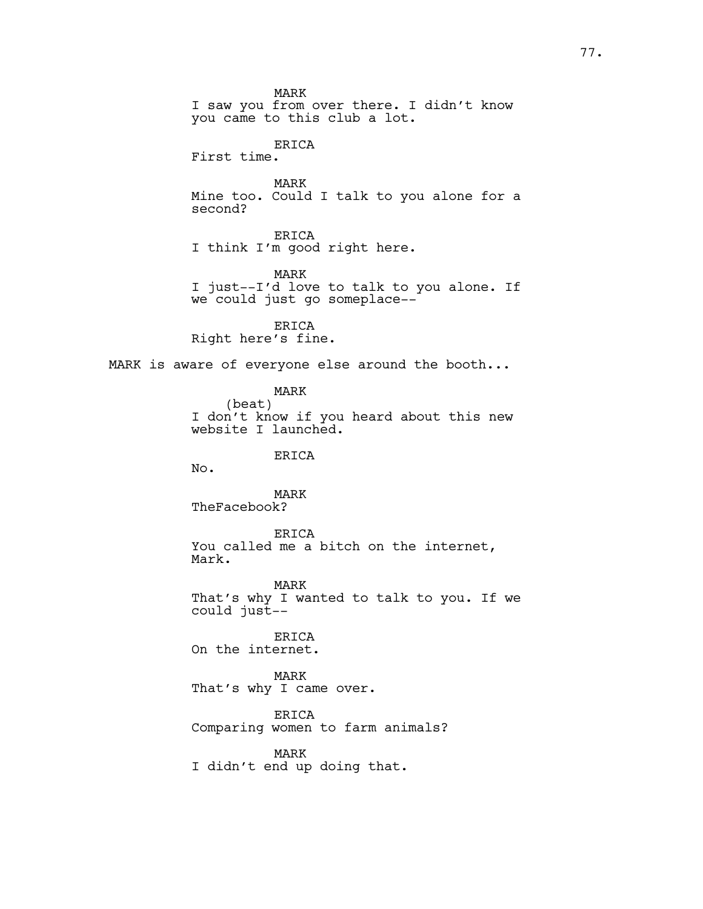MARK
I saw you from over there. I didn't know you came to this club a lot.

ERICA
First time.

MARK
Mine too. Could I talk to you alone for a second?

ERICA
I think I'm good right here.

MARK
I just--I'd love to talk to you alone. If we could just go someplace--

ERICA
Right here's fine.

MARK is aware of everyone else around the booth...

MARK
(beat)
I don't know if you heard about this new website I launched.

ERICA
No.

MARK
TheFacebook?

ERICA
You called me a bitch on the internet, Mark.

MARK
That's why I wanted to talk to you. If we could just--

ERICA
On the internet.

MARK
That's why I came over.

ERICA
Comparing women to farm animals?

MARK
I didn't end up doing that.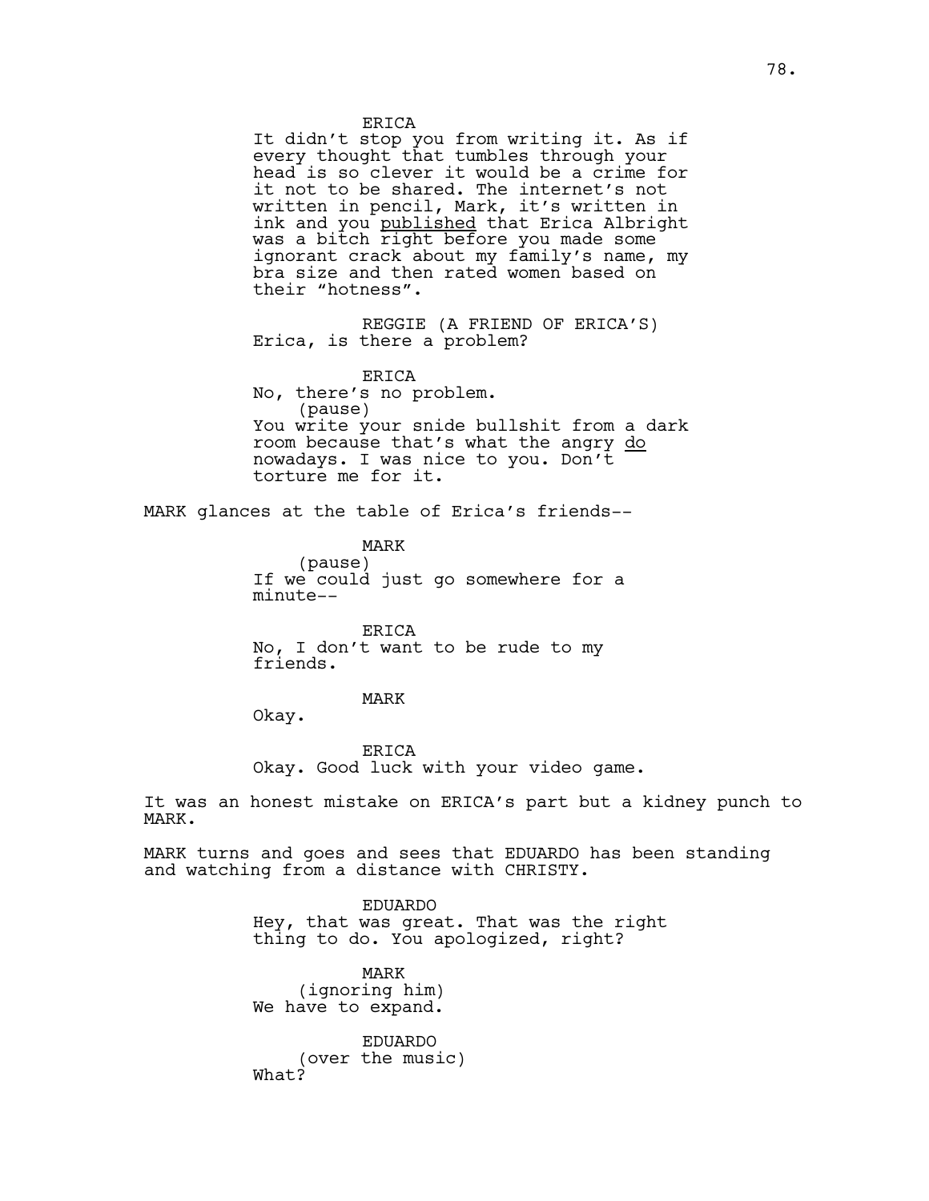ERICA

It didn't stop you from writing it. As if every thought that tumbles through your head is so clever it would be a crime for it not to be shared. The internet's not written in pencil, Mark, it's written in ink and you <u>published</u> that Erica Albright was a bitch right before you made some ignorant crack about my family's name, my bra size and then rated women based on their "hotness".

REGGIE (A FRIEND OF ERICA'S)

Erica, is there a problem?

ERICA

No, there's no problem.

(pause)

You write your snide bullshit from a dark room because that's what the angry <u>do</u> nowadays. I was nice to you. Don't torture me for it.

MARK glances at the table of Erica's friends--

MARK

(pause)

If we could just go somewhere for a minute--

ERICA

No, I don't want to be rude to my friends.

MARK

Okay.

ERICA

Okay. Good luck with your video game.

It was an honest mistake on ERICA's part but a kidney punch to MARK.

MARK turns and goes and sees that EDUARDO has been standing and watching from a distance with CHRISTY.

EDUARDO

Hey, that was great. That was the right thing to do. You apologized, right?

MARK

(ignoring him)

We have to expand.

EDUARDO

(over the music)

What?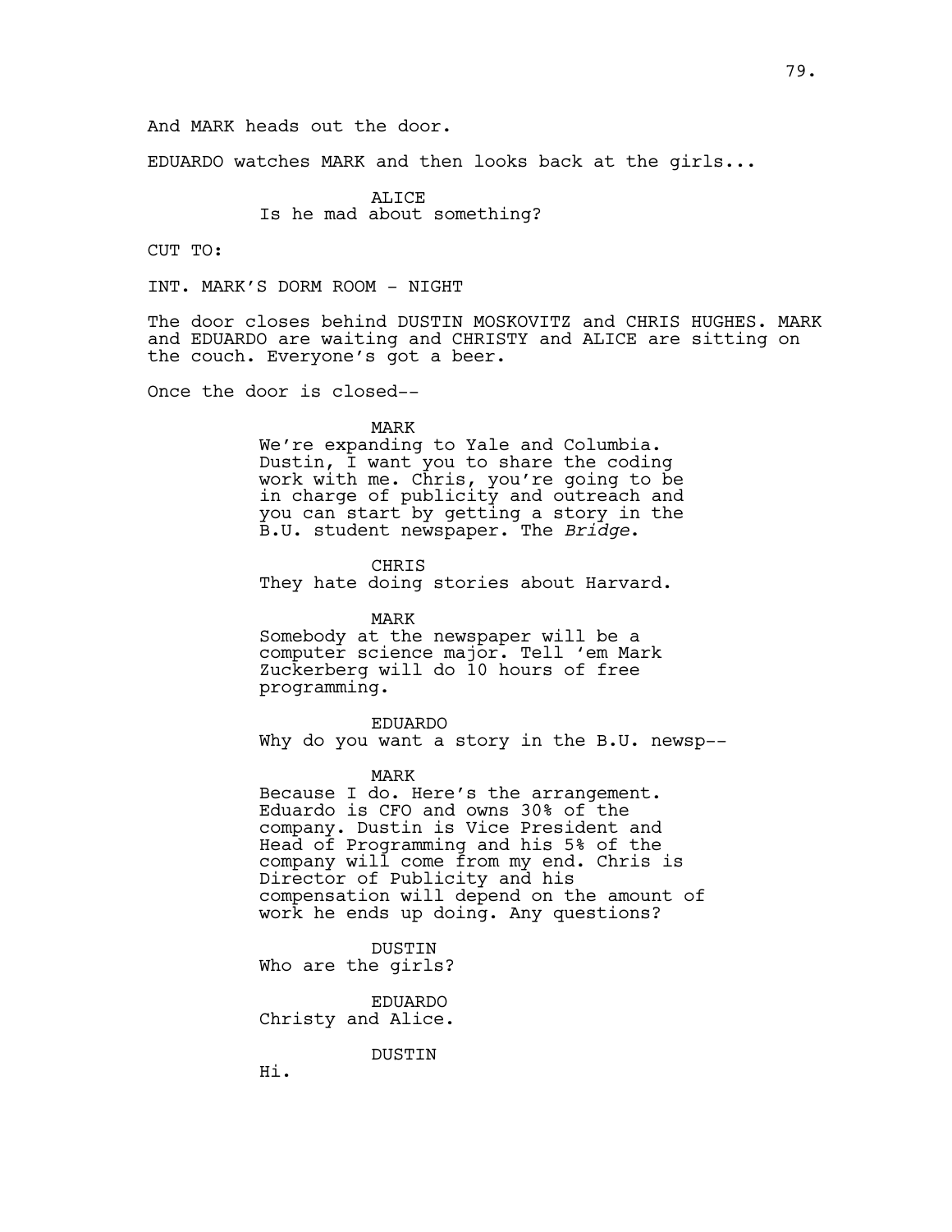And MARK heads out the door.

EDUARDO watches MARK and then looks back at the girls...

ALICE
Is he mad about something?

CUT TO:

INT. MARK'S DORM ROOM - NIGHT

The door closes behind DUSTIN MOSKOVITZ and CHRIS HUGHES. MARK and EDUARDO are waiting and CHRISTY and ALICE are sitting on the couch. Everyone's got a beer.

Once the door is closed--

MARK
We're expanding to Yale and Columbia. Dustin, I want you to share the coding work with me. Chris, you're going to be in charge of publicity and outreach and you can start by getting a story in the B.U. student newspaper. The *Bridge*.

CHRIS
They hate doing stories about Harvard.

MARK
Somebody at the newspaper will be a computer science major. Tell 'em Mark Zuckerberg will do 10 hours of free programming.

EDUARDO
Why do you want a story in the B.U. newsp--

MARK
Because I do. Here's the arrangement. Eduardo is CFO and owns 30% of the company. Dustin is Vice President and Head of Programming and his 5% of the company will come from my end. Chris is Director of Publicity and his compensation will depend on the amount of work he ends up doing. Any questions?

DUSTIN
Who are the girls?

EDUARDO
Christy and Alice.

DUSTIN
Hi.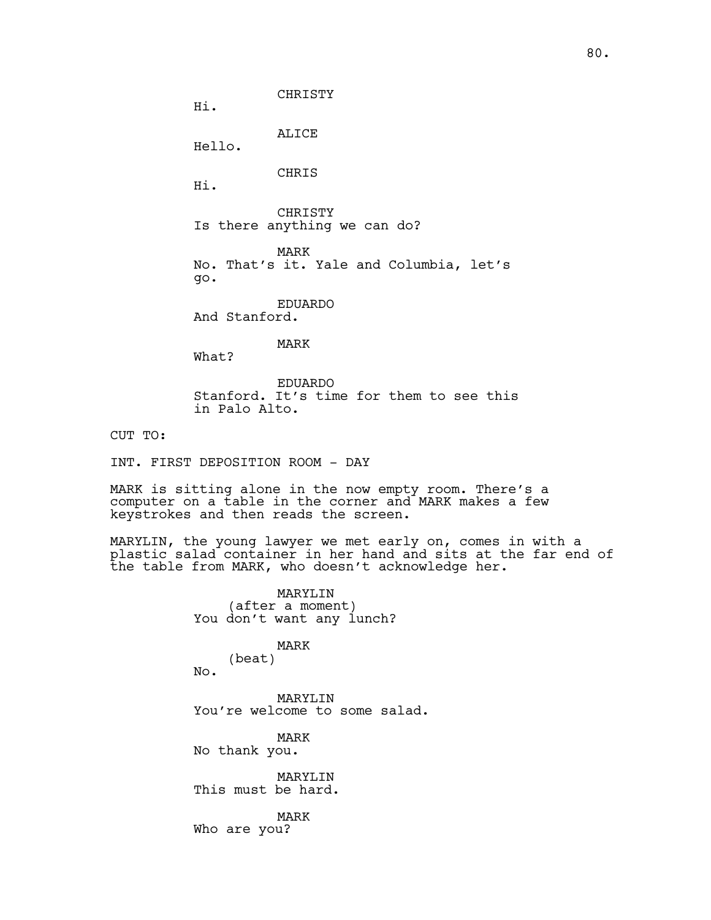CHRISTY
Hi.

ALICE
Hello.

CHRIS
Hi.

CHRISTY
Is there anything we can do?

MARK
No. That's it. Yale and Columbia, let's go.

EDUARDO
And Stanford.

MARK
What?

EDUARDO
Stanford. It's time for them to see this in Palo Alto.

CUT TO:

INT. FIRST DEPOSITION ROOM - DAY

MARK is sitting alone in the now empty room. There's a computer on a table in the corner and MARK makes a few keystrokes and then reads the screen.

MARYLIN, the young lawyer we met early on, comes in with a plastic salad container in her hand and sits at the far end of the table from MARK, who doesn't acknowledge her.

MARYLIN
(after a moment)
You don't want any lunch?

MARK
(beat)
No.

MARYLIN
You're welcome to some salad.

MARK
No thank you.

MARYLIN
This must be hard.

MARK
Who are you?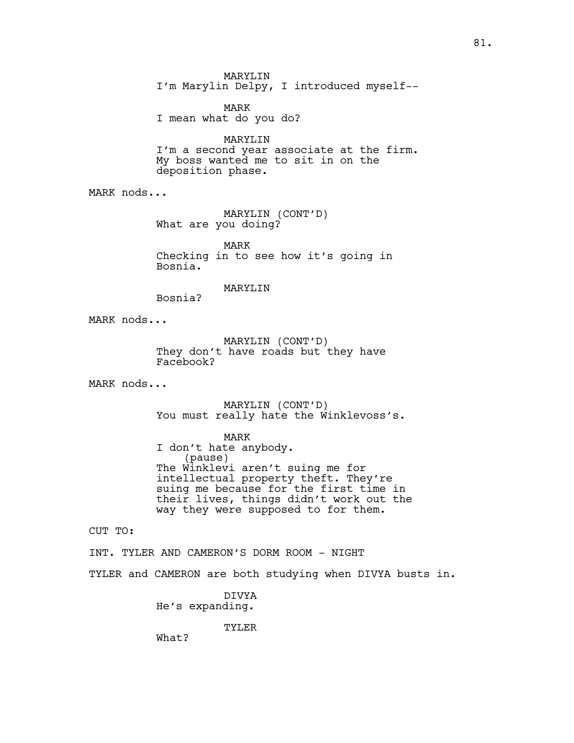MARYLIN
I'm Marylin Delpy, I introduced myself--

MARK
I mean what do you do?

MARYLIN
I'm a second year associate at the firm. My boss wanted me to sit in on the deposition phase.

MARK nods...

MARYLIN (CONT'D)
What are you doing?

MARK
Checking in to see how it's going in Bosnia.

MARYLIN
Bosnia?

MARK nods...

MARYLIN (CONT'D)
They don't have roads but they have Facebook?

MARK nods...

MARYLIN (CONT'D)
You must really hate the Winklevoss's.

MARK
I don't hate anybody.
(pause)
The Winklevi aren't suing me for intellectual property theft. They're suing me because for the first time in their lives, things didn't work out the way they were supposed to for them.

CUT TO:

INT. TYLER AND CAMERON'S DORM ROOM - NIGHT

TYLER and CAMERON are both studying when DIVYA busts in.

DIVYA
He's expanding.

TYLER
What?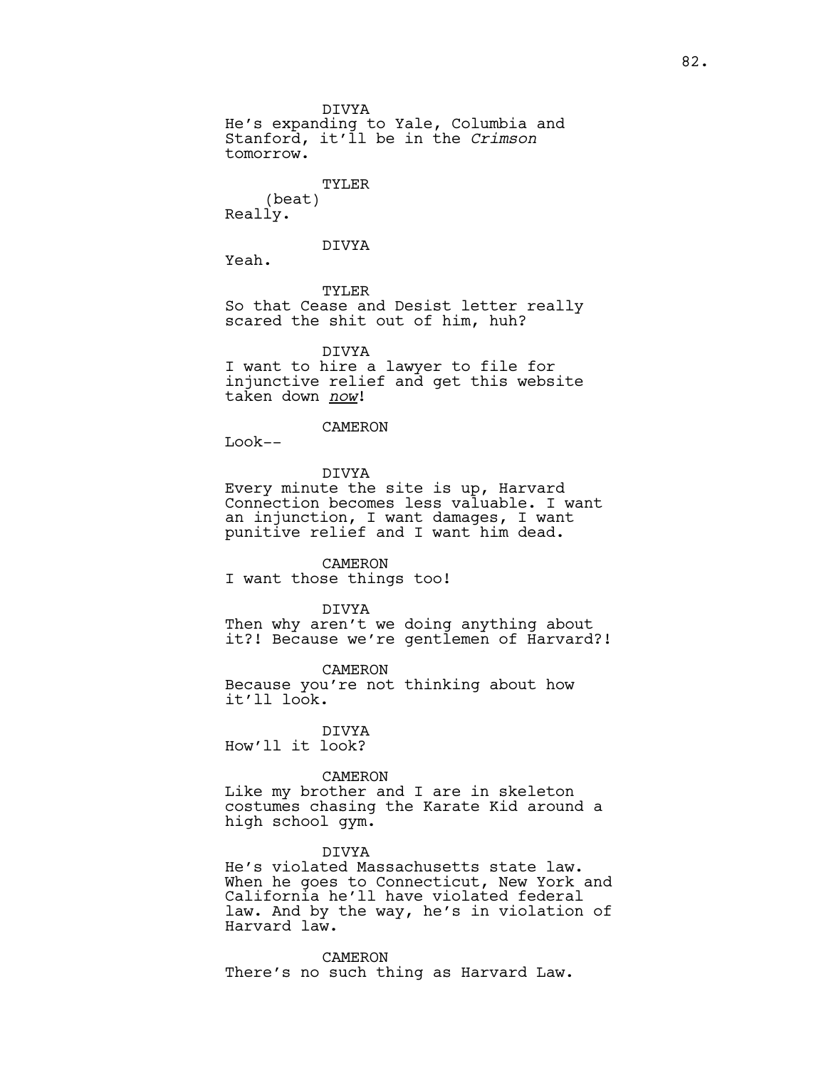DIVYA
He's expanding to Yale, Columbia and Stanford, it'll be in the *Crimson* tomorrow.

TYLER
(beat)
Really.

DIVYA
Yeah.

TYLER
So that Cease and Desist letter really scared the shit out of him, huh?

DIVYA
I want to hire a lawyer to file for injunctive relief and get this website taken down *now*!

CAMERON
Look--

DIVYA
Every minute the site is up, Harvard Connection becomes less valuable. I want an injunction, I want damages, I want punitive relief and I want him dead.

CAMERON
I want those things too!

DIVYA
Then why aren't we doing anything about it?! Because we're gentlemen of Harvard?!

CAMERON
Because you're not thinking about how it'll look.

DIVYA
How'll it look?

CAMERON
Like my brother and I are in skeleton costumes chasing the Karate Kid around a high school gym.

DIVYA
He's violated Massachusetts state law. When he goes to Connecticut, New York and California he'll have violated federal law. And by the way, he's in violation of Harvard law.

CAMERON
There's no such thing as Harvard Law.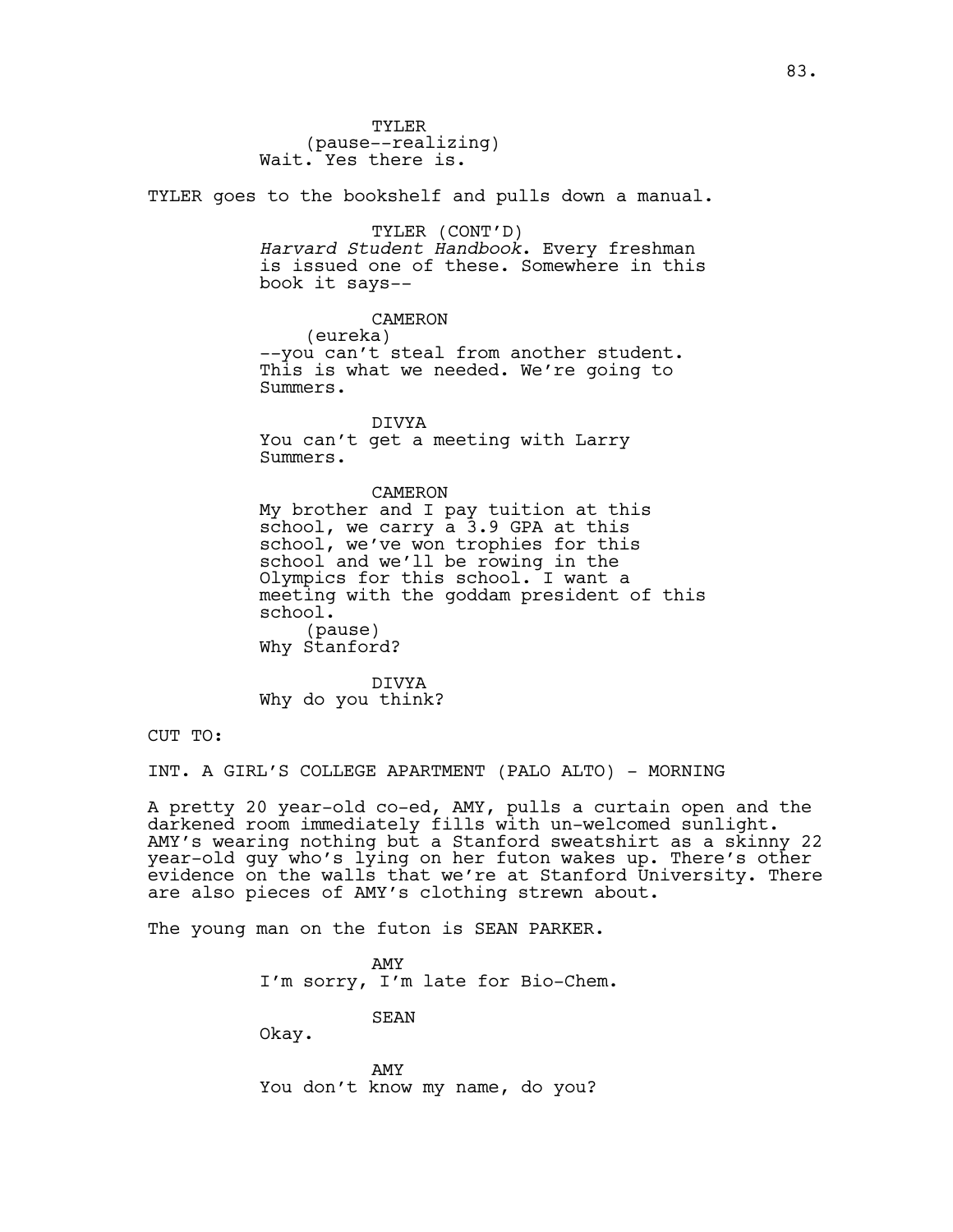TYLER
(pause--realizing)
Wait. Yes there is.

TYLER goes to the bookshelf and pulls down a manual.

TYLER (CONT'D)
*Harvard Student Handbook*. Every freshman is issued one of these. Somewhere in this book it says--

CAMERON
(eureka)
--you can't steal from another student. This is what we needed. We're going to Summers.

DIVYA
You can't get a meeting with Larry Summers.

CAMERON
My brother and I pay tuition at this school, we carry a 3.9 GPA at this school, we've won trophies for this school and we'll be rowing in the Olympics for this school. I want a meeting with the goddam president of this school.
(pause)
Why Stanford?

DIVYA
Why do you think?

CUT TO:

INT. A GIRL'S COLLEGE APARTMENT (PALO ALTO) - MORNING

A pretty 20 year-old co-ed, AMY, pulls a curtain open and the darkened room immediately fills with un-welcomed sunlight. AMY's wearing nothing but a Stanford sweatshirt as a skinny 22 year-old guy who's lying on her futon wakes up. There's other evidence on the walls that we're at Stanford University. There are also pieces of AMY's clothing strewn about.

The young man on the futon is SEAN PARKER.

AMY
I'm sorry, I'm late for Bio-Chem.

SEAN
Okay.

AMY
You don't know my name, do you?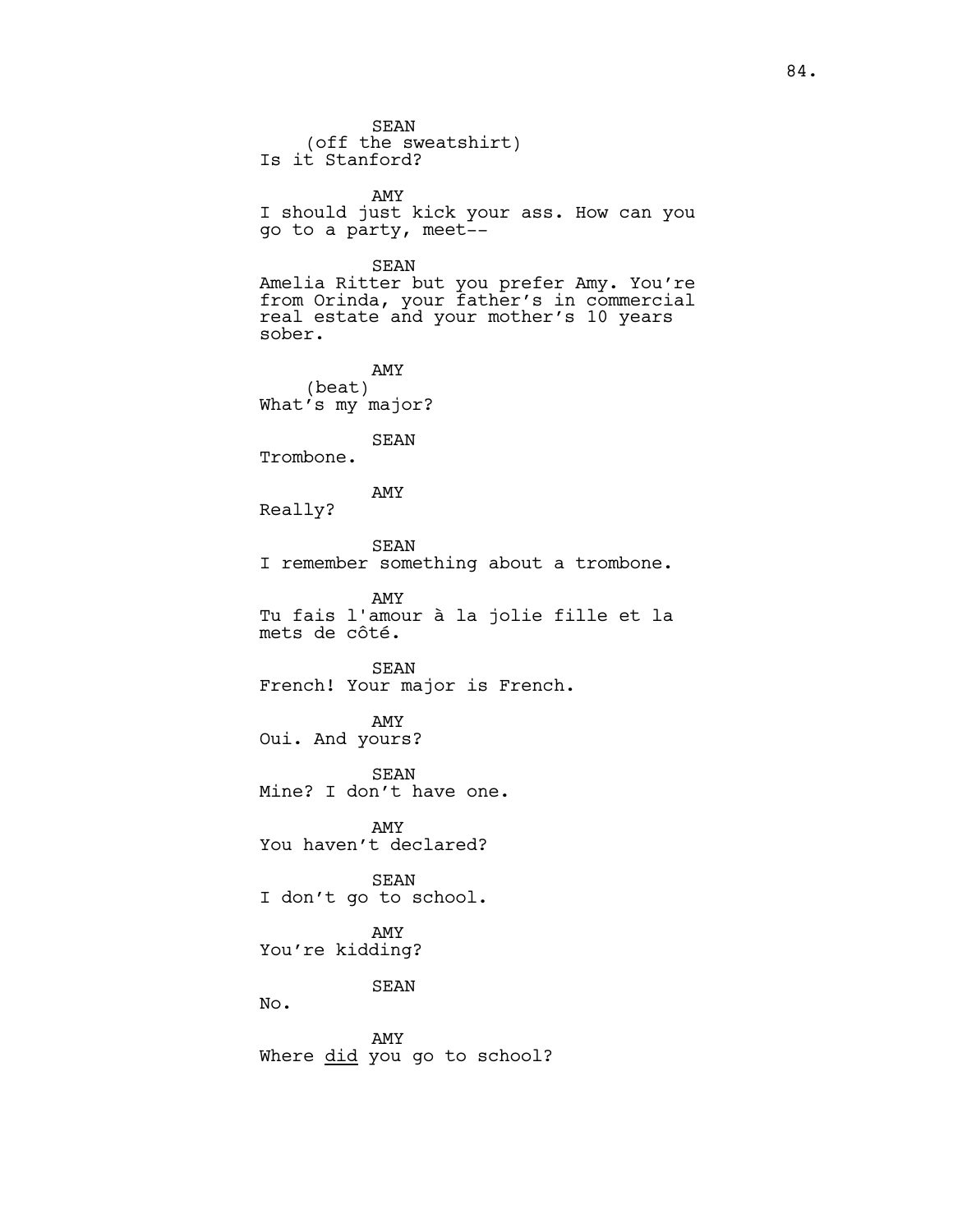SEAN
(off the sweatshirt)
Is it Stanford?

AMY
I should just kick your ass. How can you go to a party, meet--

SEAN
Amelia Ritter but you prefer Amy. You're from Orinda, your father's in commercial real estate and your mother's 10 years sober.

AMY
(beat)
What's my major?

SEAN
Trombone.

AMY
Really?

SEAN
I remember something about a trombone.

AMY
Tu fais l'amour à la jolie fille et la mets de côté.

SEAN
French! Your major is French.

AMY
Oui. And yours?

SEAN
Mine? I don't have one.

AMY
You haven't declared?

SEAN
I don't go to school.

AMY
You're kidding?

SEAN
No.

AMY
Where <u>did</u> you go to school?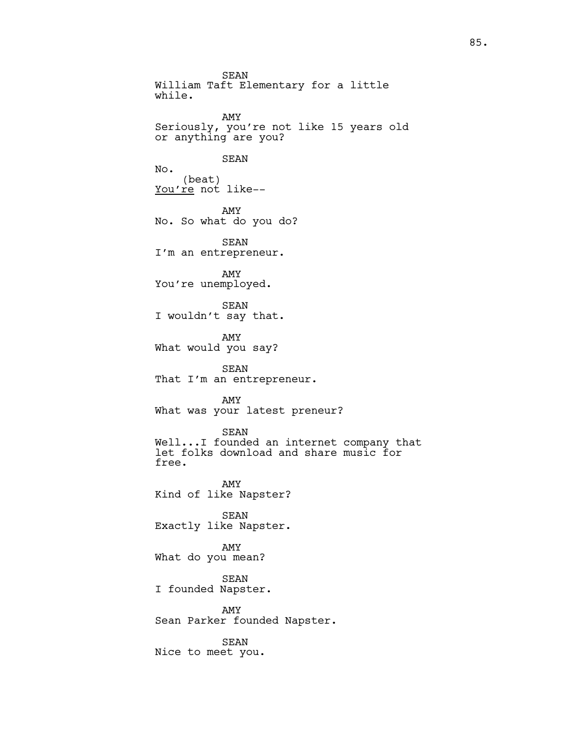SEAN
William Taft Elementary for a little while.

AMY
Seriously, you're not like 15 years old or anything are you?

SEAN
No.
(beat)
<u>You're</u> not like--

AMY
No. So what do you do?

SEAN
I'm an entrepreneur.

AMY
You're unemployed.

SEAN
I wouldn't say that.

AMY
What would you say?

SEAN
That I'm an entrepreneur.

AMY
What was your latest preneur?

SEAN
Well...I founded an internet company that let folks download and share music for free.

AMY
Kind of like Napster?

SEAN
Exactly like Napster.

AMY
What do you mean?

SEAN
I founded Napster.

AMY
Sean Parker founded Napster.

SEAN
Nice to meet you.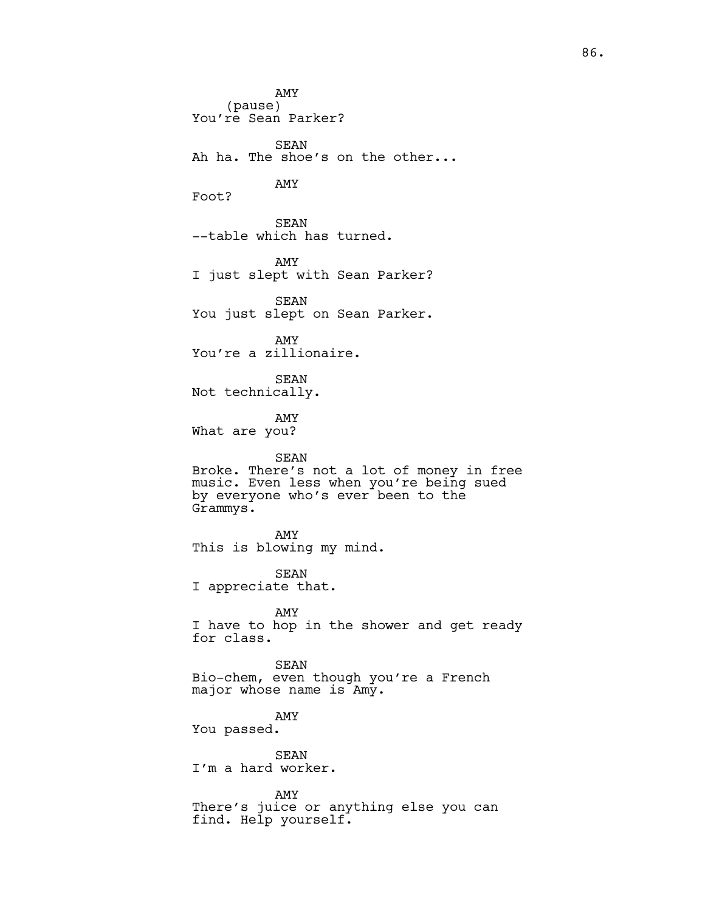AMY
(pause)
You're Sean Parker?

SEAN
Ah ha. The shoe's on the other...

AMY
Foot?

SEAN
--table which has turned.

AMY
I just slept with Sean Parker?

SEAN
You just slept on Sean Parker.

AMY
You're a zillionaire.

SEAN
Not technically.

AMY
What are you?

SEAN
Broke. There's not a lot of money in free music. Even less when you're being sued by everyone who's ever been to the Grammys.

AMY
This is blowing my mind.

SEAN
I appreciate that.

AMY
I have to hop in the shower and get ready for class.

SEAN
Bio-chem, even though you're a French major whose name is Amy.

AMY
You passed.

SEAN
I'm a hard worker.

AMY
There's juice or anything else you can find. Help yourself.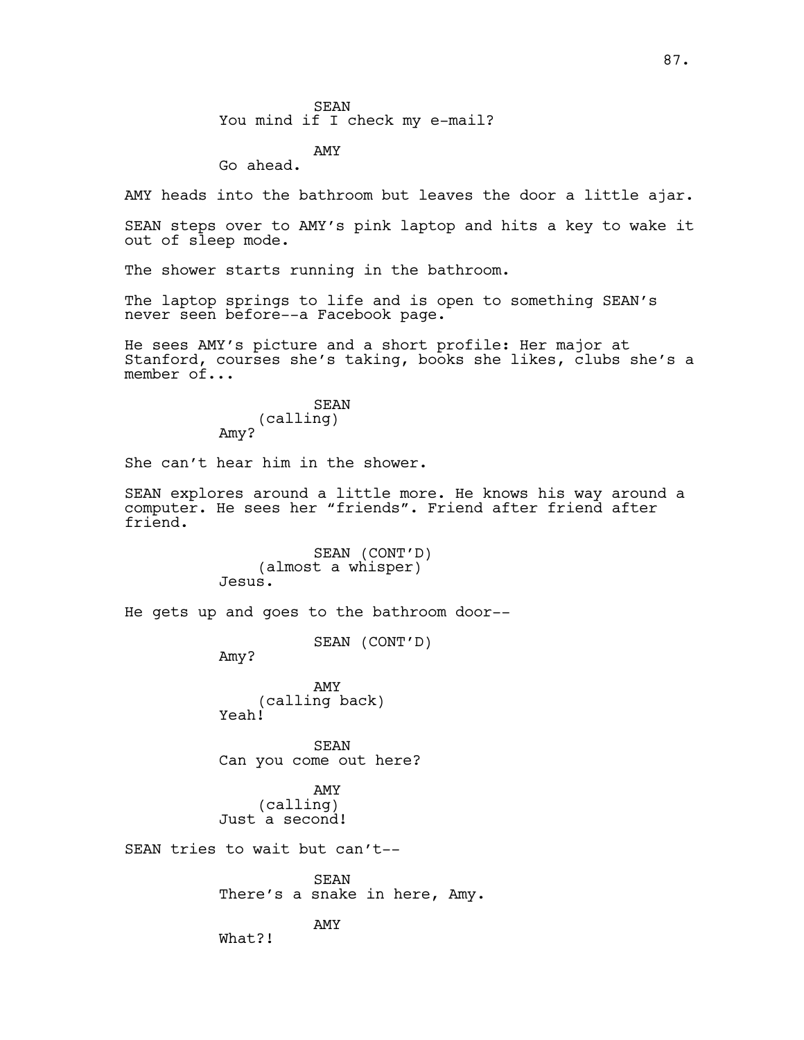SEAN
You mind if I check my e-mail?

AMY
Go ahead.

AMY heads into the bathroom but leaves the door a little ajar.

SEAN steps over to AMY's pink laptop and hits a key to wake it out of sleep mode.

The shower starts running in the bathroom.

The laptop springs to life and is open to something SEAN's never seen before--a Facebook page.

He sees AMY's picture and a short profile: Her major at Stanford, courses she's taking, books she likes, clubs she's a member of...

SEAN
(calling)
Amy?

She can't hear him in the shower.

SEAN explores around a little more. He knows his way around a computer. He sees her "friends". Friend after friend after friend.

SEAN (CONT'D)
(almost a whisper)
Jesus.

He gets up and goes to the bathroom door--

SEAN (CONT'D)
Amy?

AMY
(calling back)
Yeah!

SEAN
Can you come out here?

AMY
(calling)
Just a second!

SEAN tries to wait but can't--

SEAN
There's a snake in here, Amy.

AMY
What?!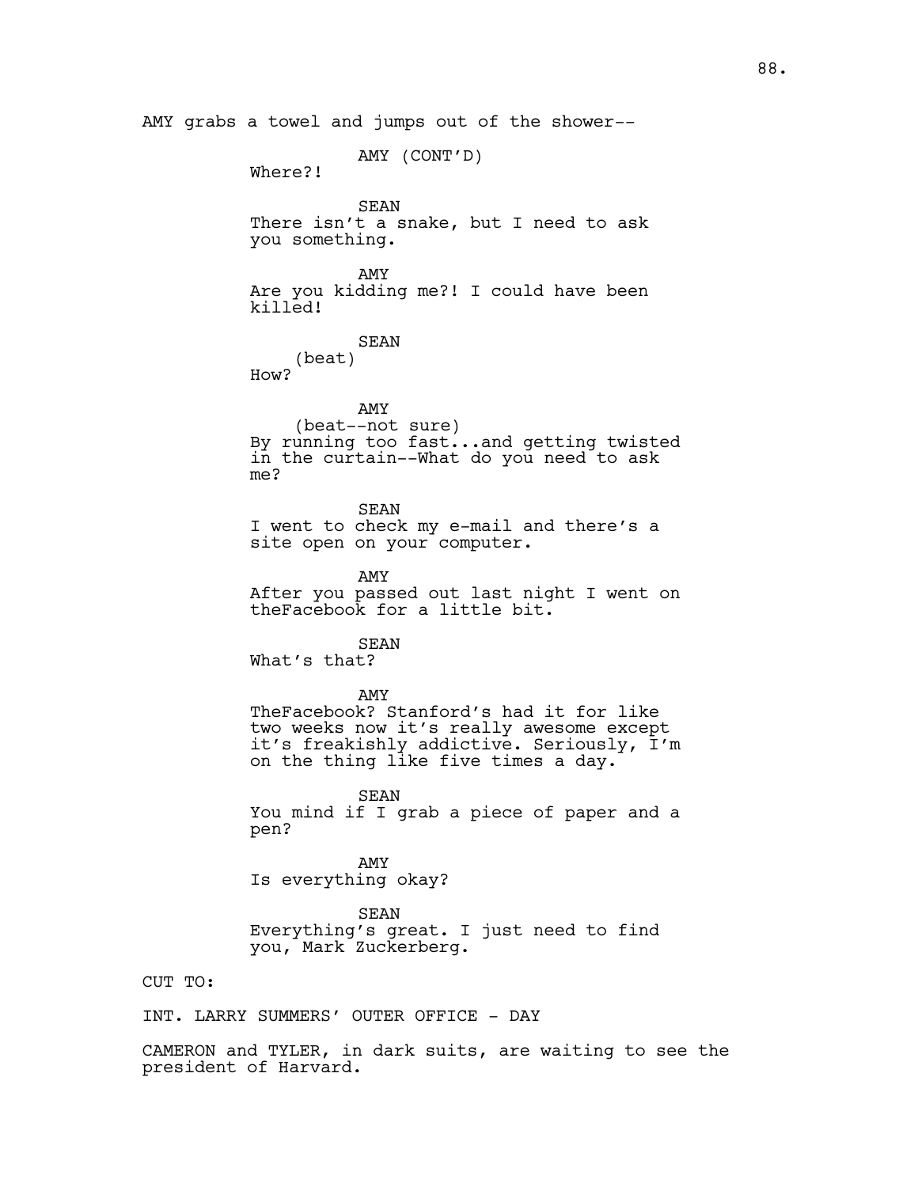AMY grabs a towel and jumps out of the shower--

AMY (CONT'D)
Where?!

SEAN
There isn't a snake, but I need to ask you something.

AMY
Are you kidding me?! I could have been killed!

SEAN
(beat)
How?

AMY
(beat--not sure)
By running too fast...and getting twisted in the curtain--What do you need to ask me?

SEAN
I went to check my e-mail and there's a site open on your computer.

AMY
After you passed out last night I went on theFacebook for a little bit.

SEAN
What's that?

AMY
TheFacebook? Stanford's had it for like two weeks now it's really awesome except it's freakishly addictive. Seriously, I'm on the thing like five times a day.

SEAN
You mind if I grab a piece of paper and a pen?

AMY
Is everything okay?

SEAN
Everything's great. I just need to find you, Mark Zuckerberg.

CUT TO:

INT. LARRY SUMMERS' OUTER OFFICE - DAY

CAMERON and TYLER, in dark suits, are waiting to see the president of Harvard.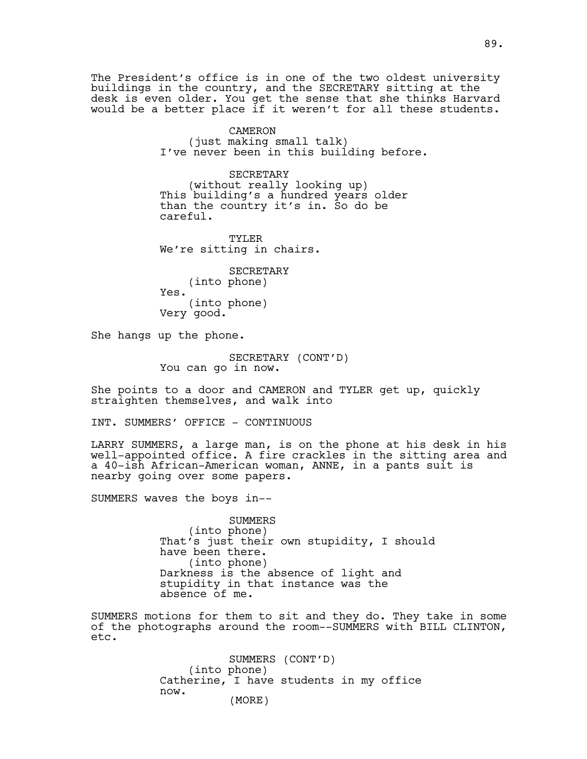The President's office is in one of the two oldest university buildings in the country, and the SECRETARY sitting at the desk is even older. You get the sense that she thinks Harvard would be a better place if it weren't for all these students.

CAMERON
(just making small talk)
I've never been in this building before.

SECRETARY
(without really looking up)
This building's a hundred years older than the country it's in. So do be careful.

TYLER
We're sitting in chairs.

SECRETARY
(into phone)
Yes.
(into phone)
Very good.

She hangs up the phone.

SECRETARY (CONT'D)
You can go in now.

She points to a door and CAMERON and TYLER get up, quickly straighten themselves, and walk into

INT. SUMMERS' OFFICE - CONTINUOUS

LARRY SUMMERS, a large man, is on the phone at his desk in his well-appointed office. A fire crackles in the sitting area and a 40-ish African-American woman, ANNE, in a pants suit is nearby going over some papers.

SUMMERS waves the boys in--

SUMMERS
(into phone)
That's just their own stupidity, I should have been there.
(into phone)
Darkness is the absence of light and stupidity in that instance was the absence of me.

SUMMERS motions for them to sit and they do. They take in some of the photographs around the room--SUMMERS with BILL CLINTON, etc.

SUMMERS (CONT'D)
(into phone)
Catherine, I have students in my office now.
(MORE)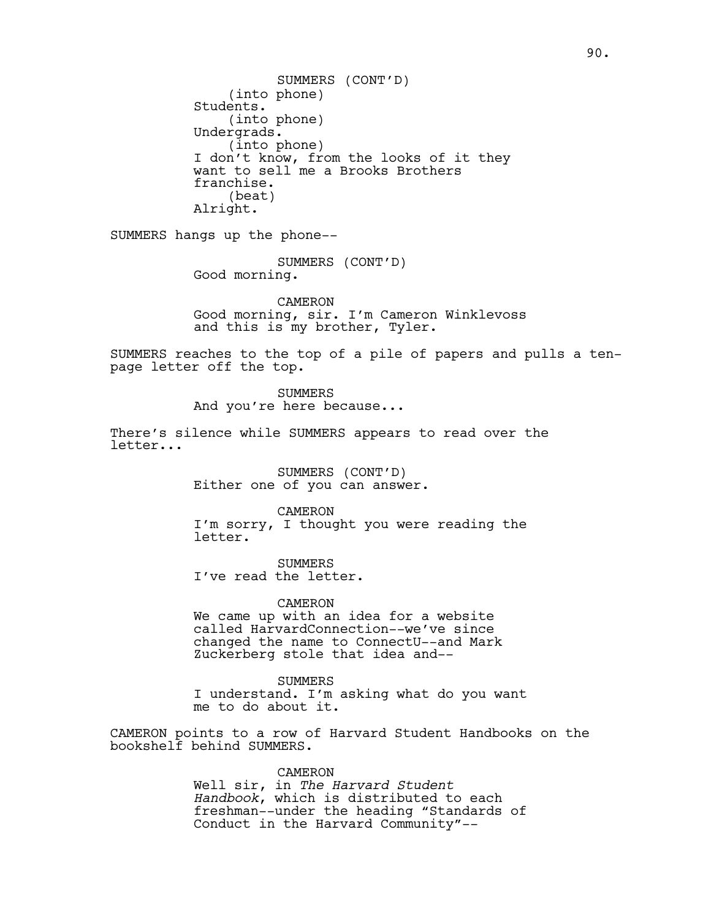SUMMERS (CONT'D)
(into phone)
Students.
(into phone)
Undergrads.
(into phone)
I don't know, from the looks of it they want to sell me a Brooks Brothers franchise.
(beat)
Alright.

SUMMERS hangs up the phone--

SUMMERS (CONT'D)
Good morning.

CAMERON
Good morning, sir. I'm Cameron Winklevoss and this is my brother, Tyler.

SUMMERS reaches to the top of a pile of papers and pulls a ten-page letter off the top.

SUMMERS
And you're here because...

There's silence while SUMMERS appears to read over the letter...

SUMMERS (CONT'D)
Either one of you can answer.

CAMERON
I'm sorry, I thought you were reading the letter.

SUMMERS
I've read the letter.

CAMERON
We came up with an idea for a website called HarvardConnection--we've since changed the name to ConnectU--and Mark Zuckerberg stole that idea and--

SUMMERS
I understand. I'm asking what do you want me to do about it.

CAMERON points to a row of Harvard Student Handbooks on the bookshelf behind SUMMERS.

CAMERON
Well sir, in *The Harvard Student Handbook*, which is distributed to each freshman--under the heading "Standards of Conduct in the Harvard Community"--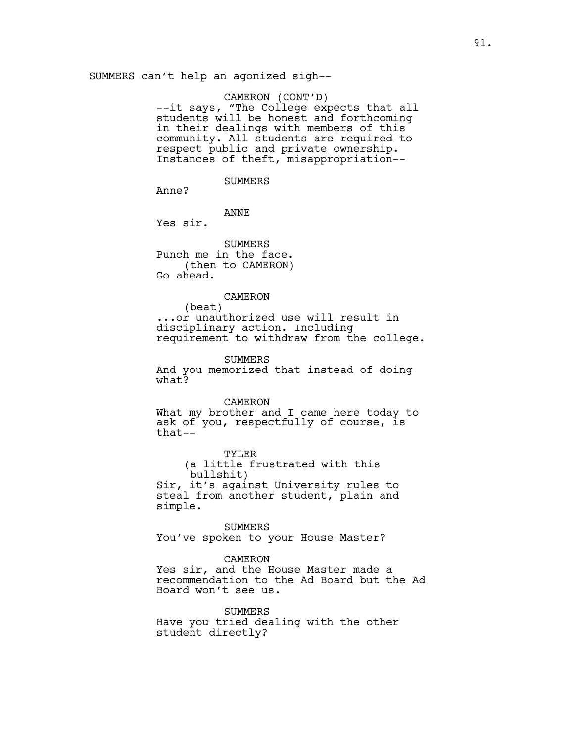SUMMERS can't help an agonized sigh--

CAMERON (CONT'D)
--it says, "The College expects that all students will be honest and forthcoming in their dealings with members of this community. All students are required to respect public and private ownership. Instances of theft, misappropriation--

SUMMERS
Anne?

ANNE
Yes sir.

SUMMERS
Punch me in the face.
(then to CAMERON)
Go ahead.

CAMERON
(beat)
...or unauthorized use will result in disciplinary action. Including requirement to withdraw from the college.

SUMMERS
And you memorized that instead of doing what?

CAMERON
What my brother and I came here today to ask of you, respectfully of course, is that--

TYLER
(a little frustrated with this bullshit)
Sir, it's against University rules to steal from another student, plain and simple.

SUMMERS
You've spoken to your House Master?

CAMERON
Yes sir, and the House Master made a recommendation to the Ad Board but the Ad Board won't see us.

SUMMERS
Have you tried dealing with the other student directly?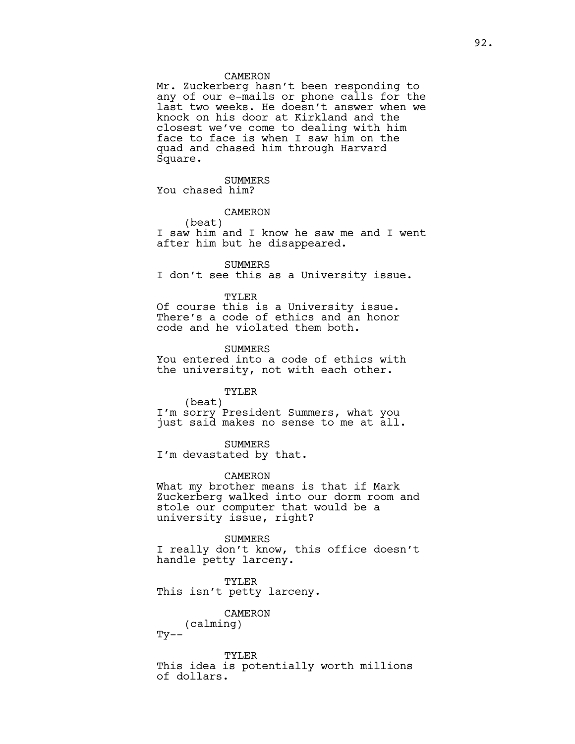CAMERON

Mr. Zuckerberg hasn't been responding to any of our e-mails or phone calls for the last two weeks. He doesn't answer when we knock on his door at Kirkland and the closest we've come to dealing with him face to face is when I saw him on the quad and chased him through Harvard Square.

SUMMERS

You chased him?

CAMERON

(beat)

I saw him and I know he saw me and I went after him but he disappeared.

SUMMERS

I don't see this as a University issue.

TYLER

Of course this is a University issue. There's a code of ethics and an honor code and he violated them both.

SUMMERS

You entered into a code of ethics with the university, not with each other.

TYLER

(beat)

I'm sorry President Summers, what you just said makes no sense to me at all.

SUMMERS

I'm devastated by that.

CAMERON

What my brother means is that if Mark Zuckerberg walked into our dorm room and stole our computer that would be a university issue, right?

SUMMERS

I really don't know, this office doesn't handle petty larceny.

TYLER

This isn't petty larceny.

CAMERON

(calming)

Ty--

TYLER

This idea is potentially worth millions of dollars.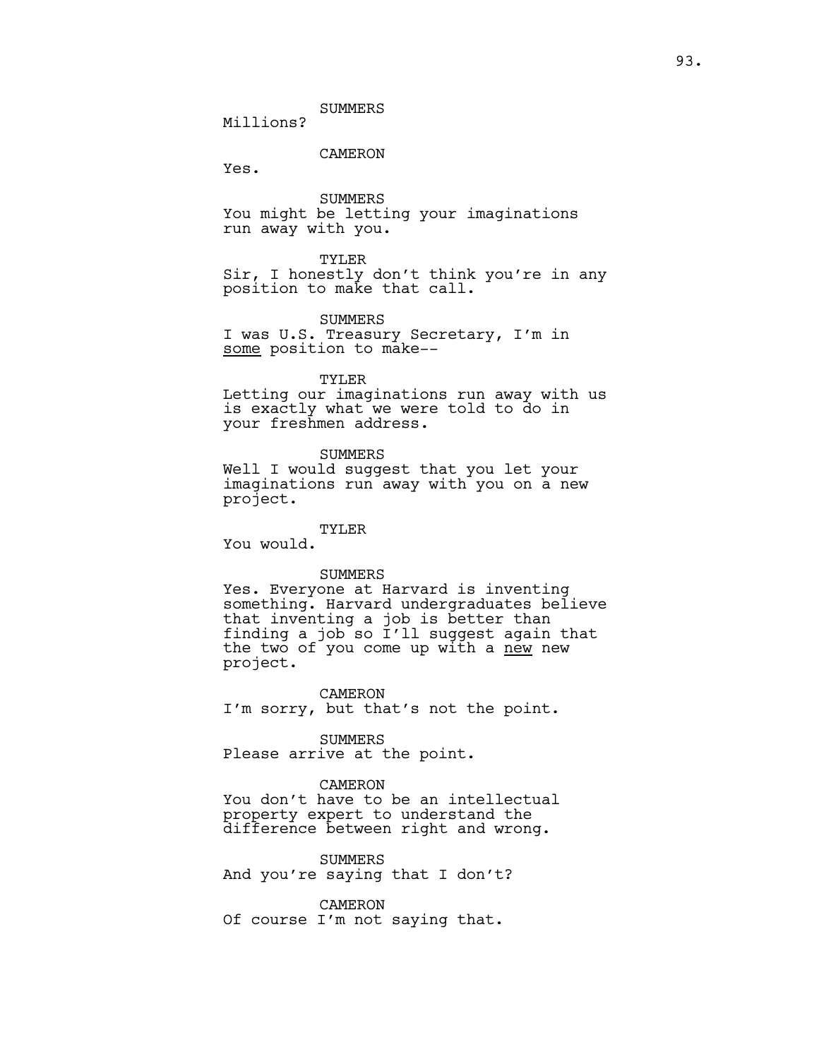SUMMERS
Millions?

CAMERON
Yes.

SUMMERS
You might be letting your imaginations run away with you.

TYLER
Sir, I honestly don't think you're in any position to make that call.

SUMMERS
I was U.S. Treasury Secretary, I'm in <u>some</u> position to make--

TYLER
Letting our imaginations run away with us is exactly what we were told to do in your freshmen address.

SUMMERS
Well I would suggest that you let your imaginations run away with you on a new project.

TYLER
You would.

SUMMERS
Yes. Everyone at Harvard is inventing something. Harvard undergraduates believe that inventing a job is better than finding a job so I'll suggest again that the two of you come up with a <u>new</u> new project.

CAMERON
I'm sorry, but that's not the point.

SUMMERS
Please arrive at the point.

CAMERON
You don't have to be an intellectual property expert to understand the difference between right and wrong.

SUMMERS
And you're saying that I don't?

CAMERON
Of course I'm not saying that.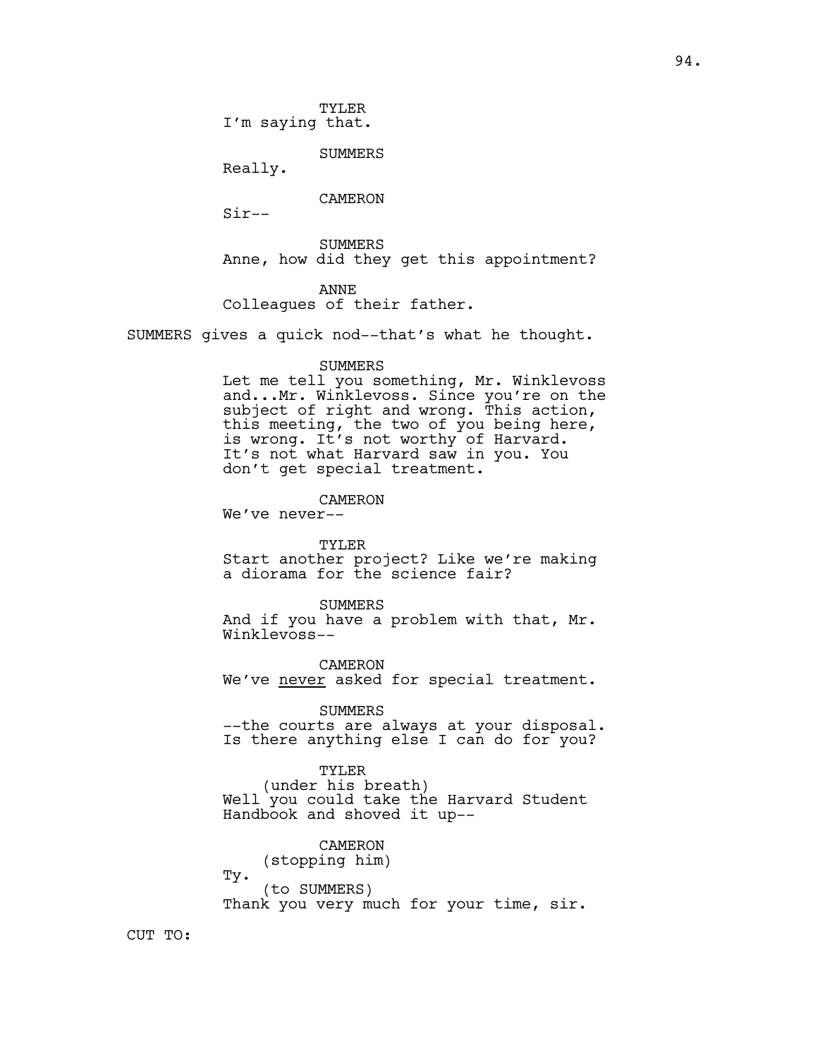TYLER
I'm saying that.

SUMMERS
Really.

CAMERON
Sir--

SUMMERS
Anne, how did they get this appointment?

ANNE
Colleagues of their father.

SUMMERS gives a quick nod--that's what he thought.

SUMMERS
Let me tell you something, Mr. Winklevoss and...Mr. Winklevoss. Since you're on the subject of right and wrong. This action, this meeting, the two of you being here, is wrong. It's not worthy of Harvard. It's not what Harvard saw in you. You don't get special treatment.

CAMERON
We've never--

TYLER
Start another project? Like we're making a diorama for the science fair?

SUMMERS
And if you have a problem with that, Mr. Winklevoss--

CAMERON
We've <u>never</u> asked for special treatment.

SUMMERS
--the courts are always at your disposal. Is there anything else I can do for you?

TYLER
(under his breath)
Well you could take the Harvard Student Handbook and shoved it up--

CAMERON
(stopping him)
Ty.
(to SUMMERS)
Thank you very much for your time, sir.

CUT TO: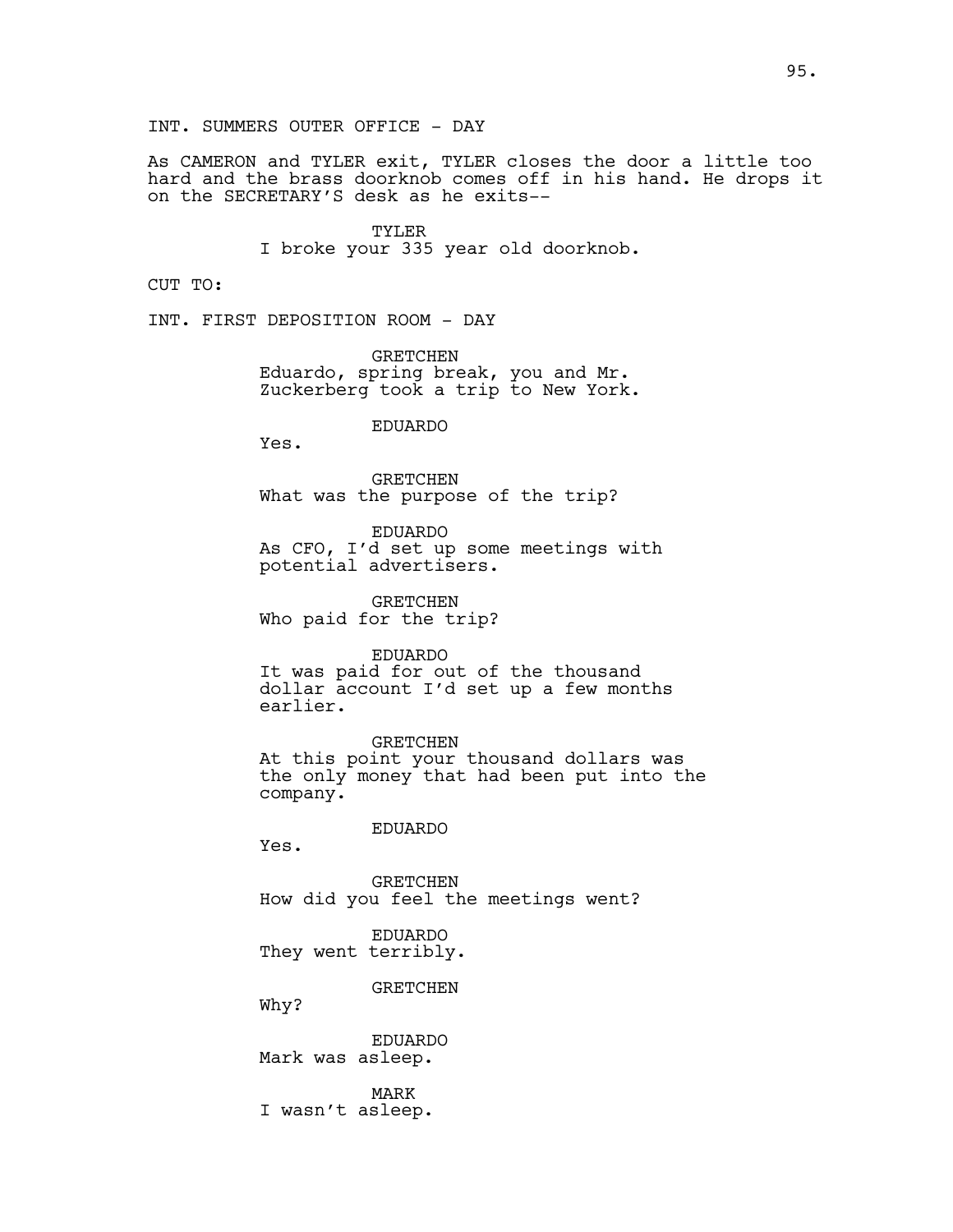INT. SUMMERS OUTER OFFICE - DAY

As CAMERON and TYLER exit, TYLER closes the door a little too hard and the brass doorknob comes off in his hand. He drops it on the SECRETARY'S desk as he exits--

TYLER
I broke your 335 year old doorknob.

CUT TO:

INT. FIRST DEPOSITION ROOM - DAY

GRETCHEN
Eduardo, spring break, you and Mr. Zuckerberg took a trip to New York.

EDUARDO
Yes.

GRETCHEN
What was the purpose of the trip?

EDUARDO
As CFO, I'd set up some meetings with potential advertisers.

GRETCHEN
Who paid for the trip?

EDUARDO
It was paid for out of the thousand dollar account I'd set up a few months earlier.

GRETCHEN
At this point your thousand dollars was the only money that had been put into the company.

EDUARDO
Yes.

GRETCHEN
How did you feel the meetings went?

EDUARDO
They went terribly.

GRETCHEN
Why?

EDUARDO
Mark was asleep.

MARK
I wasn't asleep.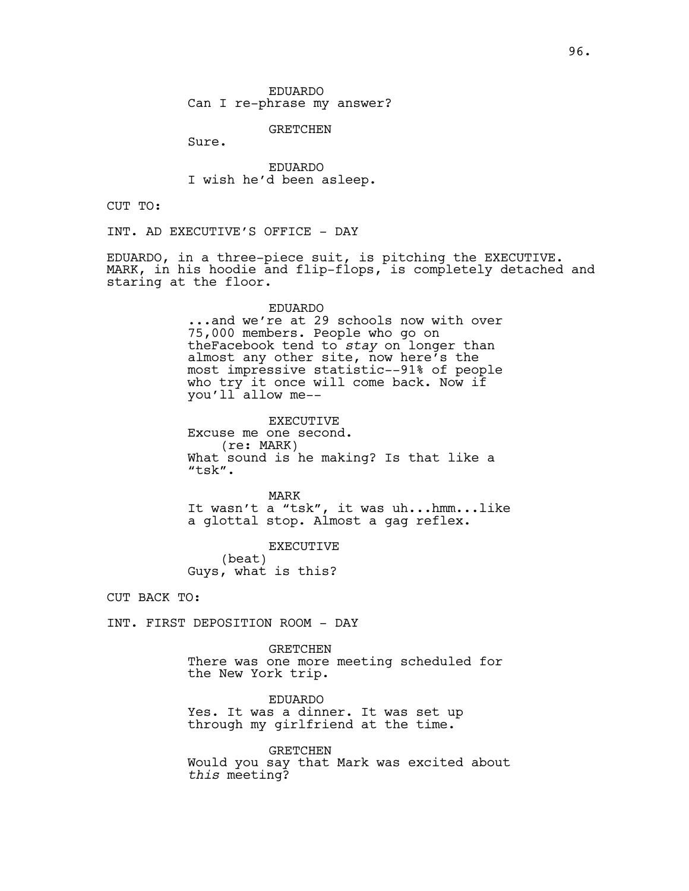EDUARDO
Can I re-phrase my answer?

GRETCHEN
Sure.

EDUARDO
I wish he'd been asleep.

CUT TO:

INT. AD EXECUTIVE'S OFFICE - DAY

EDUARDO, in a three-piece suit, is pitching the EXECUTIVE. MARK, in his hoodie and flip-flops, is completely detached and staring at the floor.

EDUARDO
...and we're at 29 schools now with over 75,000 members. People who go on theFacebook tend to *stay* on longer than almost any other site, now here's the most impressive statistic--91% of people who try it once will come back. Now if you'll allow me--

EXECUTIVE
Excuse me one second.
(re: MARK)
What sound is he making? Is that like a "tsk".

MARK
It wasn't a "tsk", it was uh...hmm...like a glottal stop. Almost a gag reflex.

EXECUTIVE
(beat)
Guys, what is this?

CUT BACK TO:

INT. FIRST DEPOSITION ROOM - DAY

GRETCHEN
There was one more meeting scheduled for the New York trip.

EDUARDO
Yes. It was a dinner. It was set up through my girlfriend at the time.

GRETCHEN
Would you say that Mark was excited about *this* meeting?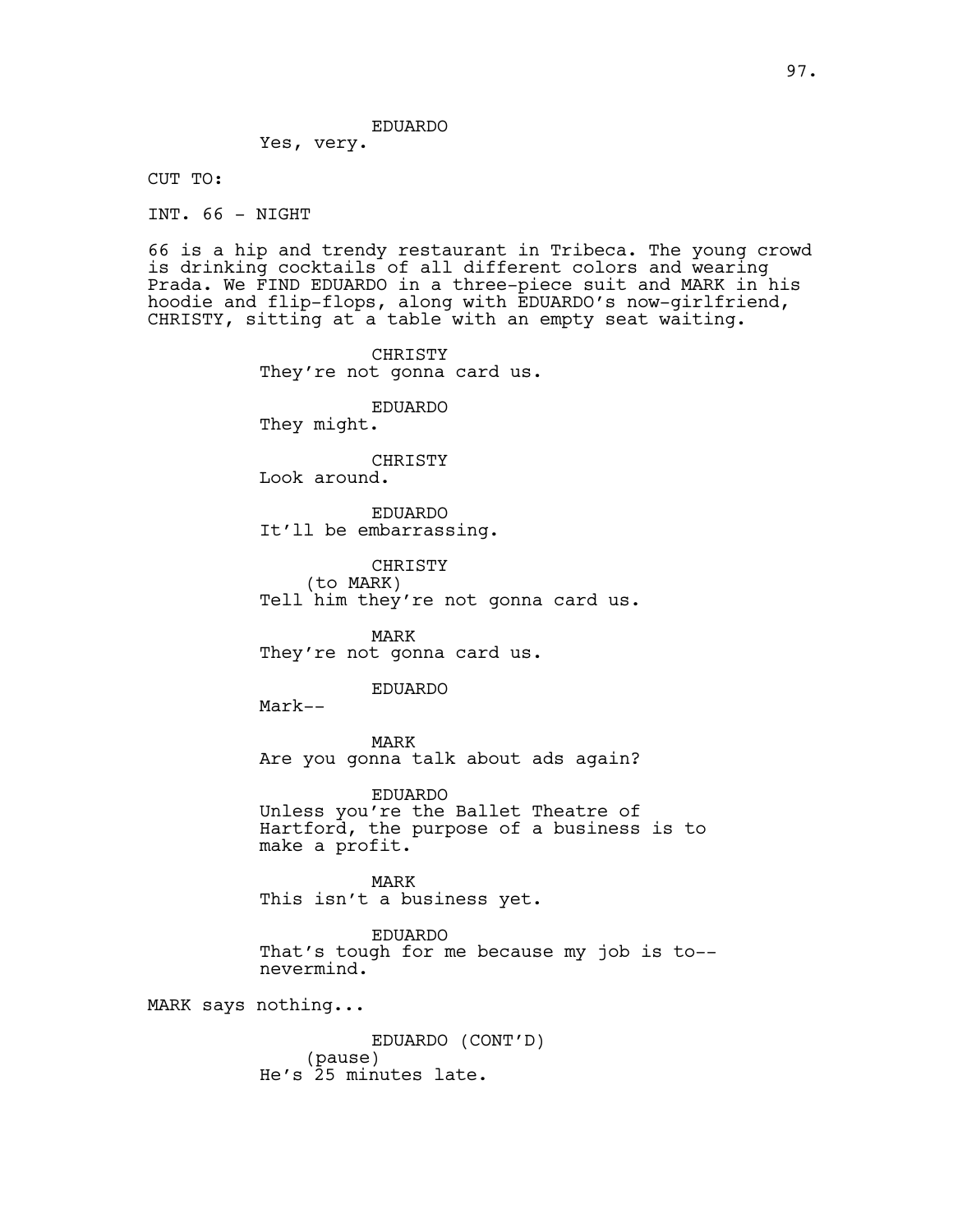EDUARDO
Yes, very.

CUT TO:

INT. 66 - NIGHT

66 is a hip and trendy restaurant in Tribeca. The young crowd is drinking cocktails of all different colors and wearing Prada. We FIND EDUARDO in a three-piece suit and MARK in his hoodie and flip-flops, along with EDUARDO's now-girlfriend, CHRISTY, sitting at a table with an empty seat waiting.

CHRISTY
They're not gonna card us.

EDUARDO
They might.

CHRISTY
Look around.

EDUARDO
It'll be embarrassing.

CHRISTY
(to MARK)
Tell him they're not gonna card us.

MARK
They're not gonna card us.

EDUARDO
Mark--

MARK
Are you gonna talk about ads again?

EDUARDO
Unless you're the Ballet Theatre of Hartford, the purpose of a business is to make a profit.

MARK
This isn't a business yet.

EDUARDO
That's tough for me because my job is to--nevermind.

MARK says nothing...

EDUARDO (CONT'D)
(pause)
He's 25 minutes late.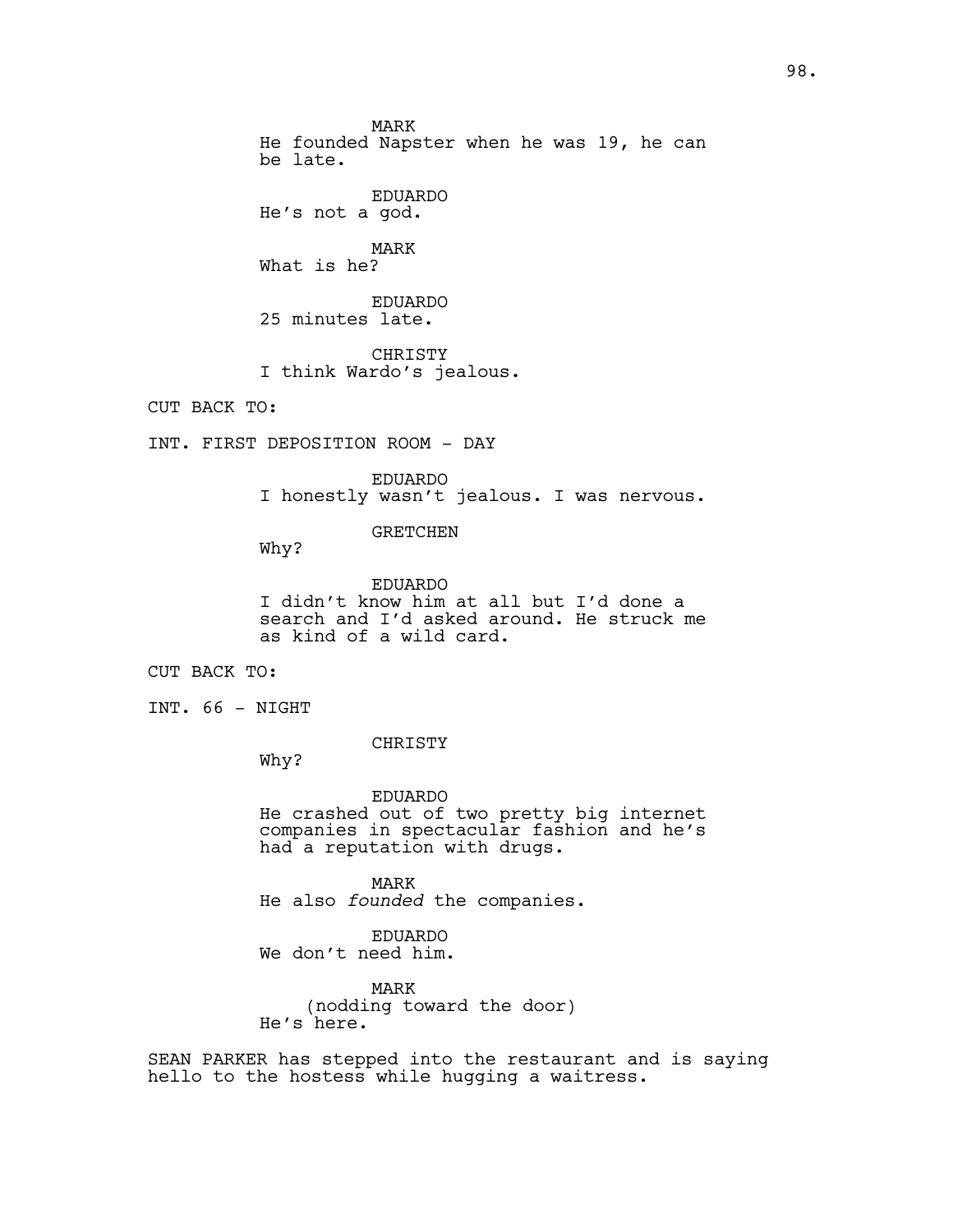MARK
He founded Napster when he was 19, he can be late.

EDUARDO
He's not a god.

MARK
What is he?

EDUARDO
25 minutes late.

CHRISTY
I think Wardo's jealous.

CUT BACK TO:

INT. FIRST DEPOSITION ROOM - DAY

EDUARDO
I honestly wasn't jealous. I was nervous.

GRETCHEN
Why?

EDUARDO
I didn't know him at all but I'd done a search and I'd asked around. He struck me as kind of a wild card.

CUT BACK TO:

INT. 66 - NIGHT

CHRISTY
Why?

EDUARDO
He crashed out of two pretty big internet companies in spectacular fashion and he's had a reputation with drugs.

MARK
He also *founded* the companies.

EDUARDO
We don't need him.

MARK
(nodding toward the door)
He's here.

SEAN PARKER has stepped into the restaurant and is saying hello to the hostess while hugging a waitress.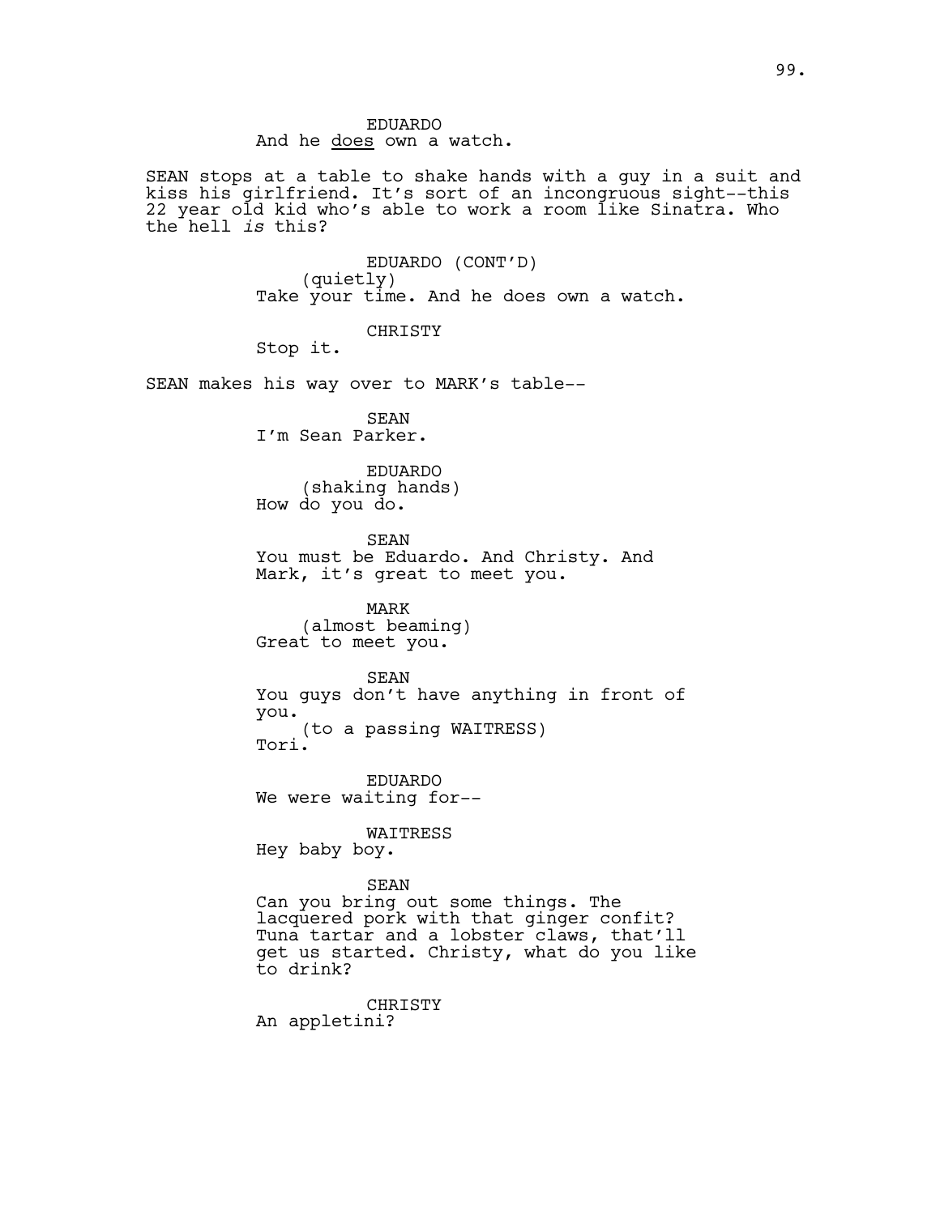EDUARDO
And he <u>does</u> own a watch.

SEAN stops at a table to shake hands with a guy in a suit and kiss his girlfriend. It's sort of an incongruous sight--this 22 year old kid who's able to work a room like Sinatra. Who the hell *is* this?

EDUARDO (CONT'D)
(quietly)
Take your time. And he does own a watch.

CHRISTY
Stop it.

SEAN makes his way over to MARK's table--

SEAN
I'm Sean Parker.

EDUARDO
(shaking hands)
How do you do.

SEAN
You must be Eduardo. And Christy. And Mark, it's great to meet you.

MARK
(almost beaming)
Great to meet you.

SEAN
You guys don't have anything in front of you.
(to a passing WAITRESS)
Tori.

EDUARDO
We were waiting for--

WAITRESS
Hey baby boy.

SEAN
Can you bring out some things. The lacquered pork with that ginger confit? Tuna tartar and a lobster claws, that'll get us started. Christy, what do you like to drink?

CHRISTY
An appletini?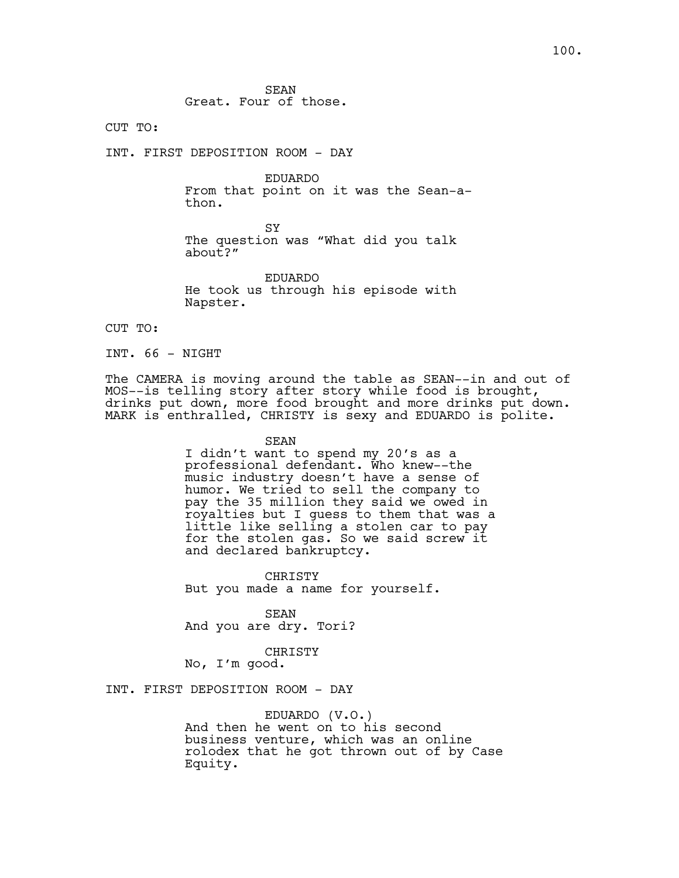SEAN
Great. Four of those.

CUT TO:

INT. FIRST DEPOSITION ROOM - DAY

EDUARDO
From that point on it was the Sean-a-thon.

SY
The question was “What did you talk about?”

EDUARDO
He took us through his episode with Napster.

CUT TO:

INT. 66 - NIGHT

The CAMERA is moving around the table as SEAN--in and out of MOS--is telling story after story while food is brought, drinks put down, more food brought and more drinks put down. MARK is enthralled, CHRISTY is sexy and EDUARDO is polite.

SEAN
I didn’t want to spend my 20’s as a professional defendant. Who knew--the music industry doesn’t have a sense of humor. We tried to sell the company to pay the 35 million they said we owed in royalties but I guess to them that was a little like selling a stolen car to pay for the stolen gas. So we said screw it and declared bankruptcy.

CHRISTY
But you made a name for yourself.

SEAN
And you are dry. Tori?

CHRISTY
No, I’m good.

INT. FIRST DEPOSITION ROOM - DAY

EDUARDO (V.O.)
And then he went on to his second business venture, which was an online rolodex that he got thrown out of by Case Equity.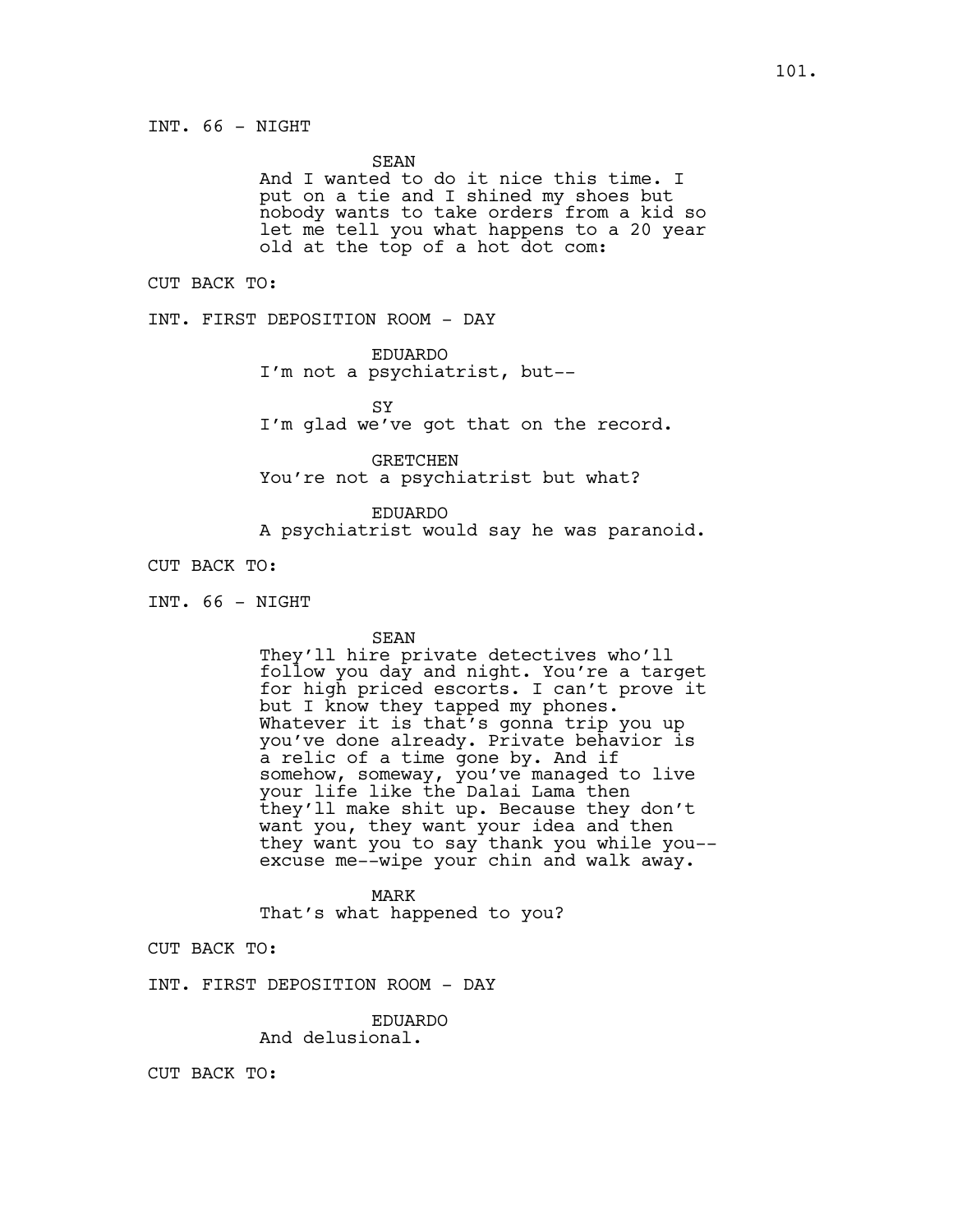INT. 66 - NIGHT

SEAN

And I wanted to do it nice this time. I put on a tie and I shined my shoes but nobody wants to take orders from a kid so let me tell you what happens to a 20 year old at the top of a hot dot com:

CUT BACK TO:

INT. FIRST DEPOSITION ROOM - DAY

EDUARDO

I'm not a psychiatrist, but--

SY

I'm glad we've got that on the record.

GRETCHEN

You're not a psychiatrist but what?

EDUARDO

A psychiatrist would say he was paranoid.

CUT BACK TO:

INT. 66 - NIGHT

SEAN

They'll hire private detectives who'll follow you day and night. You're a target for high priced escorts. I can't prove it but I know they tapped my phones. Whatever it is that's gonna trip you up you've done already. Private behavior is a relic of a time gone by. And if somehow, someway, you've managed to live your life like the Dalai Lama then they'll make shit up. Because they don't want you, they want your idea and then they want you to say thank you while you--excuse me--wipe your chin and walk away.

MARK

That's what happened to you?

CUT BACK TO:

INT. FIRST DEPOSITION ROOM - DAY

EDUARDO

And delusional.

CUT BACK TO: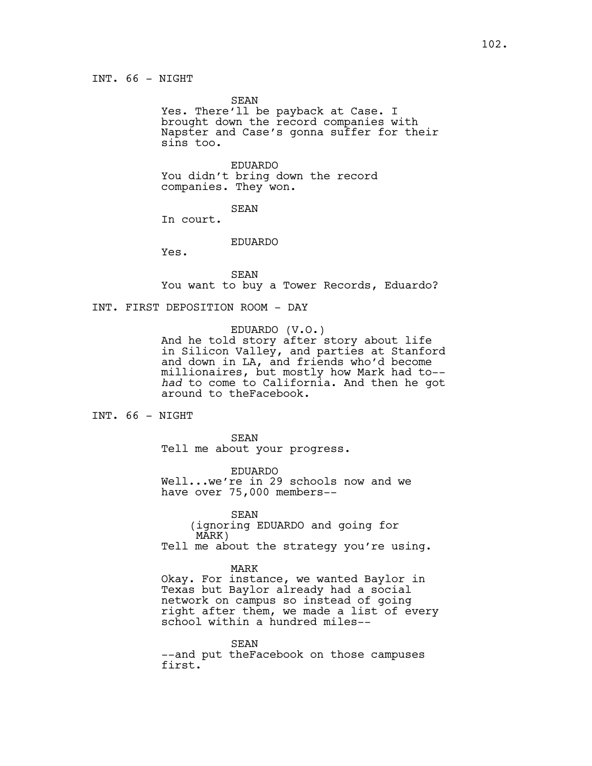INT. 66 - NIGHT

SEAN
Yes. There'll be payback at Case. I brought down the record companies with Napster and Case's gonna suffer for their sins too.

EDUARDO
You didn't bring down the record companies. They won.

SEAN
In court.

EDUARDO
Yes.

SEAN
You want to buy a Tower Records, Eduardo?

INT. FIRST DEPOSITION ROOM - DAY

EDUARDO (V.O.)
And he told story after story about life in Silicon Valley, and parties at Stanford and down in LA, and friends who'd become millionaires, but mostly how Mark had to-- *had* to come to California. And then he got around to theFacebook.

INT. 66 - NIGHT

SEAN
Tell me about your progress.

EDUARDO
Well...we're in 29 schools now and we have over 75,000 members--

SEAN
(ignoring EDUARDO and going for MARK)
Tell me about the strategy you're using.

MARK
Okay. For instance, we wanted Baylor in Texas but Baylor already had a social network on campus so instead of going right after them, we made a list of every school within a hundred miles--

SEAN
--and put theFacebook on those campuses first.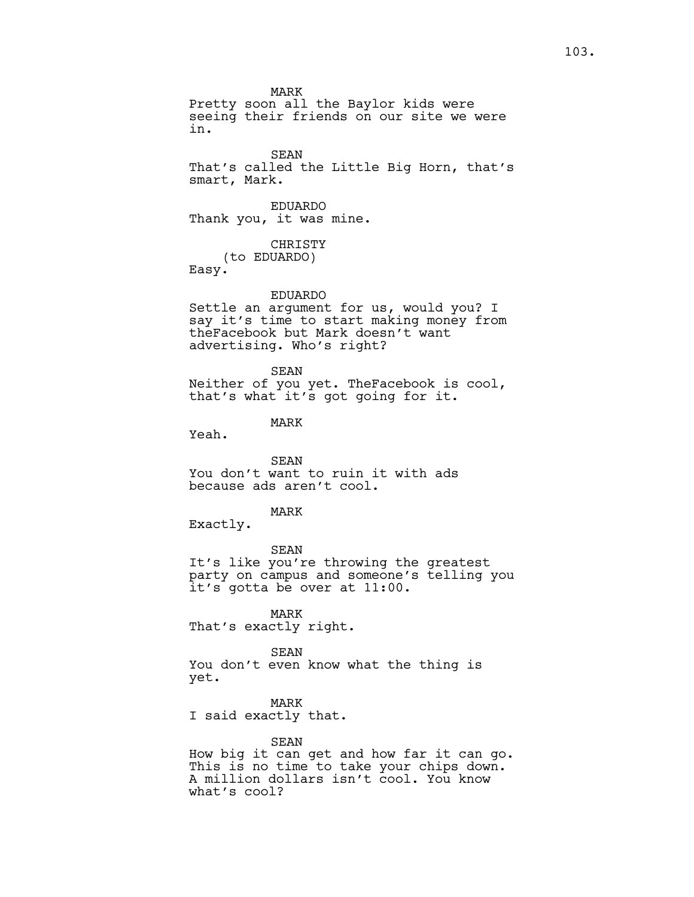MARK
Pretty soon all the Baylor kids were seeing their friends on our site we were in.

SEAN
That's called the Little Big Horn, that's smart, Mark.

EDUARDO
Thank you, it was mine.

CHRISTY
(to EDUARDO)
Easy.

EDUARDO
Settle an argument for us, would you? I say it's time to start making money from theFacebook but Mark doesn't want advertising. Who's right?

SEAN
Neither of you yet. TheFacebook is cool, that's what it's got going for it.

MARK
Yeah.

SEAN
You don't want to ruin it with ads because ads aren't cool.

MARK
Exactly.

SEAN
It's like you're throwing the greatest party on campus and someone's telling you it's gotta be over at 11:00.

MARK
That's exactly right.

SEAN
You don't even know what the thing is yet.

MARK
I said exactly that.

SEAN
How big it can get and how far it can go. This is no time to take your chips down. A million dollars isn't cool. You know what's cool?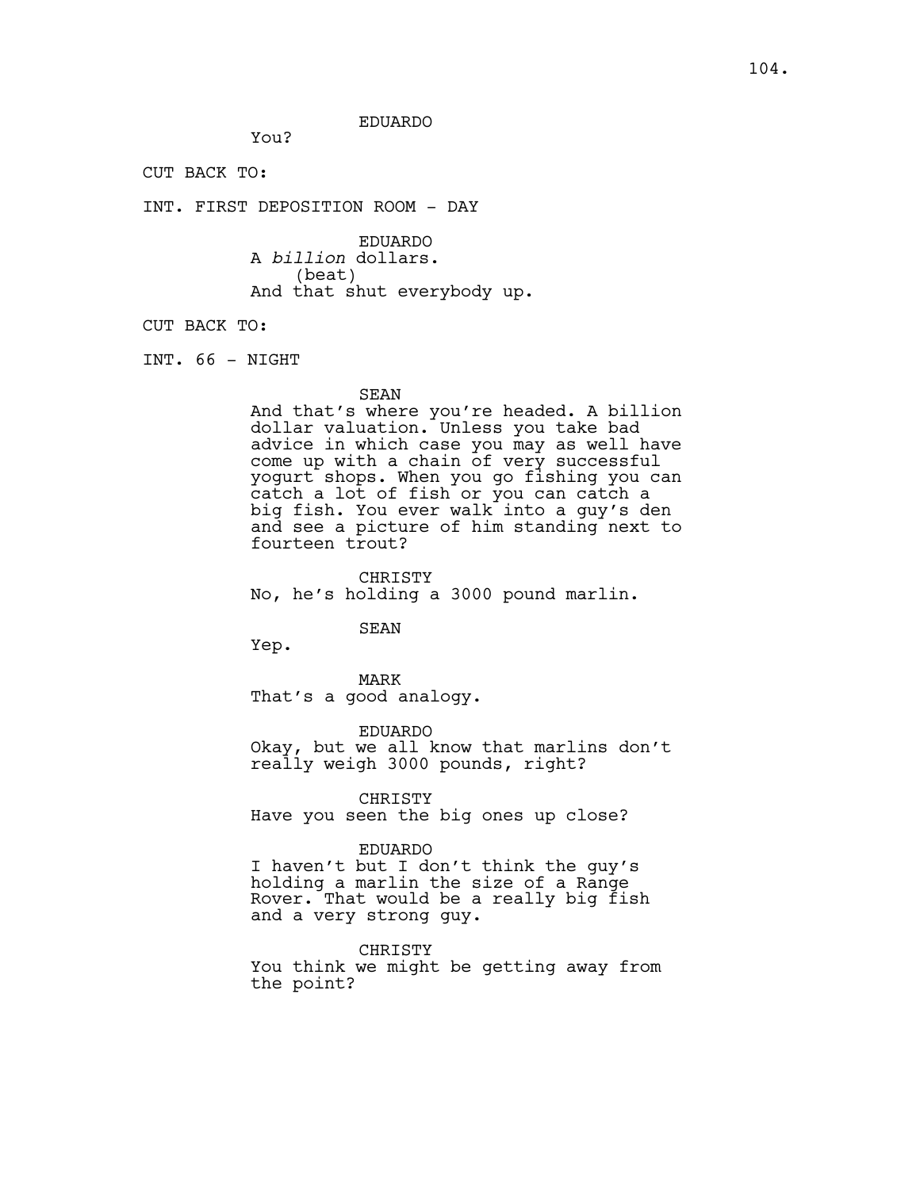EDUARDO

You?

CUT BACK TO:

INT. FIRST DEPOSITION ROOM - DAY

EDUARDO

A *billion* dollars.

(beat)

And that shut everybody up.

CUT BACK TO:

INT. 66 - NIGHT

SEAN

And that's where you're headed. A billion dollar valuation. Unless you take bad advice in which case you may as well have come up with a chain of very successful yogurt shops. When you go fishing you can catch a lot of fish or you can catch a big fish. You ever walk into a guy's den and see a picture of him standing next to fourteen trout?

CHRISTY

No, he's holding a 3000 pound marlin.

SEAN

Yep.

MARK

That's a good analogy.

EDUARDO

Okay, but we all know that marlins don't really weigh 3000 pounds, right?

CHRISTY

Have you seen the big ones up close?

EDUARDO

I haven't but I don't think the guy's holding a marlin the size of a Range Rover. That would be a really big fish and a very strong guy.

CHRISTY

You think we might be getting away from the point?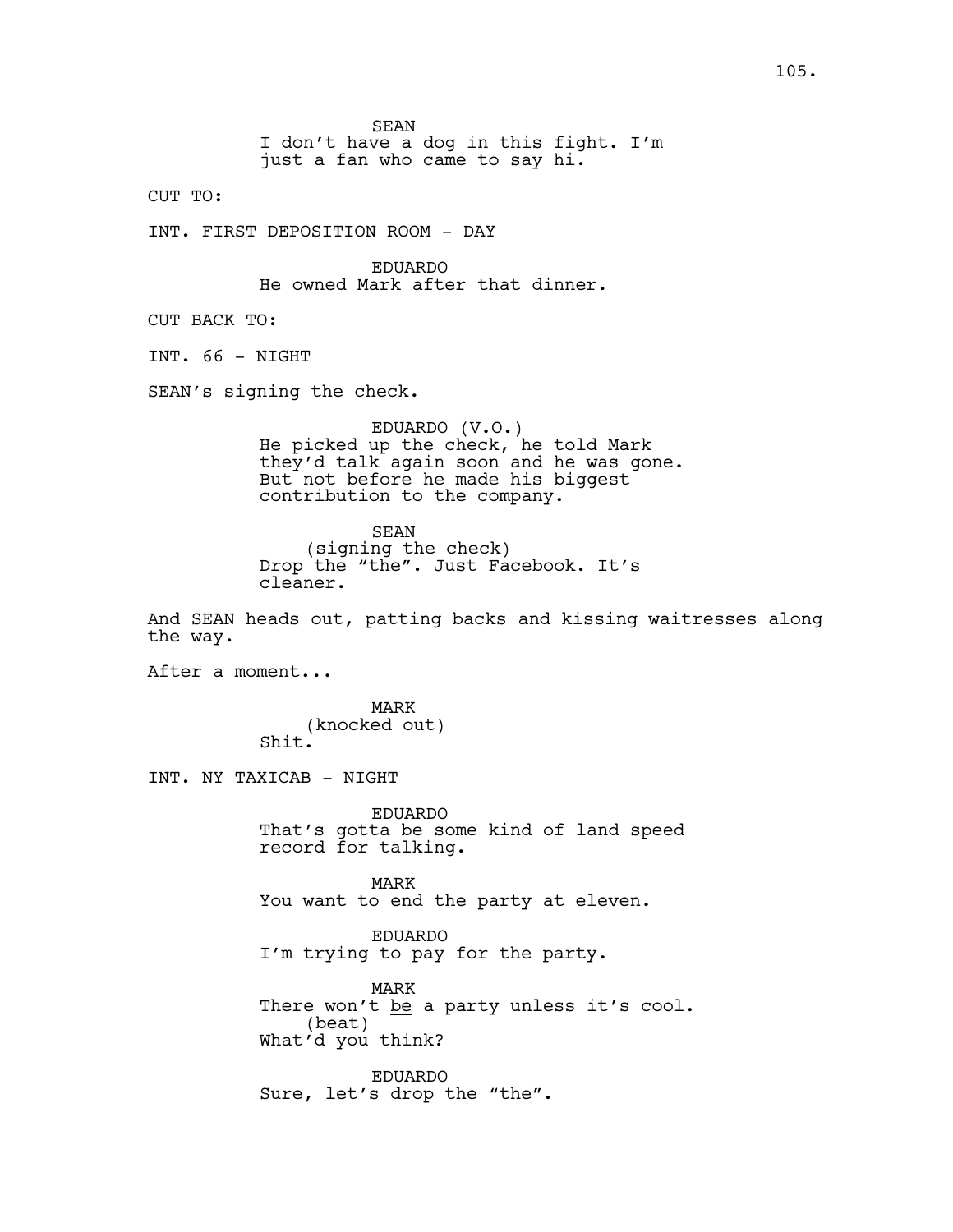SEAN
I don't have a dog in this fight. I'm just a fan who came to say hi.

CUT TO:

INT. FIRST DEPOSITION ROOM - DAY

EDUARDO
He owned Mark after that dinner.

CUT BACK TO:

INT. 66 - NIGHT

SEAN's signing the check.

EDUARDO (V.O.)
He picked up the check, he told Mark they'd talk again soon and he was gone. But not before he made his biggest contribution to the company.

SEAN
(signing the check)
Drop the "the". Just Facebook. It's cleaner.

And SEAN heads out, patting backs and kissing waitresses along the way.

After a moment...

MARK
(knocked out)
Shit.

INT. NY TAXICAB - NIGHT

EDUARDO
That's gotta be some kind of land speed record for talking.

MARK
You want to end the party at eleven.

EDUARDO
I'm trying to pay for the party.

MARK
There won't be a party unless it's cool.
(beat)
What'd you think?

EDUARDO
Sure, let's drop the "the".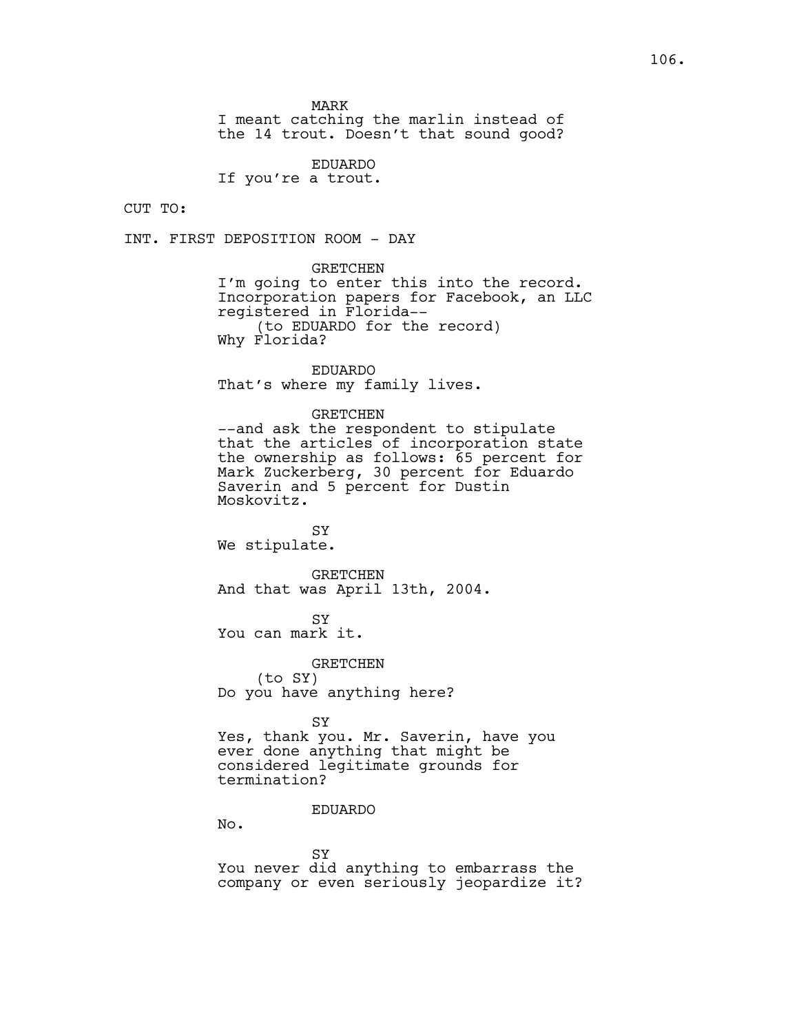MARK
I meant catching the marlin instead of the 14 trout. Doesn't that sound good?

EDUARDO
If you're a trout.

CUT TO:

INT. FIRST DEPOSITION ROOM - DAY

GRETCHEN
I'm going to enter this into the record. Incorporation papers for Facebook, an LLC registered in Florida--
(to EDUARDO for the record)
Why Florida?

EDUARDO
That's where my family lives.

GRETCHEN
--and ask the respondent to stipulate that the articles of incorporation state the ownership as follows: 65 percent for Mark Zuckerberg, 30 percent for Eduardo Saverin and 5 percent for Dustin Moskovitz.

SY
We stipulate.

GRETCHEN
And that was April 13th, 2004.

SY
You can mark it.

GRETCHEN
(to SY)
Do you have anything here?

SY
Yes, thank you. Mr. Saverin, have you ever done anything that might be considered legitimate grounds for termination?

EDUARDO
No.

SY
You never did anything to embarrass the company or even seriously jeopardize it?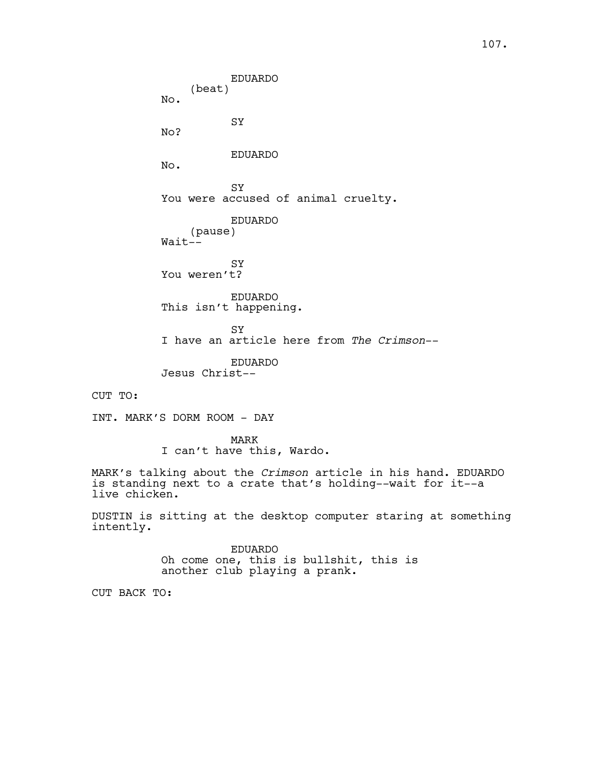EDUARDO
(beat)
No.

SY
No?

EDUARDO
No.

SY
You were accused of animal cruelty.

EDUARDO
(pause)
Wait--

SY
You weren't?

EDUARDO
This isn't happening.

SY
I have an article here from *The Crimson*--

EDUARDO
Jesus Christ--

CUT TO:

INT. MARK'S DORM ROOM - DAY

MARK
I can't have this, Wardo.

MARK's talking about the *Crimson* article in his hand. EDUARDO is standing next to a crate that's holding--wait for it--a live chicken.

DUSTIN is sitting at the desktop computer staring at something intently.

EDUARDO
Oh come one, this is bullshit, this is another club playing a prank.

CUT BACK TO: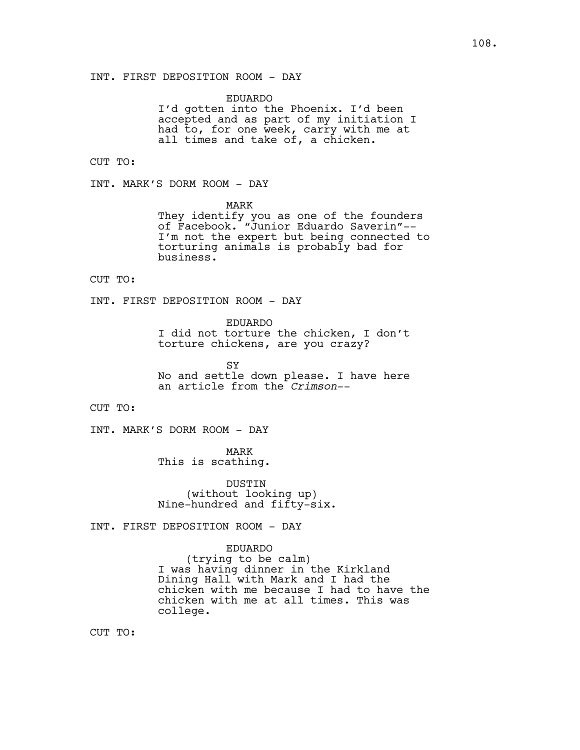INT. FIRST DEPOSITION ROOM - DAY

EDUARDO
I'd gotten into the Phoenix. I'd been accepted and as part of my initiation I had to, for one week, carry with me at all times and take of, a chicken.

CUT TO:

INT. MARK'S DORM ROOM - DAY

MARK
They identify you as one of the founders of Facebook. "Junior Eduardo Saverin"-- I'm not the expert but being connected to torturing animals is probably bad for business.

CUT TO:

INT. FIRST DEPOSITION ROOM - DAY

EDUARDO
I did not torture the chicken, I don't torture chickens, are you crazy?

SY
No and settle down please. I have here an article from the *Crimson*--

CUT TO:

INT. MARK'S DORM ROOM - DAY

MARK
This is scathing.

DUSTIN
(without looking up)
Nine-hundred and fifty-six.

INT. FIRST DEPOSITION ROOM - DAY

EDUARDO
(trying to be calm)
I was having dinner in the Kirkland Dining Hall with Mark and I had the chicken with me because I had to have the chicken with me at all times. This was college.

CUT TO: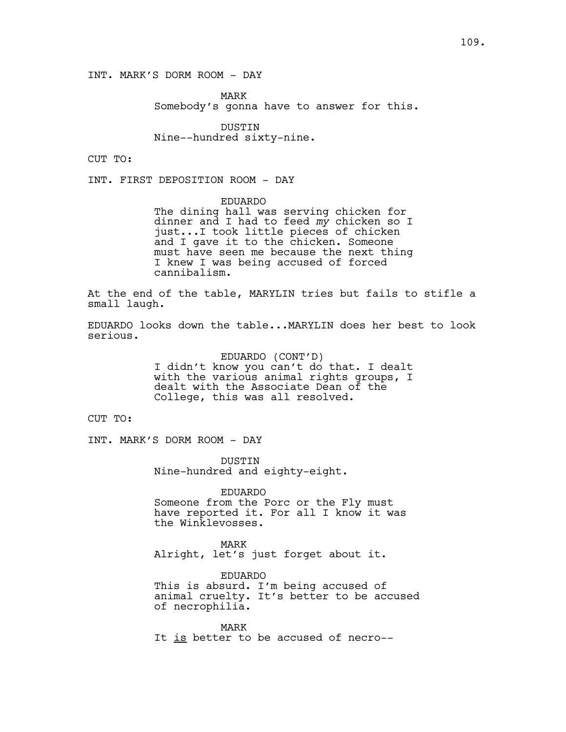INT. MARK'S DORM ROOM - DAY

MARK
Somebody's gonna have to answer for this.

DUSTIN
Nine--hundred sixty-nine.

CUT TO:

INT. FIRST DEPOSITION ROOM - DAY

EDUARDO
The dining hall was serving chicken for dinner and I had to feed *my* chicken so I just...I took little pieces of chicken and I gave it to the chicken. Someone must have seen me because the next thing I knew I was being accused of forced cannibalism.

At the end of the table, MARYLIN tries but fails to stifle a small laugh.

EDUARDO looks down the table...MARYLIN does her best to look serious.

EDUARDO (CONT'D)
I didn't know you can't do that. I dealt with the various animal rights groups, I dealt with the Associate Dean of the College, this was all resolved.

CUT TO:

INT. MARK'S DORM ROOM - DAY

DUSTIN
Nine-hundred and eighty-eight.

EDUARDO
Someone from the Porc or the Fly must have reported it. For all I know it was the Winklevosses.

MARK
Alright, let's just forget about it.

EDUARDO
This is absurd. I'm being accused of animal cruelty. It's better to be accused of necrophilia.

MARK
It <u>is</u> better to be accused of necro--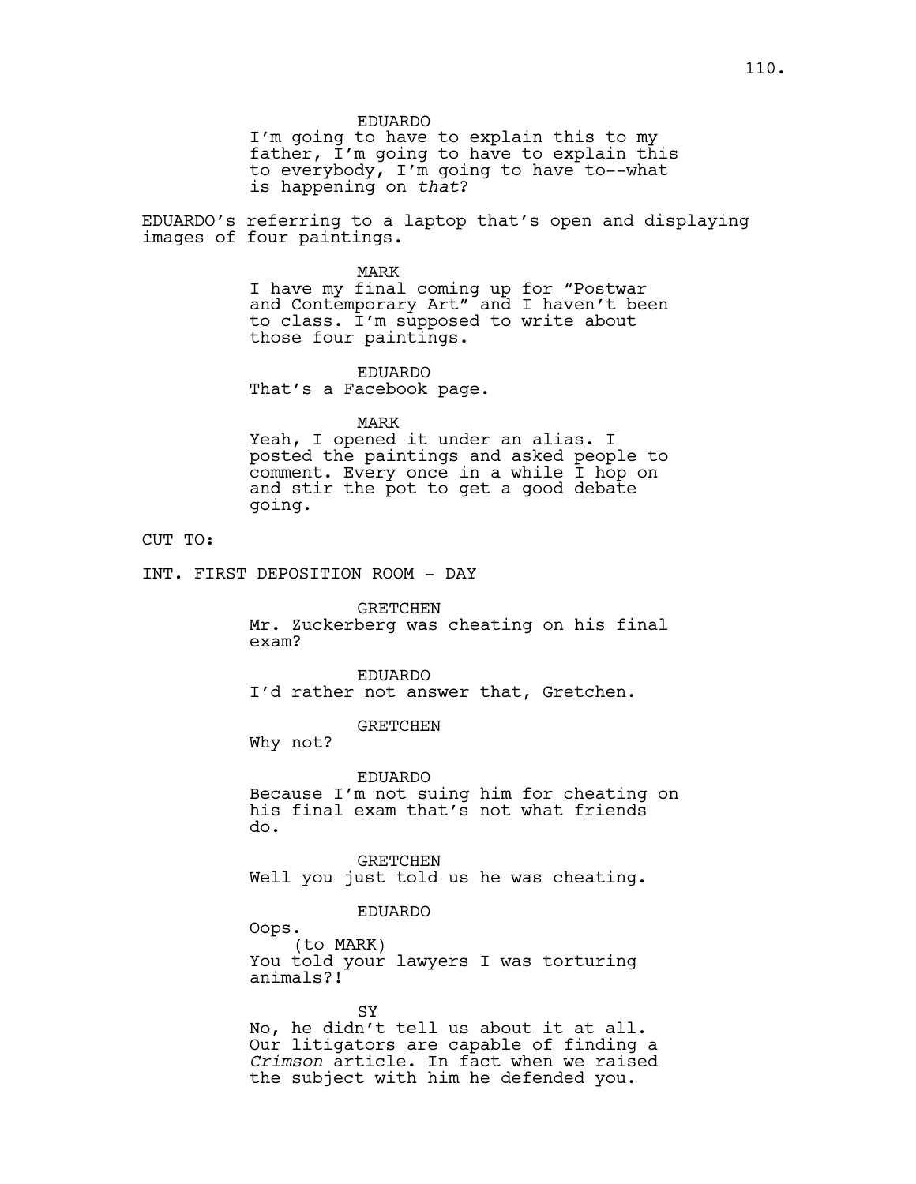EDUARDO
I'm going to have to explain this to my father, I'm going to have to explain this to everybody, I'm going to have to--what is happening on *that*?

EDUARDO's referring to a laptop that's open and displaying images of four paintings.

MARK
I have my final coming up for "Postwar and Contemporary Art" and I haven't been to class. I'm supposed to write about those four paintings.

EDUARDO
That's a Facebook page.

MARK
Yeah, I opened it under an alias. I posted the paintings and asked people to comment. Every once in a while I hop on and stir the pot to get a good debate going.

CUT TO:

INT. FIRST DEPOSITION ROOM - DAY

GRETCHEN
Mr. Zuckerberg was cheating on his final exam?

EDUARDO
I'd rather not answer that, Gretchen.

GRETCHEN
Why not?

EDUARDO
Because I'm not suing him for cheating on his final exam that's not what friends do.

GRETCHEN
Well you just told us he was cheating.

EDUARDO
Oops.
(to MARK)
You told your lawyers I was torturing animals?!

SY
No, he didn't tell us about it at all. Our litigators are capable of finding a *Crimson* article. In fact when we raised the subject with him he defended you.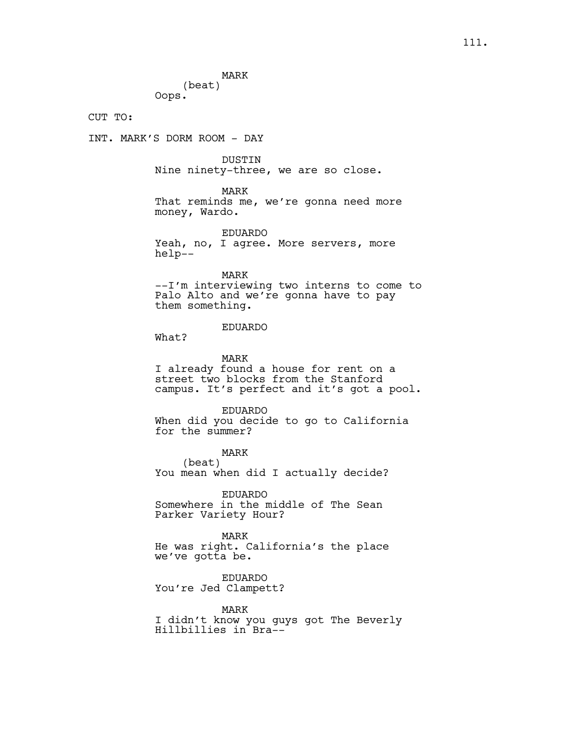MARK
(beat)
Oops.

CUT TO:

INT. MARK'S DORM ROOM - DAY

DUSTIN
Nine ninety-three, we are so close.

MARK
That reminds me, we're gonna need more money, Wardo.

EDUARDO
Yeah, no, I agree. More servers, more help--

MARK
--I'm interviewing two interns to come to Palo Alto and we're gonna have to pay them something.

EDUARDO
What?

MARK
I already found a house for rent on a street two blocks from the Stanford campus. It's perfect and it's got a pool.

EDUARDO
When did you decide to go to California for the summer?

MARK
(beat)
You mean when did I actually decide?

EDUARDO
Somewhere in the middle of The Sean Parker Variety Hour?

MARK
He was right. California's the place we've gotta be.

EDUARDO
You're Jed Clampett?

MARK
I didn't know you guys got The Beverly Hillbillies in Bra--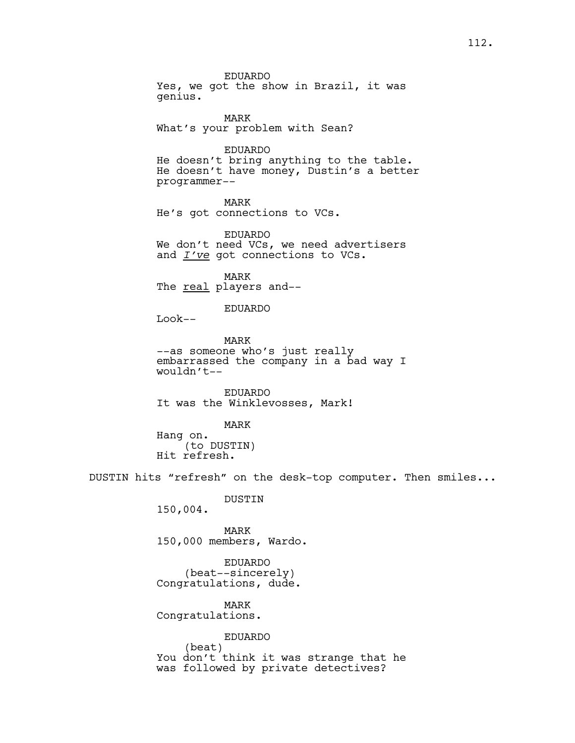EDUARDO
Yes, we got the show in Brazil, it was genius.

MARK
What's your problem with Sean?

EDUARDO
He doesn't bring anything to the table. He doesn't have money, Dustin's a better programmer--

MARK
He's got connections to VCs.

EDUARDO
We don't need VCs, we need advertisers and *I've* got connections to VCs.

MARK
The real players and--

EDUARDO
Look--

MARK
--as someone who's just really embarrassed the company in a bad way I wouldn't--

EDUARDO
It was the Winklevosses, Mark!

MARK
Hang on.
(to DUSTIN)
Hit refresh.

DUSTIN hits "refresh" on the desk-top computer. Then smiles...

DUSTIN
150,004.

MARK
150,000 members, Wardo.

EDUARDO
(beat--sincerely)
Congratulations, dude.

MARK
Congratulations.

EDUARDO
(beat)
You don't think it was strange that he was followed by private detectives?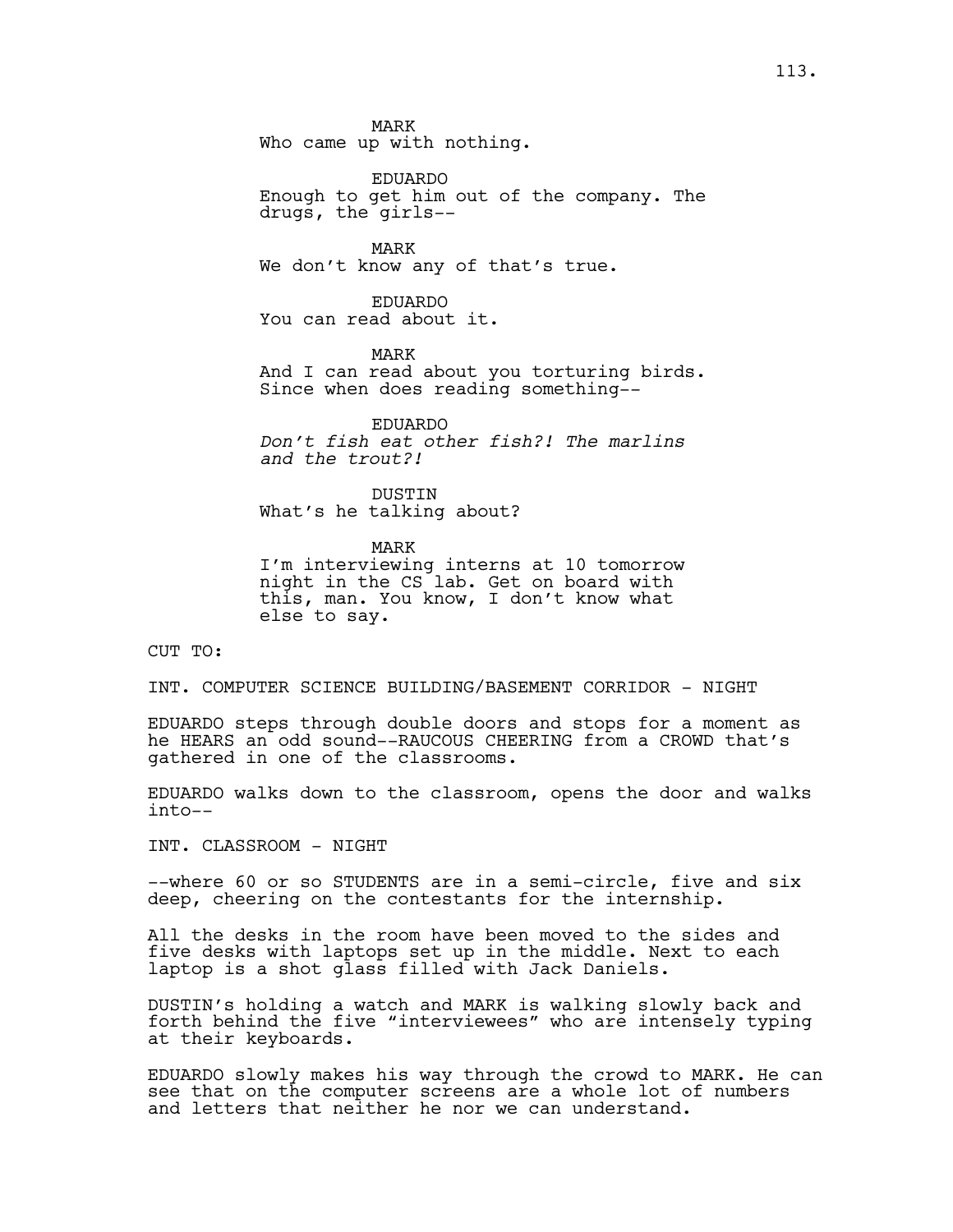MARK
Who came up with nothing.

EDUARDO
Enough to get him out of the company. The drugs, the girls--

MARK
We don't know any of that's true.

EDUARDO
You can read about it.

MARK
And I can read about you torturing birds. Since when does reading something--

EDUARDO
*Don't fish eat other fish?! The marlins and the trout?!*

DUSTIN
What's he talking about?

MARK
I'm interviewing interns at 10 tomorrow night in the CS lab. Get on board with this, man. You know, I don't know what else to say.

CUT TO:

INT. COMPUTER SCIENCE BUILDING/BASEMENT CORRIDOR - NIGHT

EDUARDO steps through double doors and stops for a moment as he HEARS an odd sound--RAUCOUS CHEERING from a CROWD that's gathered in one of the classrooms.

EDUARDO walks down to the classroom, opens the door and walks into--

INT. CLASSROOM - NIGHT

--where 60 or so STUDENTS are in a semi-circle, five and six deep, cheering on the contestants for the internship.

All the desks in the room have been moved to the sides and five desks with laptops set up in the middle. Next to each laptop is a shot glass filled with Jack Daniels.

DUSTIN's holding a watch and MARK is walking slowly back and forth behind the five "interviewees" who are intensely typing at their keyboards.

EDUARDO slowly makes his way through the crowd to MARK. He can see that on the computer screens are a whole lot of numbers and letters that neither he nor we can understand.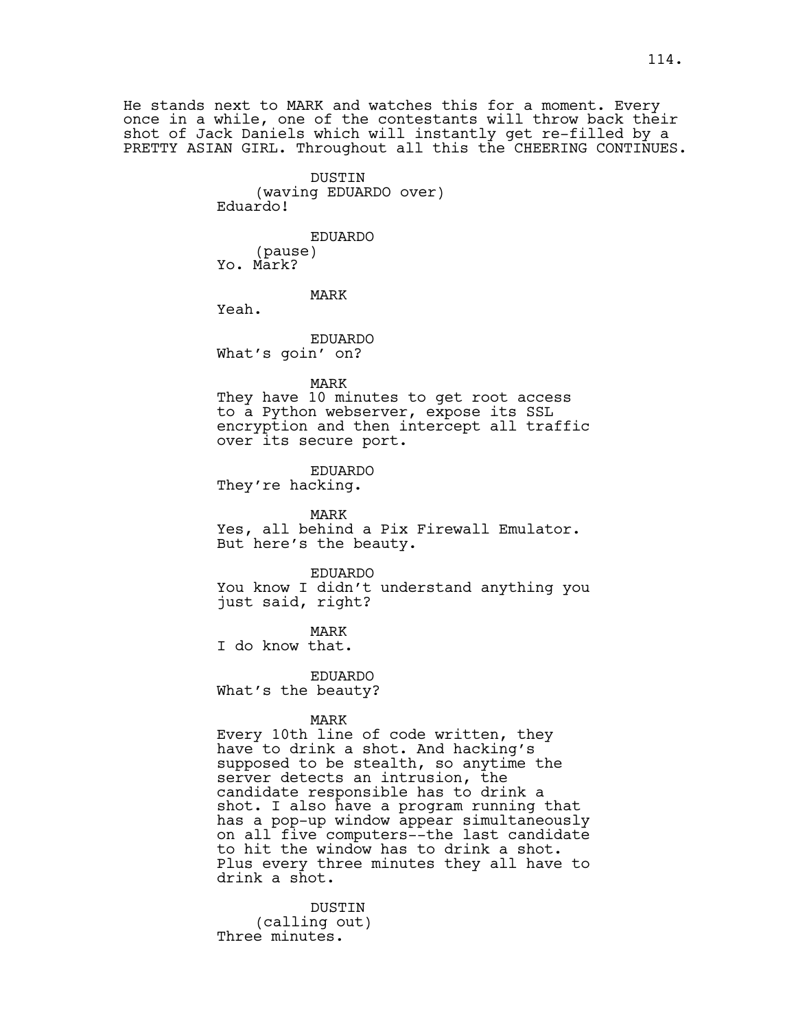He stands next to MARK and watches this for a moment. Every once in a while, one of the contestants will throw back their shot of Jack Daniels which will instantly get re-filled by a PRETTY ASIAN GIRL. Throughout all this the CHEERING CONTINUES.

DUSTIN
(waving EDUARDO over)
Eduardo!

EDUARDO
(pause)
Yo. Mark?

MARK
Yeah.

EDUARDO
What's goin' on?

MARK
They have 10 minutes to get root access to a Python webserver, expose its SSL encryption and then intercept all traffic over its secure port.

EDUARDO
They're hacking.

MARK
Yes, all behind a Pix Firewall Emulator. But here's the beauty.

EDUARDO
You know I didn't understand anything you just said, right?

MARK
I do know that.

EDUARDO
What's the beauty?

MARK
Every 10th line of code written, they have to drink a shot. And hacking's supposed to be stealth, so anytime the server detects an intrusion, the candidate responsible has to drink a shot. I also have a program running that has a pop-up window appear simultaneously on all five computers--the last candidate to hit the window has to drink a shot. Plus every three minutes they all have to drink a shot.

DUSTIN
(calling out)
Three minutes.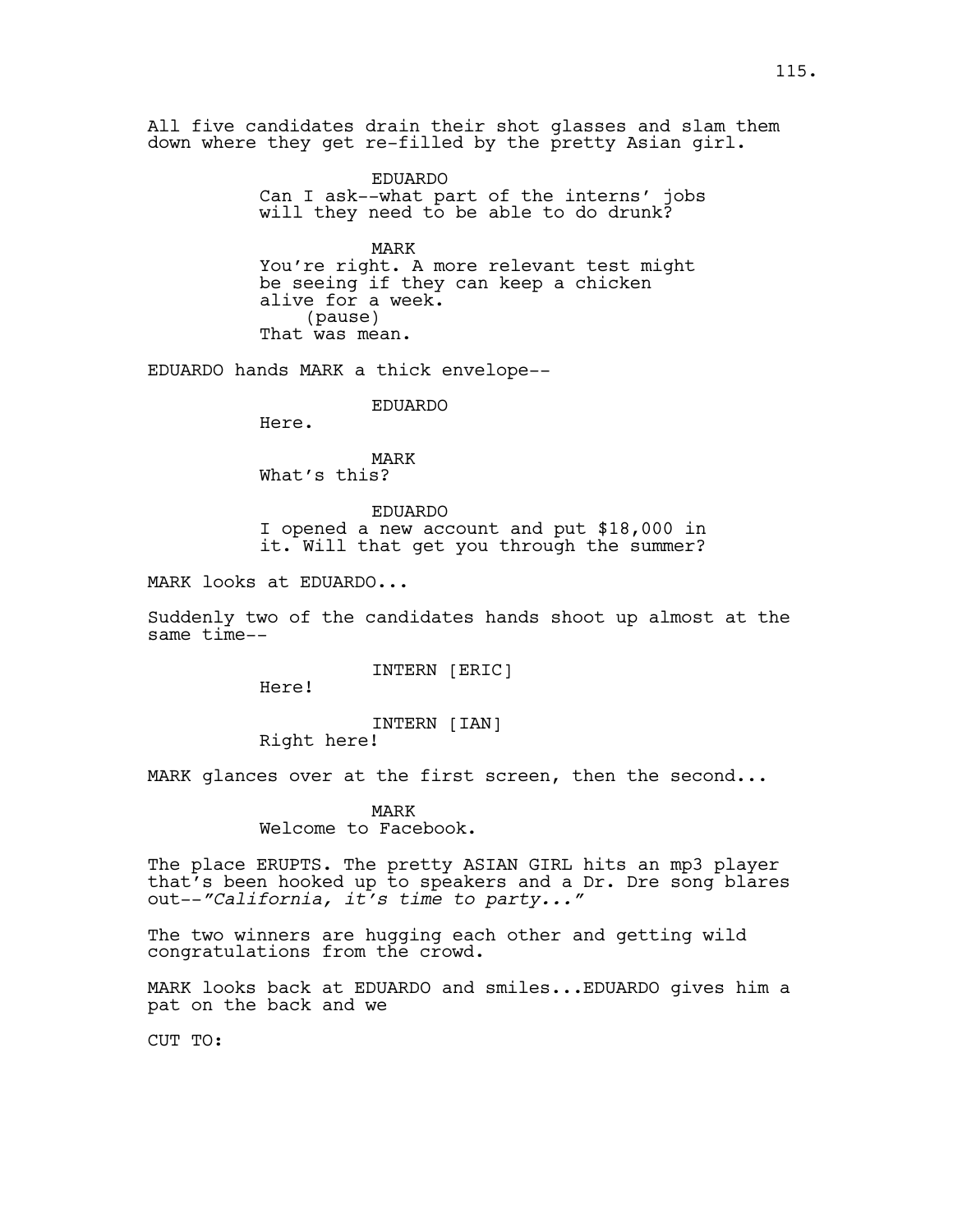All five candidates drain their shot glasses and slam them down where they get re-filled by the pretty Asian girl.

EDUARDO
Can I ask--what part of the interns' jobs will they need to be able to do drunk?

MARK
You're right. A more relevant test might be seeing if they can keep a chicken alive for a week.
(pause)
That was mean.

EDUARDO hands MARK a thick envelope--

EDUARDO
Here.

MARK
What's this?

EDUARDO
I opened a new account and put $18,000 in it. Will that get you through the summer?

MARK looks at EDUARDO...

Suddenly two of the candidates hands shoot up almost at the same time--

INTERN [ERIC]
Here!

INTERN [IAN]
Right here!

MARK glances over at the first screen, then the second...

MARK
Welcome to Facebook.

The place ERUPTS. The pretty ASIAN GIRL hits an mp3 player that's been hooked up to speakers and a Dr. Dre song blares out--*"California, it's time to party..."*

The two winners are hugging each other and getting wild congratulations from the crowd.

MARK looks back at EDUARDO and smiles...EDUARDO gives him a pat on the back and we

CUT TO: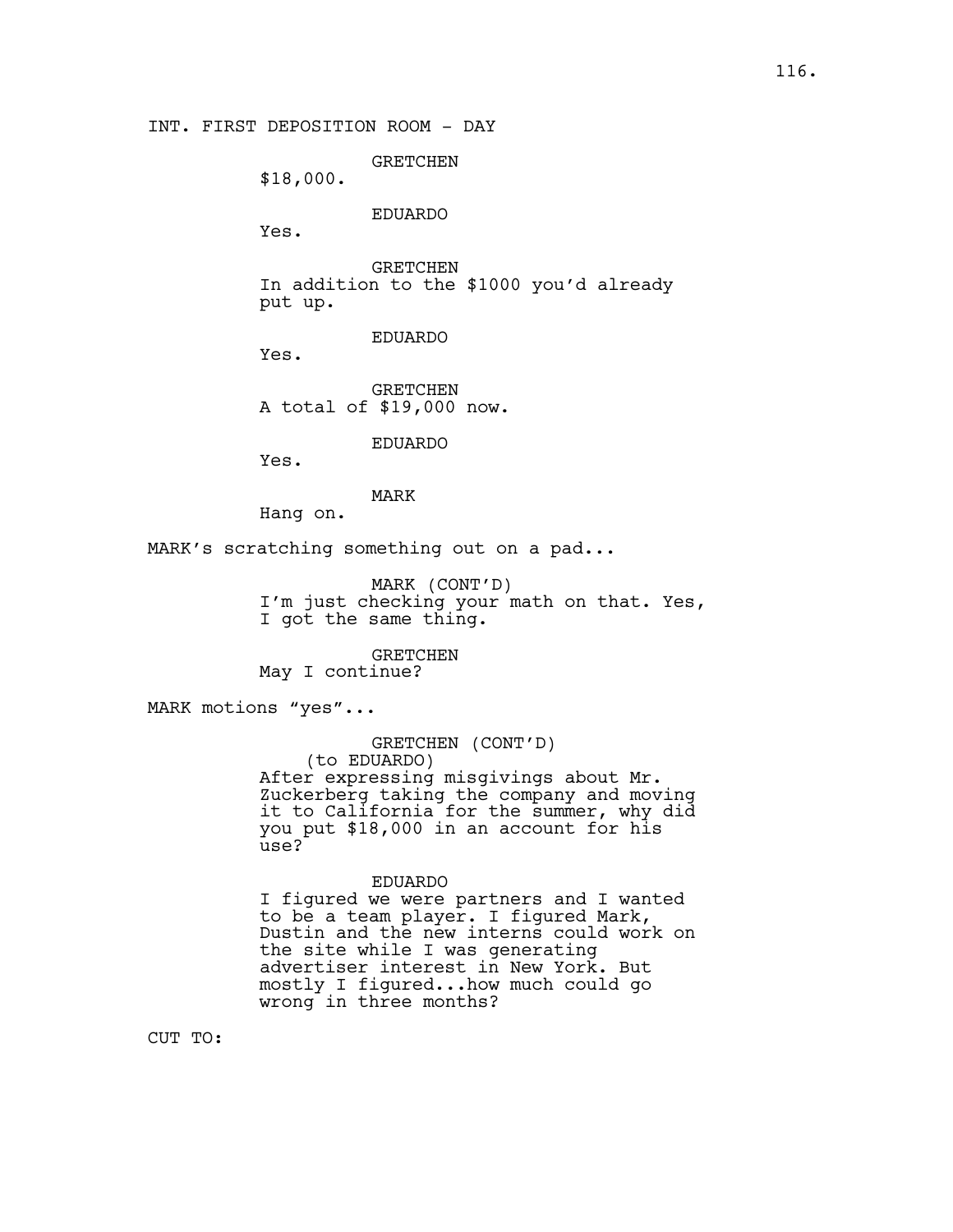INT. FIRST DEPOSITION ROOM - DAY

GRETCHEN

$18,000.

EDUARDO

Yes.

GRETCHEN

In addition to the $1000 you'd already put up.

EDUARDO

Yes.

GRETCHEN

A total of $19,000 now.

EDUARDO

Yes.

MARK

Hang on.

MARK's scratching something out on a pad...

MARK (CONT'D)

I'm just checking your math on that. Yes, I got the same thing.

GRETCHEN

May I continue?

MARK motions "yes"...

GRETCHEN (CONT'D)
(to EDUARDO)

After expressing misgivings about Mr. Zuckerberg taking the company and moving it to California for the summer, why did you put $18,000 in an account for his use?

EDUARDO

I figured we were partners and I wanted to be a team player. I figured Mark, Dustin and the new interns could work on the site while I was generating advertiser interest in New York. But mostly I figured...how much could go wrong in three months?

CUT TO: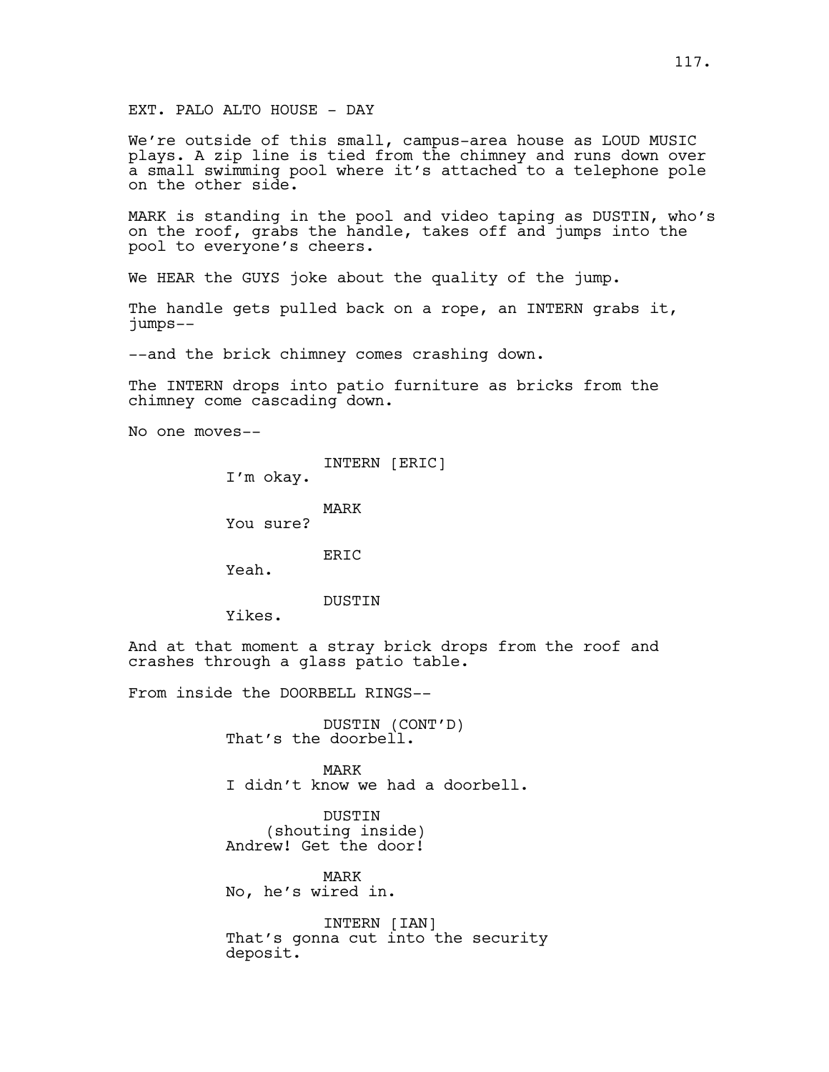EXT. PALO ALTO HOUSE - DAY

We're outside of this small, campus-area house as LOUD MUSIC plays. A zip line is tied from the chimney and runs down over a small swimming pool where it's attached to a telephone pole on the other side.

MARK is standing in the pool and video taping as DUSTIN, who's on the roof, grabs the handle, takes off and jumps into the pool to everyone's cheers.

We HEAR the GUYS joke about the quality of the jump.

The handle gets pulled back on a rope, an INTERN grabs it, jumps--

--and the brick chimney comes crashing down.

The INTERN drops into patio furniture as bricks from the chimney come cascading down.

No one moves--

INTERN [ERIC]
I'm okay.

MARK
You sure?

ERIC
Yeah.

DUSTIN
Yikes.

And at that moment a stray brick drops from the roof and crashes through a glass patio table.

From inside the DOORBELL RINGS--

DUSTIN (CONT'D)
That's the doorbell.

MARK
I didn't know we had a doorbell.

DUSTIN
(shouting inside)
Andrew! Get the door!

MARK
No, he's wired in.

INTERN [IAN]
That's gonna cut into the security deposit.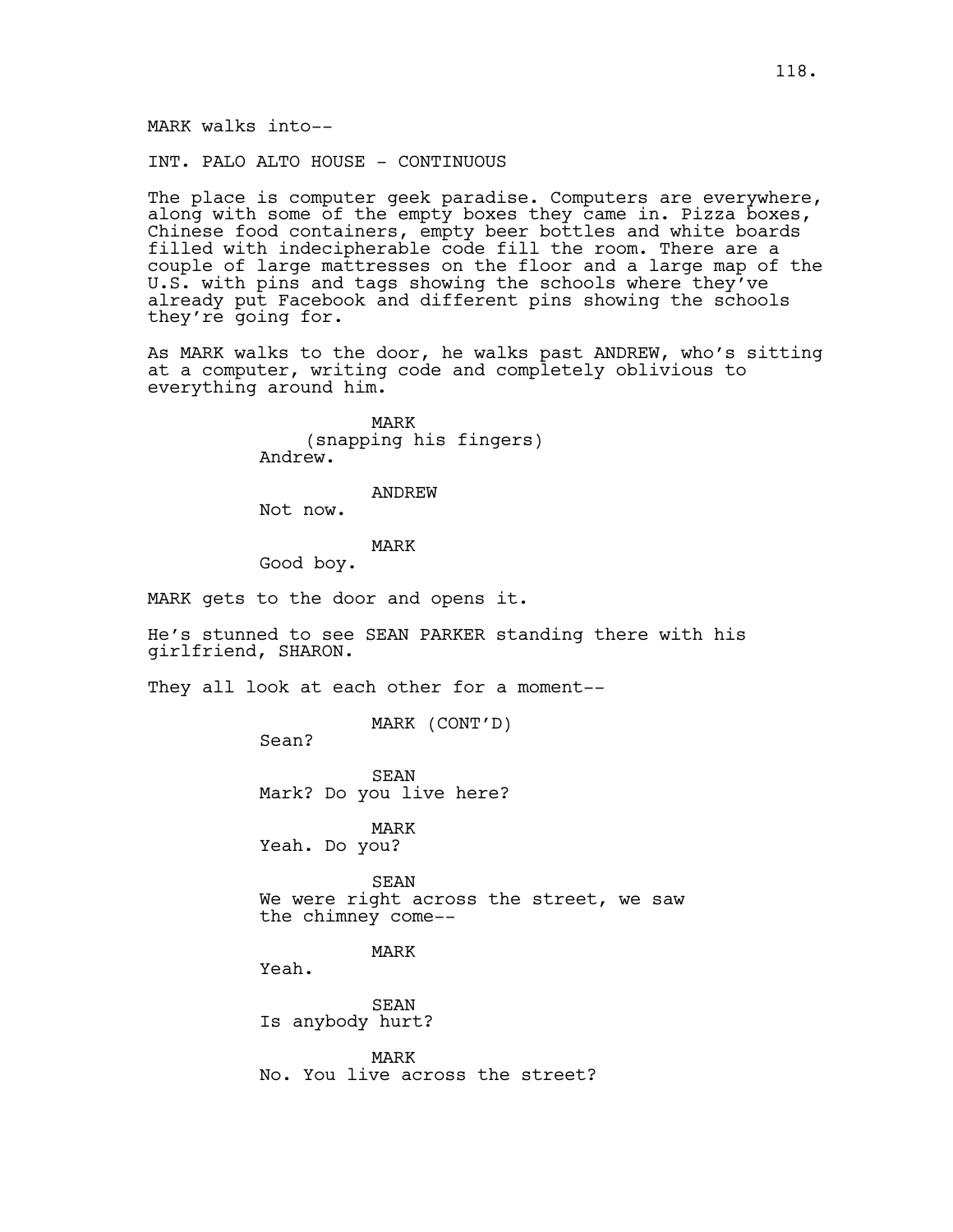MARK walks into--

INT. PALO ALTO HOUSE - CONTINUOUS

The place is computer geek paradise. Computers are everywhere, along with some of the empty boxes they came in. Pizza boxes, Chinese food containers, empty beer bottles and white boards filled with indecipherable code fill the room. There are a couple of large mattresses on the floor and a large map of the U.S. with pins and tags showing the schools where they've already put Facebook and different pins showing the schools they're going for.

As MARK walks to the door, he walks past ANDREW, who's sitting at a computer, writing code and completely oblivious to everything around him.

MARK
(snapping his fingers)
Andrew.

ANDREW
Not now.

MARK
Good boy.

MARK gets to the door and opens it.

He's stunned to see SEAN PARKER standing there with his girlfriend, SHARON.

They all look at each other for a moment--

MARK (CONT'D)
Sean?

SEAN
Mark? Do you live here?

MARK
Yeah. Do you?

SEAN
We were right across the street, we saw the chimney come--

MARK
Yeah.

SEAN
Is anybody hurt?

MARK
No. You live across the street?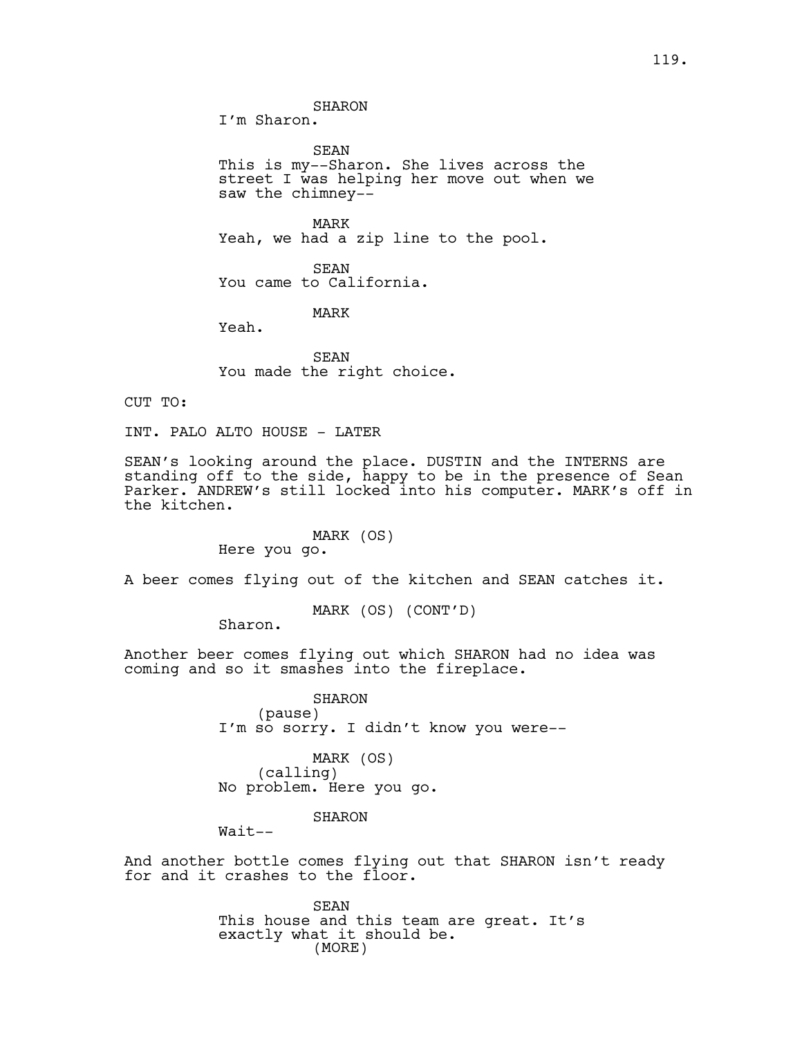SHARON
I'm Sharon.

SEAN
This is my--Sharon. She lives across the street I was helping her move out when we saw the chimney--

MARK
Yeah, we had a zip line to the pool.

SEAN
You came to California.

MARK
Yeah.

SEAN
You made the right choice.

CUT TO:

INT. PALO ALTO HOUSE - LATER

SEAN's looking around the place. DUSTIN and the INTERNS are standing off to the side, happy to be in the presence of Sean Parker. ANDREW's still locked into his computer. MARK's off in the kitchen.

MARK (OS)
Here you go.

A beer comes flying out of the kitchen and SEAN catches it.

MARK (OS) (CONT'D)
Sharon.

Another beer comes flying out which SHARON had no idea was coming and so it smashes into the fireplace.

SHARON
(pause)
I'm so sorry. I didn't know you were--

MARK (OS)
(calling)
No problem. Here you go.

SHARON
Wait--

And another bottle comes flying out that SHARON isn't ready for and it crashes to the floor.

SEAN
This house and this team are great. It's exactly what it should be.
(MORE)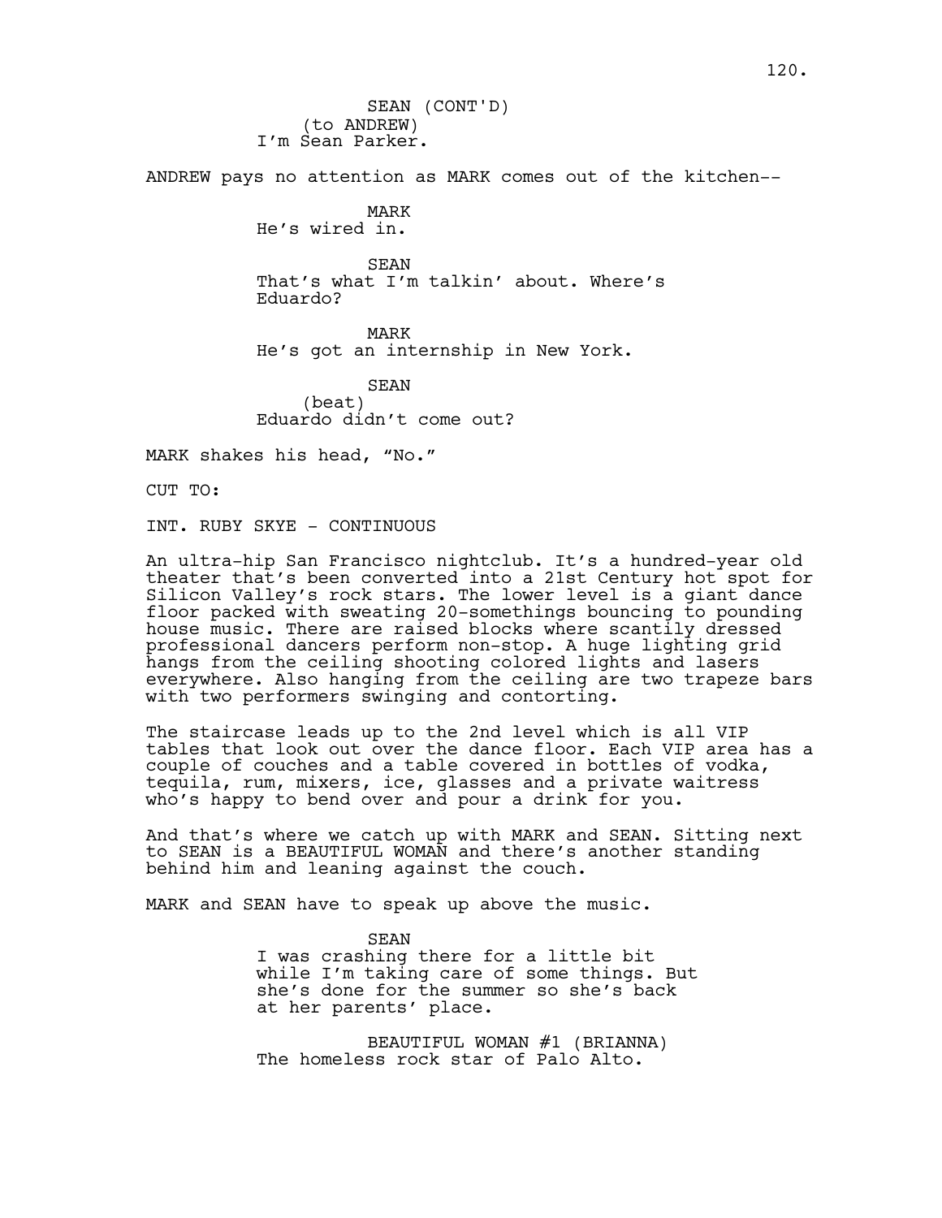SEAN (CONT'D)
(to ANDREW)
I'm Sean Parker.

ANDREW pays no attention as MARK comes out of the kitchen--

MARK
He's wired in.

SEAN
That's what I'm talkin' about. Where's Eduardo?

MARK
He's got an internship in New York.

SEAN
(beat)
Eduardo didn't come out?

MARK shakes his head, "No."

CUT TO:

INT. RUBY SKYE - CONTINUOUS

An ultra-hip San Francisco nightclub. It's a hundred-year old theater that's been converted into a 21st Century hot spot for Silicon Valley's rock stars. The lower level is a giant dance floor packed with sweating 20-somethings bouncing to pounding house music. There are raised blocks where scantily dressed professional dancers perform non-stop. A huge lighting grid hangs from the ceiling shooting colored lights and lasers everywhere. Also hanging from the ceiling are two trapeze bars with two performers swinging and contorting.

The staircase leads up to the 2nd level which is all VIP tables that look out over the dance floor. Each VIP area has a couple of couches and a table covered in bottles of vodka, tequila, rum, mixers, ice, glasses and a private waitress who's happy to bend over and pour a drink for you.

And that's where we catch up with MARK and SEAN. Sitting next to SEAN is a BEAUTIFUL WOMAN and there's another standing behind him and leaning against the couch.

MARK and SEAN have to speak up above the music.

SEAN
I was crashing there for a little bit while I'm taking care of some things. But she's done for the summer so she's back at her parents' place.

BEAUTIFUL WOMAN #1 (BRIANNA)
The homeless rock star of Palo Alto.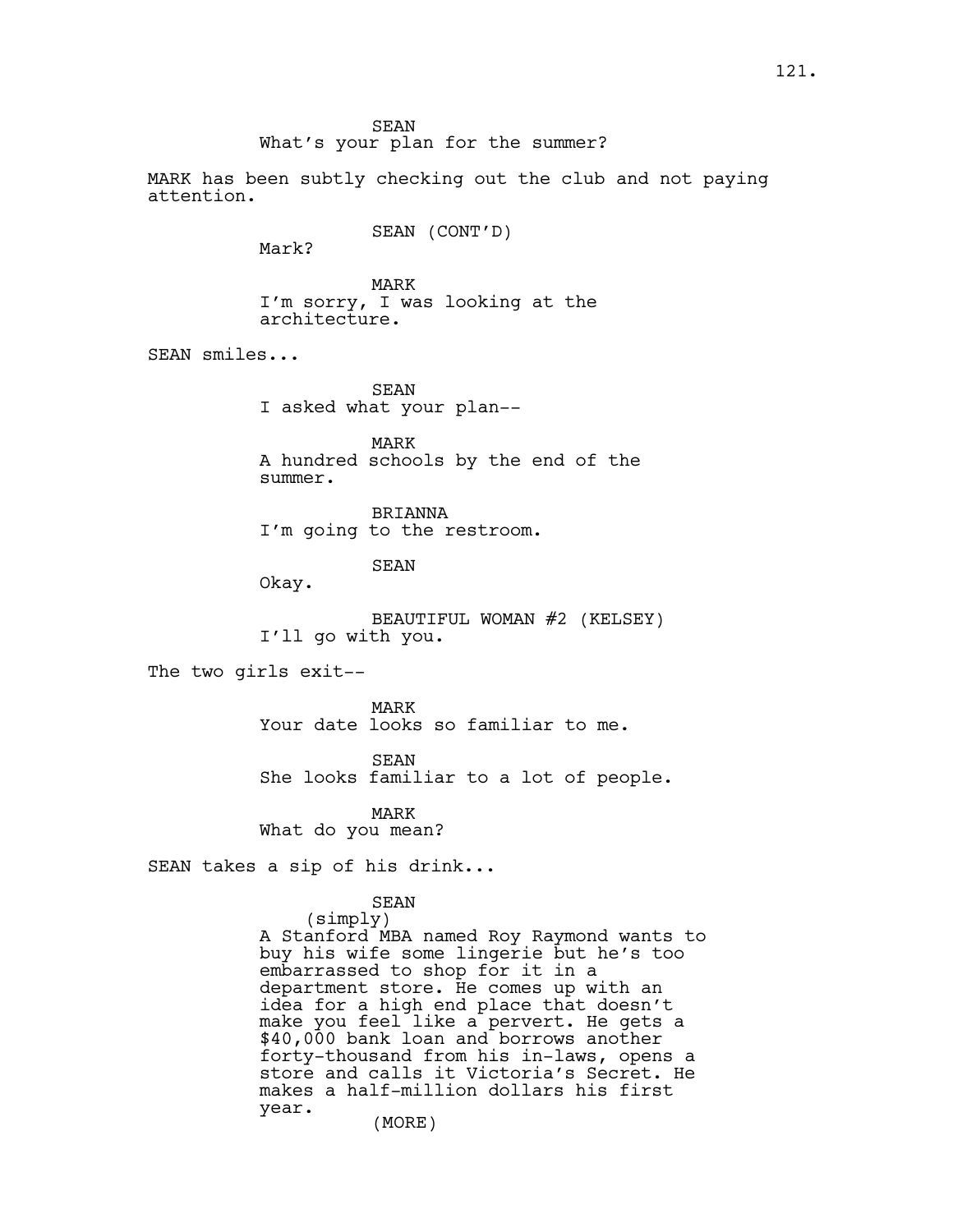SEAN
What's your plan for the summer?

MARK has been subtly checking out the club and not paying attention.

SEAN (CONT'D)
Mark?

MARK
I'm sorry, I was looking at the architecture.

SEAN smiles...

SEAN
I asked what your plan--

MARK
A hundred schools by the end of the summer.

BRIANNA
I'm going to the restroom.

SEAN
Okay.

BEAUTIFUL WOMAN #2 (KELSEY)
I'll go with you.

The two girls exit--

MARK
Your date looks so familiar to me.

SEAN
She looks familiar to a lot of people.

MARK
What do you mean?

SEAN takes a sip of his drink...

SEAN
(simply)
A Stanford MBA named Roy Raymond wants to buy his wife some lingerie but he's too embarrassed to shop for it in a department store. He comes up with an idea for a high end place that doesn't make you feel like a pervert. He gets a $40,000 bank loan and borrows another forty-thousand from his in-laws, opens a store and calls it Victoria's Secret. He makes a half-million dollars his first year.
(MORE)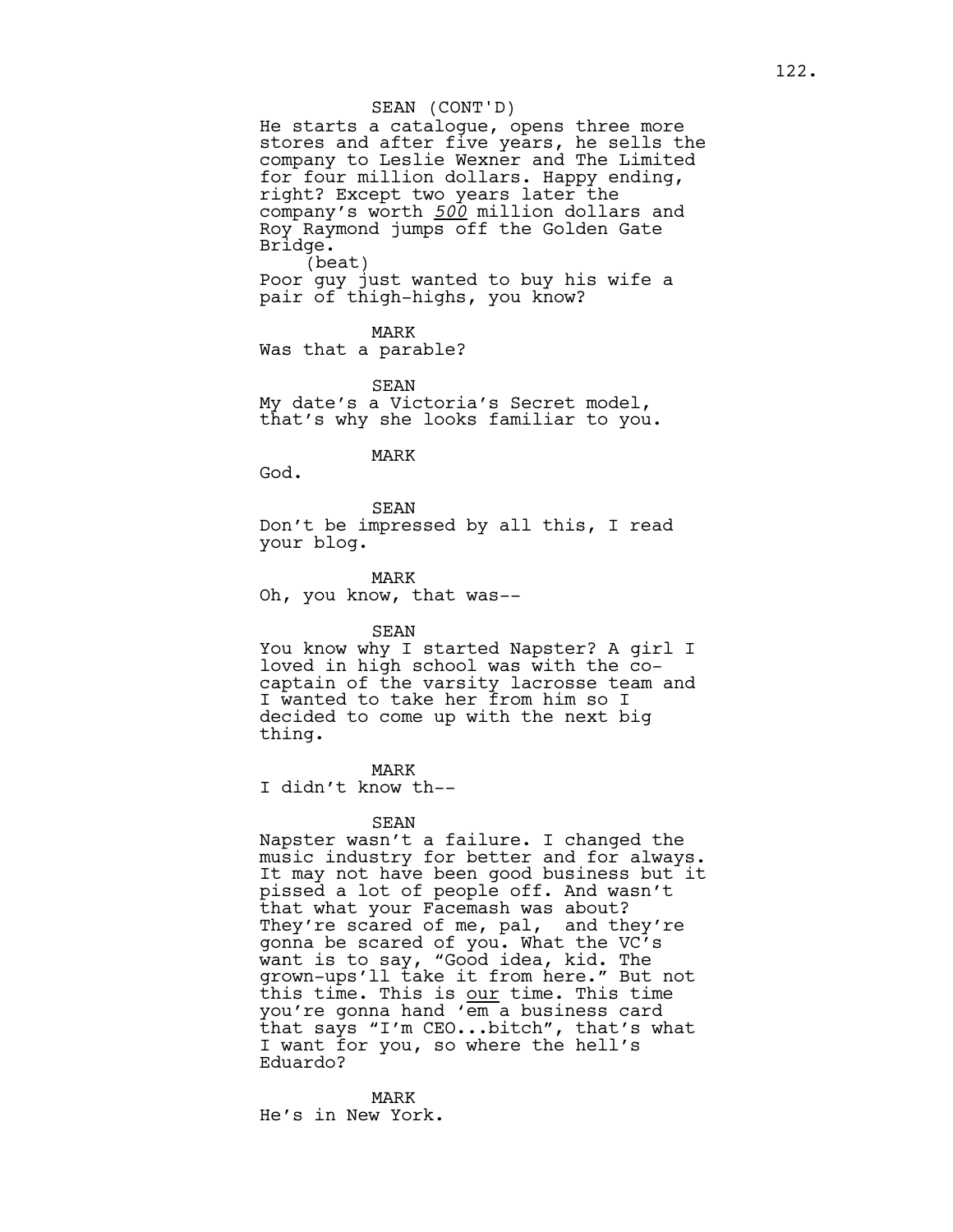SEAN (CONT'D)

He starts a catalogue, opens three more stores and after five years, he sells the company to Leslie Wexner and The Limited for four million dollars. Happy ending, right? Except two years later the company's worth *500* million dollars and Roy Raymond jumps off the Golden Gate Bridge.

(beat)

Poor guy just wanted to buy his wife a pair of thigh-highs, you know?

MARK

Was that a parable?

SEAN

My date's a Victoria's Secret model, that's why she looks familiar to you.

MARK

God.

SEAN

Don't be impressed by all this, I read your blog.

MARK

Oh, you know, that was--

SEAN

You know why I started Napster? A girl I loved in high school was with the co-captain of the varsity lacrosse team and I wanted to take her from him so I decided to come up with the next big thing.

MARK

I didn't know th--

SEAN

Napster wasn't a failure. I changed the music industry for better and for always. It may not have been good business but it pissed a lot of people off. And wasn't that what your Facemash was about? They're scared of me, pal, and they're gonna be scared of you. What the VC's want is to say, "Good idea, kid. The grown-ups'll take it from here." But not this time. This is <u>our</u> time. This time you're gonna hand 'em a business card that says "I'm CEO...bitch", that's what I want for you, so where the hell's Eduardo?

MARK

He's in New York.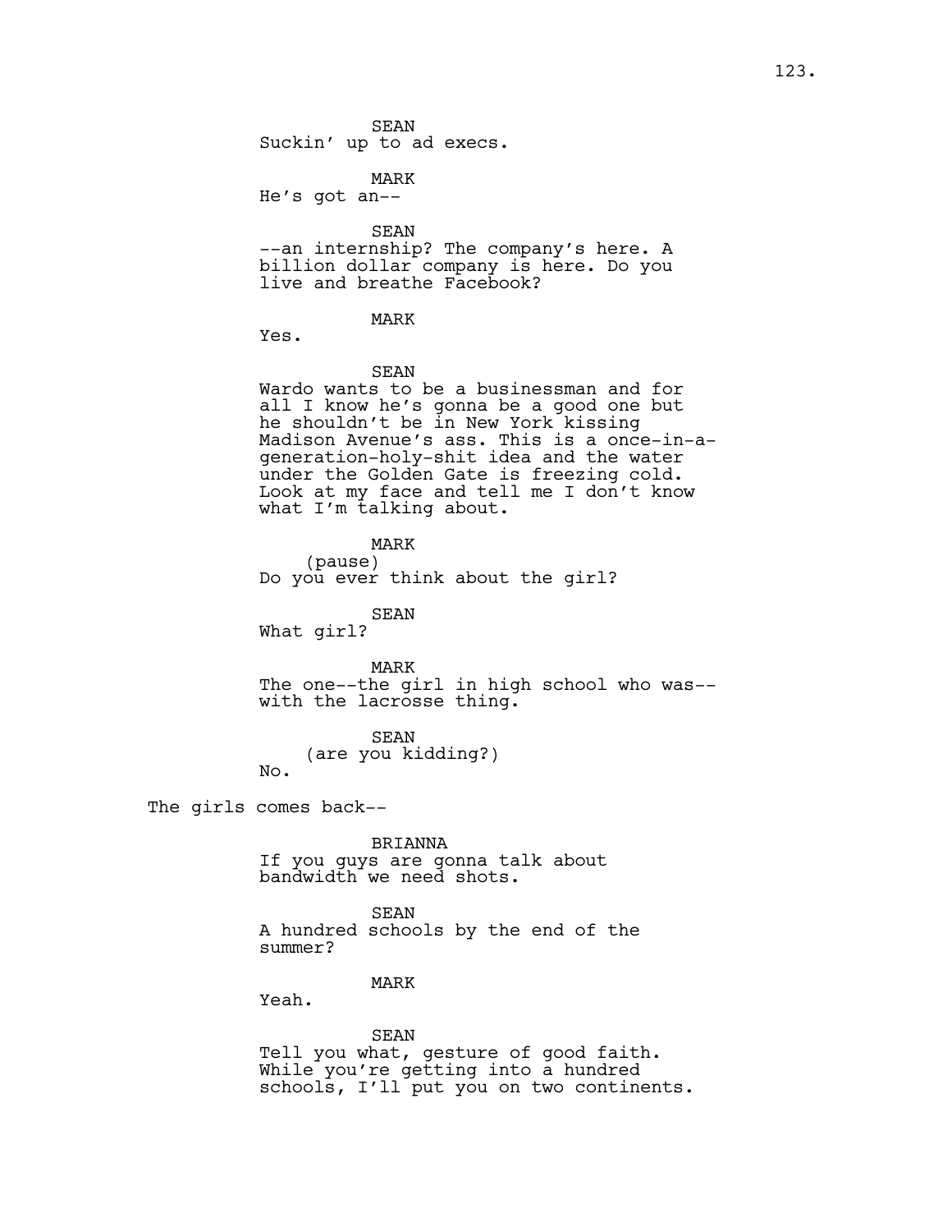SEAN
Suckin' up to ad execs.

MARK
He's got an--

SEAN
--an internship? The company's here. A billion dollar company is here. Do you live and breathe Facebook?

MARK
Yes.

SEAN
Wardo wants to be a businessman and for all I know he's gonna be a good one but he shouldn't be in New York kissing Madison Avenue's ass. This is a once-in-a-generation-holy-shit idea and the water under the Golden Gate is freezing cold. Look at my face and tell me I don't know what I'm talking about.

MARK
(pause)
Do you ever think about the girl?

SEAN
What girl?

MARK
The one--the girl in high school who was--with the lacrosse thing.

SEAN
(are you kidding?)
No.

The girls comes back--

BRIANNA
If you guys are gonna talk about bandwidth we need shots.

SEAN
A hundred schools by the end of the summer?

MARK
Yeah.

SEAN
Tell you what, gesture of good faith. While you're getting into a hundred schools, I'll put you on two continents.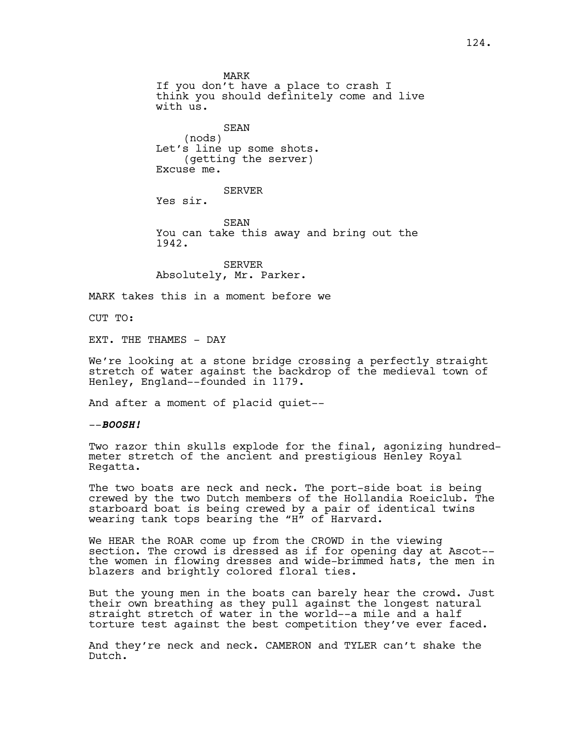MARK
If you don't have a place to crash I think you should definitely come and live with us.

SEAN
(nods)
Let's line up some shots.
(getting the server)
Excuse me.

SERVER
Yes sir.

SEAN
You can take this away and bring out the 1942.

SERVER
Absolutely, Mr. Parker.

MARK takes this in a moment before we

CUT TO:

EXT. THE THAMES - DAY

We're looking at a stone bridge crossing a perfectly straight stretch of water against the backdrop of the medieval town of Henley, England--founded in 1179.

And after a moment of placid quiet--

--***BOOSH!***

Two razor thin skulls explode for the final, agonizing hundred-meter stretch of the ancient and prestigious Henley Royal Regatta.

The two boats are neck and neck. The port-side boat is being crewed by the two Dutch members of the Hollandia Roeiclub. The starboard boat is being crewed by a pair of identical twins wearing tank tops bearing the "H" of Harvard.

We HEAR the ROAR come up from the CROWD in the viewing section. The crowd is dressed as if for opening day at Ascot--the women in flowing dresses and wide-brimmed hats, the men in blazers and brightly colored floral ties.

But the young men in the boats can barely hear the crowd. Just their own breathing as they pull against the longest natural straight stretch of water in the world--a mile and a half torture test against the best competition they've ever faced.

And they're neck and neck. CAMERON and TYLER can't shake the Dutch.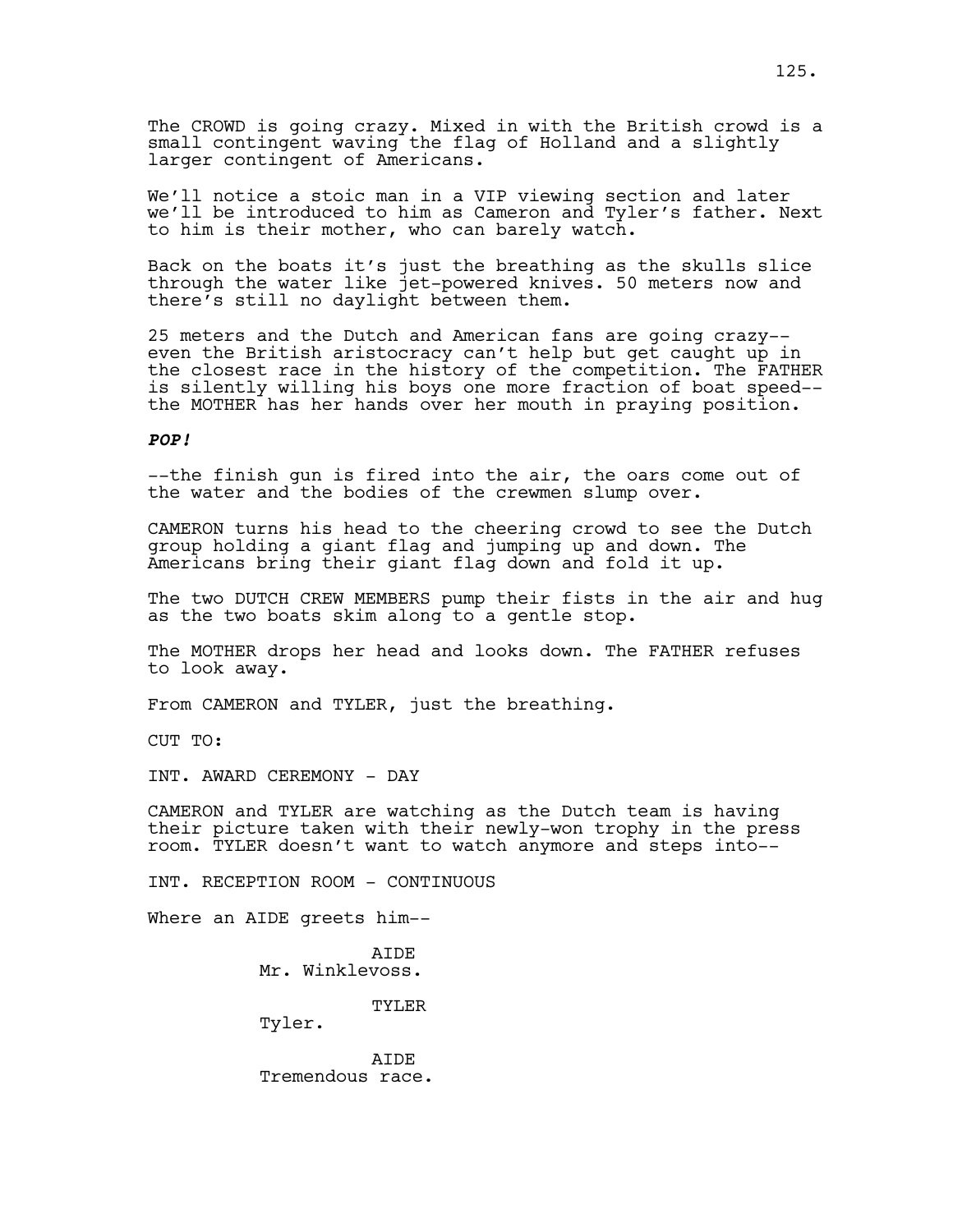The CROWD is going crazy. Mixed in with the British crowd is a small contingent waving the flag of Holland and a slightly larger contingent of Americans.

We'll notice a stoic man in a VIP viewing section and later we'll be introduced to him as Cameron and Tyler's father. Next to him is their mother, who can barely watch.

Back on the boats it's just the breathing as the skulls slice through the water like jet-powered knives. 50 meters now and there's still no daylight between them.

25 meters and the Dutch and American fans are going crazy-- even the British aristocracy can't help but get caught up in the closest race in the history of the competition. The FATHER is silently willing his boys one more fraction of boat speed-- the MOTHER has her hands over her mouth in praying position.

***POP!***

--the finish gun is fired into the air, the oars come out of the water and the bodies of the crewmen slump over.

CAMERON turns his head to the cheering crowd to see the Dutch group holding a giant flag and jumping up and down. The Americans bring their giant flag down and fold it up.

The two DUTCH CREW MEMBERS pump their fists in the air and hug as the two boats skim along to a gentle stop.

The MOTHER drops her head and looks down. The FATHER refuses to look away.

From CAMERON and TYLER, just the breathing.

CUT TO:

INT. AWARD CEREMONY - DAY

CAMERON and TYLER are watching as the Dutch team is having their picture taken with their newly-won trophy in the press room. TYLER doesn't want to watch anymore and steps into--

INT. RECEPTION ROOM - CONTINUOUS

Where an AIDE greets him--

AIDE
Mr. Winklevoss.

TYLER
Tyler.

AIDE
Tremendous race.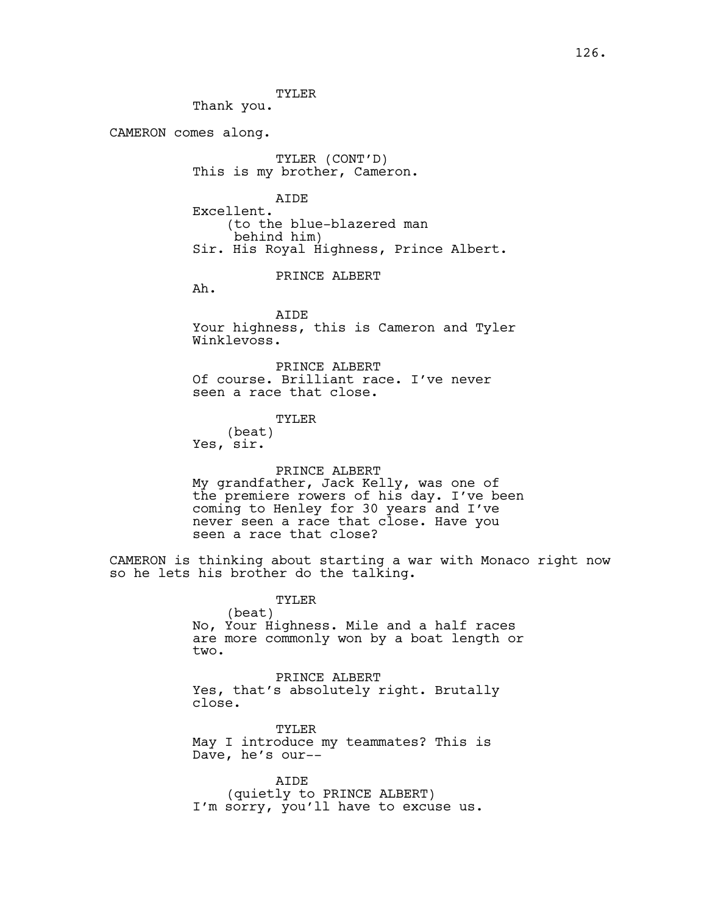TYLER
Thank you.

CAMERON comes along.

TYLER (CONT'D)
This is my brother, Cameron.

AIDE
Excellent.
(to the blue-blazered man behind him)
Sir. His Royal Highness, Prince Albert.

PRINCE ALBERT
Ah.

AIDE
Your highness, this is Cameron and Tyler Winklevoss.

PRINCE ALBERT
Of course. Brilliant race. I've never seen a race that close.

TYLER
(beat)
Yes, sir.

PRINCE ALBERT
My grandfather, Jack Kelly, was one of the premiere rowers of his day. I've been coming to Henley for 30 years and I've never seen a race that close. Have you seen a race that close?

CAMERON is thinking about starting a war with Monaco right now so he lets his brother do the talking.

TYLER
(beat)
No, Your Highness. Mile and a half races are more commonly won by a boat length or two.

PRINCE ALBERT
Yes, that's absolutely right. Brutally close.

TYLER
May I introduce my teammates? This is Dave, he's our--

AIDE
(quietly to PRINCE ALBERT)
I'm sorry, you'll have to excuse us.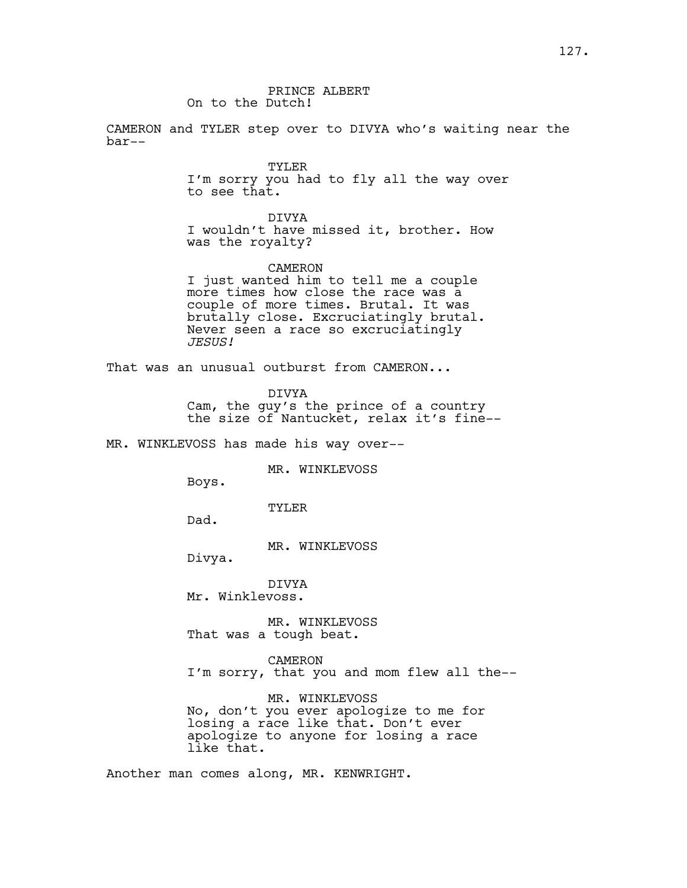PRINCE ALBERT
On to the Dutch!

CAMERON and TYLER step over to DIVYA who's waiting near the bar--

TYLER
I'm sorry you had to fly all the way over to see that.

DIVYA
I wouldn't have missed it, brother. How was the royalty?

CAMERON
I just wanted him to tell me a couple more times how close the race was a couple of more times. Brutal. It was brutally close. Excruciatingly brutal. Never seen a race so excruciatingly *JESUS!*

That was an unusual outburst from CAMERON...

DIVYA
Cam, the guy's the prince of a country the size of Nantucket, relax it's fine--

MR. WINKLEVOSS has made his way over--

MR. WINKLEVOSS
Boys.

TYLER
Dad.

MR. WINKLEVOSS
Divya.

DIVYA
Mr. Winklevoss.

MR. WINKLEVOSS
That was a tough beat.

CAMERON
I'm sorry, that you and mom flew all the--

MR. WINKLEVOSS
No, don't you ever apologize to me for losing a race like that. Don't ever apologize to anyone for losing a race like that.

Another man comes along, MR. KENWRIGHT.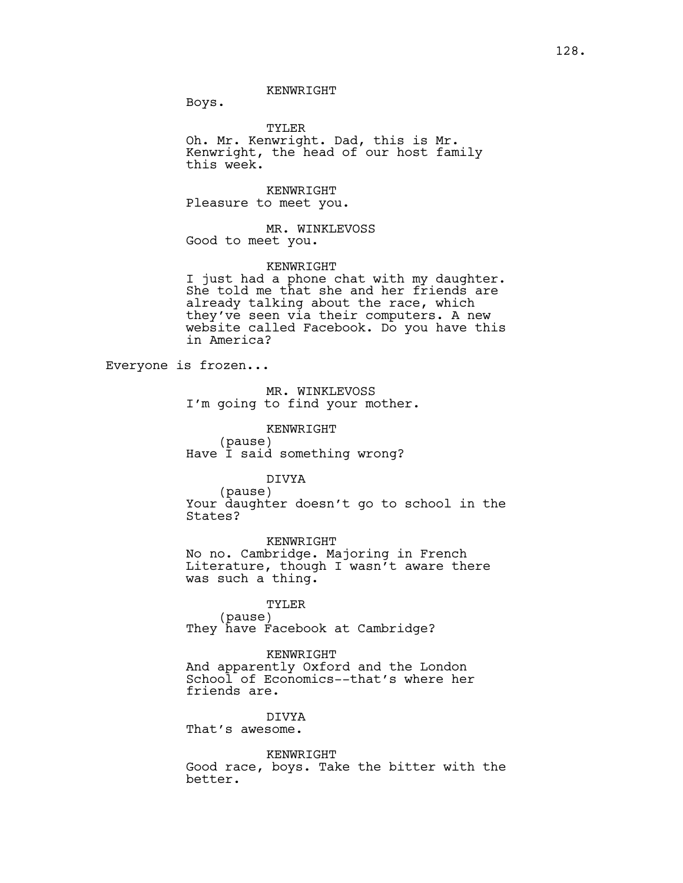KENWRIGHT

Boys.

TYLER

Oh. Mr. Kenwright. Dad, this is Mr. Kenwright, the head of our host family this week.

KENWRIGHT

Pleasure to meet you.

MR. WINKLEVOSS

Good to meet you.

KENWRIGHT

I just had a phone chat with my daughter. She told me that she and her friends are already talking about the race, which they've seen via their computers. A new website called Facebook. Do you have this in America?

Everyone is frozen...

MR. WINKLEVOSS

I'm going to find your mother.

KENWRIGHT

(pause)

Have I said something wrong?

DIVYA

(pause)

Your daughter doesn't go to school in the States?

KENWRIGHT

No no. Cambridge. Majoring in French Literature, though I wasn't aware there was such a thing.

TYLER

(pause)

They have Facebook at Cambridge?

KENWRIGHT

And apparently Oxford and the London School of Economics--that's where her friends are.

DIVYA

That's awesome.

KENWRIGHT

Good race, boys. Take the bitter with the better.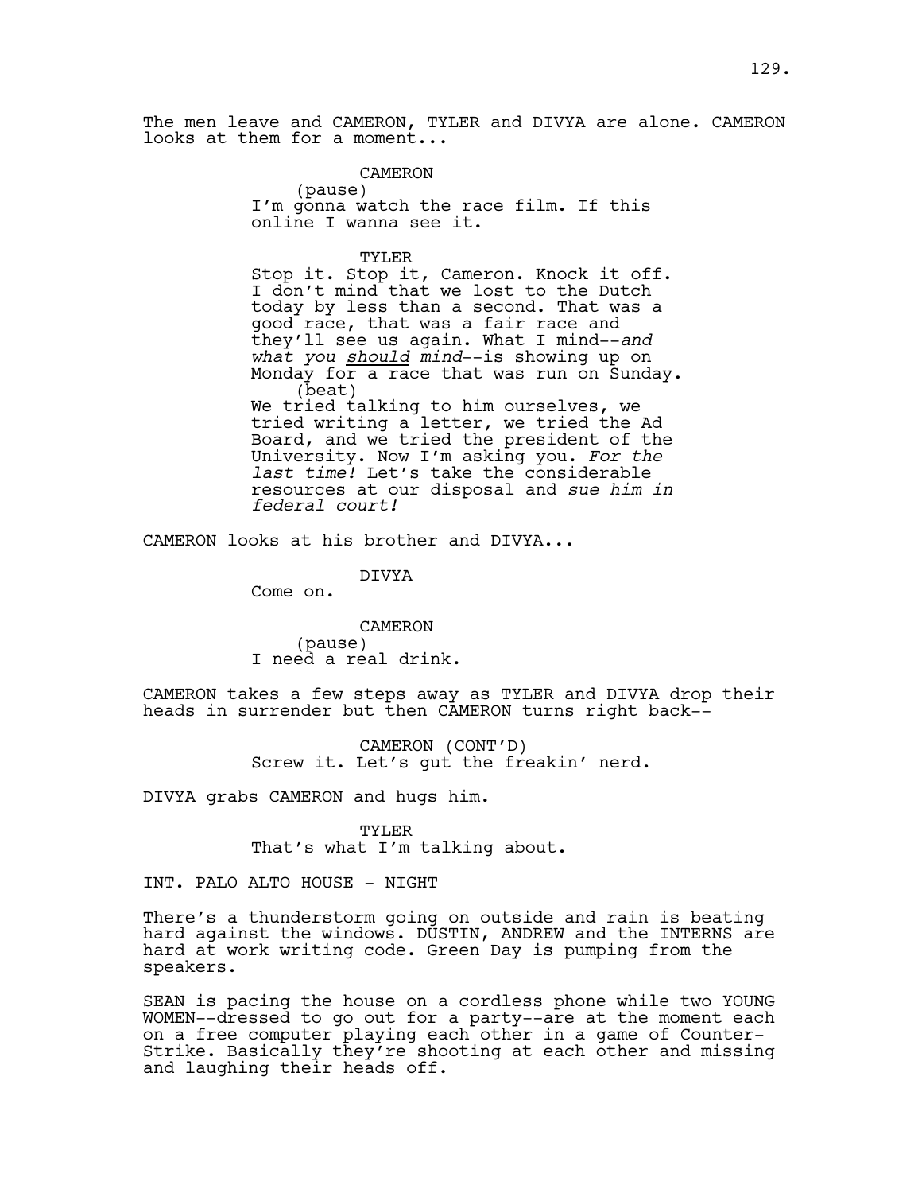The men leave and CAMERON, TYLER and DIVYA are alone. CAMERON looks at them for a moment...

CAMERON
(pause)
I'm gonna watch the race film. If this online I wanna see it.

TYLER
Stop it. Stop it, Cameron. Knock it off. I don't mind that we lost to the Dutch today by less than a second. That was a good race, that was a fair race and they'll see us again. What I mind--*and what you should mind*--is showing up on Monday for a race that was run on Sunday.
(beat)
We tried talking to him ourselves, we tried writing a letter, we tried the Ad Board, and we tried the president of the University. Now I'm asking you. *For the last time!* Let's take the considerable resources at our disposal and *sue him in federal court!*

CAMERON looks at his brother and DIVYA...

DIVYA
Come on.

CAMERON
(pause)
I need a real drink.

CAMERON takes a few steps away as TYLER and DIVYA drop their heads in surrender but then CAMERON turns right back--

CAMERON (CONT'D)
Screw it. Let's gut the freakin' nerd.

DIVYA grabs CAMERON and hugs him.

TYLER
That's what I'm talking about.

INT. PALO ALTO HOUSE - NIGHT

There's a thunderstorm going on outside and rain is beating hard against the windows. DUSTIN, ANDREW and the INTERNS are hard at work writing code. Green Day is pumping from the speakers.

SEAN is pacing the house on a cordless phone while two YOUNG WOMEN--dressed to go out for a party--are at the moment each on a free computer playing each other in a game of Counter-Strike. Basically they're shooting at each other and missing and laughing their heads off.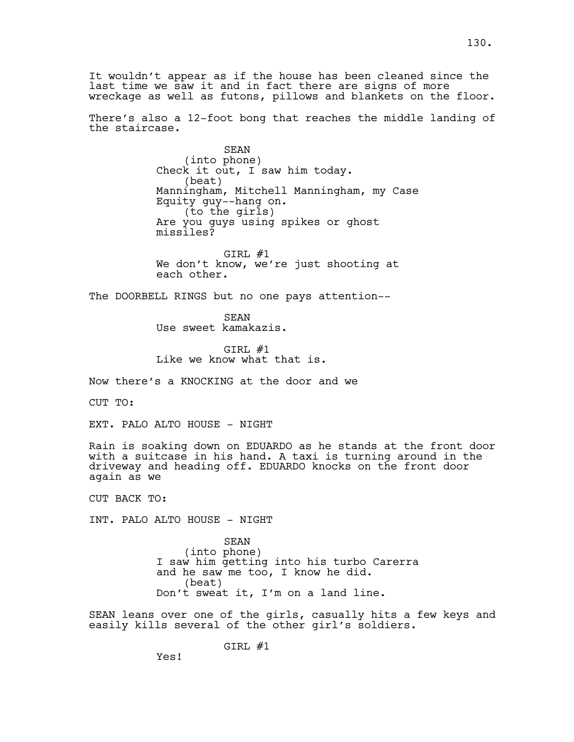It wouldn't appear as if the house has been cleaned since the last time we saw it and in fact there are signs of more wreckage as well as futons, pillows and blankets on the floor.

There's also a 12-foot bong that reaches the middle landing of the staircase.

SEAN
(into phone)
Check it out, I saw him today.
(beat)
Manningham, Mitchell Manningham, my Case Equity guy--hang on.
(to the girls)
Are you guys using spikes or ghost missiles?

GIRL #1
We don't know, we're just shooting at each other.

The DOORBELL RINGS but no one pays attention--

SEAN
Use sweet kamakazis.

GIRL #1
Like we know what that is.

Now there's a KNOCKING at the door and we

CUT TO:

EXT. PALO ALTO HOUSE - NIGHT

Rain is soaking down on EDUARDO as he stands at the front door with a suitcase in his hand. A taxi is turning around in the driveway and heading off. EDUARDO knocks on the front door again as we

CUT BACK TO:

INT. PALO ALTO HOUSE - NIGHT

SEAN
(into phone)
I saw him getting into his turbo Carerra and he saw me too, I know he did.
(beat)
Don't sweat it, I'm on a land line.

SEAN leans over one of the girls, casually hits a few keys and easily kills several of the other girl's soldiers.

GIRL #1
Yes!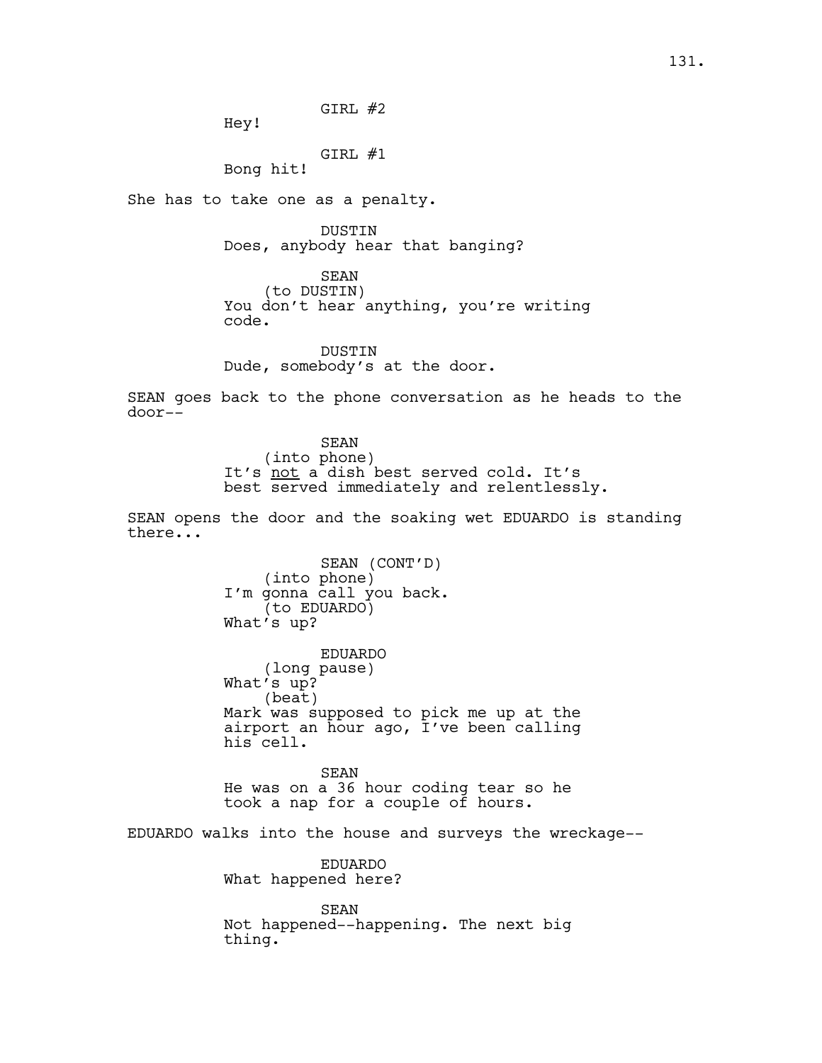GIRL #2

Hey!

GIRL #1

Bong hit!

She has to take one as a penalty.

DUSTIN

Does, anybody hear that banging?

SEAN

(to DUSTIN)

You don't hear anything, you're writing code.

DUSTIN

Dude, somebody's at the door.

SEAN goes back to the phone conversation as he heads to the door--

SEAN

(into phone)

It's <u>not</u> a dish best served cold. It's best served immediately and relentlessly.

SEAN opens the door and the soaking wet EDUARDO is standing there...

SEAN (CONT'D)

(into phone)

I'm gonna call you back.

(to EDUARDO)

What's up?

EDUARDO

(long pause)

What's up?

(beat)

Mark was supposed to pick me up at the airport an hour ago, I've been calling his cell.

SEAN

He was on a 36 hour coding tear so he took a nap for a couple of hours.

EDUARDO walks into the house and surveys the wreckage--

EDUARDO

What happened here?

SEAN

Not happened--happening. The next big thing.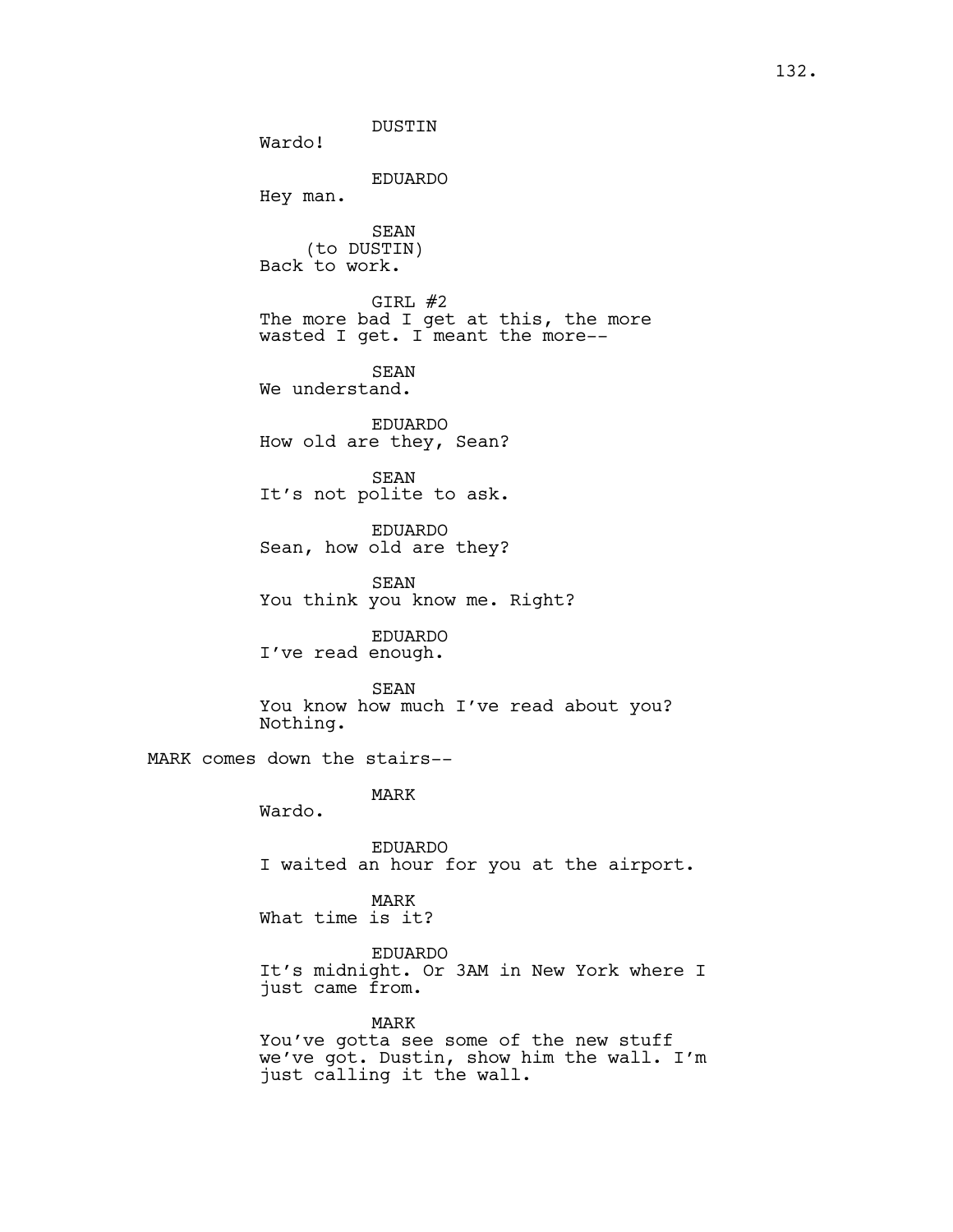DUSTIN

Wardo!

EDUARDO

Hey man.

SEAN

(to DUSTIN)

Back to work.

GIRL #2

The more bad I get at this, the more wasted I get. I meant the more--

SEAN

We understand.

EDUARDO

How old are they, Sean?

SEAN

It's not polite to ask.

EDUARDO

Sean, how old are they?

SEAN

You think you know me. Right?

EDUARDO

I've read enough.

SEAN

You know how much I've read about you? Nothing.

MARK comes down the stairs--

MARK

Wardo.

EDUARDO

I waited an hour for you at the airport.

MARK

What time is it?

EDUARDO

It's midnight. Or 3AM in New York where I just came from.

MARK

You've gotta see some of the new stuff we've got. Dustin, show him the wall. I'm just calling it the wall.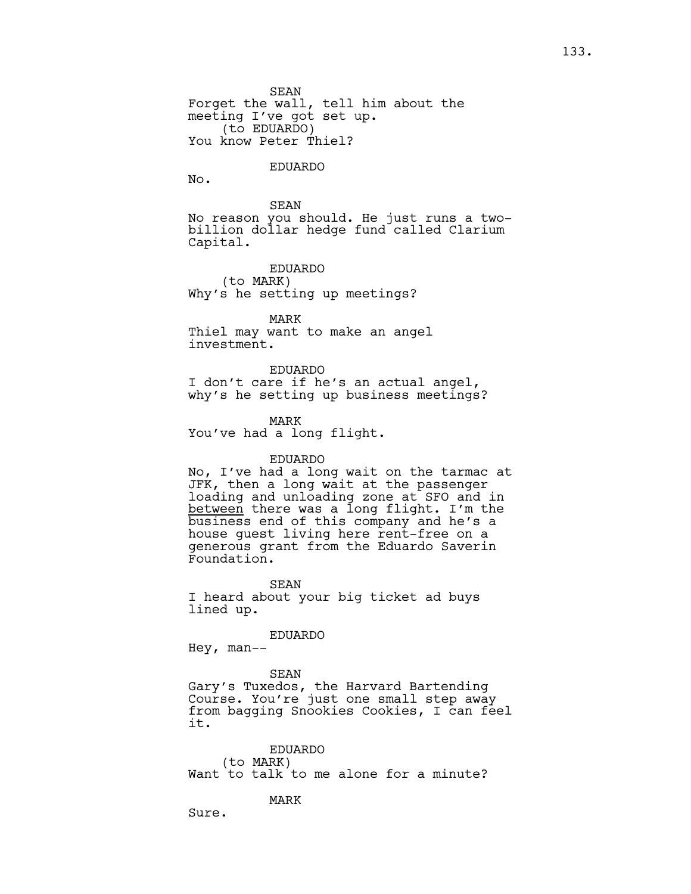SEAN

Forget the wall, tell him about the meeting I've got set up.

(to EDUARDO)

You know Peter Thiel?

EDUARDO

No.

SEAN

No reason you should. He just runs a two-billion dollar hedge fund called Clarium Capital.

EDUARDO

(to MARK)

Why's he setting up meetings?

MARK

Thiel may want to make an angel investment.

EDUARDO

I don't care if he's an actual angel, why's he setting up business meetings?

MARK

You've had a long flight.

EDUARDO

No, I've had a long wait on the tarmac at JFK, then a long wait at the passenger loading and unloading zone at SFO and in <u>between</u> there was a long flight. I'm the business end of this company and he's a house guest living here rent-free on a generous grant from the Eduardo Saverin Foundation.

SEAN

I heard about your big ticket ad buys lined up.

EDUARDO

Hey, man--

SEAN

Gary's Tuxedos, the Harvard Bartending Course. You're just one small step away from bagging Snookies Cookies, I can feel it.

EDUARDO

(to MARK)

Want to talk to me alone for a minute?

MARK

Sure.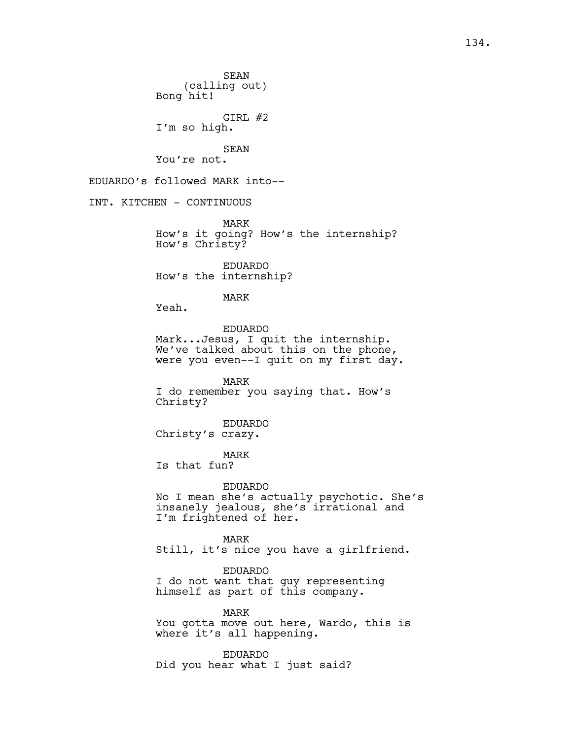SEAN
(calling out)
Bong hit!

GIRL #2
I'm so high.

SEAN
You're not.

EDUARDO's followed MARK into--

INT. KITCHEN - CONTINUOUS

MARK
How's it going? How's the internship? How's Christy?

EDUARDO
How's the internship?

MARK
Yeah.

EDUARDO
Mark...Jesus, I quit the internship. We've talked about this on the phone, were you even--I quit on my first day.

MARK
I do remember you saying that. How's Christy?

EDUARDO
Christy's crazy.

MARK
Is that fun?

EDUARDO
No I mean she's actually psychotic. She's insanely jealous, she's irrational and I'm frightened of her.

MARK
Still, it's nice you have a girlfriend.

EDUARDO
I do not want that guy representing himself as part of this company.

MARK
You gotta move out here, Wardo, this is where it's all happening.

EDUARDO
Did you hear what I just said?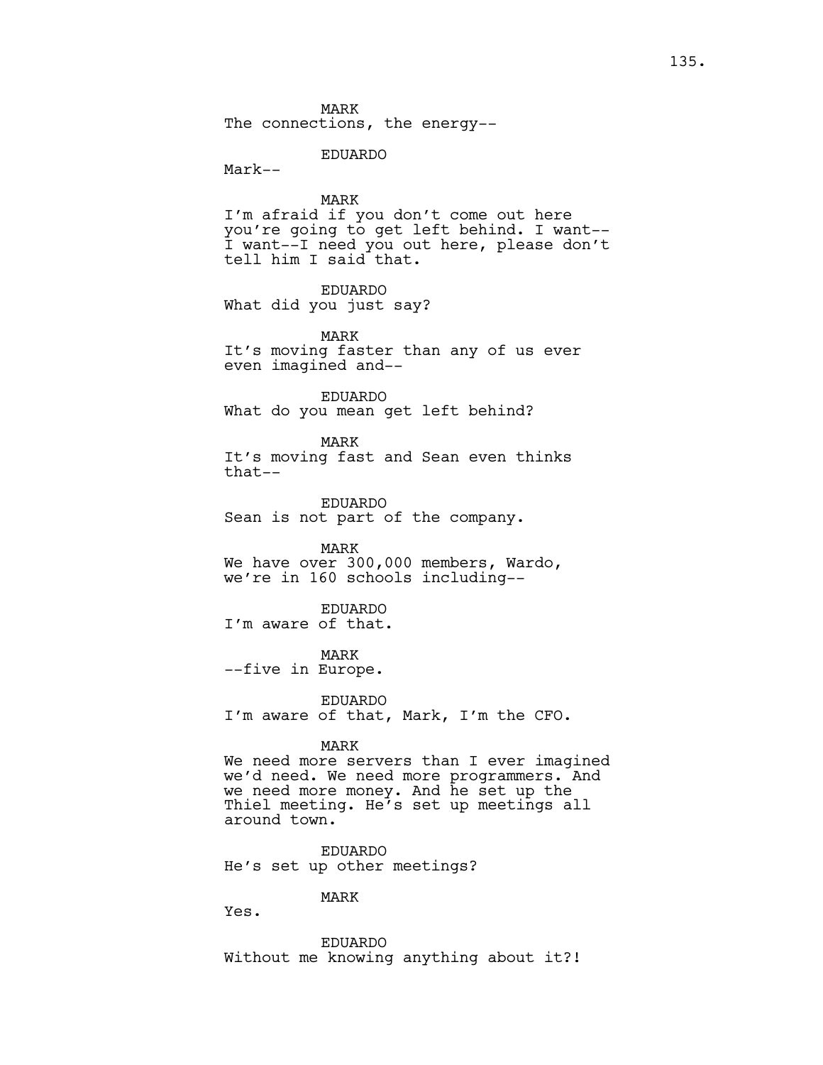MARK
The connections, the energy--

EDUARDO
Mark--

MARK
I'm afraid if you don't come out here you're going to get left behind. I want-- I want--I need you out here, please don't tell him I said that.

EDUARDO
What did you just say?

MARK
It's moving faster than any of us ever even imagined and--

EDUARDO
What do you mean get left behind?

MARK
It's moving fast and Sean even thinks that--

EDUARDO
Sean is not part of the company.

MARK
We have over 300,000 members, Wardo, we're in 160 schools including--

EDUARDO
I'm aware of that.

MARK
--five in Europe.

EDUARDO
I'm aware of that, Mark, I'm the CFO.

MARK
We need more servers than I ever imagined we'd need. We need more programmers. And we need more money. And he set up the Thiel meeting. He's set up meetings all around town.

EDUARDO
He's set up other meetings?

MARK
Yes.

EDUARDO
Without me knowing anything about it?!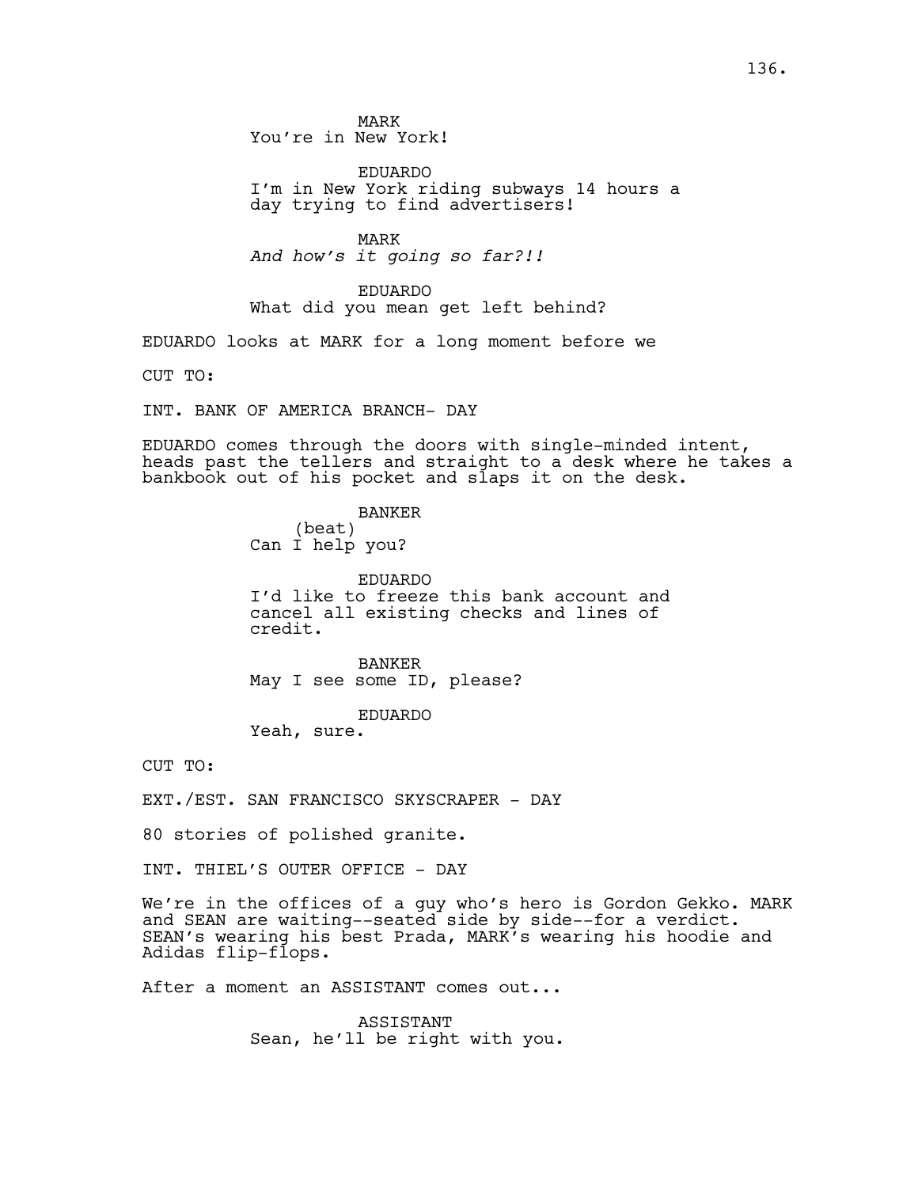MARK
You're in New York!

EDUARDO
I'm in New York riding subways 14 hours a day trying to find advertisers!

MARK
*And how's it going so far?!!*

EDUARDO
What did you mean get left behind?

EDUARDO looks at MARK for a long moment before we

CUT TO:

INT. BANK OF AMERICA BRANCH- DAY

EDUARDO comes through the doors with single-minded intent, heads past the tellers and straight to a desk where he takes a bankbook out of his pocket and slaps it on the desk.

BANKER
(beat)
Can I help you?

EDUARDO
I'd like to freeze this bank account and cancel all existing checks and lines of credit.

BANKER
May I see some ID, please?

EDUARDO
Yeah, sure.

CUT TO:

EXT./EST. SAN FRANCISCO SKYSCRAPER - DAY

80 stories of polished granite.

INT. THIEL'S OUTER OFFICE - DAY

We're in the offices of a guy who's hero is Gordon Gekko. MARK and SEAN are waiting--seated side by side--for a verdict. SEAN's wearing his best Prada, MARK's wearing his hoodie and Adidas flip-flops.

After a moment an ASSISTANT comes out...

ASSISTANT
Sean, he'll be right with you.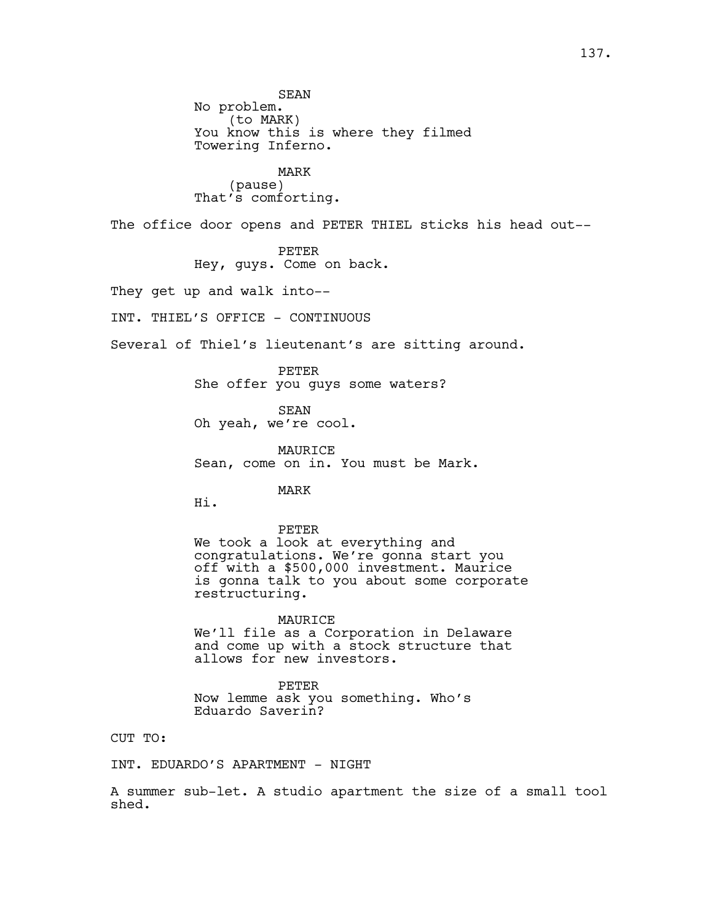SEAN
No problem.
(to MARK)
You know this is where they filmed Towering Inferno.

MARK
(pause)
That's comforting.

The office door opens and PETER THIEL sticks his head out--

PETER
Hey, guys. Come on back.

They get up and walk into--

INT. THIEL'S OFFICE - CONTINUOUS

Several of Thiel's lieutenant's are sitting around.

PETER
She offer you guys some waters?

SEAN
Oh yeah, we're cool.

MAURICE
Sean, come on in. You must be Mark.

MARK
Hi.

PETER
We took a look at everything and congratulations. We're gonna start you off with a $500,000 investment. Maurice is gonna talk to you about some corporate restructuring.

MAURICE
We'll file as a Corporation in Delaware and come up with a stock structure that allows for new investors.

PETER
Now lemme ask you something. Who's Eduardo Saverin?

CUT TO:

INT. EDUARDO'S APARTMENT - NIGHT

A summer sub-let. A studio apartment the size of a small tool shed.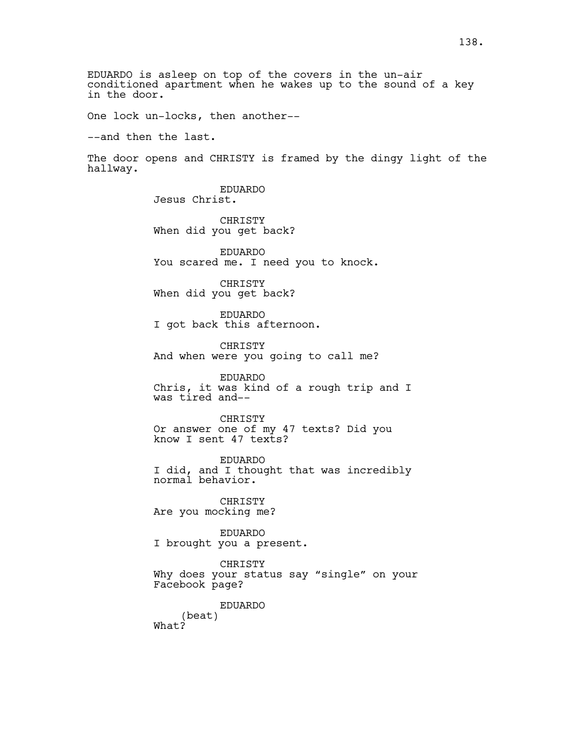EDUARDO is asleep on top of the covers in the un-air conditioned apartment when he wakes up to the sound of a key in the door.

One lock un-locks, then another--

--and then the last.

The door opens and CHRISTY is framed by the dingy light of the hallway.

EDUARDO
Jesus Christ.

CHRISTY
When did you get back?

EDUARDO
You scared me. I need you to knock.

CHRISTY
When did you get back?

EDUARDO
I got back this afternoon.

CHRISTY
And when were you going to call me?

EDUARDO
Chris, it was kind of a rough trip and I was tired and--

CHRISTY
Or answer one of my 47 texts? Did you know I sent 47 texts?

EDUARDO
I did, and I thought that was incredibly normal behavior.

CHRISTY
Are you mocking me?

EDUARDO
I brought you a present.

CHRISTY
Why does your status say “single” on your Facebook page?

EDUARDO
(beat)
What?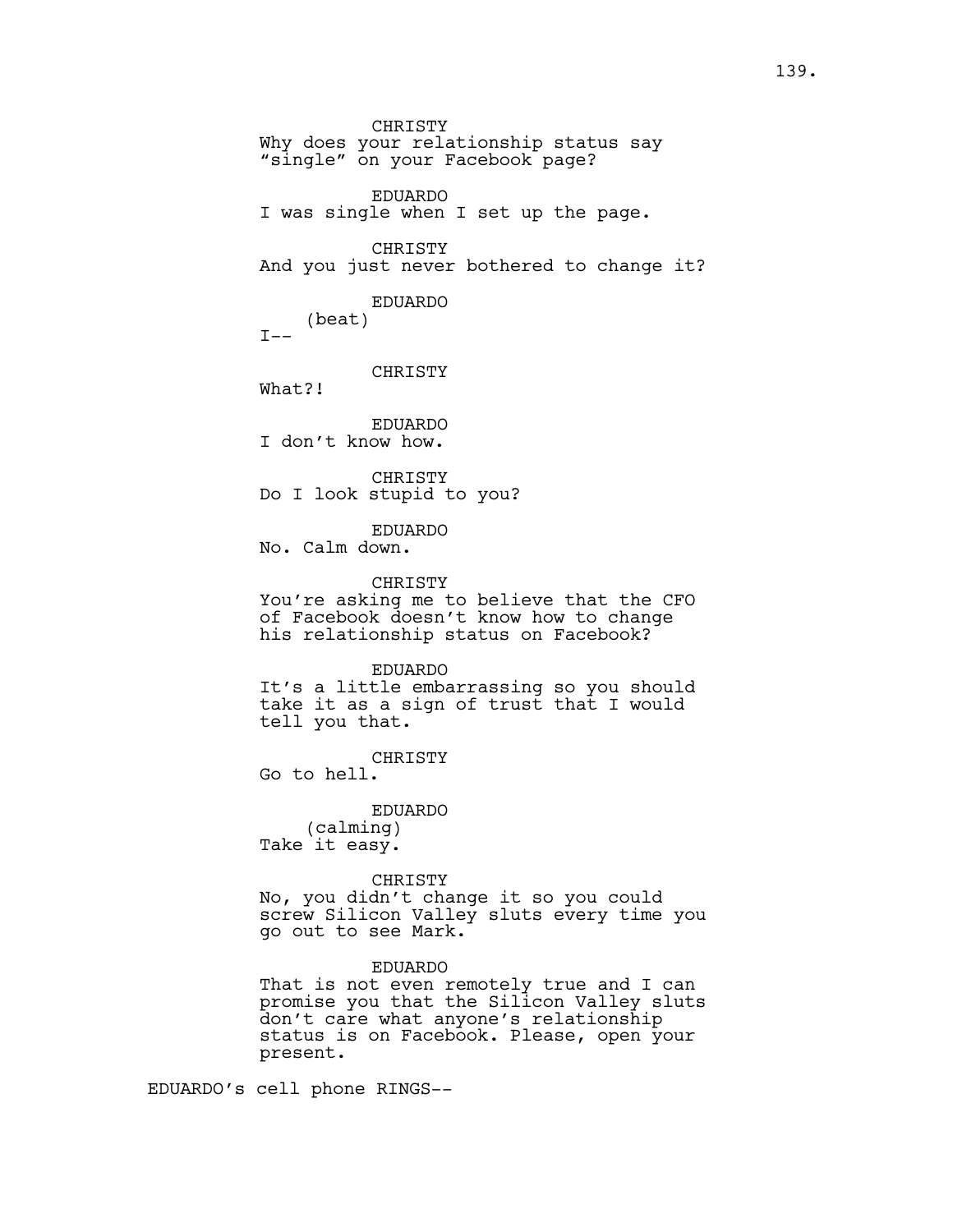CHRISTY
Why does your relationship status say "single" on your Facebook page?

EDUARDO
I was single when I set up the page.

CHRISTY
And you just never bothered to change it?

EDUARDO
(beat)
I--

CHRISTY
What?!

EDUARDO
I don't know how.

CHRISTY
Do I look stupid to you?

EDUARDO
No. Calm down.

CHRISTY
You're asking me to believe that the CFO of Facebook doesn't know how to change his relationship status on Facebook?

EDUARDO
It's a little embarrassing so you should take it as a sign of trust that I would tell you that.

CHRISTY
Go to hell.

EDUARDO
(calming)
Take it easy.

CHRISTY
No, you didn't change it so you could screw Silicon Valley sluts every time you go out to see Mark.

EDUARDO
That is not even remotely true and I can promise you that the Silicon Valley sluts don't care what anyone's relationship status is on Facebook. Please, open your present.

EDUARDO's cell phone RINGS--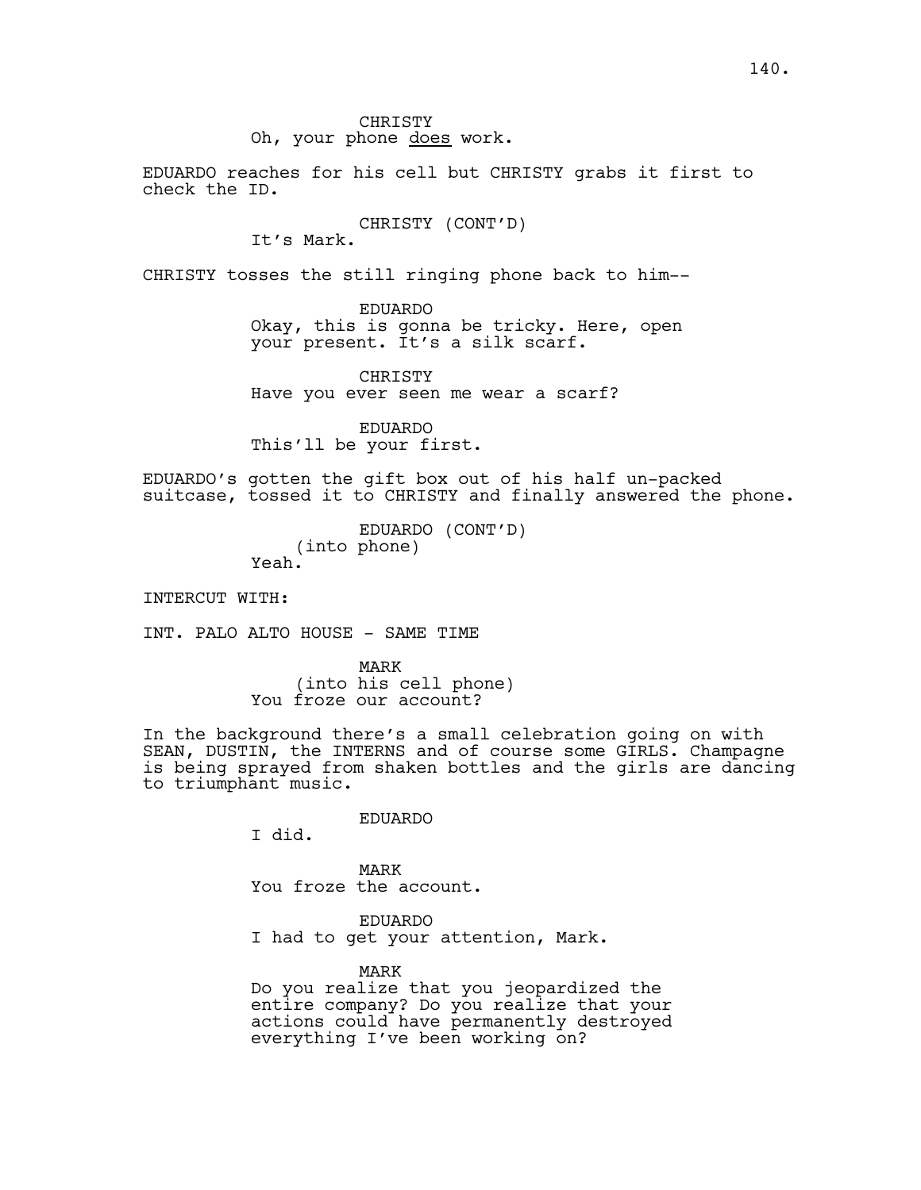CHRISTY
Oh, your phone _does_ work.

EDUARDO reaches for his cell but CHRISTY grabs it first to check the ID.

CHRISTY (CONT'D)
It's Mark.

CHRISTY tosses the still ringing phone back to him--

EDUARDO
Okay, this is gonna be tricky. Here, open your present. It's a silk scarf.

CHRISTY
Have you ever seen me wear a scarf?

EDUARDO
This'll be your first.

EDUARDO's gotten the gift box out of his half un-packed suitcase, tossed it to CHRISTY and finally answered the phone.

EDUARDO (CONT'D)
(into phone)
Yeah.

INTERCUT WITH:

INT. PALO ALTO HOUSE - SAME TIME

MARK
(into his cell phone)
You froze our account?

In the background there's a small celebration going on with SEAN, DUSTIN, the INTERNS and of course some GIRLS. Champagne is being sprayed from shaken bottles and the girls are dancing to triumphant music.

EDUARDO
I did.

MARK
You froze the account.

EDUARDO
I had to get your attention, Mark.

MARK
Do you realize that you jeopardized the entire company? Do you realize that your actions could have permanently destroyed everything I've been working on?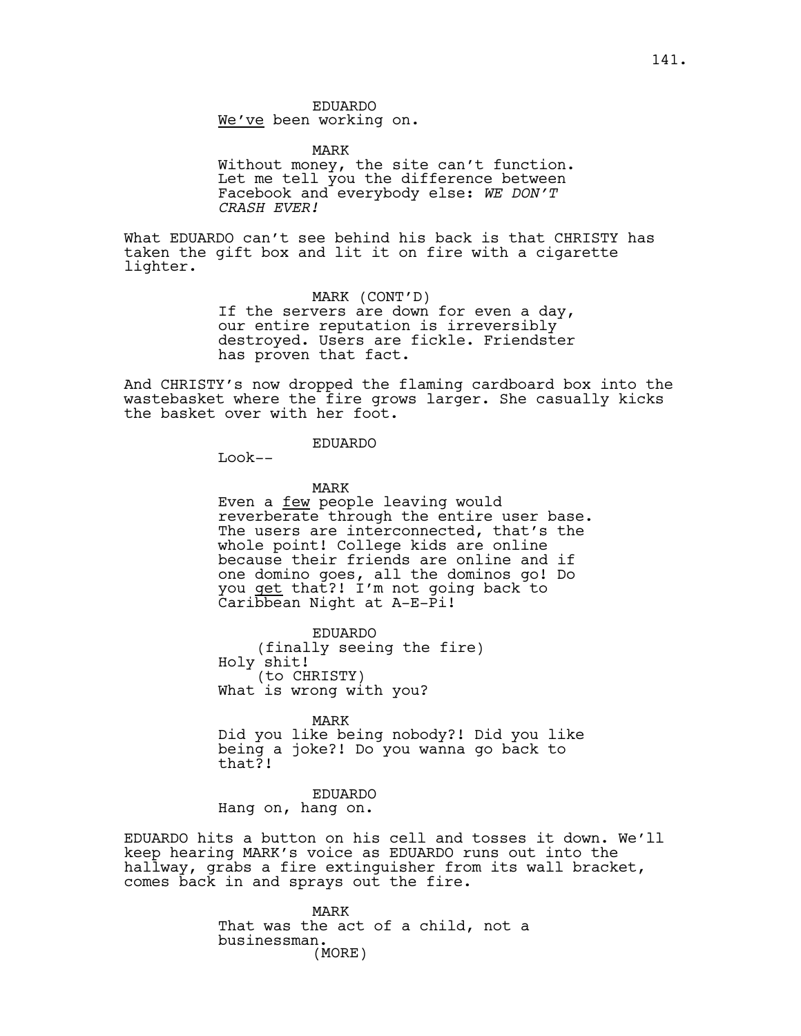EDUARDO
<u>We've</u> been working on.

MARK
Without money, the site can't function. Let me tell you the difference between Facebook and everybody else: *WE DON'T CRASH EVER!*

What EDUARDO can't see behind his back is that CHRISTY has taken the gift box and lit it on fire with a cigarette lighter.

MARK (CONT'D)
If the servers are down for even a day, our entire reputation is irreversibly destroyed. Users are fickle. Friendster has proven that fact.

And CHRISTY's now dropped the flaming cardboard box into the wastebasket where the fire grows larger. She casually kicks the basket over with her foot.

EDUARDO
Look--

MARK
Even a <u>few</u> people leaving would reverberate through the entire user base. The users are interconnected, that's the whole point! College kids are online because their friends are online and if one domino goes, all the dominos go! Do you <u>get</u> that?! I'm not going back to Caribbean Night at A-E-Pi!

EDUARDO
(finally seeing the fire)
Holy shit!
(to CHRISTY)
What is wrong with you?

MARK
Did you like being nobody?! Did you like being a joke?! Do you wanna go back to that?!

EDUARDO
Hang on, hang on.

EDUARDO hits a button on his cell and tosses it down. We'll keep hearing MARK's voice as EDUARDO runs out into the hallway, grabs a fire extinguisher from its wall bracket, comes back in and sprays out the fire.

MARK
That was the act of a child, not a businessman.
(MORE)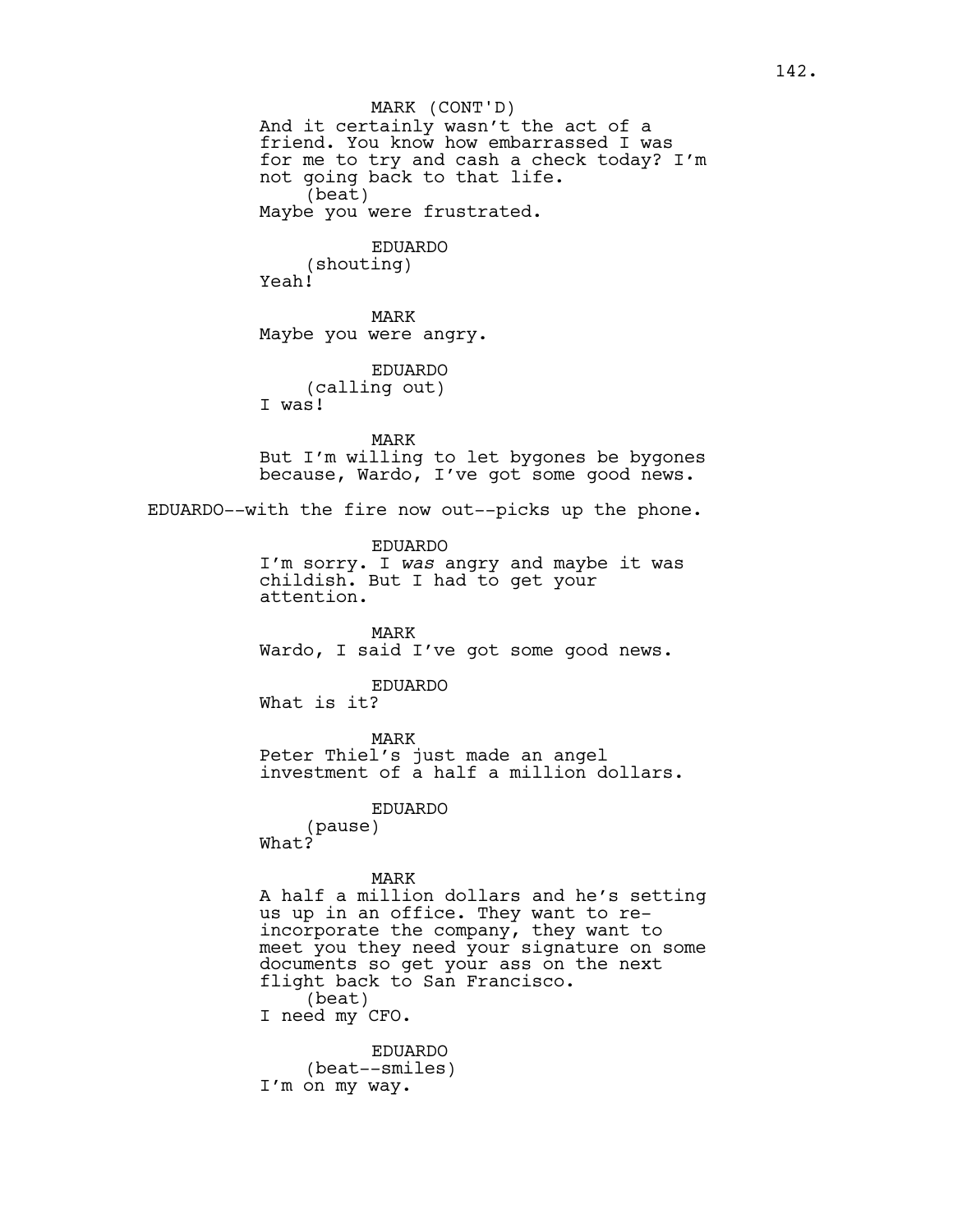MARK (CONT'D)
And it certainly wasn't the act of a friend. You know how embarrassed I was for me to try and cash a check today? I'm not going back to that life.
(beat)
Maybe you were frustrated.

EDUARDO
(shouting)
Yeah!

MARK
Maybe you were angry.

EDUARDO
(calling out)
I was!

MARK
But I'm willing to let bygones be bygones because, Wardo, I've got some good news.

EDUARDO--with the fire now out--picks up the phone.

EDUARDO
I'm sorry. I *was* angry and maybe it was childish. But I had to get your attention.

MARK
Wardo, I said I've got some good news.

EDUARDO
What is it?

MARK
Peter Thiel's just made an angel investment of a half a million dollars.

EDUARDO
(pause)
What?

MARK
A half a million dollars and he's setting us up in an office. They want to re-incorporate the company, they want to meet you they need your signature on some documents so get your ass on the next flight back to San Francisco.
(beat)
I need my CFO.

EDUARDO
(beat--smiles)
I'm on my way.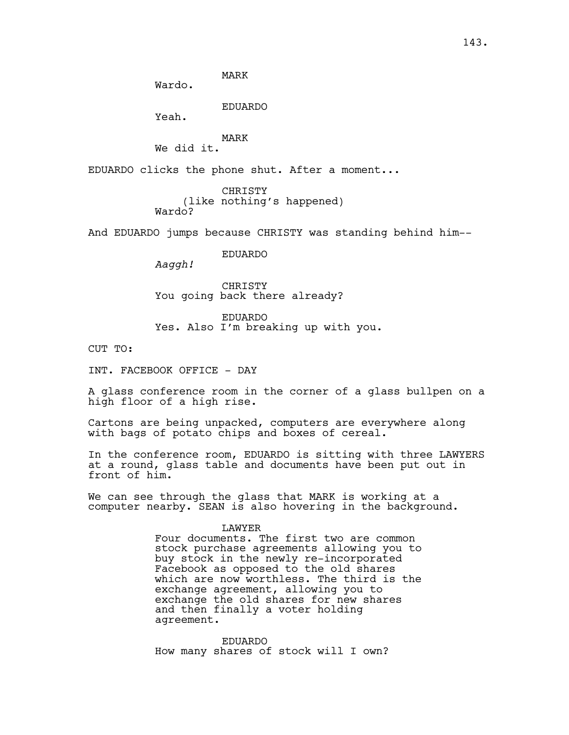MARK
Wardo.

EDUARDO
Yeah.

MARK
We did it.

EDUARDO clicks the phone shut. After a moment...

CHRISTY
(like nothing's happened)
Wardo?

And EDUARDO jumps because CHRISTY was standing behind him--

EDUARDO
*Aaggh!*

CHRISTY
You going back there already?

EDUARDO
Yes. Also I'm breaking up with you.

CUT TO:

INT. FACEBOOK OFFICE - DAY

A glass conference room in the corner of a glass bullpen on a high floor of a high rise.

Cartons are being unpacked, computers are everywhere along with bags of potato chips and boxes of cereal.

In the conference room, EDUARDO is sitting with three LAWYERS at a round, glass table and documents have been put out in front of him.

We can see through the glass that MARK is working at a computer nearby. SEAN is also hovering in the background.

LAWYER
Four documents. The first two are common stock purchase agreements allowing you to buy stock in the newly re-incorporated Facebook as opposed to the old shares which are now worthless. The third is the exchange agreement, allowing you to exchange the old shares for new shares and then finally a voter holding agreement.

EDUARDO
How many shares of stock will I own?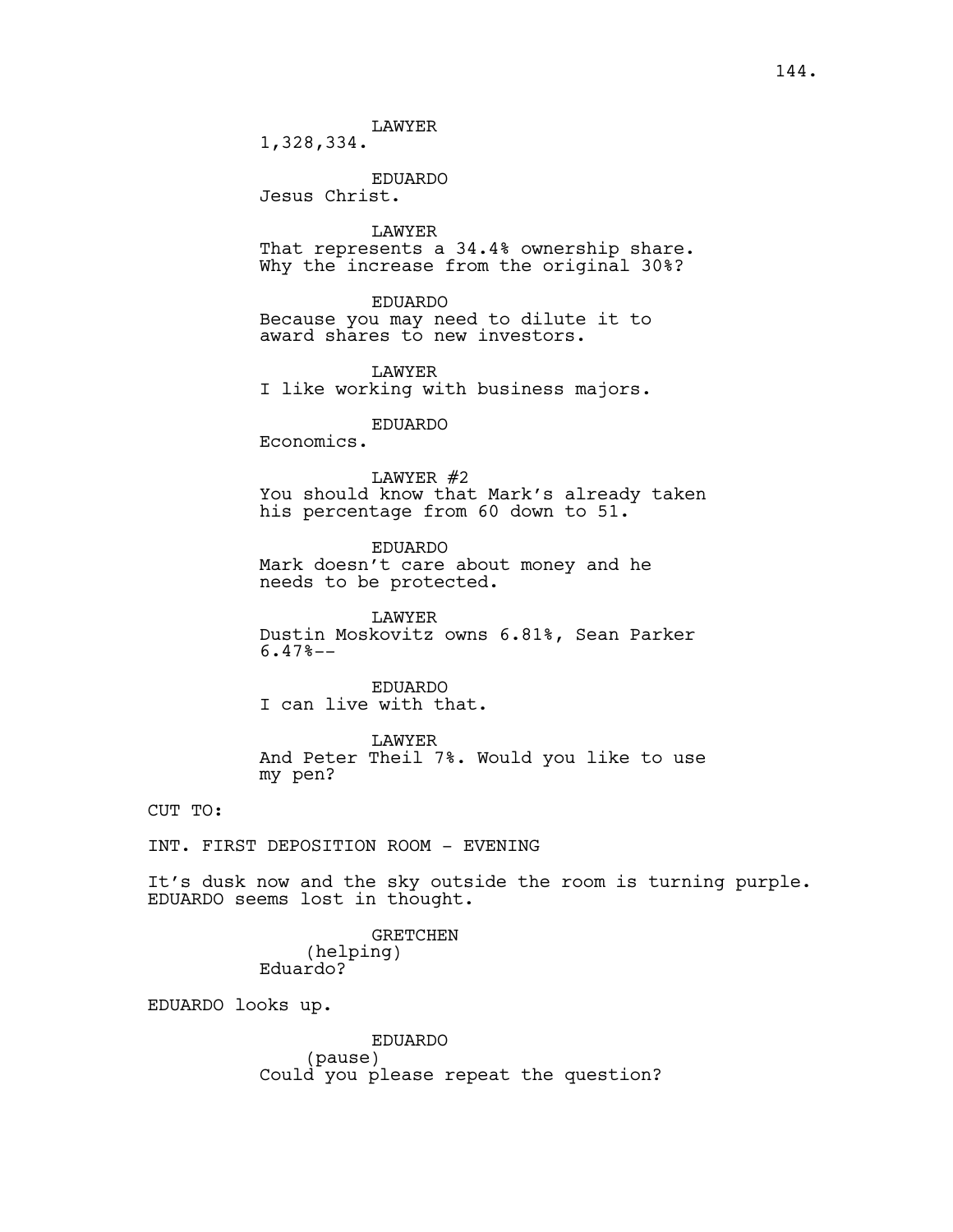LAWYER
1,328,334.

EDUARDO
Jesus Christ.

LAWYER
That represents a 34.4% ownership share. Why the increase from the original 30%?

EDUARDO
Because you may need to dilute it to award shares to new investors.

LAWYER
I like working with business majors.

EDUARDO
Economics.

LAWYER #2
You should know that Mark's already taken his percentage from 60 down to 51.

EDUARDO
Mark doesn't care about money and he needs to be protected.

LAWYER
Dustin Moskovitz owns 6.81%, Sean Parker 6.47%--

EDUARDO
I can live with that.

LAWYER
And Peter Theil 7%. Would you like to use my pen?

CUT TO:

INT. FIRST DEPOSITION ROOM - EVENING

It's dusk now and the sky outside the room is turning purple. EDUARDO seems lost in thought.

GRETCHEN
(helping)
Eduardo?

EDUARDO looks up.

EDUARDO
(pause)
Could you please repeat the question?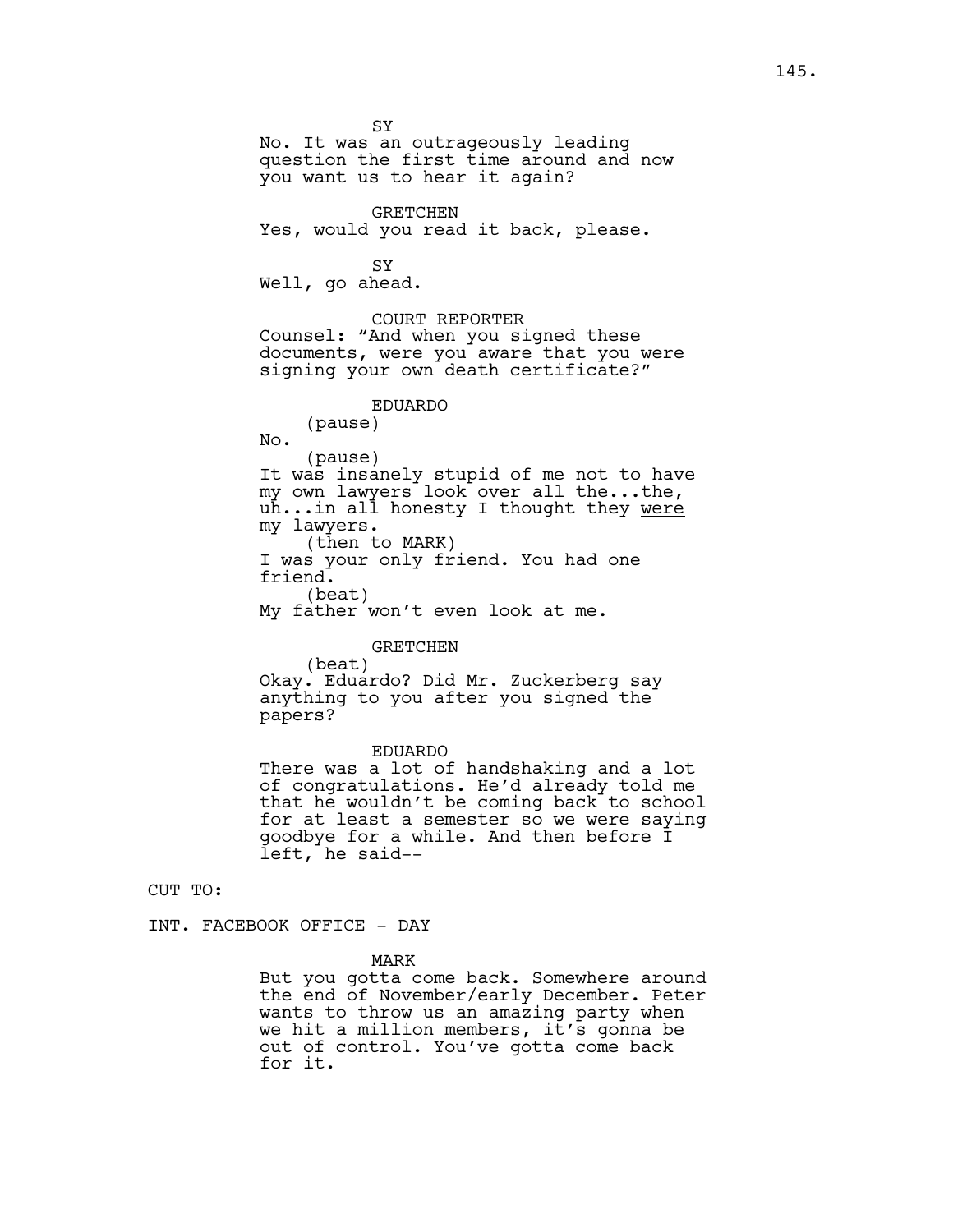SY

No. It was an outrageously leading question the first time around and now you want us to hear it again?

GRETCHEN

Yes, would you read it back, please.

SY

Well, go ahead.

COURT REPORTER

Counsel: "And when you signed these documents, were you aware that you were signing your own death certificate?"

EDUARDO

(pause)

No.

(pause)

It was insanely stupid of me not to have my own lawyers look over all the...the, uh...in all honesty I thought they were my lawyers.

(then to MARK)

I was your only friend. You had one friend.

(beat)

My father won't even look at me.

GRETCHEN

(beat)

Okay. Eduardo? Did Mr. Zuckerberg say anything to you after you signed the papers?

EDUARDO

There was a lot of handshaking and a lot of congratulations. He'd already told me that he wouldn't be coming back to school for at least a semester so we were saying goodbye for a while. And then before I left, he said--

CUT TO:

INT. FACEBOOK OFFICE - DAY

MARK

But you gotta come back. Somewhere around the end of November/early December. Peter wants to throw us an amazing party when we hit a million members, it's gonna be out of control. You've gotta come back for it.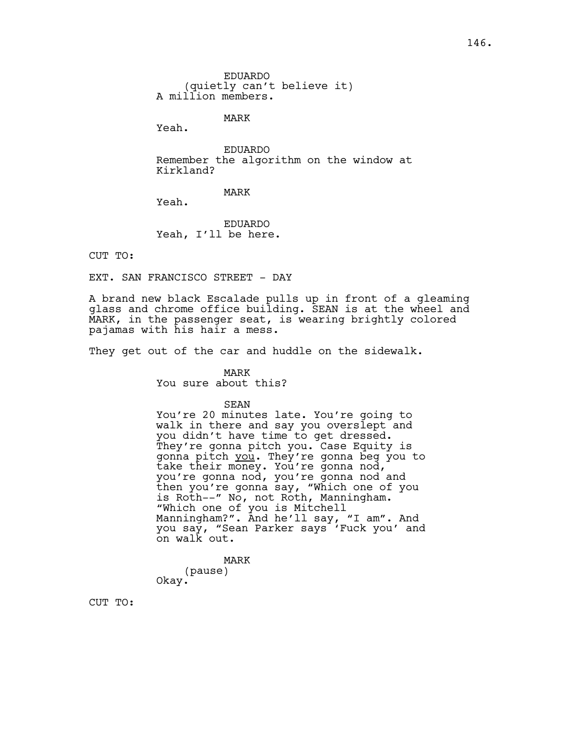EDUARDO
(quietly can't believe it)
A million members.

MARK
Yeah.

EDUARDO
Remember the algorithm on the window at Kirkland?

MARK
Yeah.

EDUARDO
Yeah, I'll be here.

CUT TO:

EXT. SAN FRANCISCO STREET - DAY

A brand new black Escalade pulls up in front of a gleaming glass and chrome office building. SEAN is at the wheel and MARK, in the passenger seat, is wearing brightly colored pajamas with his hair a mess.

They get out of the car and huddle on the sidewalk.

MARK
You sure about this?

SEAN
You're 20 minutes late. You're going to walk in there and say you overslept and you didn't have time to get dressed. They're gonna pitch you. Case Equity is gonna pitch <u>you</u>. They're gonna beg you to take their money. You're gonna nod, you're gonna nod, you're gonna nod and then you're gonna say, "Which one of you is Roth--" No, not Roth, Manningham. "Which one of you is Mitchell Manningham?". And he'll say, "I am". And you say, "Sean Parker says 'Fuck you' and on walk out.

MARK
(pause)
Okay.

CUT TO: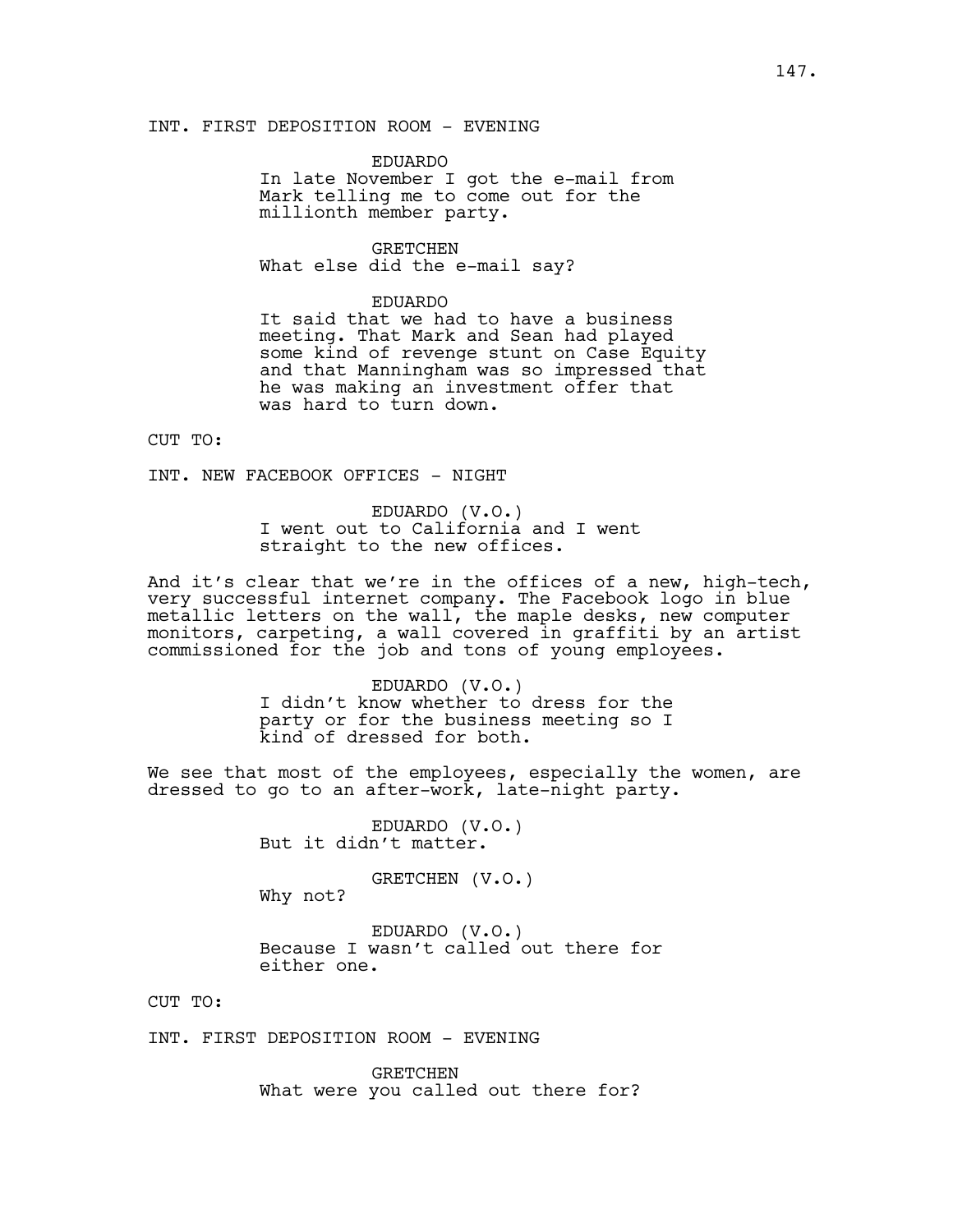INT. FIRST DEPOSITION ROOM - EVENING

EDUARDO
In late November I got the e-mail from Mark telling me to come out for the millionth member party.

GRETCHEN
What else did the e-mail say?

EDUARDO
It said that we had to have a business meeting. That Mark and Sean had played some kind of revenge stunt on Case Equity and that Manningham was so impressed that he was making an investment offer that was hard to turn down.

CUT TO:

INT. NEW FACEBOOK OFFICES - NIGHT

EDUARDO (V.O.)
I went out to California and I went straight to the new offices.

And it's clear that we're in the offices of a new, high-tech, very successful internet company. The Facebook logo in blue metallic letters on the wall, the maple desks, new computer monitors, carpeting, a wall covered in graffiti by an artist commissioned for the job and tons of young employees.

EDUARDO (V.O.)
I didn't know whether to dress for the party or for the business meeting so I kind of dressed for both.

We see that most of the employees, especially the women, are dressed to go to an after-work, late-night party.

EDUARDO (V.O.)
But it didn't matter.

GRETCHEN (V.O.)
Why not?

EDUARDO (V.O.)
Because I wasn't called out there for either one.

CUT TO:

INT. FIRST DEPOSITION ROOM - EVENING

GRETCHEN
What were you called out there for?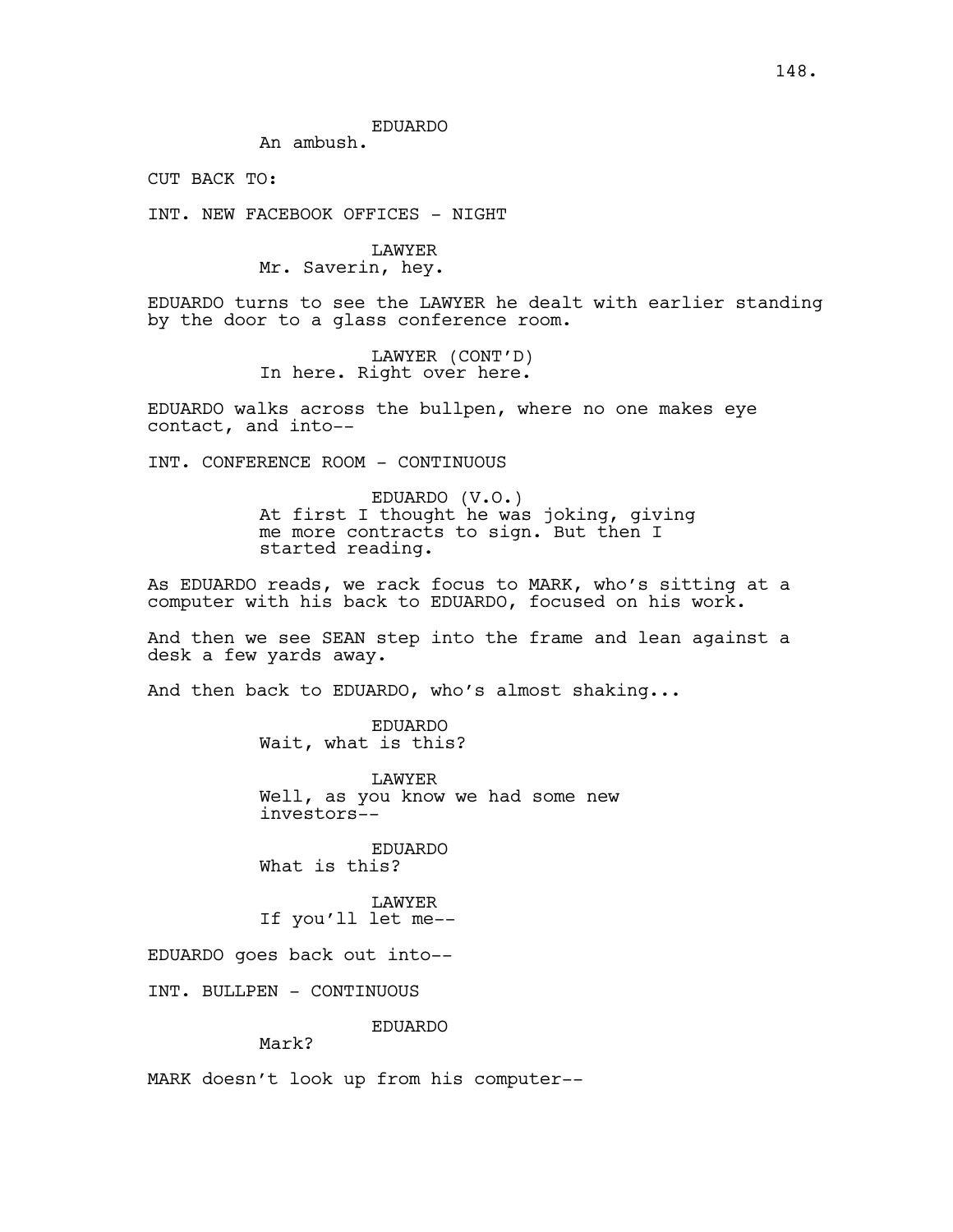EDUARDO
An ambush.

CUT BACK TO:

INT. NEW FACEBOOK OFFICES - NIGHT

LAWYER
Mr. Saverin, hey.

EDUARDO turns to see the LAWYER he dealt with earlier standing by the door to a glass conference room.

LAWYER (CONT'D)
In here. Right over here.

EDUARDO walks across the bullpen, where no one makes eye contact, and into--

INT. CONFERENCE ROOM - CONTINUOUS

EDUARDO (V.O.)
At first I thought he was joking, giving me more contracts to sign. But then I started reading.

As EDUARDO reads, we rack focus to MARK, who's sitting at a computer with his back to EDUARDO, focused on his work.

And then we see SEAN step into the frame and lean against a desk a few yards away.

And then back to EDUARDO, who's almost shaking...

EDUARDO
Wait, what is this?

LAWYER
Well, as you know we had some new investors--

EDUARDO
What is this?

LAWYER
If you'll let me--

EDUARDO goes back out into--

INT. BULLPEN - CONTINUOUS

EDUARDO
Mark?

MARK doesn't look up from his computer--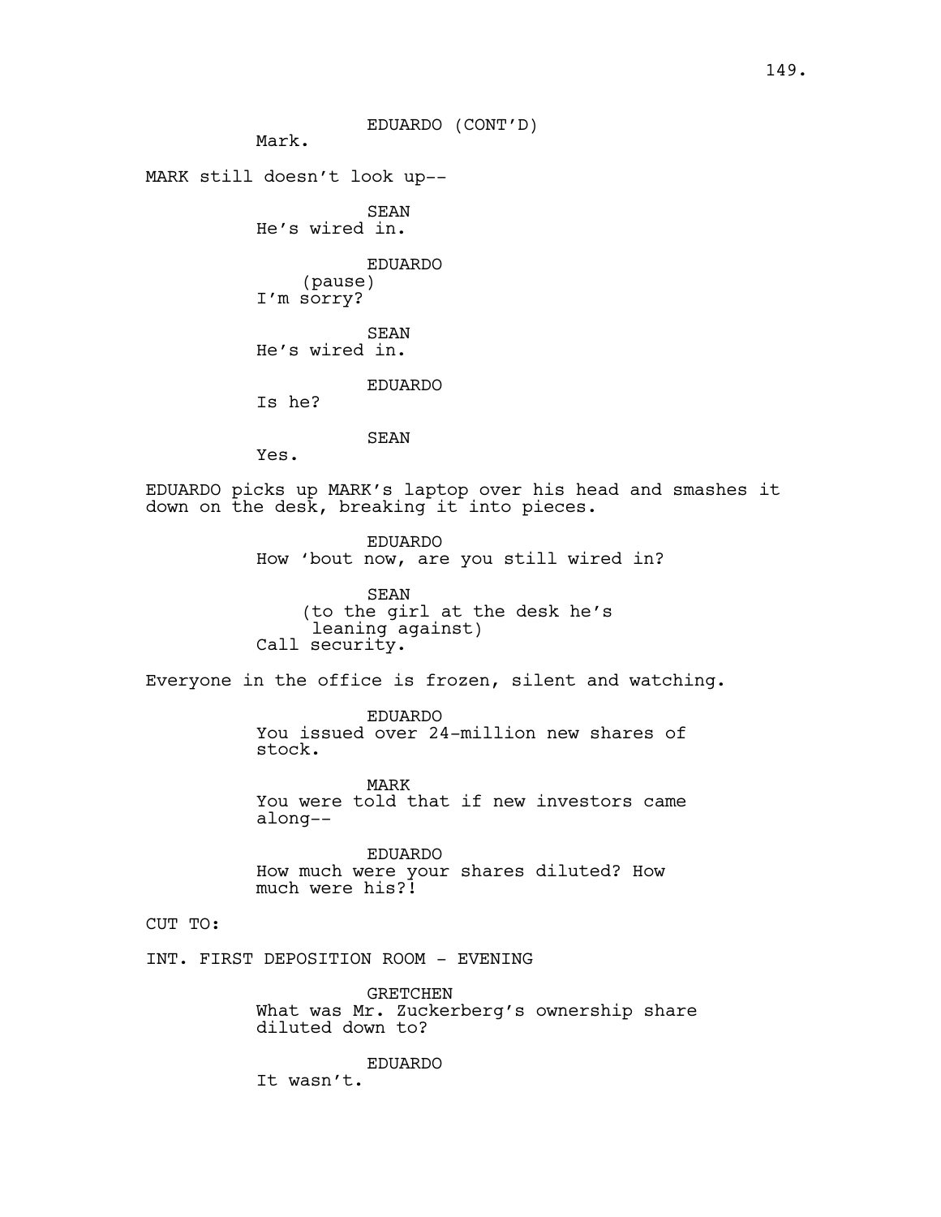EDUARDO (CONT'D)
Mark.

MARK still doesn't look up--

SEAN
He's wired in.

EDUARDO
(pause)
I'm sorry?

SEAN
He's wired in.

EDUARDO
Is he?

SEAN
Yes.

EDUARDO picks up MARK's laptop over his head and smashes it down on the desk, breaking it into pieces.

EDUARDO
How 'bout now, are you still wired in?

SEAN
(to the girl at the desk he's leaning against)
Call security.

Everyone in the office is frozen, silent and watching.

EDUARDO
You issued over 24-million new shares of stock.

MARK
You were told that if new investors came along--

EDUARDO
How much were your shares diluted? How much were his?!

CUT TO:

INT. FIRST DEPOSITION ROOM - EVENING

GRETCHEN
What was Mr. Zuckerberg's ownership share diluted down to?

EDUARDO
It wasn't.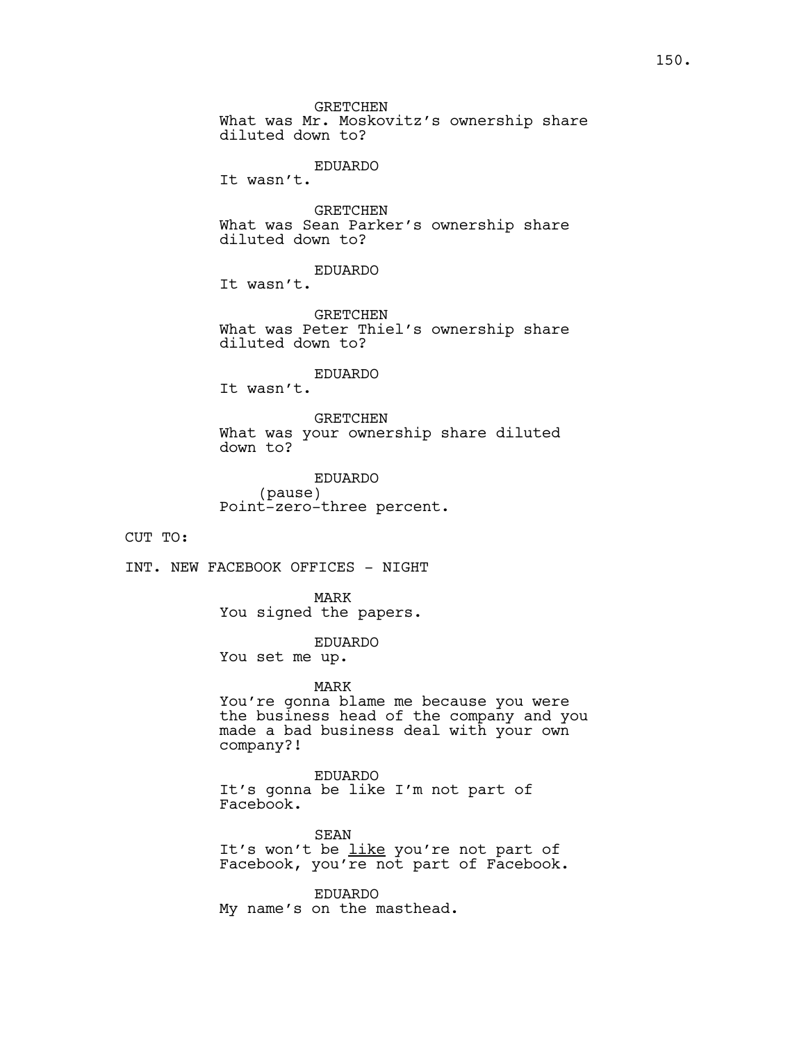GRETCHEN
What was Mr. Moskovitz's ownership share diluted down to?

EDUARDO
It wasn't.

GRETCHEN
What was Sean Parker's ownership share diluted down to?

EDUARDO
It wasn't.

GRETCHEN
What was Peter Thiel's ownership share diluted down to?

EDUARDO
It wasn't.

GRETCHEN
What was your ownership share diluted down to?

EDUARDO
(pause)
Point-zero-three percent.

CUT TO:

INT. NEW FACEBOOK OFFICES - NIGHT

MARK
You signed the papers.

EDUARDO
You set me up.

MARK
You're gonna blame me because you were the business head of the company and you made a bad business deal with your own company?!

EDUARDO
It's gonna be like I'm not part of Facebook.

SEAN
It's won't be <u>like</u> you're not part of Facebook, you're not part of Facebook.

EDUARDO
My name's on the masthead.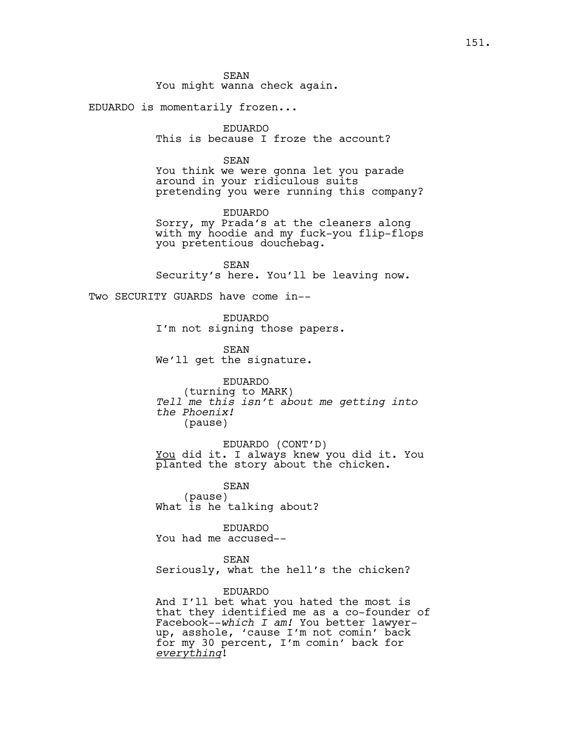SEAN
You might wanna check again.

EDUARDO is momentarily frozen...

EDUARDO
This is because I froze the account?

SEAN
You think we were gonna let you parade around in your ridiculous suits pretending you were running this company?

EDUARDO
Sorry, my Prada's at the cleaners along with my hoodie and my fuck-you flip-flops you pretentious douchebag.

SEAN
Security's here. You'll be leaving now.

Two SECURITY GUARDS have come in--

EDUARDO
I'm not signing those papers.

SEAN
We'll get the signature.

EDUARDO
(turning to MARK)
*Tell me this isn't about me getting into the Phoenix!*
(pause)

EDUARDO (CONT'D)
You did it. I always knew you did it. You planted the story about the chicken.

SEAN
(pause)
What is he talking about?

EDUARDO
You had me accused--

SEAN
Seriously, what the hell's the chicken?

EDUARDO
And I'll bet what you hated the most is that they identified me as a co-founder of Facebook--*which I am!* You better lawyer-up, asshole, 'cause I'm not comin' back for my 30 percent, I'm comin' back for *everything*!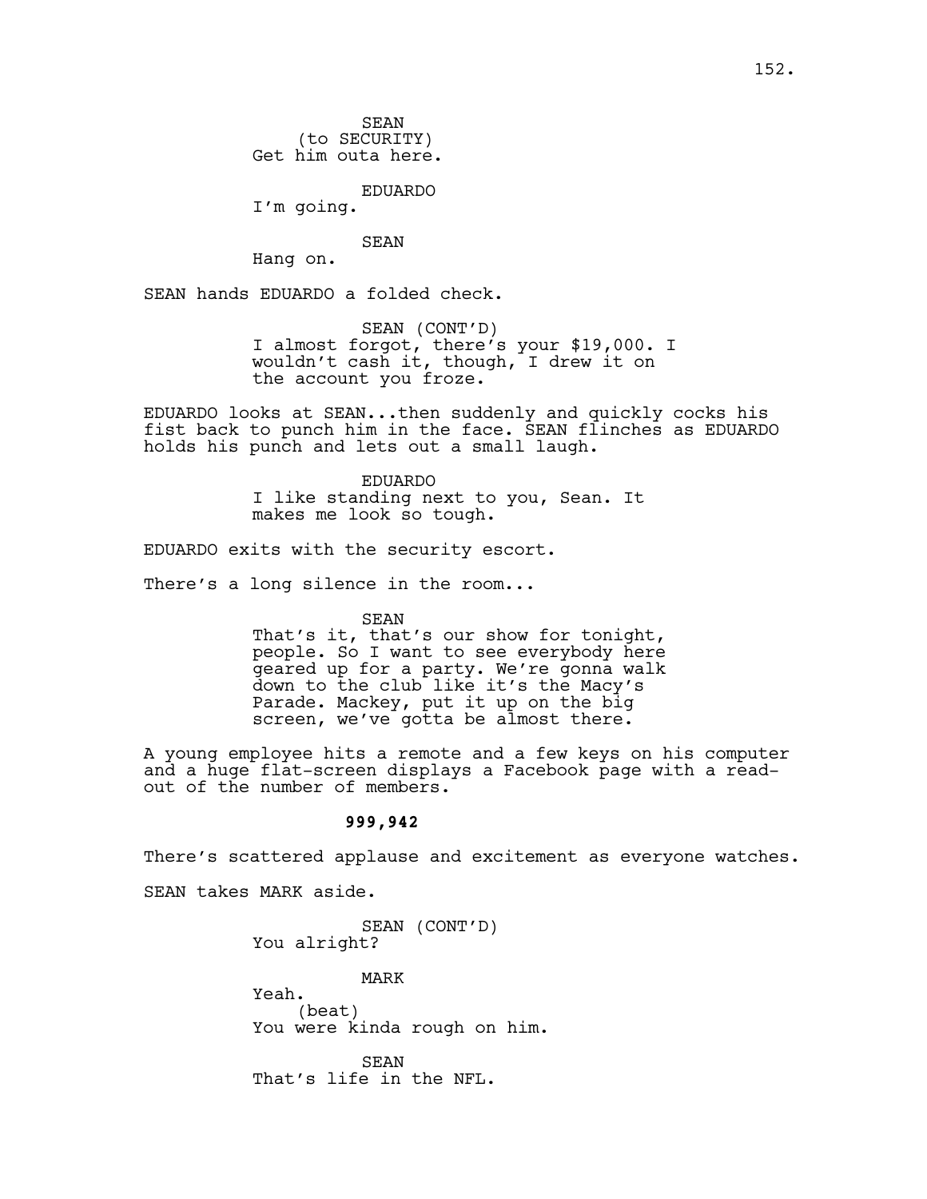SEAN
(to SECURITY)
Get him outa here.

EDUARDO
I'm going.

SEAN
Hang on.

SEAN hands EDUARDO a folded check.

SEAN (CONT'D)
I almost forgot, there's your $19,000. I wouldn't cash it, though, I drew it on the account you froze.

EDUARDO looks at SEAN...then suddenly and quickly cocks his fist back to punch him in the face. SEAN flinches as EDUARDO holds his punch and lets out a small laugh.

EDUARDO
I like standing next to you, Sean. It makes me look so tough.

EDUARDO exits with the security escort.

There's a long silence in the room...

SEAN
That's it, that's our show for tonight, people. So I want to see everybody here geared up for a party. We're gonna walk down to the club like it's the Macy's Parade. Mackey, put it up on the big screen, we've gotta be almost there.

A young employee hits a remote and a few keys on his computer and a huge flat-screen displays a Facebook page with a read-out of the number of members.

**999,942**

There's scattered applause and excitement as everyone watches.

SEAN takes MARK aside.

SEAN (CONT'D)
You alright?

MARK
Yeah.
(beat)
You were kinda rough on him.

SEAN
That's life in the NFL.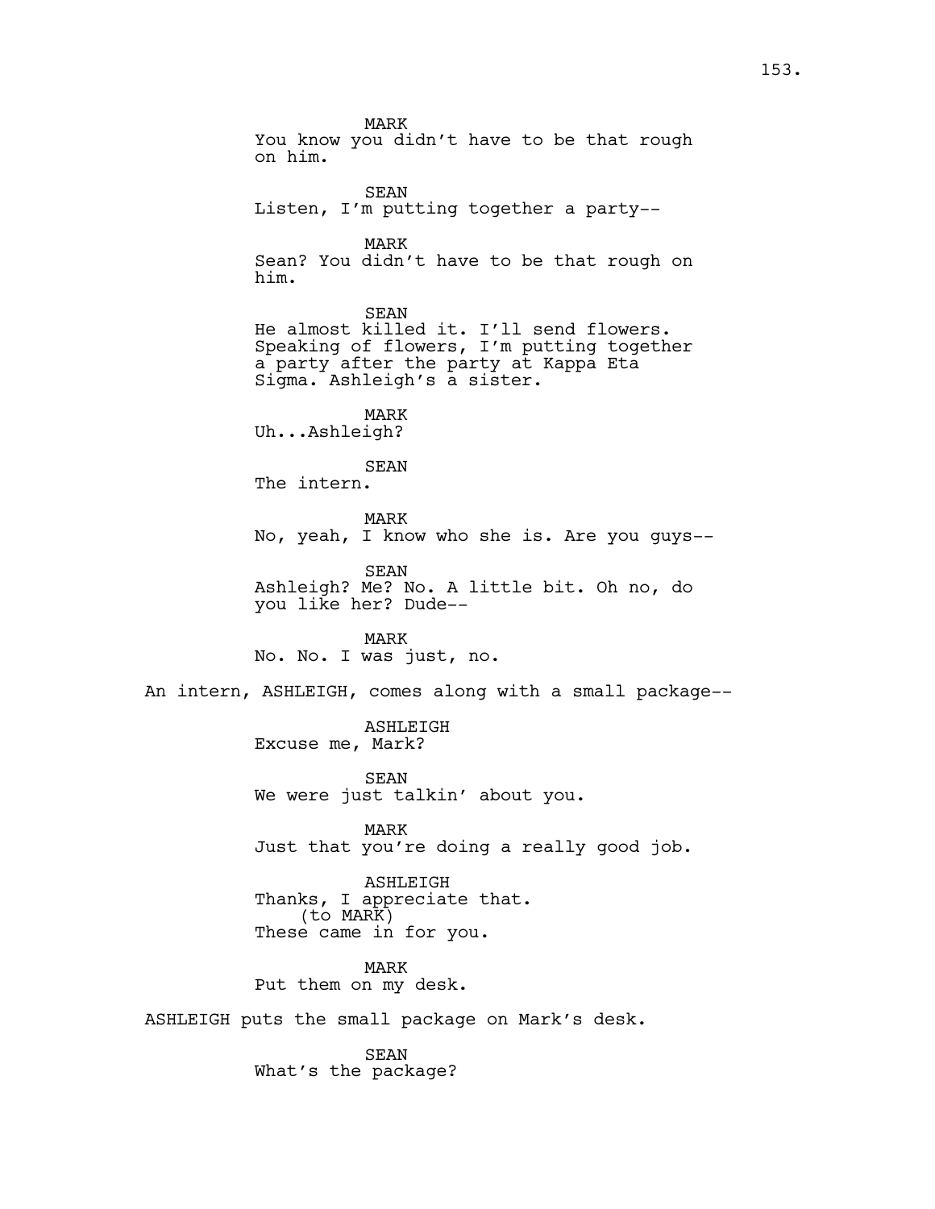MARK
You know you didn't have to be that rough on him.

SEAN
Listen, I'm putting together a party--

MARK
Sean? You didn't have to be that rough on him.

SEAN
He almost killed it. I'll send flowers. Speaking of flowers, I'm putting together a party after the party at Kappa Eta Sigma. Ashleigh's a sister.

MARK
Uh...Ashleigh?

SEAN
The intern.

MARK
No, yeah, I know who she is. Are you guys--

SEAN
Ashleigh? Me? No. A little bit. Oh no, do you like her? Dude--

MARK
No. No. I was just, no.

An intern, ASHLEIGH, comes along with a small package--

ASHLEIGH
Excuse me, Mark?

SEAN
We were just talkin' about you.

MARK
Just that you're doing a really good job.

ASHLEIGH
Thanks, I appreciate that.
(to MARK)
These came in for you.

MARK
Put them on my desk.

ASHLEIGH puts the small package on Mark's desk.

SEAN
What's the package?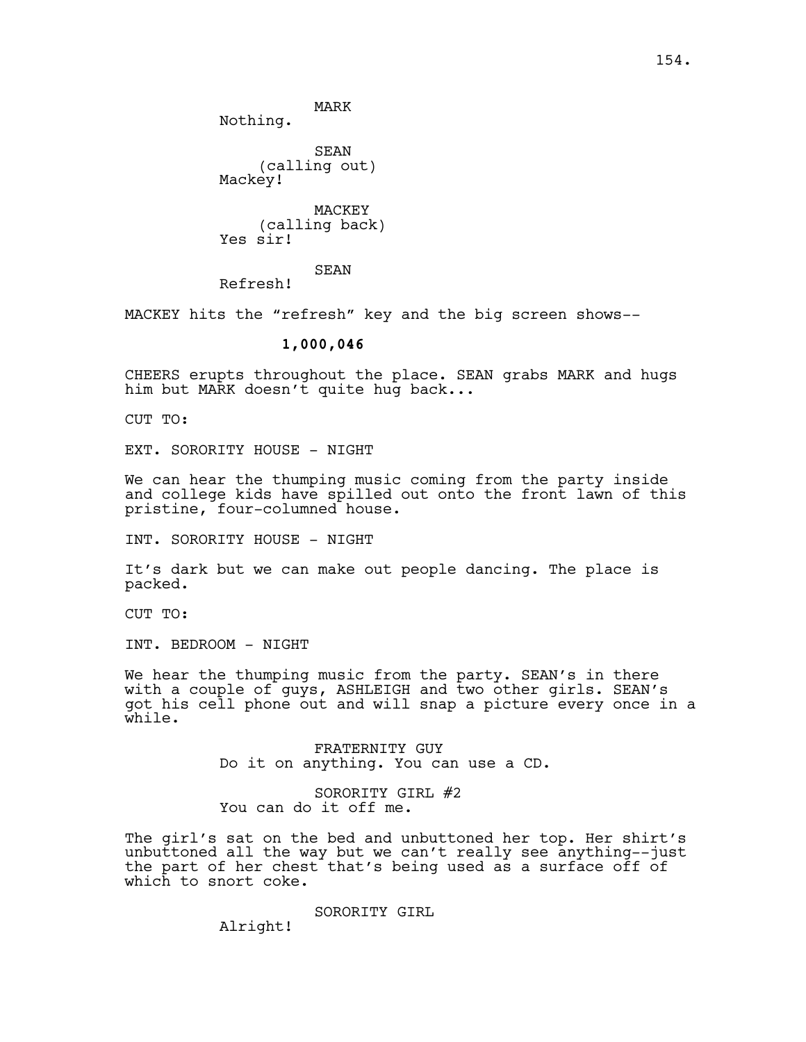MARK
Nothing.

SEAN
(calling out)
Mackey!

MACKEY
(calling back)
Yes sir!

SEAN
Refresh!

MACKEY hits the “refresh” key and the big screen shows--

**1,000,046**

CHEERS erupts throughout the place. SEAN grabs MARK and hugs him but MARK doesn’t quite hug back...

CUT TO:

EXT. SORORITY HOUSE - NIGHT

We can hear the thumping music coming from the party inside and college kids have spilled out onto the front lawn of this pristine, four-columned house.

INT. SORORITY HOUSE - NIGHT

It’s dark but we can make out people dancing. The place is packed.

CUT TO:

INT. BEDROOM - NIGHT

We hear the thumping music from the party. SEAN’s in there with a couple of guys, ASHLEIGH and two other girls. SEAN’s got his cell phone out and will snap a picture every once in a while.

FRATERNITY GUY
Do it on anything. You can use a CD.

SORORITY GIRL #2
You can do it off me.

The girl’s sat on the bed and unbuttoned her top. Her shirt’s unbuttoned all the way but we can’t really see anything--just the part of her chest that’s being used as a surface off of which to snort coke.

SORORITY GIRL
Alright!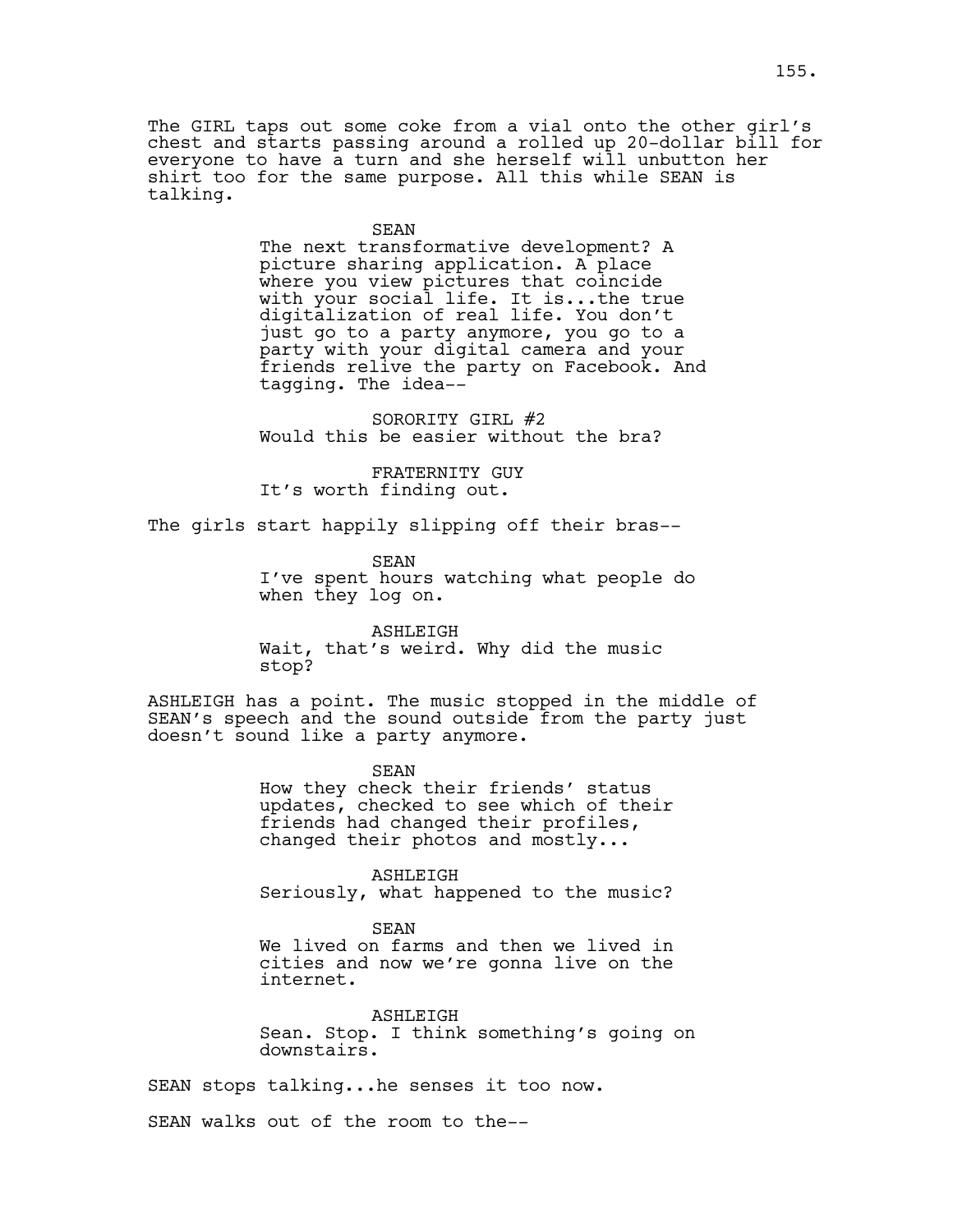The GIRL taps out some coke from a vial onto the other girl's chest and starts passing around a rolled up 20-dollar bill for everyone to have a turn and she herself will unbutton her shirt too for the same purpose. All this while SEAN is talking.

SEAN
The next transformative development? A picture sharing application. A place where you view pictures that coincide with your social life. It is...the true digitalization of real life. You don't just go to a party anymore, you go to a party with your digital camera and your friends relive the party on Facebook. And tagging. The idea--

SORORITY GIRL #2
Would this be easier without the bra?

FRATERNITY GUY
It's worth finding out.

The girls start happily slipping off their bras--

SEAN
I've spent hours watching what people do when they log on.

ASHLEIGH
Wait, that's weird. Why did the music stop?

ASHLEIGH has a point. The music stopped in the middle of SEAN's speech and the sound outside from the party just doesn't sound like a party anymore.

SEAN
How they check their friends' status updates, checked to see which of their friends had changed their profiles, changed their photos and mostly...

ASHLEIGH
Seriously, what happened to the music?

SEAN
We lived on farms and then we lived in cities and now we're gonna live on the internet.

ASHLEIGH
Sean. Stop. I think something's going on downstairs.

SEAN stops talking...he senses it too now.

SEAN walks out of the room to the--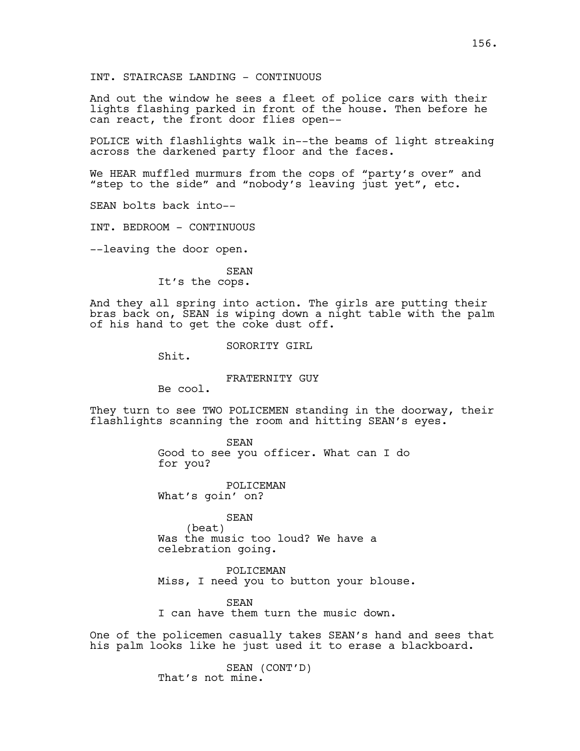INT. STAIRCASE LANDING - CONTINUOUS

And out the window he sees a fleet of police cars with their lights flashing parked in front of the house. Then before he can react, the front door flies open--

POLICE with flashlights walk in--the beams of light streaking across the darkened party floor and the faces.

We HEAR muffled murmurs from the cops of "party's over" and "step to the side" and "nobody's leaving just yet", etc.

SEAN bolts back into--

INT. BEDROOM - CONTINUOUS

--leaving the door open.

SEAN
It's the cops.

And they all spring into action. The girls are putting their bras back on, SEAN is wiping down a night table with the palm of his hand to get the coke dust off.

SORORITY GIRL
Shit.

FRATERNITY GUY
Be cool.

They turn to see TWO POLICEMEN standing in the doorway, their flashlights scanning the room and hitting SEAN's eyes.

SEAN
Good to see you officer. What can I do for you?

POLICEMAN
What's goin' on?

SEAN
(beat)
Was the music too loud? We have a celebration going.

POLICEMAN
Miss, I need you to button your blouse.

SEAN
I can have them turn the music down.

One of the policemen casually takes SEAN's hand and sees that his palm looks like he just used it to erase a blackboard.

SEAN (CONT'D)
That's not mine.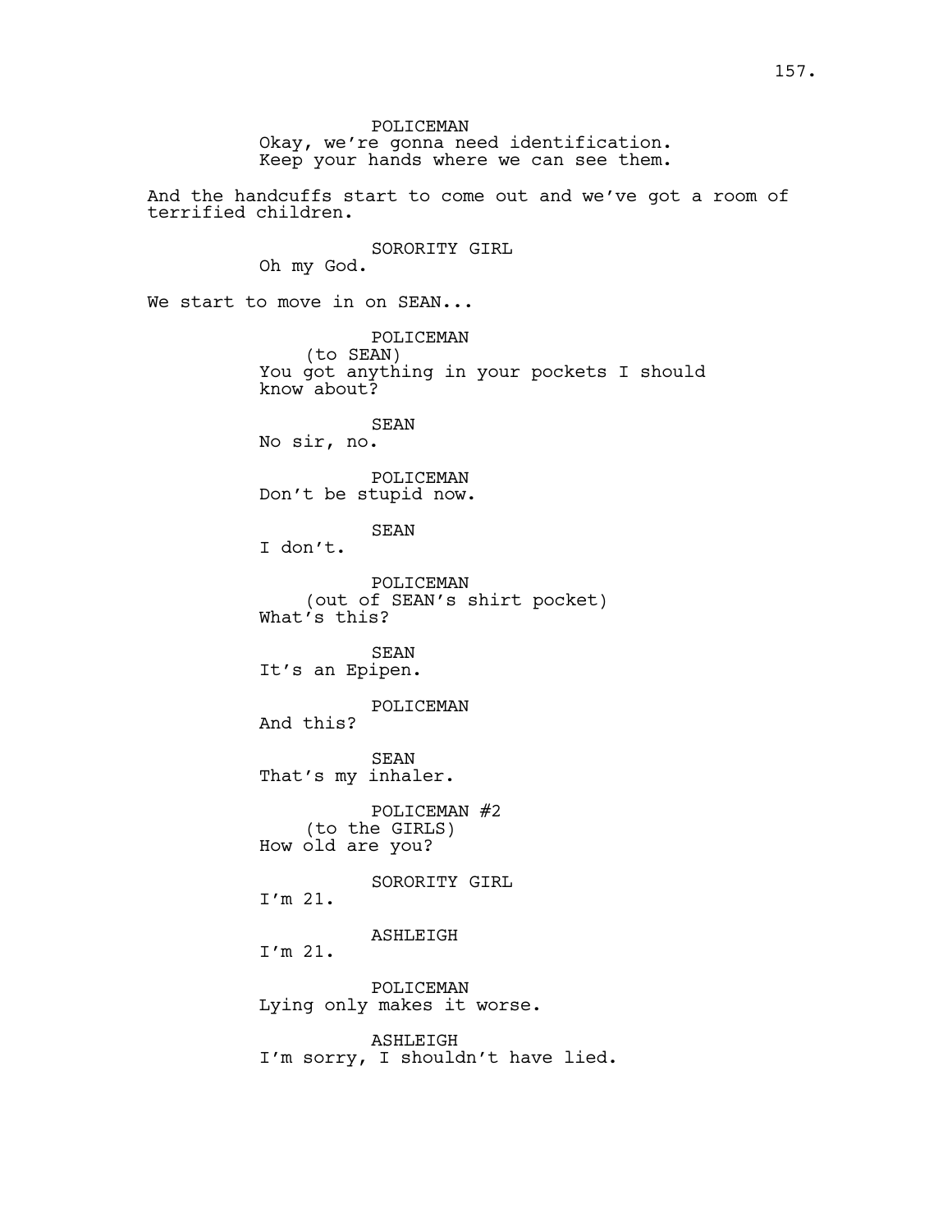POLICEMAN
Okay, we're gonna need identification.
Keep your hands where we can see them.

And the handcuffs start to come out and we've got a room of terrified children.

SORORITY GIRL
Oh my God.

We start to move in on SEAN...

POLICEMAN
(to SEAN)
You got anything in your pockets I should know about?

SEAN
No sir, no.

POLICEMAN
Don't be stupid now.

SEAN
I don't.

POLICEMAN
(out of SEAN's shirt pocket)
What's this?

SEAN
It's an Epipen.

POLICEMAN
And this?

SEAN
That's my inhaler.

POLICEMAN #2
(to the GIRLS)
How old are you?

SORORITY GIRL
I'm 21.

ASHLEIGH
I'm 21.

POLICEMAN
Lying only makes it worse.

ASHLEIGH
I'm sorry, I shouldn't have lied.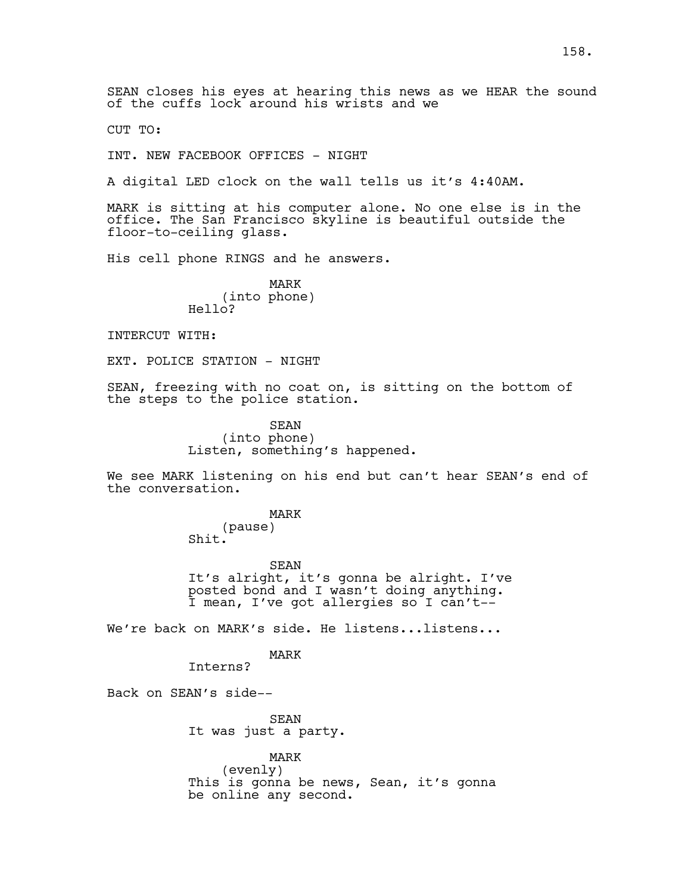SEAN closes his eyes at hearing this news as we HEAR the sound of the cuffs lock around his wrists and we

CUT TO:

INT. NEW FACEBOOK OFFICES - NIGHT

A digital LED clock on the wall tells us it's 4:40AM.

MARK is sitting at his computer alone. No one else is in the office. The San Francisco skyline is beautiful outside the floor-to-ceiling glass.

His cell phone RINGS and he answers.

MARK
(into phone)
Hello?

INTERCUT WITH:

EXT. POLICE STATION - NIGHT

SEAN, freezing with no coat on, is sitting on the bottom of the steps to the police station.

SEAN
(into phone)
Listen, something's happened.

We see MARK listening on his end but can't hear SEAN's end of the conversation.

MARK
(pause)
Shit.

SEAN
It's alright, it's gonna be alright. I've posted bond and I wasn't doing anything. I mean, I've got allergies so I can't--

We're back on MARK's side. He listens...listens...

MARK
Interns?

Back on SEAN's side--

SEAN
It was just a party.

MARK
(evenly)
This is gonna be news, Sean, it's gonna be online any second.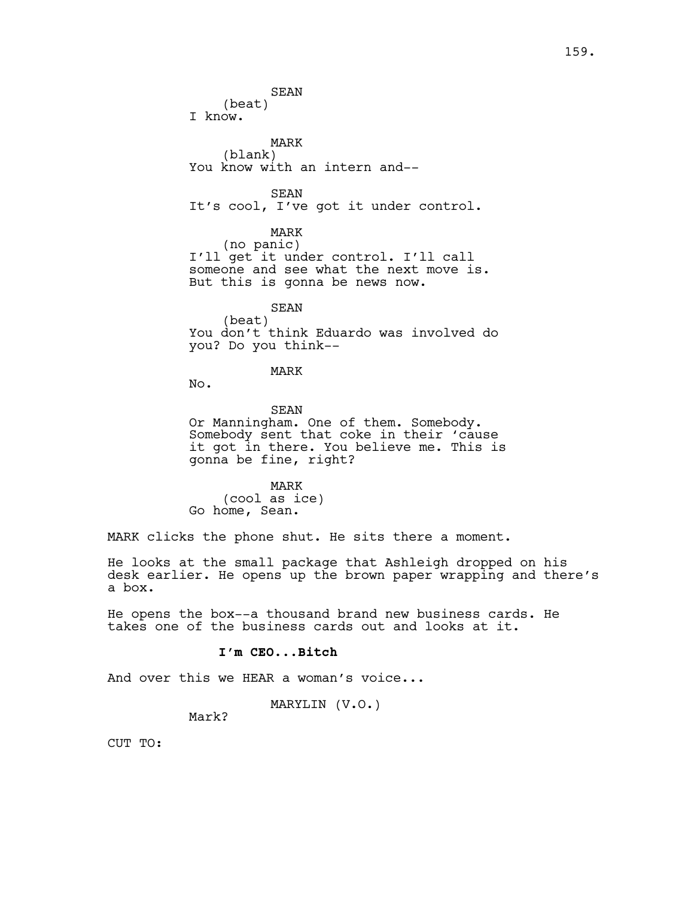SEAN
(beat)
I know.

MARK
(blank)
You know with an intern and--

SEAN
It's cool, I've got it under control.

MARK
(no panic)
I'll get it under control. I'll call someone and see what the next move is. But this is gonna be news now.

SEAN
(beat)
You don't think Eduardo was involved do you? Do you think--

MARK
No.

SEAN
Or Manningham. One of them. Somebody. Somebody sent that coke in their 'cause it got in there. You believe me. This is gonna be fine, right?

MARK
(cool as ice)
Go home, Sean.

MARK clicks the phone shut. He sits there a moment.

He looks at the small package that Ashleigh dropped on his desk earlier. He opens up the brown paper wrapping and there's a box.

He opens the box--a thousand brand new business cards. He takes one of the business cards out and looks at it.

**I'm CEO...Bitch**

And over this we HEAR a woman's voice...

MARYLIN (V.O.)
Mark?

CUT TO: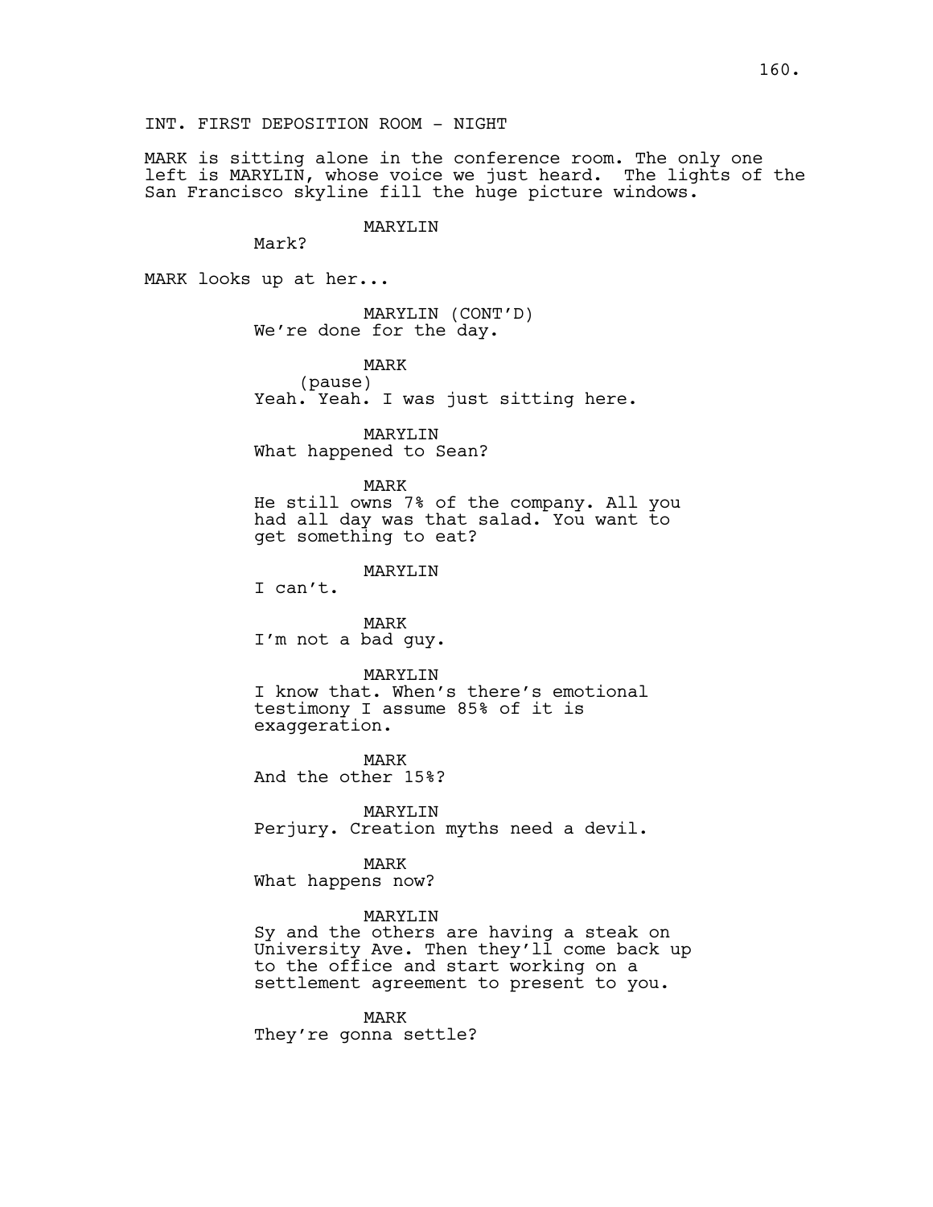INT. FIRST DEPOSITION ROOM - NIGHT

MARK is sitting alone in the conference room. The only one left is MARYLIN, whose voice we just heard. The lights of the San Francisco skyline fill the huge picture windows.

MARYLIN
Mark?

MARK looks up at her...

MARYLIN (CONT'D)
We're done for the day.

MARK
(pause)
Yeah. Yeah. I was just sitting here.

MARYLIN
What happened to Sean?

MARK
He still owns 7% of the company. All you had all day was that salad. You want to get something to eat?

MARYLIN
I can't.

MARK
I'm not a bad guy.

MARYLIN
I know that. When's there's emotional testimony I assume 85% of it is exaggeration.

MARK
And the other 15%?

MARYLIN
Perjury. Creation myths need a devil.

MARK
What happens now?

MARYLIN
Sy and the others are having a steak on University Ave. Then they'll come back up to the office and start working on a settlement agreement to present to you.

MARK
They're gonna settle?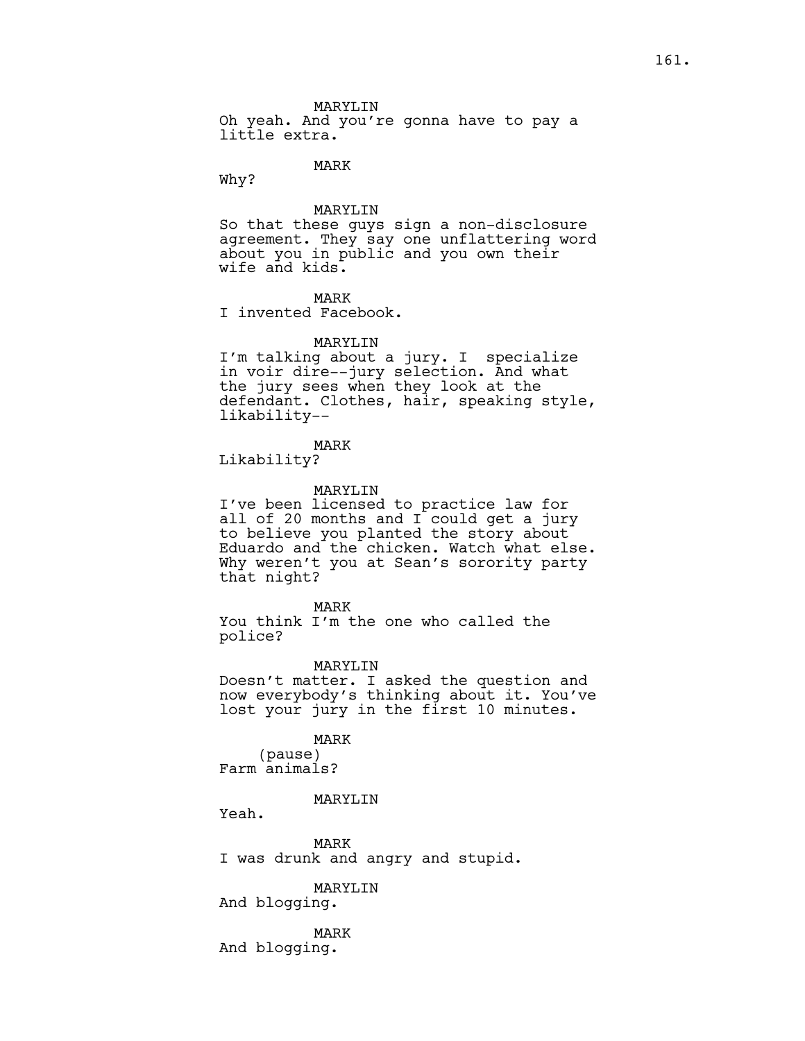MARYLIN
Oh yeah. And you're gonna have to pay a little extra.

MARK
Why?

MARYLIN
So that these guys sign a non-disclosure agreement. They say one unflattering word about you in public and you own their wife and kids.

MARK
I invented Facebook.

MARYLIN
I'm talking about a jury. I  specialize in voir dire--jury selection. And what the jury sees when they look at the defendant. Clothes, hair, speaking style, likability--

MARK
Likability?

MARYLIN
I've been licensed to practice law for all of 20 months and I could get a jury to believe you planted the story about Eduardo and the chicken. Watch what else. Why weren't you at Sean's sorority party that night?

MARK
You think I'm the one who called the police?

MARYLIN
Doesn't matter. I asked the question and now everybody's thinking about it. You've lost your jury in the first 10 minutes.

MARK
(pause)
Farm animals?

MARYLIN
Yeah.

MARK
I was drunk and angry and stupid.

MARYLIN
And blogging.

MARK
And blogging.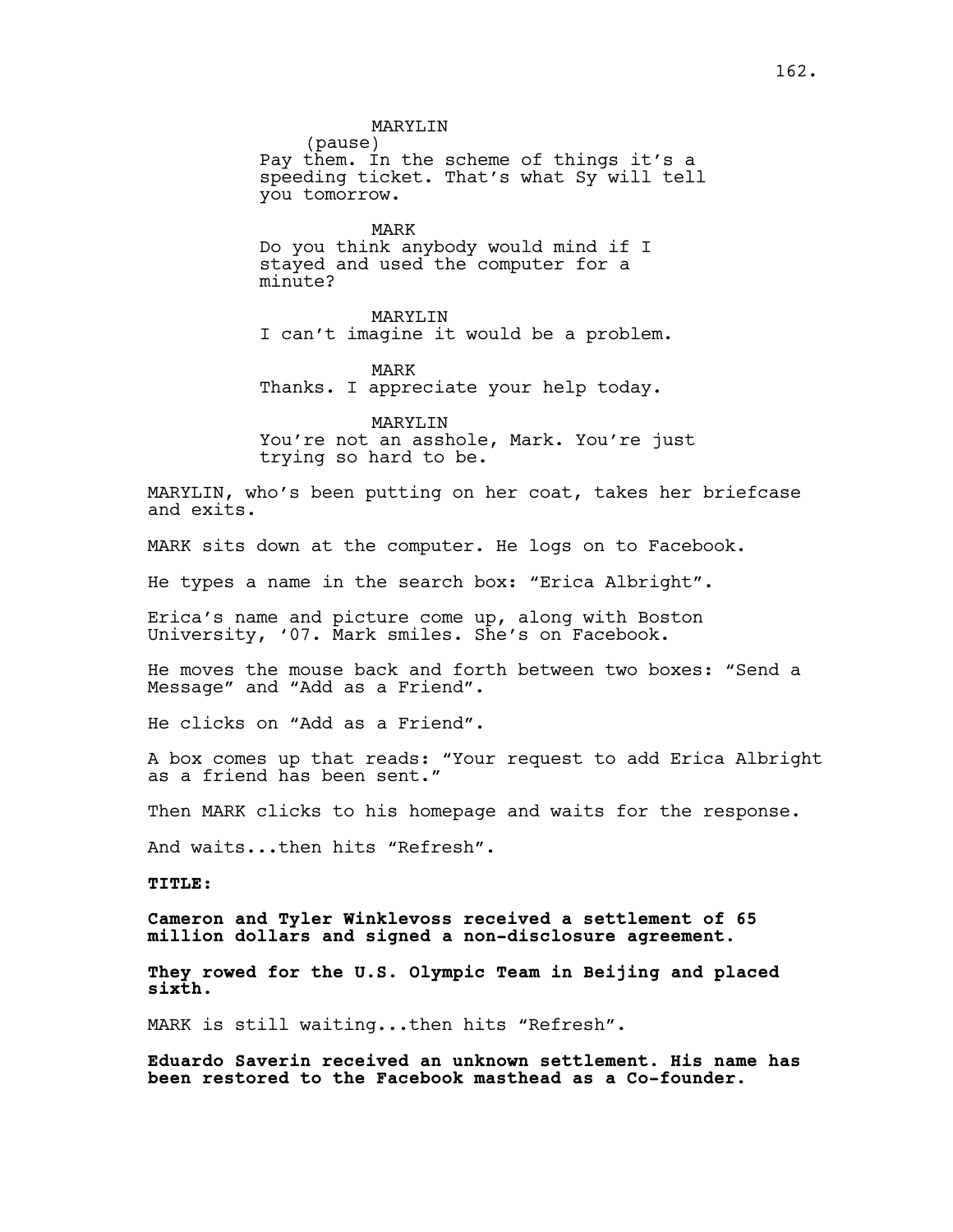MARYLIN
(pause)
Pay them. In the scheme of things it's a speeding ticket. That's what Sy will tell you tomorrow.

MARK
Do you think anybody would mind if I stayed and used the computer for a minute?

MARYLIN
I can't imagine it would be a problem.

MARK
Thanks. I appreciate your help today.

MARYLIN
You're not an asshole, Mark. You're just trying so hard to be.

MARYLIN, who's been putting on her coat, takes her briefcase and exits.

MARK sits down at the computer. He logs on to Facebook.

He types a name in the search box: "Erica Albright".

Erica's name and picture come up, along with Boston University, '07. Mark smiles. She's on Facebook.

He moves the mouse back and forth between two boxes: "Send a Message" and "Add as a Friend".

He clicks on "Add as a Friend".

A box comes up that reads: "Your request to add Erica Albright as a friend has been sent."

Then MARK clicks to his homepage and waits for the response.

And waits...then hits "Refresh".

**TITLE:**

**Cameron and Tyler Winklevoss received a settlement of 65 million dollars and signed a non-disclosure agreement.**

**They rowed for the U.S. Olympic Team in Beijing and placed sixth.**

MARK is still waiting...then hits "Refresh".

**Eduardo Saverin received an unknown settlement. His name has been restored to the Facebook masthead as a Co-founder.**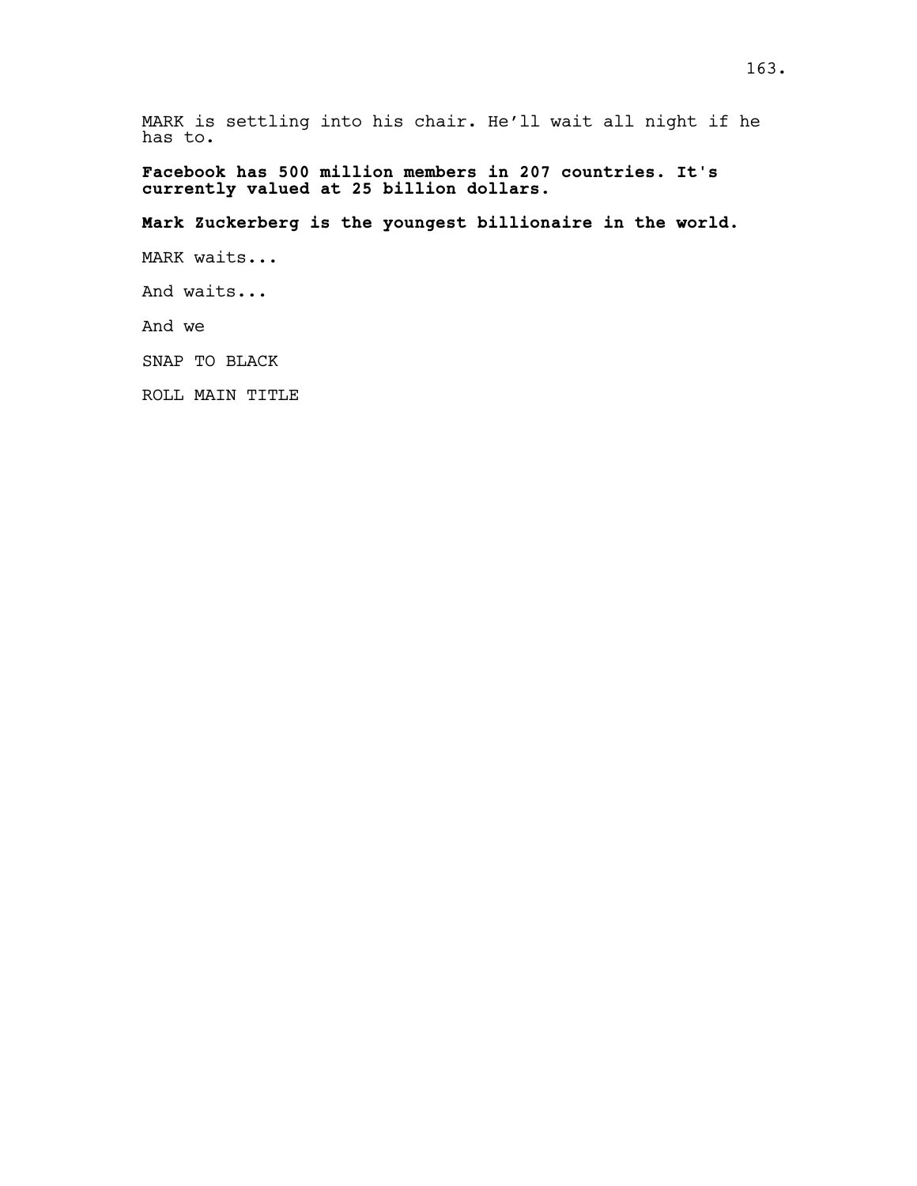MARK is settling into his chair. He’ll wait all night if he has to.

**Facebook has 500 million members in 207 countries. It's currently valued at 25 billion dollars.**

**Mark Zuckerberg is the youngest billionaire in the world.**

MARK waits...

And waits...

And we

SNAP TO BLACK

ROLL MAIN TITLE